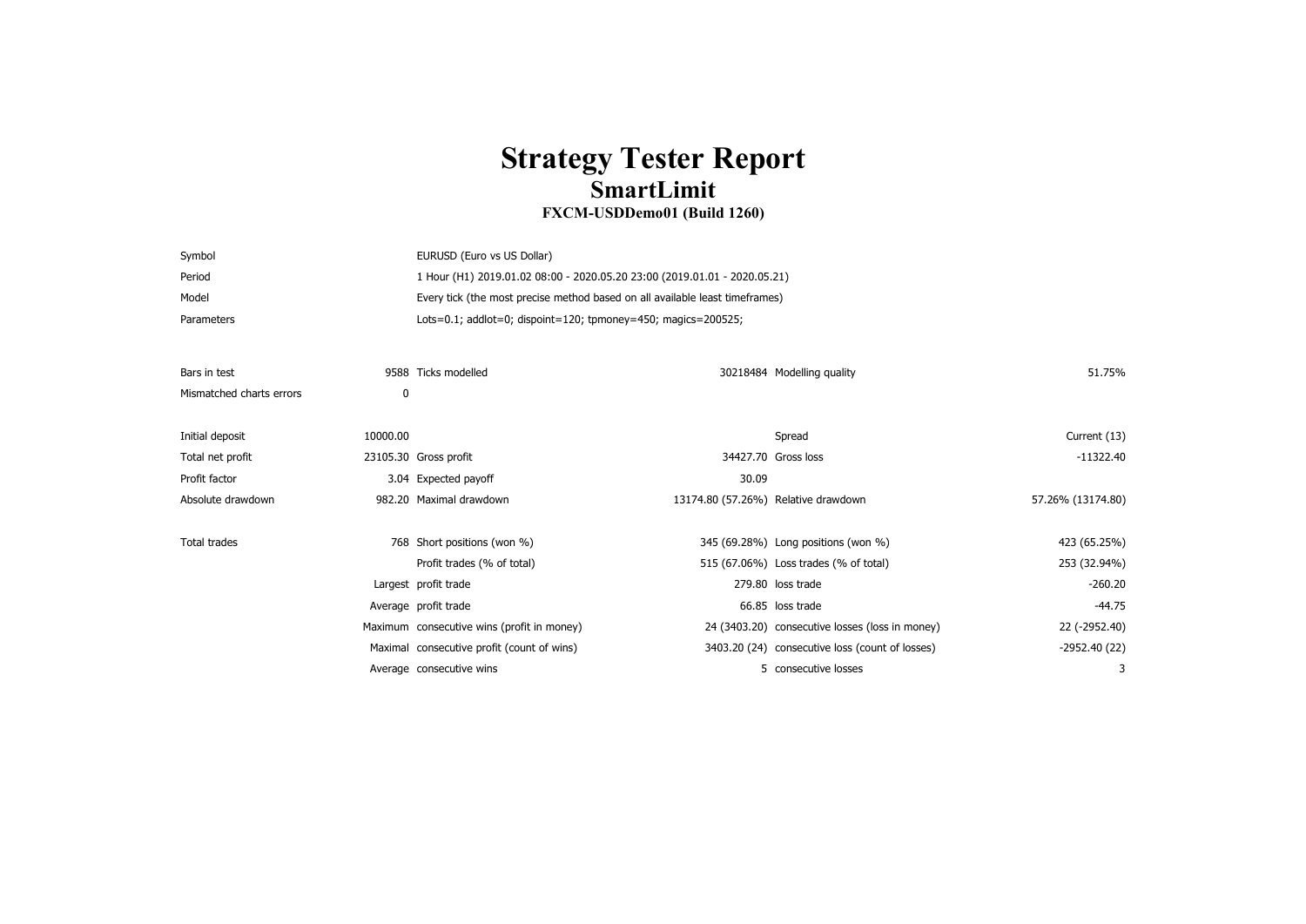# Strategy Tester Report

## SmartLimit

### FXCM-USDDemo01 (Build 1260)

| | | | | | |
|---|---|---|---|---|---|
| Symbol | EURUSD (Euro vs US Dollar) | | | | |
| Period | 1 Hour (H1) 2019.01.02 08:00 - 2020.05.20 23:00 (2019.01.01 - 2020.05.21) | | | | |
| Model | Every tick (the most precise method based on all available least timeframes) | | | | |
| Parameters | Lots=0.1; addlot=0; dispoint=120; tpmoney=450; magics=200525; | | | | |
| Bars in test | 9588 | Ticks modelled | 30218484 | Modelling quality | 51.75% |
| Mismatched charts errors | 0 | | | | |
| Initial deposit | 10000.00 | | | Spread | Current (13) |
| Total net profit | 23105.30 | Gross profit | 34427.70 | Gross loss | -11322.40 |
| Profit factor | 3.04 | Expected payoff | 30.09 | | |
| Absolute drawdown | 982.20 | Maximal drawdown | 13174.80 (57.26%) | Relative drawdown | 57.26% (13174.80) |
| Total trades | 768 | Short positions (won %) | 345 (69.28%) | Long positions (won %) | 423 (65.25%) |
| | | Profit trades (% of total) | 515 (67.06%) | Loss trades (% of total) | 253 (32.94%) |
| | Largest | profit trade | 279.80 | loss trade | -260.20 |
| | Average | profit trade | 66.85 | loss trade | -44.75 |
| | Maximum | consecutive wins (profit in money) | 24 (3403.20) | consecutive losses (loss in money) | 22 (-2952.40) |
| | Maximal | consecutive profit (count of wins) | 3403.20 (24) | consecutive loss (count of losses) | -2952.40 (22) |
| | Average | consecutive wins | 5 | consecutive losses | 3 |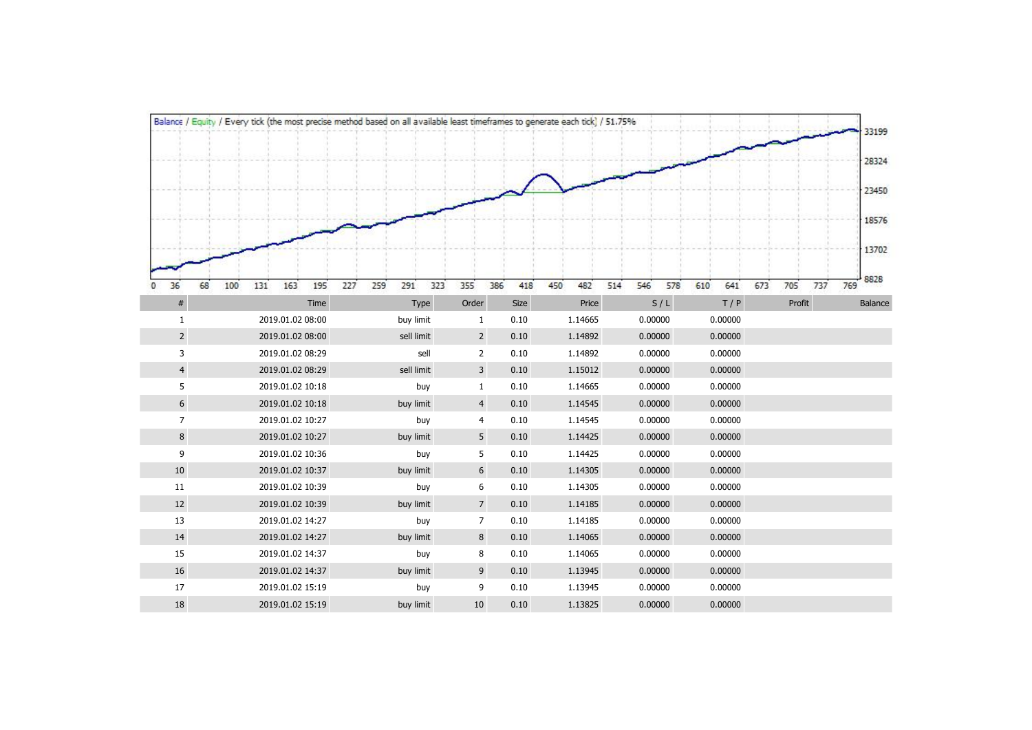Balance / Equity / Every tick (the most precise method based on all available least timeframes to generate each tick) / 51.75%

33199
28324
23450
18576
13702
8828

0 36 68 100 131 163 195 227 259 291 323 355 386 418 450 482 514 546 578 610 641 673 705 737 769

| # | Time | Type | Order | Size | Price | S / L | T / P | Profit | Balance |
|---|---|---|---|---|---|---|---|---|---|
| 1 | 2019.01.02 08:00 | buy limit | 1 | 0.10 | 1.14665 | 0.00000 | 0.00000 | | |
| 2 | 2019.01.02 08:00 | sell limit | 2 | 0.10 | 1.14892 | 0.00000 | 0.00000 | | |
| 3 | 2019.01.02 08:29 | sell | 2 | 0.10 | 1.14892 | 0.00000 | 0.00000 | | |
| 4 | 2019.01.02 08:29 | sell limit | 3 | 0.10 | 1.15012 | 0.00000 | 0.00000 | | |
| 5 | 2019.01.02 10:18 | buy | 1 | 0.10 | 1.14665 | 0.00000 | 0.00000 | | |
| 6 | 2019.01.02 10:18 | buy limit | 4 | 0.10 | 1.14545 | 0.00000 | 0.00000 | | |
| 7 | 2019.01.02 10:27 | buy | 4 | 0.10 | 1.14545 | 0.00000 | 0.00000 | | |
| 8 | 2019.01.02 10:27 | buy limit | 5 | 0.10 | 1.14425 | 0.00000 | 0.00000 | | |
| 9 | 2019.01.02 10:36 | buy | 5 | 0.10 | 1.14425 | 0.00000 | 0.00000 | | |
| 10 | 2019.01.02 10:37 | buy limit | 6 | 0.10 | 1.14305 | 0.00000 | 0.00000 | | |
| 11 | 2019.01.02 10:39 | buy | 6 | 0.10 | 1.14305 | 0.00000 | 0.00000 | | |
| 12 | 2019.01.02 10:39 | buy limit | 7 | 0.10 | 1.14185 | 0.00000 | 0.00000 | | |
| 13 | 2019.01.02 14:27 | buy | 7 | 0.10 | 1.14185 | 0.00000 | 0.00000 | | |
| 14 | 2019.01.02 14:27 | buy limit | 8 | 0.10 | 1.14065 | 0.00000 | 0.00000 | | |
| 15 | 2019.01.02 14:37 | buy | 8 | 0.10 | 1.14065 | 0.00000 | 0.00000 | | |
| 16 | 2019.01.02 14:37 | buy limit | 9 | 0.10 | 1.13945 | 0.00000 | 0.00000 | | |
| 17 | 2019.01.02 15:19 | buy | 9 | 0.10 | 1.13945 | 0.00000 | 0.00000 | | |
| 18 | 2019.01.02 15:19 | buy limit | 10 | 0.10 | 1.13825 | 0.00000 | 0.00000 | | |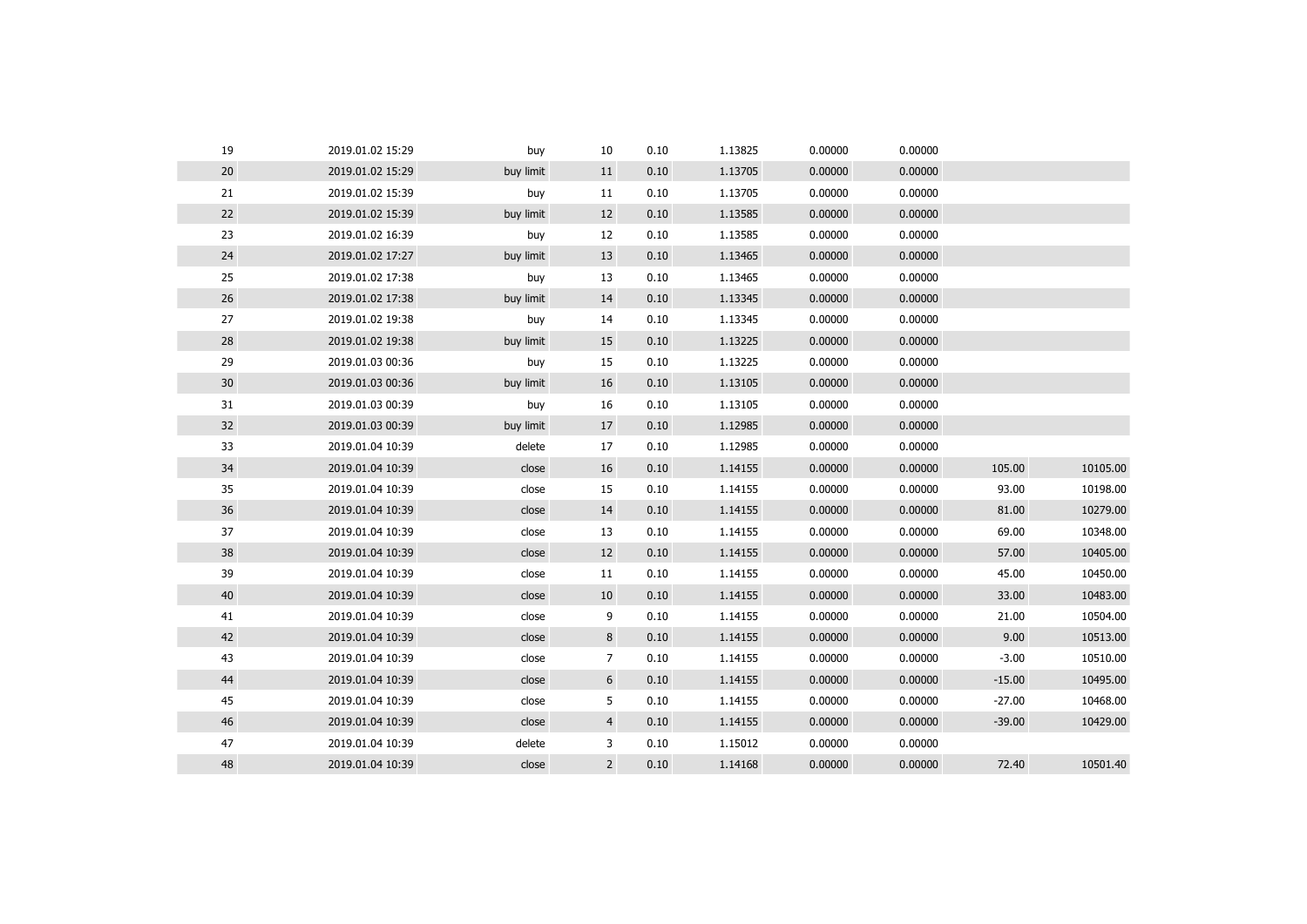| | | | | | | | | | |
|---|---|---|---|---|---|---|---|---|---|
| 19 | 2019.01.02 15:29 | buy | 10 | 0.10 | 1.13825 | 0.00000 | 0.00000 | | |
| 20 | 2019.01.02 15:29 | buy limit | 11 | 0.10 | 1.13705 | 0.00000 | 0.00000 | | |
| 21 | 2019.01.02 15:39 | buy | 11 | 0.10 | 1.13705 | 0.00000 | 0.00000 | | |
| 22 | 2019.01.02 15:39 | buy limit | 12 | 0.10 | 1.13585 | 0.00000 | 0.00000 | | |
| 23 | 2019.01.02 16:39 | buy | 12 | 0.10 | 1.13585 | 0.00000 | 0.00000 | | |
| 24 | 2019.01.02 17:27 | buy limit | 13 | 0.10 | 1.13465 | 0.00000 | 0.00000 | | |
| 25 | 2019.01.02 17:38 | buy | 13 | 0.10 | 1.13465 | 0.00000 | 0.00000 | | |
| 26 | 2019.01.02 17:38 | buy limit | 14 | 0.10 | 1.13345 | 0.00000 | 0.00000 | | |
| 27 | 2019.01.02 19:38 | buy | 14 | 0.10 | 1.13345 | 0.00000 | 0.00000 | | |
| 28 | 2019.01.02 19:38 | buy limit | 15 | 0.10 | 1.13225 | 0.00000 | 0.00000 | | |
| 29 | 2019.01.03 00:36 | buy | 15 | 0.10 | 1.13225 | 0.00000 | 0.00000 | | |
| 30 | 2019.01.03 00:36 | buy limit | 16 | 0.10 | 1.13105 | 0.00000 | 0.00000 | | |
| 31 | 2019.01.03 00:39 | buy | 16 | 0.10 | 1.13105 | 0.00000 | 0.00000 | | |
| 32 | 2019.01.03 00:39 | buy limit | 17 | 0.10 | 1.12985 | 0.00000 | 0.00000 | | |
| 33 | 2019.01.04 10:39 | delete | 17 | 0.10 | 1.12985 | 0.00000 | 0.00000 | | |
| 34 | 2019.01.04 10:39 | close | 16 | 0.10 | 1.14155 | 0.00000 | 0.00000 | 105.00 | 10105.00 |
| 35 | 2019.01.04 10:39 | close | 15 | 0.10 | 1.14155 | 0.00000 | 0.00000 | 93.00 | 10198.00 |
| 36 | 2019.01.04 10:39 | close | 14 | 0.10 | 1.14155 | 0.00000 | 0.00000 | 81.00 | 10279.00 |
| 37 | 2019.01.04 10:39 | close | 13 | 0.10 | 1.14155 | 0.00000 | 0.00000 | 69.00 | 10348.00 |
| 38 | 2019.01.04 10:39 | close | 12 | 0.10 | 1.14155 | 0.00000 | 0.00000 | 57.00 | 10405.00 |
| 39 | 2019.01.04 10:39 | close | 11 | 0.10 | 1.14155 | 0.00000 | 0.00000 | 45.00 | 10450.00 |
| 40 | 2019.01.04 10:39 | close | 10 | 0.10 | 1.14155 | 0.00000 | 0.00000 | 33.00 | 10483.00 |
| 41 | 2019.01.04 10:39 | close | 9 | 0.10 | 1.14155 | 0.00000 | 0.00000 | 21.00 | 10504.00 |
| 42 | 2019.01.04 10:39 | close | 8 | 0.10 | 1.14155 | 0.00000 | 0.00000 | 9.00 | 10513.00 |
| 43 | 2019.01.04 10:39 | close | 7 | 0.10 | 1.14155 | 0.00000 | 0.00000 | -3.00 | 10510.00 |
| 44 | 2019.01.04 10:39 | close | 6 | 0.10 | 1.14155 | 0.00000 | 0.00000 | -15.00 | 10495.00 |
| 45 | 2019.01.04 10:39 | close | 5 | 0.10 | 1.14155 | 0.00000 | 0.00000 | -27.00 | 10468.00 |
| 46 | 2019.01.04 10:39 | close | 4 | 0.10 | 1.14155 | 0.00000 | 0.00000 | -39.00 | 10429.00 |
| 47 | 2019.01.04 10:39 | delete | 3 | 0.10 | 1.15012 | 0.00000 | 0.00000 | | |
| 48 | 2019.01.04 10:39 | close | 2 | 0.10 | 1.14168 | 0.00000 | 0.00000 | 72.40 | 10501.40 |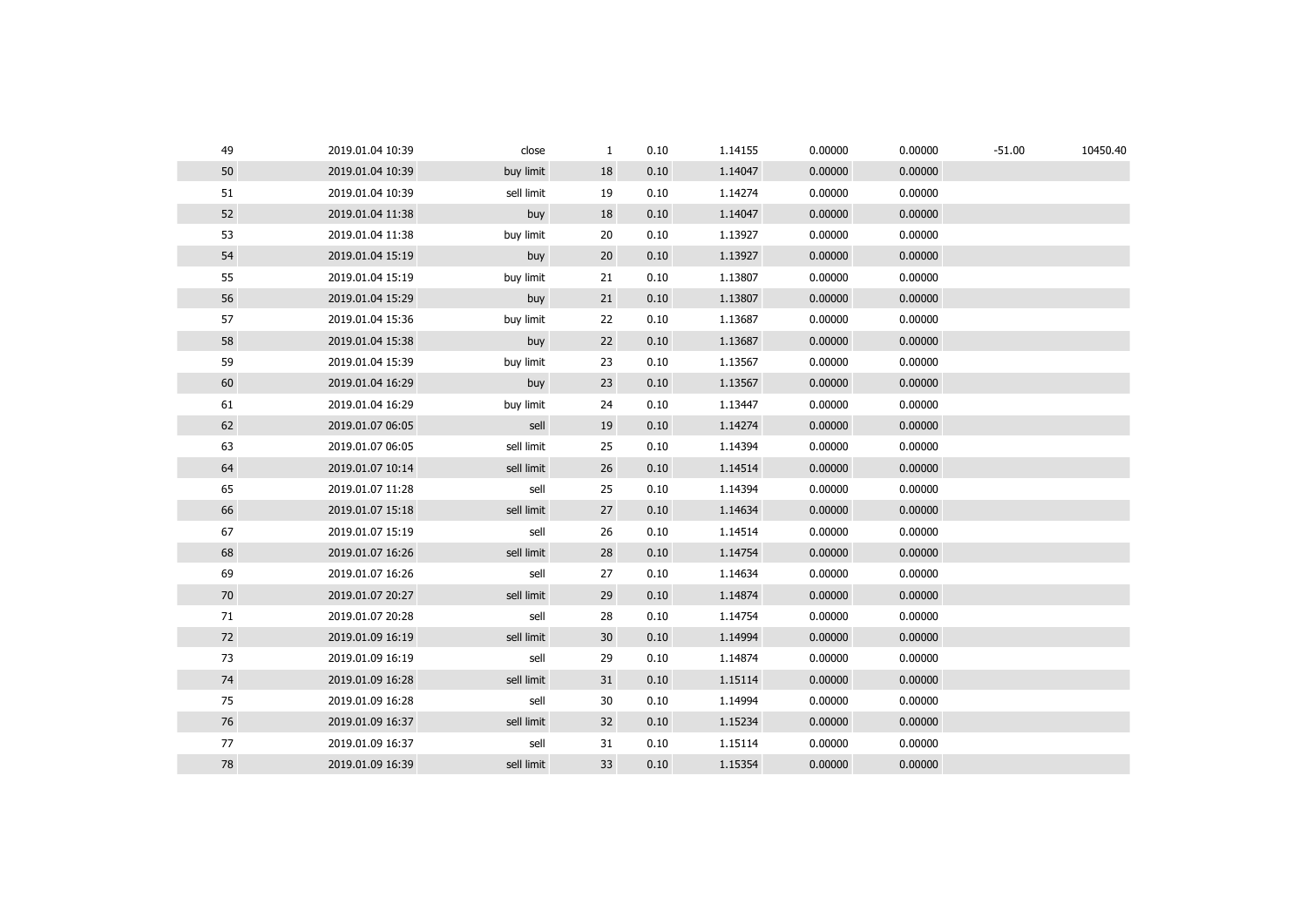| | | | | | | | | | |
|---|---|---|---|---|---|---|---|---|---|
| 49 | 2019.01.04 10:39 | close | 1 | 0.10 | 1.14155 | 0.00000 | 0.00000 | -51.00 | 10450.40 |
| 50 | 2019.01.04 10:39 | buy limit | 18 | 0.10 | 1.14047 | 0.00000 | 0.00000 | | |
| 51 | 2019.01.04 10:39 | sell limit | 19 | 0.10 | 1.14274 | 0.00000 | 0.00000 | | |
| 52 | 2019.01.04 11:38 | buy | 18 | 0.10 | 1.14047 | 0.00000 | 0.00000 | | |
| 53 | 2019.01.04 11:38 | buy limit | 20 | 0.10 | 1.13927 | 0.00000 | 0.00000 | | |
| 54 | 2019.01.04 15:19 | buy | 20 | 0.10 | 1.13927 | 0.00000 | 0.00000 | | |
| 55 | 2019.01.04 15:19 | buy limit | 21 | 0.10 | 1.13807 | 0.00000 | 0.00000 | | |
| 56 | 2019.01.04 15:29 | buy | 21 | 0.10 | 1.13807 | 0.00000 | 0.00000 | | |
| 57 | 2019.01.04 15:36 | buy limit | 22 | 0.10 | 1.13687 | 0.00000 | 0.00000 | | |
| 58 | 2019.01.04 15:38 | buy | 22 | 0.10 | 1.13687 | 0.00000 | 0.00000 | | |
| 59 | 2019.01.04 15:39 | buy limit | 23 | 0.10 | 1.13567 | 0.00000 | 0.00000 | | |
| 60 | 2019.01.04 16:29 | buy | 23 | 0.10 | 1.13567 | 0.00000 | 0.00000 | | |
| 61 | 2019.01.04 16:29 | buy limit | 24 | 0.10 | 1.13447 | 0.00000 | 0.00000 | | |
| 62 | 2019.01.07 06:05 | sell | 19 | 0.10 | 1.14274 | 0.00000 | 0.00000 | | |
| 63 | 2019.01.07 06:05 | sell limit | 25 | 0.10 | 1.14394 | 0.00000 | 0.00000 | | |
| 64 | 2019.01.07 10:14 | sell limit | 26 | 0.10 | 1.14514 | 0.00000 | 0.00000 | | |
| 65 | 2019.01.07 11:28 | sell | 25 | 0.10 | 1.14394 | 0.00000 | 0.00000 | | |
| 66 | 2019.01.07 15:18 | sell limit | 27 | 0.10 | 1.14634 | 0.00000 | 0.00000 | | |
| 67 | 2019.01.07 15:19 | sell | 26 | 0.10 | 1.14514 | 0.00000 | 0.00000 | | |
| 68 | 2019.01.07 16:26 | sell limit | 28 | 0.10 | 1.14754 | 0.00000 | 0.00000 | | |
| 69 | 2019.01.07 16:26 | sell | 27 | 0.10 | 1.14634 | 0.00000 | 0.00000 | | |
| 70 | 2019.01.07 20:27 | sell limit | 29 | 0.10 | 1.14874 | 0.00000 | 0.00000 | | |
| 71 | 2019.01.07 20:28 | sell | 28 | 0.10 | 1.14754 | 0.00000 | 0.00000 | | |
| 72 | 2019.01.09 16:19 | sell limit | 30 | 0.10 | 1.14994 | 0.00000 | 0.00000 | | |
| 73 | 2019.01.09 16:19 | sell | 29 | 0.10 | 1.14874 | 0.00000 | 0.00000 | | |
| 74 | 2019.01.09 16:28 | sell limit | 31 | 0.10 | 1.15114 | 0.00000 | 0.00000 | | |
| 75 | 2019.01.09 16:28 | sell | 30 | 0.10 | 1.14994 | 0.00000 | 0.00000 | | |
| 76 | 2019.01.09 16:37 | sell limit | 32 | 0.10 | 1.15234 | 0.00000 | 0.00000 | | |
| 77 | 2019.01.09 16:37 | sell | 31 | 0.10 | 1.15114 | 0.00000 | 0.00000 | | |
| 78 | 2019.01.09 16:39 | sell limit | 33 | 0.10 | 1.15354 | 0.00000 | 0.00000 | | |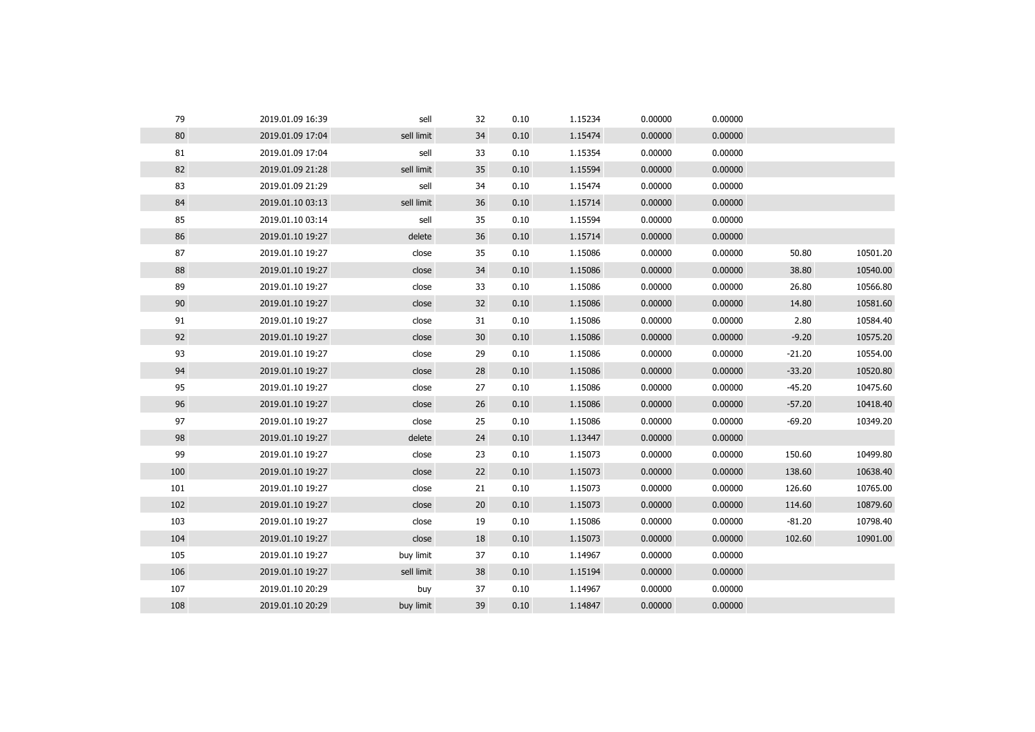| | | | | | | | | | |
|---|---|---|---|---|---|---|---|---|---|
| 79 | 2019.01.09 16:39 | sell | 32 | 0.10 | 1.15234 | 0.00000 | 0.00000 | | |
| 80 | 2019.01.09 17:04 | sell limit | 34 | 0.10 | 1.15474 | 0.00000 | 0.00000 | | |
| 81 | 2019.01.09 17:04 | sell | 33 | 0.10 | 1.15354 | 0.00000 | 0.00000 | | |
| 82 | 2019.01.09 21:28 | sell limit | 35 | 0.10 | 1.15594 | 0.00000 | 0.00000 | | |
| 83 | 2019.01.09 21:29 | sell | 34 | 0.10 | 1.15474 | 0.00000 | 0.00000 | | |
| 84 | 2019.01.10 03:13 | sell limit | 36 | 0.10 | 1.15714 | 0.00000 | 0.00000 | | |
| 85 | 2019.01.10 03:14 | sell | 35 | 0.10 | 1.15594 | 0.00000 | 0.00000 | | |
| 86 | 2019.01.10 19:27 | delete | 36 | 0.10 | 1.15714 | 0.00000 | 0.00000 | | |
| 87 | 2019.01.10 19:27 | close | 35 | 0.10 | 1.15086 | 0.00000 | 0.00000 | 50.80 | 10501.20 |
| 88 | 2019.01.10 19:27 | close | 34 | 0.10 | 1.15086 | 0.00000 | 0.00000 | 38.80 | 10540.00 |
| 89 | 2019.01.10 19:27 | close | 33 | 0.10 | 1.15086 | 0.00000 | 0.00000 | 26.80 | 10566.80 |
| 90 | 2019.01.10 19:27 | close | 32 | 0.10 | 1.15086 | 0.00000 | 0.00000 | 14.80 | 10581.60 |
| 91 | 2019.01.10 19:27 | close | 31 | 0.10 | 1.15086 | 0.00000 | 0.00000 | 2.80 | 10584.40 |
| 92 | 2019.01.10 19:27 | close | 30 | 0.10 | 1.15086 | 0.00000 | 0.00000 | -9.20 | 10575.20 |
| 93 | 2019.01.10 19:27 | close | 29 | 0.10 | 1.15086 | 0.00000 | 0.00000 | -21.20 | 10554.00 |
| 94 | 2019.01.10 19:27 | close | 28 | 0.10 | 1.15086 | 0.00000 | 0.00000 | -33.20 | 10520.80 |
| 95 | 2019.01.10 19:27 | close | 27 | 0.10 | 1.15086 | 0.00000 | 0.00000 | -45.20 | 10475.60 |
| 96 | 2019.01.10 19:27 | close | 26 | 0.10 | 1.15086 | 0.00000 | 0.00000 | -57.20 | 10418.40 |
| 97 | 2019.01.10 19:27 | close | 25 | 0.10 | 1.15086 | 0.00000 | 0.00000 | -69.20 | 10349.20 |
| 98 | 2019.01.10 19:27 | delete | 24 | 0.10 | 1.13447 | 0.00000 | 0.00000 | | |
| 99 | 2019.01.10 19:27 | close | 23 | 0.10 | 1.15073 | 0.00000 | 0.00000 | 150.60 | 10499.80 |
| 100 | 2019.01.10 19:27 | close | 22 | 0.10 | 1.15073 | 0.00000 | 0.00000 | 138.60 | 10638.40 |
| 101 | 2019.01.10 19:27 | close | 21 | 0.10 | 1.15073 | 0.00000 | 0.00000 | 126.60 | 10765.00 |
| 102 | 2019.01.10 19:27 | close | 20 | 0.10 | 1.15073 | 0.00000 | 0.00000 | 114.60 | 10879.60 |
| 103 | 2019.01.10 19:27 | close | 19 | 0.10 | 1.15086 | 0.00000 | 0.00000 | -81.20 | 10798.40 |
| 104 | 2019.01.10 19:27 | close | 18 | 0.10 | 1.15073 | 0.00000 | 0.00000 | 102.60 | 10901.00 |
| 105 | 2019.01.10 19:27 | buy limit | 37 | 0.10 | 1.14967 | 0.00000 | 0.00000 | | |
| 106 | 2019.01.10 19:27 | sell limit | 38 | 0.10 | 1.15194 | 0.00000 | 0.00000 | | |
| 107 | 2019.01.10 20:29 | buy | 37 | 0.10 | 1.14967 | 0.00000 | 0.00000 | | |
| 108 | 2019.01.10 20:29 | buy limit | 39 | 0.10 | 1.14847 | 0.00000 | 0.00000 | | |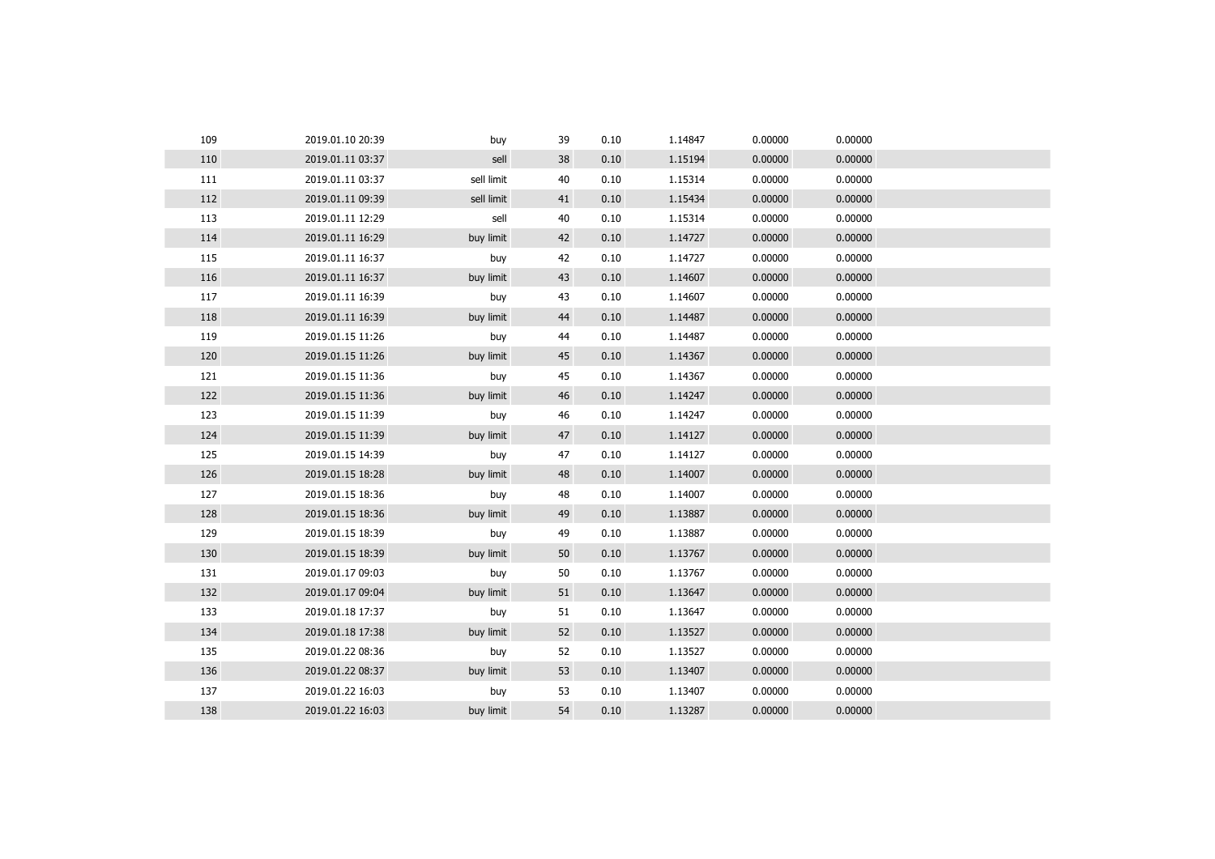| | | | | | | | | |
|---|---|---|---|---|---|---|---|---|
| 109 | 2019.01.10 20:39 | buy | 39 | 0.10 | 1.14847 | 0.00000 | 0.00000 | |
| 110 | 2019.01.11 03:37 | sell | 38 | 0.10 | 1.15194 | 0.00000 | 0.00000 | |
| 111 | 2019.01.11 03:37 | sell limit | 40 | 0.10 | 1.15314 | 0.00000 | 0.00000 | |
| 112 | 2019.01.11 09:39 | sell limit | 41 | 0.10 | 1.15434 | 0.00000 | 0.00000 | |
| 113 | 2019.01.11 12:29 | sell | 40 | 0.10 | 1.15314 | 0.00000 | 0.00000 | |
| 114 | 2019.01.11 16:29 | buy limit | 42 | 0.10 | 1.14727 | 0.00000 | 0.00000 | |
| 115 | 2019.01.11 16:37 | buy | 42 | 0.10 | 1.14727 | 0.00000 | 0.00000 | |
| 116 | 2019.01.11 16:37 | buy limit | 43 | 0.10 | 1.14607 | 0.00000 | 0.00000 | |
| 117 | 2019.01.11 16:39 | buy | 43 | 0.10 | 1.14607 | 0.00000 | 0.00000 | |
| 118 | 2019.01.11 16:39 | buy limit | 44 | 0.10 | 1.14487 | 0.00000 | 0.00000 | |
| 119 | 2019.01.15 11:26 | buy | 44 | 0.10 | 1.14487 | 0.00000 | 0.00000 | |
| 120 | 2019.01.15 11:26 | buy limit | 45 | 0.10 | 1.14367 | 0.00000 | 0.00000 | |
| 121 | 2019.01.15 11:36 | buy | 45 | 0.10 | 1.14367 | 0.00000 | 0.00000 | |
| 122 | 2019.01.15 11:36 | buy limit | 46 | 0.10 | 1.14247 | 0.00000 | 0.00000 | |
| 123 | 2019.01.15 11:39 | buy | 46 | 0.10 | 1.14247 | 0.00000 | 0.00000 | |
| 124 | 2019.01.15 11:39 | buy limit | 47 | 0.10 | 1.14127 | 0.00000 | 0.00000 | |
| 125 | 2019.01.15 14:39 | buy | 47 | 0.10 | 1.14127 | 0.00000 | 0.00000 | |
| 126 | 2019.01.15 18:28 | buy limit | 48 | 0.10 | 1.14007 | 0.00000 | 0.00000 | |
| 127 | 2019.01.15 18:36 | buy | 48 | 0.10 | 1.14007 | 0.00000 | 0.00000 | |
| 128 | 2019.01.15 18:36 | buy limit | 49 | 0.10 | 1.13887 | 0.00000 | 0.00000 | |
| 129 | 2019.01.15 18:39 | buy | 49 | 0.10 | 1.13887 | 0.00000 | 0.00000 | |
| 130 | 2019.01.15 18:39 | buy limit | 50 | 0.10 | 1.13767 | 0.00000 | 0.00000 | |
| 131 | 2019.01.17 09:03 | buy | 50 | 0.10 | 1.13767 | 0.00000 | 0.00000 | |
| 132 | 2019.01.17 09:04 | buy limit | 51 | 0.10 | 1.13647 | 0.00000 | 0.00000 | |
| 133 | 2019.01.18 17:37 | buy | 51 | 0.10 | 1.13647 | 0.00000 | 0.00000 | |
| 134 | 2019.01.18 17:38 | buy limit | 52 | 0.10 | 1.13527 | 0.00000 | 0.00000 | |
| 135 | 2019.01.22 08:36 | buy | 52 | 0.10 | 1.13527 | 0.00000 | 0.00000 | |
| 136 | 2019.01.22 08:37 | buy limit | 53 | 0.10 | 1.13407 | 0.00000 | 0.00000 | |
| 137 | 2019.01.22 16:03 | buy | 53 | 0.10 | 1.13407 | 0.00000 | 0.00000 | |
| 138 | 2019.01.22 16:03 | buy limit | 54 | 0.10 | 1.13287 | 0.00000 | 0.00000 | |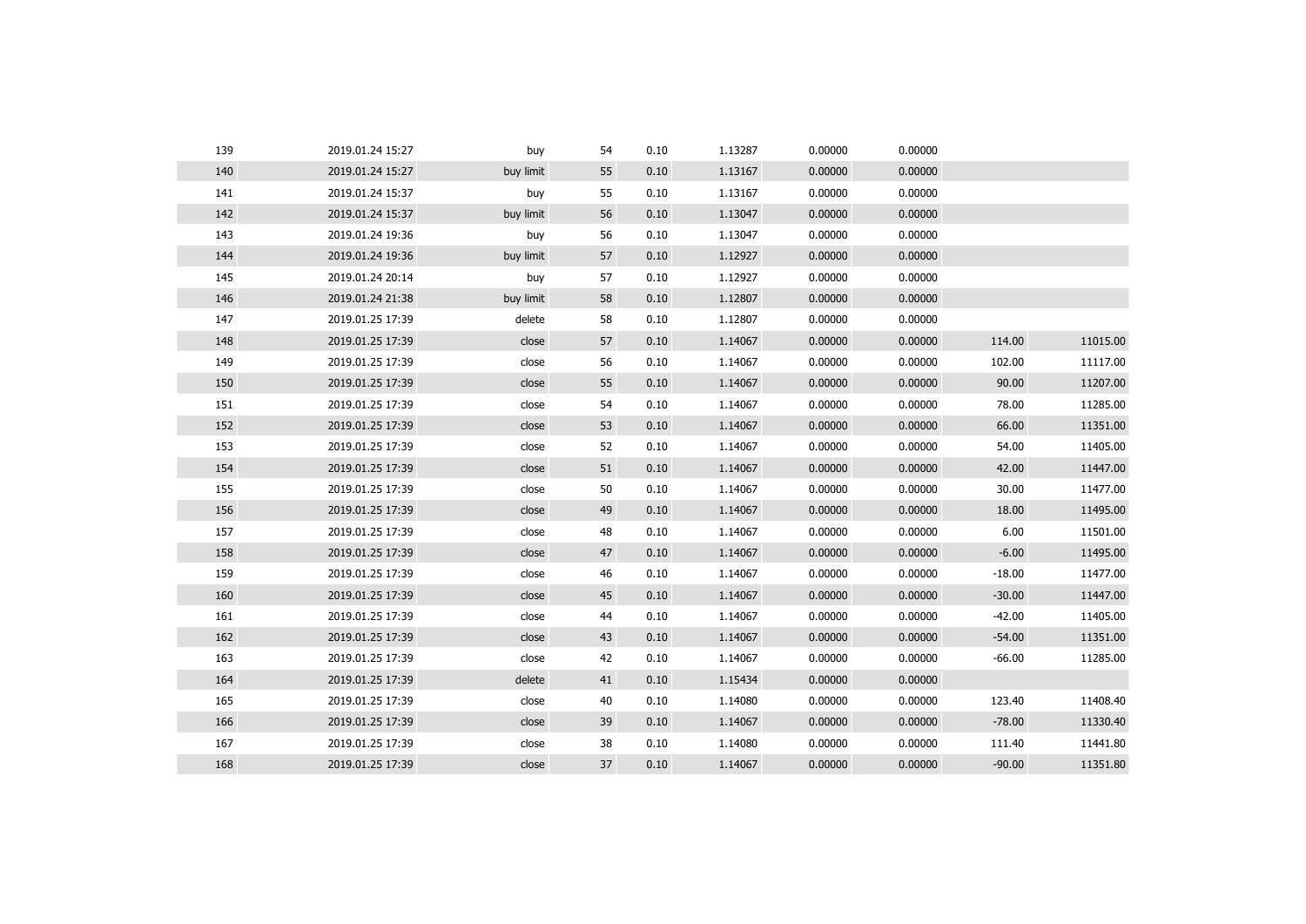| | | | | | | | | | |
|---|---|---|---|---|---|---|---|---|---|
| 139 | 2019.01.24 15:27 | buy | 54 | 0.10 | 1.13287 | 0.00000 | 0.00000 | | |
| 140 | 2019.01.24 15:27 | buy limit | 55 | 0.10 | 1.13167 | 0.00000 | 0.00000 | | |
| 141 | 2019.01.24 15:37 | buy | 55 | 0.10 | 1.13167 | 0.00000 | 0.00000 | | |
| 142 | 2019.01.24 15:37 | buy limit | 56 | 0.10 | 1.13047 | 0.00000 | 0.00000 | | |
| 143 | 2019.01.24 19:36 | buy | 56 | 0.10 | 1.13047 | 0.00000 | 0.00000 | | |
| 144 | 2019.01.24 19:36 | buy limit | 57 | 0.10 | 1.12927 | 0.00000 | 0.00000 | | |
| 145 | 2019.01.24 20:14 | buy | 57 | 0.10 | 1.12927 | 0.00000 | 0.00000 | | |
| 146 | 2019.01.24 21:38 | buy limit | 58 | 0.10 | 1.12807 | 0.00000 | 0.00000 | | |
| 147 | 2019.01.25 17:39 | delete | 58 | 0.10 | 1.12807 | 0.00000 | 0.00000 | | |
| 148 | 2019.01.25 17:39 | close | 57 | 0.10 | 1.14067 | 0.00000 | 0.00000 | 114.00 | 11015.00 |
| 149 | 2019.01.25 17:39 | close | 56 | 0.10 | 1.14067 | 0.00000 | 0.00000 | 102.00 | 11117.00 |
| 150 | 2019.01.25 17:39 | close | 55 | 0.10 | 1.14067 | 0.00000 | 0.00000 | 90.00 | 11207.00 |
| 151 | 2019.01.25 17:39 | close | 54 | 0.10 | 1.14067 | 0.00000 | 0.00000 | 78.00 | 11285.00 |
| 152 | 2019.01.25 17:39 | close | 53 | 0.10 | 1.14067 | 0.00000 | 0.00000 | 66.00 | 11351.00 |
| 153 | 2019.01.25 17:39 | close | 52 | 0.10 | 1.14067 | 0.00000 | 0.00000 | 54.00 | 11405.00 |
| 154 | 2019.01.25 17:39 | close | 51 | 0.10 | 1.14067 | 0.00000 | 0.00000 | 42.00 | 11447.00 |
| 155 | 2019.01.25 17:39 | close | 50 | 0.10 | 1.14067 | 0.00000 | 0.00000 | 30.00 | 11477.00 |
| 156 | 2019.01.25 17:39 | close | 49 | 0.10 | 1.14067 | 0.00000 | 0.00000 | 18.00 | 11495.00 |
| 157 | 2019.01.25 17:39 | close | 48 | 0.10 | 1.14067 | 0.00000 | 0.00000 | 6.00 | 11501.00 |
| 158 | 2019.01.25 17:39 | close | 47 | 0.10 | 1.14067 | 0.00000 | 0.00000 | -6.00 | 11495.00 |
| 159 | 2019.01.25 17:39 | close | 46 | 0.10 | 1.14067 | 0.00000 | 0.00000 | -18.00 | 11477.00 |
| 160 | 2019.01.25 17:39 | close | 45 | 0.10 | 1.14067 | 0.00000 | 0.00000 | -30.00 | 11447.00 |
| 161 | 2019.01.25 17:39 | close | 44 | 0.10 | 1.14067 | 0.00000 | 0.00000 | -42.00 | 11405.00 |
| 162 | 2019.01.25 17:39 | close | 43 | 0.10 | 1.14067 | 0.00000 | 0.00000 | -54.00 | 11351.00 |
| 163 | 2019.01.25 17:39 | close | 42 | 0.10 | 1.14067 | 0.00000 | 0.00000 | -66.00 | 11285.00 |
| 164 | 2019.01.25 17:39 | delete | 41 | 0.10 | 1.15434 | 0.00000 | 0.00000 | | |
| 165 | 2019.01.25 17:39 | close | 40 | 0.10 | 1.14080 | 0.00000 | 0.00000 | 123.40 | 11408.40 |
| 166 | 2019.01.25 17:39 | close | 39 | 0.10 | 1.14067 | 0.00000 | 0.00000 | -78.00 | 11330.40 |
| 167 | 2019.01.25 17:39 | close | 38 | 0.10 | 1.14080 | 0.00000 | 0.00000 | 111.40 | 11441.80 |
| 168 | 2019.01.25 17:39 | close | 37 | 0.10 | 1.14067 | 0.00000 | 0.00000 | -90.00 | 11351.80 |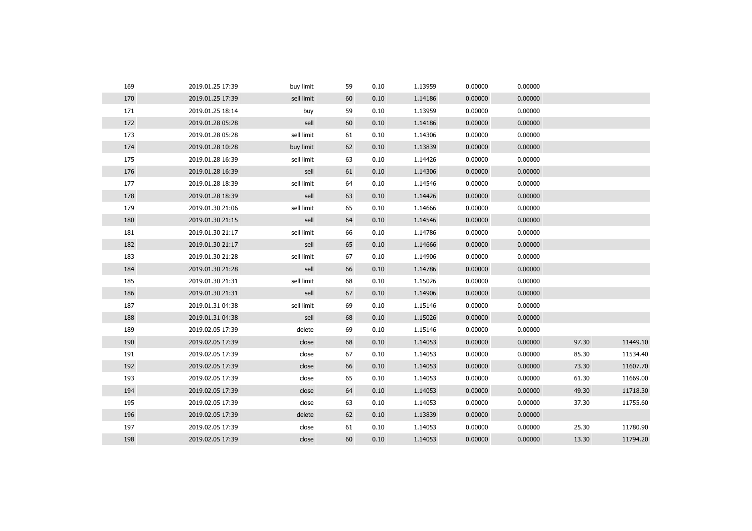| | | | | | | | | | |
|---|---|---|---|---|---|---|---|---|---|
| 169 | 2019.01.25 17:39 | buy limit | 59 | 0.10 | 1.13959 | 0.00000 | 0.00000 | | |
| 170 | 2019.01.25 17:39 | sell limit | 60 | 0.10 | 1.14186 | 0.00000 | 0.00000 | | |
| 171 | 2019.01.25 18:14 | buy | 59 | 0.10 | 1.13959 | 0.00000 | 0.00000 | | |
| 172 | 2019.01.28 05:28 | sell | 60 | 0.10 | 1.14186 | 0.00000 | 0.00000 | | |
| 173 | 2019.01.28 05:28 | sell limit | 61 | 0.10 | 1.14306 | 0.00000 | 0.00000 | | |
| 174 | 2019.01.28 10:28 | buy limit | 62 | 0.10 | 1.13839 | 0.00000 | 0.00000 | | |
| 175 | 2019.01.28 16:39 | sell limit | 63 | 0.10 | 1.14426 | 0.00000 | 0.00000 | | |
| 176 | 2019.01.28 16:39 | sell | 61 | 0.10 | 1.14306 | 0.00000 | 0.00000 | | |
| 177 | 2019.01.28 18:39 | sell limit | 64 | 0.10 | 1.14546 | 0.00000 | 0.00000 | | |
| 178 | 2019.01.28 18:39 | sell | 63 | 0.10 | 1.14426 | 0.00000 | 0.00000 | | |
| 179 | 2019.01.30 21:06 | sell limit | 65 | 0.10 | 1.14666 | 0.00000 | 0.00000 | | |
| 180 | 2019.01.30 21:15 | sell | 64 | 0.10 | 1.14546 | 0.00000 | 0.00000 | | |
| 181 | 2019.01.30 21:17 | sell limit | 66 | 0.10 | 1.14786 | 0.00000 | 0.00000 | | |
| 182 | 2019.01.30 21:17 | sell | 65 | 0.10 | 1.14666 | 0.00000 | 0.00000 | | |
| 183 | 2019.01.30 21:28 | sell limit | 67 | 0.10 | 1.14906 | 0.00000 | 0.00000 | | |
| 184 | 2019.01.30 21:28 | sell | 66 | 0.10 | 1.14786 | 0.00000 | 0.00000 | | |
| 185 | 2019.01.30 21:31 | sell limit | 68 | 0.10 | 1.15026 | 0.00000 | 0.00000 | | |
| 186 | 2019.01.30 21:31 | sell | 67 | 0.10 | 1.14906 | 0.00000 | 0.00000 | | |
| 187 | 2019.01.31 04:38 | sell limit | 69 | 0.10 | 1.15146 | 0.00000 | 0.00000 | | |
| 188 | 2019.01.31 04:38 | sell | 68 | 0.10 | 1.15026 | 0.00000 | 0.00000 | | |
| 189 | 2019.02.05 17:39 | delete | 69 | 0.10 | 1.15146 | 0.00000 | 0.00000 | | |
| 190 | 2019.02.05 17:39 | close | 68 | 0.10 | 1.14053 | 0.00000 | 0.00000 | 97.30 | 11449.10 |
| 191 | 2019.02.05 17:39 | close | 67 | 0.10 | 1.14053 | 0.00000 | 0.00000 | 85.30 | 11534.40 |
| 192 | 2019.02.05 17:39 | close | 66 | 0.10 | 1.14053 | 0.00000 | 0.00000 | 73.30 | 11607.70 |
| 193 | 2019.02.05 17:39 | close | 65 | 0.10 | 1.14053 | 0.00000 | 0.00000 | 61.30 | 11669.00 |
| 194 | 2019.02.05 17:39 | close | 64 | 0.10 | 1.14053 | 0.00000 | 0.00000 | 49.30 | 11718.30 |
| 195 | 2019.02.05 17:39 | close | 63 | 0.10 | 1.14053 | 0.00000 | 0.00000 | 37.30 | 11755.60 |
| 196 | 2019.02.05 17:39 | delete | 62 | 0.10 | 1.13839 | 0.00000 | 0.00000 | | |
| 197 | 2019.02.05 17:39 | close | 61 | 0.10 | 1.14053 | 0.00000 | 0.00000 | 25.30 | 11780.90 |
| 198 | 2019.02.05 17:39 | close | 60 | 0.10 | 1.14053 | 0.00000 | 0.00000 | 13.30 | 11794.20 |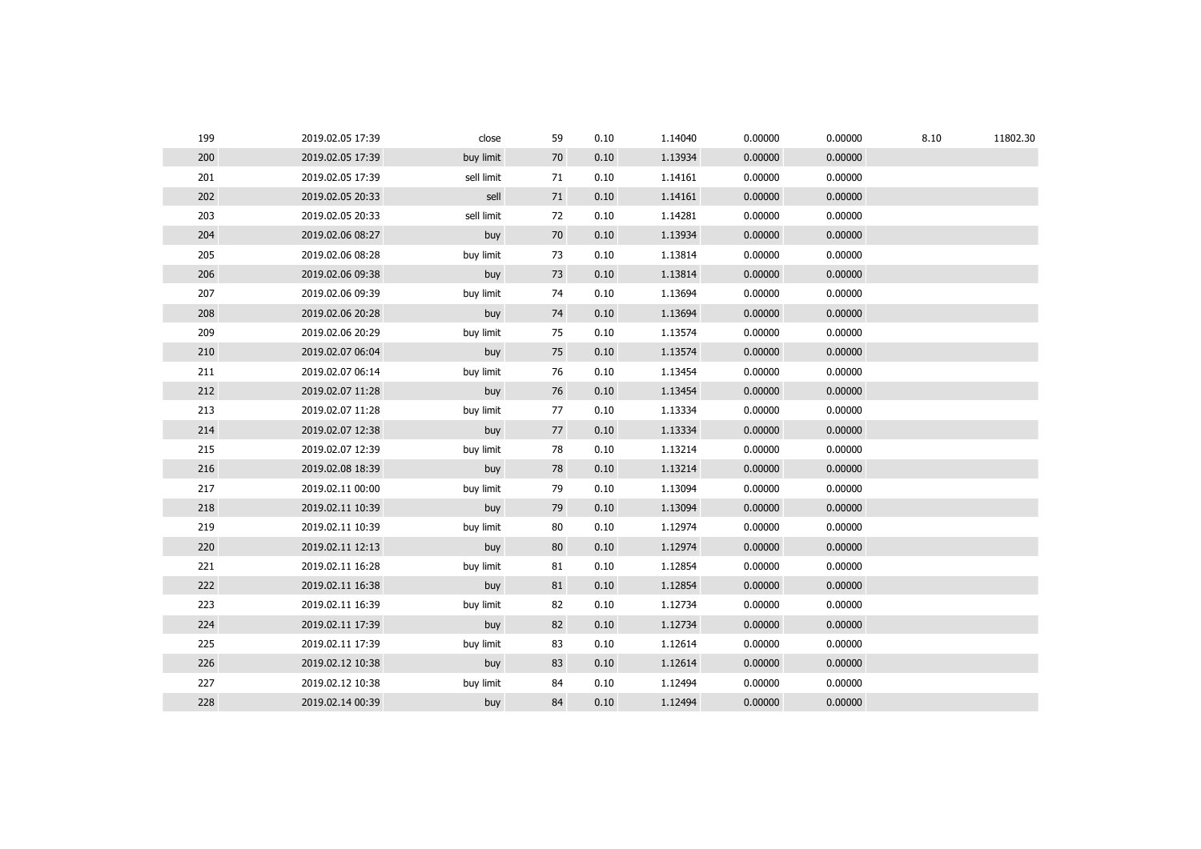| | | | | | | | | | |
|---|---|---|---|---|---|---|---|---|---|
| 199 | 2019.02.05 17:39 | close | 59 | 0.10 | 1.14040 | 0.00000 | 0.00000 | 8.10 | 11802.30 |
| 200 | 2019.02.05 17:39 | buy limit | 70 | 0.10 | 1.13934 | 0.00000 | 0.00000 | | |
| 201 | 2019.02.05 17:39 | sell limit | 71 | 0.10 | 1.14161 | 0.00000 | 0.00000 | | |
| 202 | 2019.02.05 20:33 | sell | 71 | 0.10 | 1.14161 | 0.00000 | 0.00000 | | |
| 203 | 2019.02.05 20:33 | sell limit | 72 | 0.10 | 1.14281 | 0.00000 | 0.00000 | | |
| 204 | 2019.02.06 08:27 | buy | 70 | 0.10 | 1.13934 | 0.00000 | 0.00000 | | |
| 205 | 2019.02.06 08:28 | buy limit | 73 | 0.10 | 1.13814 | 0.00000 | 0.00000 | | |
| 206 | 2019.02.06 09:38 | buy | 73 | 0.10 | 1.13814 | 0.00000 | 0.00000 | | |
| 207 | 2019.02.06 09:39 | buy limit | 74 | 0.10 | 1.13694 | 0.00000 | 0.00000 | | |
| 208 | 2019.02.06 20:28 | buy | 74 | 0.10 | 1.13694 | 0.00000 | 0.00000 | | |
| 209 | 2019.02.06 20:29 | buy limit | 75 | 0.10 | 1.13574 | 0.00000 | 0.00000 | | |
| 210 | 2019.02.07 06:04 | buy | 75 | 0.10 | 1.13574 | 0.00000 | 0.00000 | | |
| 211 | 2019.02.07 06:14 | buy limit | 76 | 0.10 | 1.13454 | 0.00000 | 0.00000 | | |
| 212 | 2019.02.07 11:28 | buy | 76 | 0.10 | 1.13454 | 0.00000 | 0.00000 | | |
| 213 | 2019.02.07 11:28 | buy limit | 77 | 0.10 | 1.13334 | 0.00000 | 0.00000 | | |
| 214 | 2019.02.07 12:38 | buy | 77 | 0.10 | 1.13334 | 0.00000 | 0.00000 | | |
| 215 | 2019.02.07 12:39 | buy limit | 78 | 0.10 | 1.13214 | 0.00000 | 0.00000 | | |
| 216 | 2019.02.08 18:39 | buy | 78 | 0.10 | 1.13214 | 0.00000 | 0.00000 | | |
| 217 | 2019.02.11 00:00 | buy limit | 79 | 0.10 | 1.13094 | 0.00000 | 0.00000 | | |
| 218 | 2019.02.11 10:39 | buy | 79 | 0.10 | 1.13094 | 0.00000 | 0.00000 | | |
| 219 | 2019.02.11 10:39 | buy limit | 80 | 0.10 | 1.12974 | 0.00000 | 0.00000 | | |
| 220 | 2019.02.11 12:13 | buy | 80 | 0.10 | 1.12974 | 0.00000 | 0.00000 | | |
| 221 | 2019.02.11 16:28 | buy limit | 81 | 0.10 | 1.12854 | 0.00000 | 0.00000 | | |
| 222 | 2019.02.11 16:38 | buy | 81 | 0.10 | 1.12854 | 0.00000 | 0.00000 | | |
| 223 | 2019.02.11 16:39 | buy limit | 82 | 0.10 | 1.12734 | 0.00000 | 0.00000 | | |
| 224 | 2019.02.11 17:39 | buy | 82 | 0.10 | 1.12734 | 0.00000 | 0.00000 | | |
| 225 | 2019.02.11 17:39 | buy limit | 83 | 0.10 | 1.12614 | 0.00000 | 0.00000 | | |
| 226 | 2019.02.12 10:38 | buy | 83 | 0.10 | 1.12614 | 0.00000 | 0.00000 | | |
| 227 | 2019.02.12 10:38 | buy limit | 84 | 0.10 | 1.12494 | 0.00000 | 0.00000 | | |
| 228 | 2019.02.14 00:39 | buy | 84 | 0.10 | 1.12494 | 0.00000 | 0.00000 | | |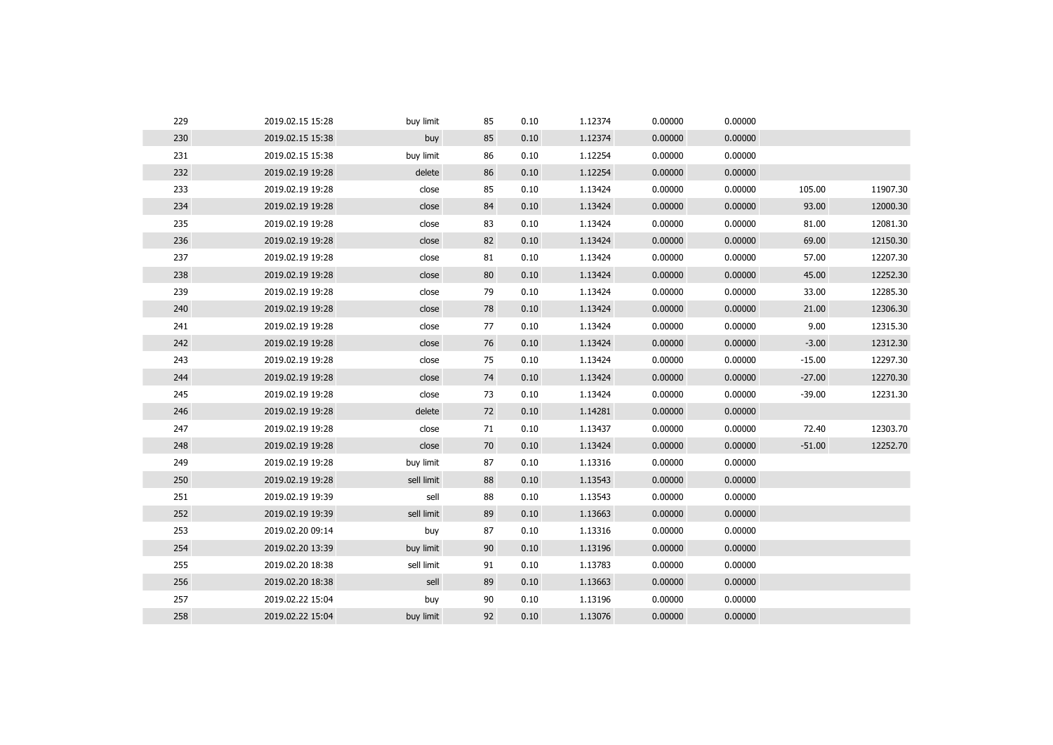| | | | | | | | | | |
|---|---|---|---|---|---|---|---|---|---|
| 229 | 2019.02.15 15:28 | buy limit | 85 | 0.10 | 1.12374 | 0.00000 | 0.00000 | | |
| 230 | 2019.02.15 15:38 | buy | 85 | 0.10 | 1.12374 | 0.00000 | 0.00000 | | |
| 231 | 2019.02.15 15:38 | buy limit | 86 | 0.10 | 1.12254 | 0.00000 | 0.00000 | | |
| 232 | 2019.02.19 19:28 | delete | 86 | 0.10 | 1.12254 | 0.00000 | 0.00000 | | |
| 233 | 2019.02.19 19:28 | close | 85 | 0.10 | 1.13424 | 0.00000 | 0.00000 | 105.00 | 11907.30 |
| 234 | 2019.02.19 19:28 | close | 84 | 0.10 | 1.13424 | 0.00000 | 0.00000 | 93.00 | 12000.30 |
| 235 | 2019.02.19 19:28 | close | 83 | 0.10 | 1.13424 | 0.00000 | 0.00000 | 81.00 | 12081.30 |
| 236 | 2019.02.19 19:28 | close | 82 | 0.10 | 1.13424 | 0.00000 | 0.00000 | 69.00 | 12150.30 |
| 237 | 2019.02.19 19:28 | close | 81 | 0.10 | 1.13424 | 0.00000 | 0.00000 | 57.00 | 12207.30 |
| 238 | 2019.02.19 19:28 | close | 80 | 0.10 | 1.13424 | 0.00000 | 0.00000 | 45.00 | 12252.30 |
| 239 | 2019.02.19 19:28 | close | 79 | 0.10 | 1.13424 | 0.00000 | 0.00000 | 33.00 | 12285.30 |
| 240 | 2019.02.19 19:28 | close | 78 | 0.10 | 1.13424 | 0.00000 | 0.00000 | 21.00 | 12306.30 |
| 241 | 2019.02.19 19:28 | close | 77 | 0.10 | 1.13424 | 0.00000 | 0.00000 | 9.00 | 12315.30 |
| 242 | 2019.02.19 19:28 | close | 76 | 0.10 | 1.13424 | 0.00000 | 0.00000 | -3.00 | 12312.30 |
| 243 | 2019.02.19 19:28 | close | 75 | 0.10 | 1.13424 | 0.00000 | 0.00000 | -15.00 | 12297.30 |
| 244 | 2019.02.19 19:28 | close | 74 | 0.10 | 1.13424 | 0.00000 | 0.00000 | -27.00 | 12270.30 |
| 245 | 2019.02.19 19:28 | close | 73 | 0.10 | 1.13424 | 0.00000 | 0.00000 | -39.00 | 12231.30 |
| 246 | 2019.02.19 19:28 | delete | 72 | 0.10 | 1.14281 | 0.00000 | 0.00000 | | |
| 247 | 2019.02.19 19:28 | close | 71 | 0.10 | 1.13437 | 0.00000 | 0.00000 | 72.40 | 12303.70 |
| 248 | 2019.02.19 19:28 | close | 70 | 0.10 | 1.13424 | 0.00000 | 0.00000 | -51.00 | 12252.70 |
| 249 | 2019.02.19 19:28 | buy limit | 87 | 0.10 | 1.13316 | 0.00000 | 0.00000 | | |
| 250 | 2019.02.19 19:28 | sell limit | 88 | 0.10 | 1.13543 | 0.00000 | 0.00000 | | |
| 251 | 2019.02.19 19:39 | sell | 88 | 0.10 | 1.13543 | 0.00000 | 0.00000 | | |
| 252 | 2019.02.19 19:39 | sell limit | 89 | 0.10 | 1.13663 | 0.00000 | 0.00000 | | |
| 253 | 2019.02.20 09:14 | buy | 87 | 0.10 | 1.13316 | 0.00000 | 0.00000 | | |
| 254 | 2019.02.20 13:39 | buy limit | 90 | 0.10 | 1.13196 | 0.00000 | 0.00000 | | |
| 255 | 2019.02.20 18:38 | sell limit | 91 | 0.10 | 1.13783 | 0.00000 | 0.00000 | | |
| 256 | 2019.02.20 18:38 | sell | 89 | 0.10 | 1.13663 | 0.00000 | 0.00000 | | |
| 257 | 2019.02.22 15:04 | buy | 90 | 0.10 | 1.13196 | 0.00000 | 0.00000 | | |
| 258 | 2019.02.22 15:04 | buy limit | 92 | 0.10 | 1.13076 | 0.00000 | 0.00000 | | |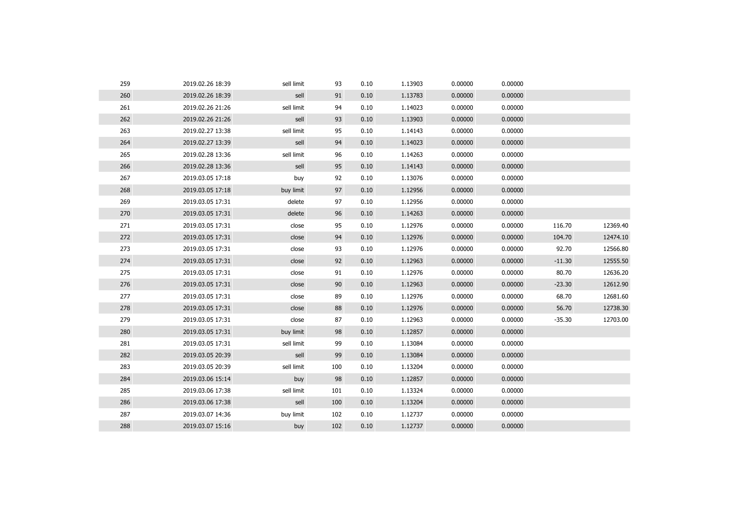| | | | | | | | | | |
|---|---|---|---|---|---|---|---|---|---|
| 259 | 2019.02.26 18:39 | sell limit | 93 | 0.10 | 1.13903 | 0.00000 | 0.00000 | | |
| 260 | 2019.02.26 18:39 | sell | 91 | 0.10 | 1.13783 | 0.00000 | 0.00000 | | |
| 261 | 2019.02.26 21:26 | sell limit | 94 | 0.10 | 1.14023 | 0.00000 | 0.00000 | | |
| 262 | 2019.02.26 21:26 | sell | 93 | 0.10 | 1.13903 | 0.00000 | 0.00000 | | |
| 263 | 2019.02.27 13:38 | sell limit | 95 | 0.10 | 1.14143 | 0.00000 | 0.00000 | | |
| 264 | 2019.02.27 13:39 | sell | 94 | 0.10 | 1.14023 | 0.00000 | 0.00000 | | |
| 265 | 2019.02.28 13:36 | sell limit | 96 | 0.10 | 1.14263 | 0.00000 | 0.00000 | | |
| 266 | 2019.02.28 13:36 | sell | 95 | 0.10 | 1.14143 | 0.00000 | 0.00000 | | |
| 267 | 2019.03.05 17:18 | buy | 92 | 0.10 | 1.13076 | 0.00000 | 0.00000 | | |
| 268 | 2019.03.05 17:18 | buy limit | 97 | 0.10 | 1.12956 | 0.00000 | 0.00000 | | |
| 269 | 2019.03.05 17:31 | delete | 97 | 0.10 | 1.12956 | 0.00000 | 0.00000 | | |
| 270 | 2019.03.05 17:31 | delete | 96 | 0.10 | 1.14263 | 0.00000 | 0.00000 | | |
| 271 | 2019.03.05 17:31 | close | 95 | 0.10 | 1.12976 | 0.00000 | 0.00000 | 116.70 | 12369.40 |
| 272 | 2019.03.05 17:31 | close | 94 | 0.10 | 1.12976 | 0.00000 | 0.00000 | 104.70 | 12474.10 |
| 273 | 2019.03.05 17:31 | close | 93 | 0.10 | 1.12976 | 0.00000 | 0.00000 | 92.70 | 12566.80 |
| 274 | 2019.03.05 17:31 | close | 92 | 0.10 | 1.12963 | 0.00000 | 0.00000 | -11.30 | 12555.50 |
| 275 | 2019.03.05 17:31 | close | 91 | 0.10 | 1.12976 | 0.00000 | 0.00000 | 80.70 | 12636.20 |
| 276 | 2019.03.05 17:31 | close | 90 | 0.10 | 1.12963 | 0.00000 | 0.00000 | -23.30 | 12612.90 |
| 277 | 2019.03.05 17:31 | close | 89 | 0.10 | 1.12976 | 0.00000 | 0.00000 | 68.70 | 12681.60 |
| 278 | 2019.03.05 17:31 | close | 88 | 0.10 | 1.12976 | 0.00000 | 0.00000 | 56.70 | 12738.30 |
| 279 | 2019.03.05 17:31 | close | 87 | 0.10 | 1.12963 | 0.00000 | 0.00000 | -35.30 | 12703.00 |
| 280 | 2019.03.05 17:31 | buy limit | 98 | 0.10 | 1.12857 | 0.00000 | 0.00000 | | |
| 281 | 2019.03.05 17:31 | sell limit | 99 | 0.10 | 1.13084 | 0.00000 | 0.00000 | | |
| 282 | 2019.03.05 20:39 | sell | 99 | 0.10 | 1.13084 | 0.00000 | 0.00000 | | |
| 283 | 2019.03.05 20:39 | sell limit | 100 | 0.10 | 1.13204 | 0.00000 | 0.00000 | | |
| 284 | 2019.03.06 15:14 | buy | 98 | 0.10 | 1.12857 | 0.00000 | 0.00000 | | |
| 285 | 2019.03.06 17:38 | sell limit | 101 | 0.10 | 1.13324 | 0.00000 | 0.00000 | | |
| 286 | 2019.03.06 17:38 | sell | 100 | 0.10 | 1.13204 | 0.00000 | 0.00000 | | |
| 287 | 2019.03.07 14:36 | buy limit | 102 | 0.10 | 1.12737 | 0.00000 | 0.00000 | | |
| 288 | 2019.03.07 15:16 | buy | 102 | 0.10 | 1.12737 | 0.00000 | 0.00000 | | |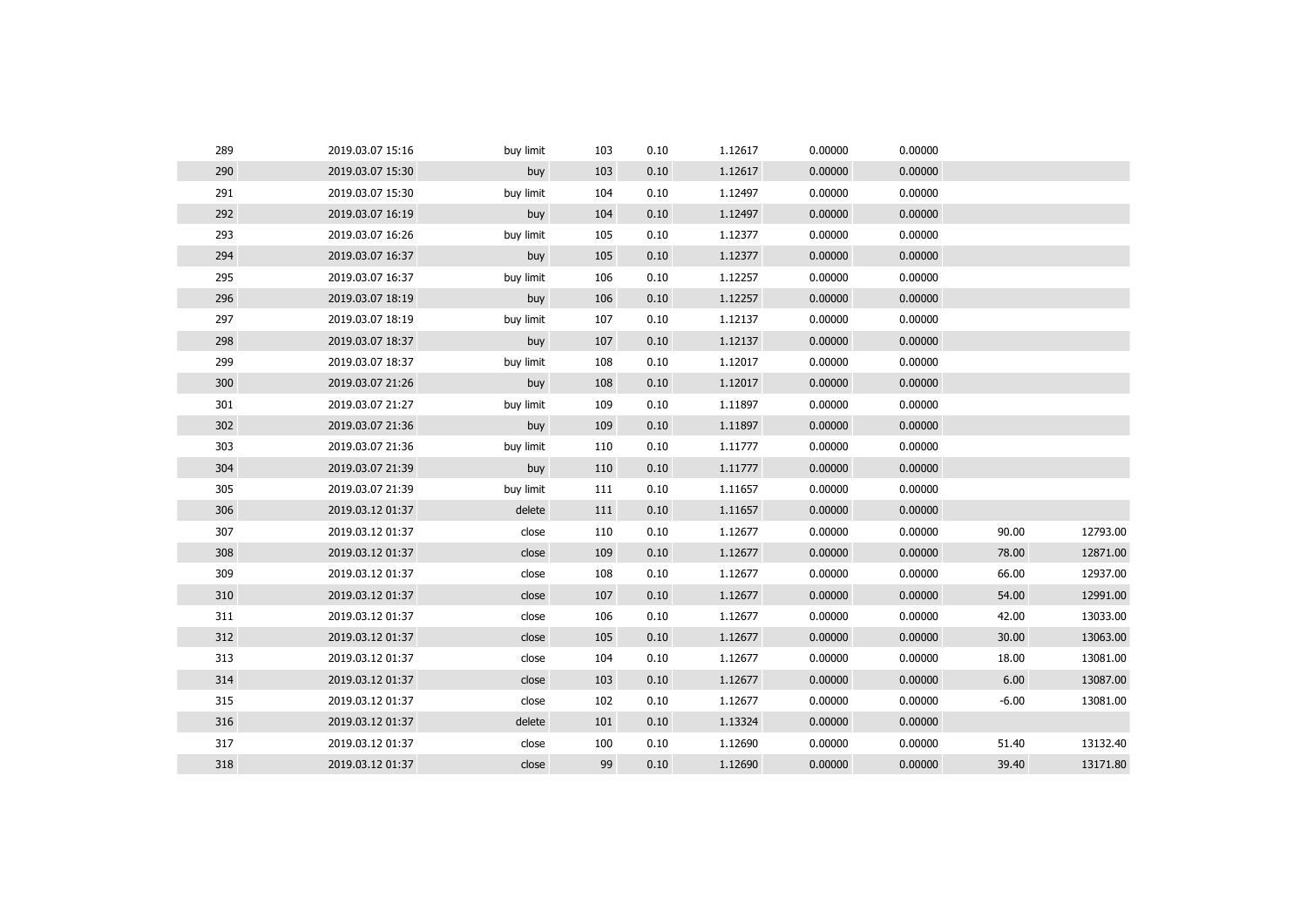| | | | | | | | | | |
|---|---|---|---|---|---|---|---|---|---|
| 289 | 2019.03.07 15:16 | buy limit | 103 | 0.10 | 1.12617 | 0.00000 | 0.00000 | | |
| 290 | 2019.03.07 15:30 | buy | 103 | 0.10 | 1.12617 | 0.00000 | 0.00000 | | |
| 291 | 2019.03.07 15:30 | buy limit | 104 | 0.10 | 1.12497 | 0.00000 | 0.00000 | | |
| 292 | 2019.03.07 16:19 | buy | 104 | 0.10 | 1.12497 | 0.00000 | 0.00000 | | |
| 293 | 2019.03.07 16:26 | buy limit | 105 | 0.10 | 1.12377 | 0.00000 | 0.00000 | | |
| 294 | 2019.03.07 16:37 | buy | 105 | 0.10 | 1.12377 | 0.00000 | 0.00000 | | |
| 295 | 2019.03.07 16:37 | buy limit | 106 | 0.10 | 1.12257 | 0.00000 | 0.00000 | | |
| 296 | 2019.03.07 18:19 | buy | 106 | 0.10 | 1.12257 | 0.00000 | 0.00000 | | |
| 297 | 2019.03.07 18:19 | buy limit | 107 | 0.10 | 1.12137 | 0.00000 | 0.00000 | | |
| 298 | 2019.03.07 18:37 | buy | 107 | 0.10 | 1.12137 | 0.00000 | 0.00000 | | |
| 299 | 2019.03.07 18:37 | buy limit | 108 | 0.10 | 1.12017 | 0.00000 | 0.00000 | | |
| 300 | 2019.03.07 21:26 | buy | 108 | 0.10 | 1.12017 | 0.00000 | 0.00000 | | |
| 301 | 2019.03.07 21:27 | buy limit | 109 | 0.10 | 1.11897 | 0.00000 | 0.00000 | | |
| 302 | 2019.03.07 21:36 | buy | 109 | 0.10 | 1.11897 | 0.00000 | 0.00000 | | |
| 303 | 2019.03.07 21:36 | buy limit | 110 | 0.10 | 1.11777 | 0.00000 | 0.00000 | | |
| 304 | 2019.03.07 21:39 | buy | 110 | 0.10 | 1.11777 | 0.00000 | 0.00000 | | |
| 305 | 2019.03.07 21:39 | buy limit | 111 | 0.10 | 1.11657 | 0.00000 | 0.00000 | | |
| 306 | 2019.03.12 01:37 | delete | 111 | 0.10 | 1.11657 | 0.00000 | 0.00000 | | |
| 307 | 2019.03.12 01:37 | close | 110 | 0.10 | 1.12677 | 0.00000 | 0.00000 | 90.00 | 12793.00 |
| 308 | 2019.03.12 01:37 | close | 109 | 0.10 | 1.12677 | 0.00000 | 0.00000 | 78.00 | 12871.00 |
| 309 | 2019.03.12 01:37 | close | 108 | 0.10 | 1.12677 | 0.00000 | 0.00000 | 66.00 | 12937.00 |
| 310 | 2019.03.12 01:37 | close | 107 | 0.10 | 1.12677 | 0.00000 | 0.00000 | 54.00 | 12991.00 |
| 311 | 2019.03.12 01:37 | close | 106 | 0.10 | 1.12677 | 0.00000 | 0.00000 | 42.00 | 13033.00 |
| 312 | 2019.03.12 01:37 | close | 105 | 0.10 | 1.12677 | 0.00000 | 0.00000 | 30.00 | 13063.00 |
| 313 | 2019.03.12 01:37 | close | 104 | 0.10 | 1.12677 | 0.00000 | 0.00000 | 18.00 | 13081.00 |
| 314 | 2019.03.12 01:37 | close | 103 | 0.10 | 1.12677 | 0.00000 | 0.00000 | 6.00 | 13087.00 |
| 315 | 2019.03.12 01:37 | close | 102 | 0.10 | 1.12677 | 0.00000 | 0.00000 | -6.00 | 13081.00 |
| 316 | 2019.03.12 01:37 | delete | 101 | 0.10 | 1.13324 | 0.00000 | 0.00000 | | |
| 317 | 2019.03.12 01:37 | close | 100 | 0.10 | 1.12690 | 0.00000 | 0.00000 | 51.40 | 13132.40 |
| 318 | 2019.03.12 01:37 | close | 99 | 0.10 | 1.12690 | 0.00000 | 0.00000 | 39.40 | 13171.80 |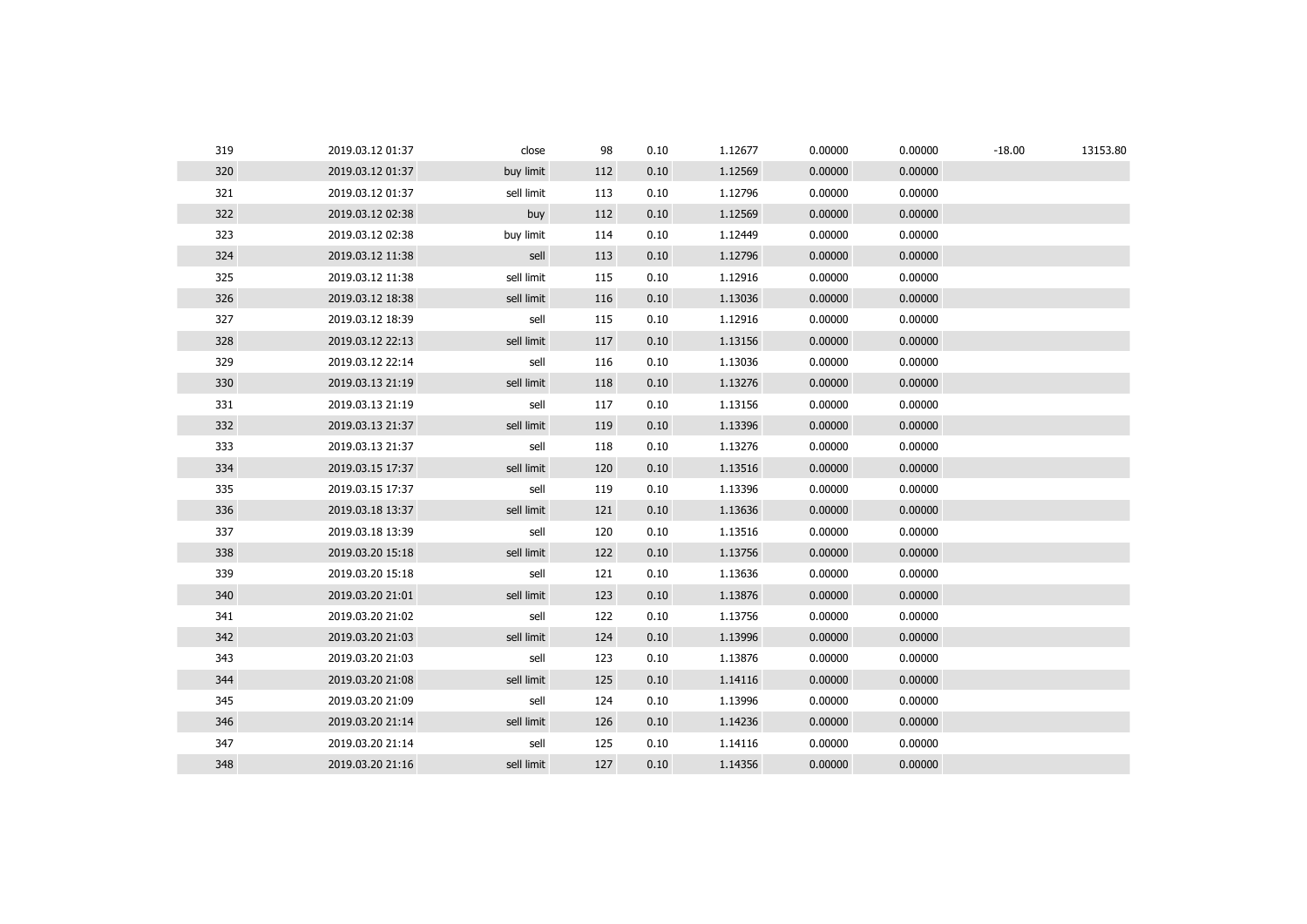| | | | | | | | | | |
|---|---|---|---|---|---|---|---|---|---|
| 319 | 2019.03.12 01:37 | close | 98 | 0.10 | 1.12677 | 0.00000 | 0.00000 | -18.00 | 13153.80 |
| 320 | 2019.03.12 01:37 | buy limit | 112 | 0.10 | 1.12569 | 0.00000 | 0.00000 | | |
| 321 | 2019.03.12 01:37 | sell limit | 113 | 0.10 | 1.12796 | 0.00000 | 0.00000 | | |
| 322 | 2019.03.12 02:38 | buy | 112 | 0.10 | 1.12569 | 0.00000 | 0.00000 | | |
| 323 | 2019.03.12 02:38 | buy limit | 114 | 0.10 | 1.12449 | 0.00000 | 0.00000 | | |
| 324 | 2019.03.12 11:38 | sell | 113 | 0.10 | 1.12796 | 0.00000 | 0.00000 | | |
| 325 | 2019.03.12 11:38 | sell limit | 115 | 0.10 | 1.12916 | 0.00000 | 0.00000 | | |
| 326 | 2019.03.12 18:38 | sell limit | 116 | 0.10 | 1.13036 | 0.00000 | 0.00000 | | |
| 327 | 2019.03.12 18:39 | sell | 115 | 0.10 | 1.12916 | 0.00000 | 0.00000 | | |
| 328 | 2019.03.12 22:13 | sell limit | 117 | 0.10 | 1.13156 | 0.00000 | 0.00000 | | |
| 329 | 2019.03.12 22:14 | sell | 116 | 0.10 | 1.13036 | 0.00000 | 0.00000 | | |
| 330 | 2019.03.13 21:19 | sell limit | 118 | 0.10 | 1.13276 | 0.00000 | 0.00000 | | |
| 331 | 2019.03.13 21:19 | sell | 117 | 0.10 | 1.13156 | 0.00000 | 0.00000 | | |
| 332 | 2019.03.13 21:37 | sell limit | 119 | 0.10 | 1.13396 | 0.00000 | 0.00000 | | |
| 333 | 2019.03.13 21:37 | sell | 118 | 0.10 | 1.13276 | 0.00000 | 0.00000 | | |
| 334 | 2019.03.15 17:37 | sell limit | 120 | 0.10 | 1.13516 | 0.00000 | 0.00000 | | |
| 335 | 2019.03.15 17:37 | sell | 119 | 0.10 | 1.13396 | 0.00000 | 0.00000 | | |
| 336 | 2019.03.18 13:37 | sell limit | 121 | 0.10 | 1.13636 | 0.00000 | 0.00000 | | |
| 337 | 2019.03.18 13:39 | sell | 120 | 0.10 | 1.13516 | 0.00000 | 0.00000 | | |
| 338 | 2019.03.20 15:18 | sell limit | 122 | 0.10 | 1.13756 | 0.00000 | 0.00000 | | |
| 339 | 2019.03.20 15:18 | sell | 121 | 0.10 | 1.13636 | 0.00000 | 0.00000 | | |
| 340 | 2019.03.20 21:01 | sell limit | 123 | 0.10 | 1.13876 | 0.00000 | 0.00000 | | |
| 341 | 2019.03.20 21:02 | sell | 122 | 0.10 | 1.13756 | 0.00000 | 0.00000 | | |
| 342 | 2019.03.20 21:03 | sell limit | 124 | 0.10 | 1.13996 | 0.00000 | 0.00000 | | |
| 343 | 2019.03.20 21:03 | sell | 123 | 0.10 | 1.13876 | 0.00000 | 0.00000 | | |
| 344 | 2019.03.20 21:08 | sell limit | 125 | 0.10 | 1.14116 | 0.00000 | 0.00000 | | |
| 345 | 2019.03.20 21:09 | sell | 124 | 0.10 | 1.13996 | 0.00000 | 0.00000 | | |
| 346 | 2019.03.20 21:14 | sell limit | 126 | 0.10 | 1.14236 | 0.00000 | 0.00000 | | |
| 347 | 2019.03.20 21:14 | sell | 125 | 0.10 | 1.14116 | 0.00000 | 0.00000 | | |
| 348 | 2019.03.20 21:16 | sell limit | 127 | 0.10 | 1.14356 | 0.00000 | 0.00000 | | |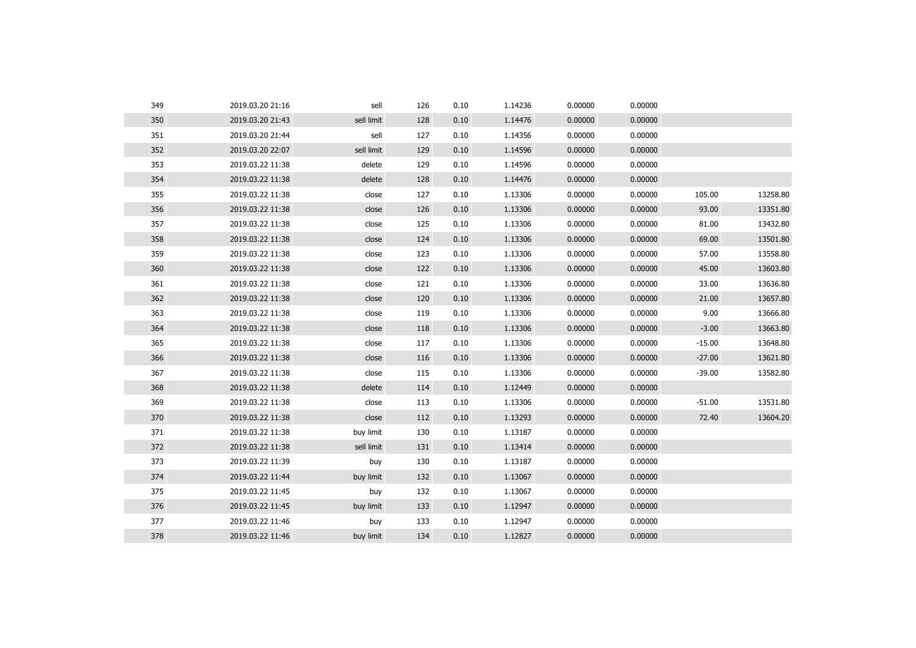| | | | | | | | | | |
|---|---|---|---|---|---|---|---|---|---|
| 349 | 2019.03.20 21:16 | sell | 126 | 0.10 | 1.14236 | 0.00000 | 0.00000 | | |
| 350 | 2019.03.20 21:43 | sell limit | 128 | 0.10 | 1.14476 | 0.00000 | 0.00000 | | |
| 351 | 2019.03.20 21:44 | sell | 127 | 0.10 | 1.14356 | 0.00000 | 0.00000 | | |
| 352 | 2019.03.20 22:07 | sell limit | 129 | 0.10 | 1.14596 | 0.00000 | 0.00000 | | |
| 353 | 2019.03.22 11:38 | delete | 129 | 0.10 | 1.14596 | 0.00000 | 0.00000 | | |
| 354 | 2019.03.22 11:38 | delete | 128 | 0.10 | 1.14476 | 0.00000 | 0.00000 | | |
| 355 | 2019.03.22 11:38 | close | 127 | 0.10 | 1.13306 | 0.00000 | 0.00000 | 105.00 | 13258.80 |
| 356 | 2019.03.22 11:38 | close | 126 | 0.10 | 1.13306 | 0.00000 | 0.00000 | 93.00 | 13351.80 |
| 357 | 2019.03.22 11:38 | close | 125 | 0.10 | 1.13306 | 0.00000 | 0.00000 | 81.00 | 13432.80 |
| 358 | 2019.03.22 11:38 | close | 124 | 0.10 | 1.13306 | 0.00000 | 0.00000 | 69.00 | 13501.80 |
| 359 | 2019.03.22 11:38 | close | 123 | 0.10 | 1.13306 | 0.00000 | 0.00000 | 57.00 | 13558.80 |
| 360 | 2019.03.22 11:38 | close | 122 | 0.10 | 1.13306 | 0.00000 | 0.00000 | 45.00 | 13603.80 |
| 361 | 2019.03.22 11:38 | close | 121 | 0.10 | 1.13306 | 0.00000 | 0.00000 | 33.00 | 13636.80 |
| 362 | 2019.03.22 11:38 | close | 120 | 0.10 | 1.13306 | 0.00000 | 0.00000 | 21.00 | 13657.80 |
| 363 | 2019.03.22 11:38 | close | 119 | 0.10 | 1.13306 | 0.00000 | 0.00000 | 9.00 | 13666.80 |
| 364 | 2019.03.22 11:38 | close | 118 | 0.10 | 1.13306 | 0.00000 | 0.00000 | -3.00 | 13663.80 |
| 365 | 2019.03.22 11:38 | close | 117 | 0.10 | 1.13306 | 0.00000 | 0.00000 | -15.00 | 13648.80 |
| 366 | 2019.03.22 11:38 | close | 116 | 0.10 | 1.13306 | 0.00000 | 0.00000 | -27.00 | 13621.80 |
| 367 | 2019.03.22 11:38 | close | 115 | 0.10 | 1.13306 | 0.00000 | 0.00000 | -39.00 | 13582.80 |
| 368 | 2019.03.22 11:38 | delete | 114 | 0.10 | 1.12449 | 0.00000 | 0.00000 | | |
| 369 | 2019.03.22 11:38 | close | 113 | 0.10 | 1.13306 | 0.00000 | 0.00000 | -51.00 | 13531.80 |
| 370 | 2019.03.22 11:38 | close | 112 | 0.10 | 1.13293 | 0.00000 | 0.00000 | 72.40 | 13604.20 |
| 371 | 2019.03.22 11:38 | buy limit | 130 | 0.10 | 1.13187 | 0.00000 | 0.00000 | | |
| 372 | 2019.03.22 11:38 | sell limit | 131 | 0.10 | 1.13414 | 0.00000 | 0.00000 | | |
| 373 | 2019.03.22 11:39 | buy | 130 | 0.10 | 1.13187 | 0.00000 | 0.00000 | | |
| 374 | 2019.03.22 11:44 | buy limit | 132 | 0.10 | 1.13067 | 0.00000 | 0.00000 | | |
| 375 | 2019.03.22 11:45 | buy | 132 | 0.10 | 1.13067 | 0.00000 | 0.00000 | | |
| 376 | 2019.03.22 11:45 | buy limit | 133 | 0.10 | 1.12947 | 0.00000 | 0.00000 | | |
| 377 | 2019.03.22 11:46 | buy | 133 | 0.10 | 1.12947 | 0.00000 | 0.00000 | | |
| 378 | 2019.03.22 11:46 | buy limit | 134 | 0.10 | 1.12827 | 0.00000 | 0.00000 | | |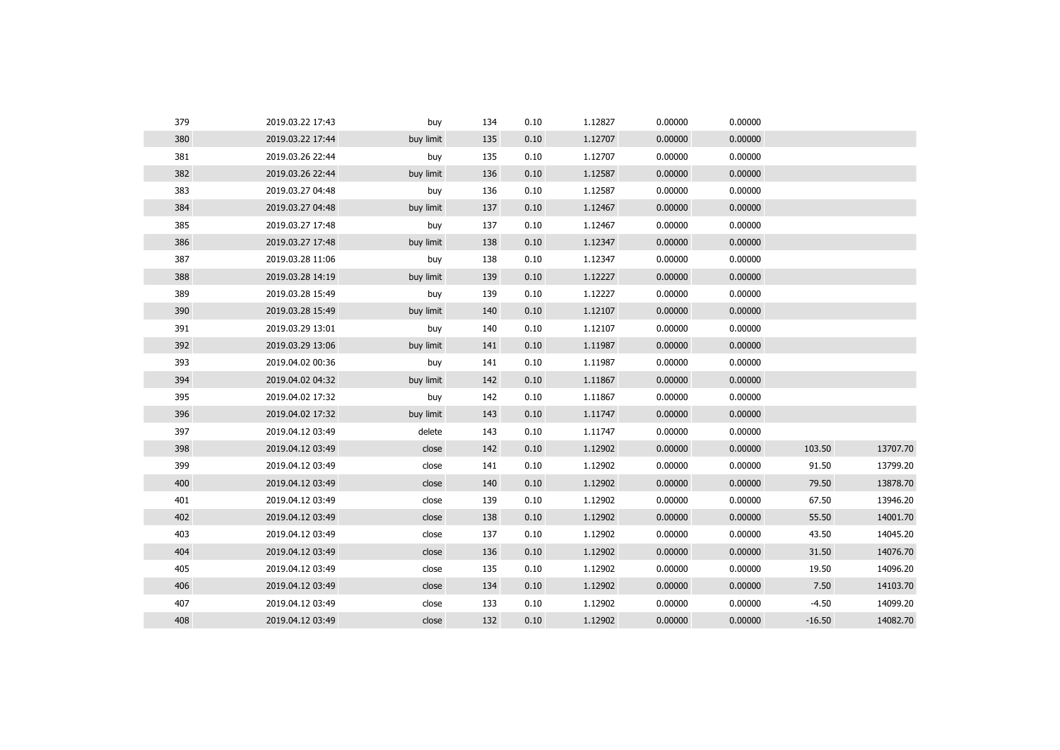| | | | | | | | | | |
|---|---|---|---|---|---|---|---|---|---|
| 379 | 2019.03.22 17:43 | buy | 134 | 0.10 | 1.12827 | 0.00000 | 0.00000 | | |
| 380 | 2019.03.22 17:44 | buy limit | 135 | 0.10 | 1.12707 | 0.00000 | 0.00000 | | |
| 381 | 2019.03.26 22:44 | buy | 135 | 0.10 | 1.12707 | 0.00000 | 0.00000 | | |
| 382 | 2019.03.26 22:44 | buy limit | 136 | 0.10 | 1.12587 | 0.00000 | 0.00000 | | |
| 383 | 2019.03.27 04:48 | buy | 136 | 0.10 | 1.12587 | 0.00000 | 0.00000 | | |
| 384 | 2019.03.27 04:48 | buy limit | 137 | 0.10 | 1.12467 | 0.00000 | 0.00000 | | |
| 385 | 2019.03.27 17:48 | buy | 137 | 0.10 | 1.12467 | 0.00000 | 0.00000 | | |
| 386 | 2019.03.27 17:48 | buy limit | 138 | 0.10 | 1.12347 | 0.00000 | 0.00000 | | |
| 387 | 2019.03.28 11:06 | buy | 138 | 0.10 | 1.12347 | 0.00000 | 0.00000 | | |
| 388 | 2019.03.28 14:19 | buy limit | 139 | 0.10 | 1.12227 | 0.00000 | 0.00000 | | |
| 389 | 2019.03.28 15:49 | buy | 139 | 0.10 | 1.12227 | 0.00000 | 0.00000 | | |
| 390 | 2019.03.28 15:49 | buy limit | 140 | 0.10 | 1.12107 | 0.00000 | 0.00000 | | |
| 391 | 2019.03.29 13:01 | buy | 140 | 0.10 | 1.12107 | 0.00000 | 0.00000 | | |
| 392 | 2019.03.29 13:06 | buy limit | 141 | 0.10 | 1.11987 | 0.00000 | 0.00000 | | |
| 393 | 2019.04.02 00:36 | buy | 141 | 0.10 | 1.11987 | 0.00000 | 0.00000 | | |
| 394 | 2019.04.02 04:32 | buy limit | 142 | 0.10 | 1.11867 | 0.00000 | 0.00000 | | |
| 395 | 2019.04.02 17:32 | buy | 142 | 0.10 | 1.11867 | 0.00000 | 0.00000 | | |
| 396 | 2019.04.02 17:32 | buy limit | 143 | 0.10 | 1.11747 | 0.00000 | 0.00000 | | |
| 397 | 2019.04.12 03:49 | delete | 143 | 0.10 | 1.11747 | 0.00000 | 0.00000 | | |
| 398 | 2019.04.12 03:49 | close | 142 | 0.10 | 1.12902 | 0.00000 | 0.00000 | 103.50 | 13707.70 |
| 399 | 2019.04.12 03:49 | close | 141 | 0.10 | 1.12902 | 0.00000 | 0.00000 | 91.50 | 13799.20 |
| 400 | 2019.04.12 03:49 | close | 140 | 0.10 | 1.12902 | 0.00000 | 0.00000 | 79.50 | 13878.70 |
| 401 | 2019.04.12 03:49 | close | 139 | 0.10 | 1.12902 | 0.00000 | 0.00000 | 67.50 | 13946.20 |
| 402 | 2019.04.12 03:49 | close | 138 | 0.10 | 1.12902 | 0.00000 | 0.00000 | 55.50 | 14001.70 |
| 403 | 2019.04.12 03:49 | close | 137 | 0.10 | 1.12902 | 0.00000 | 0.00000 | 43.50 | 14045.20 |
| 404 | 2019.04.12 03:49 | close | 136 | 0.10 | 1.12902 | 0.00000 | 0.00000 | 31.50 | 14076.70 |
| 405 | 2019.04.12 03:49 | close | 135 | 0.10 | 1.12902 | 0.00000 | 0.00000 | 19.50 | 14096.20 |
| 406 | 2019.04.12 03:49 | close | 134 | 0.10 | 1.12902 | 0.00000 | 0.00000 | 7.50 | 14103.70 |
| 407 | 2019.04.12 03:49 | close | 133 | 0.10 | 1.12902 | 0.00000 | 0.00000 | -4.50 | 14099.20 |
| 408 | 2019.04.12 03:49 | close | 132 | 0.10 | 1.12902 | 0.00000 | 0.00000 | -16.50 | 14082.70 |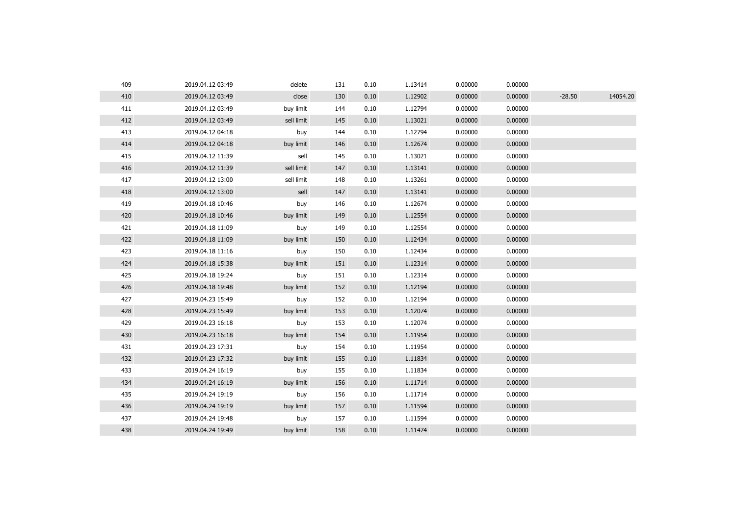| | | | | | | | | | |
|---|---|---|---|---|---|---|---|---|---|
| 409 | 2019.04.12 03:49 | delete | 131 | 0.10 | 1.13414 | 0.00000 | 0.00000 | | |
| 410 | 2019.04.12 03:49 | close | 130 | 0.10 | 1.12902 | 0.00000 | 0.00000 | -28.50 | 14054.20 |
| 411 | 2019.04.12 03:49 | buy limit | 144 | 0.10 | 1.12794 | 0.00000 | 0.00000 | | |
| 412 | 2019.04.12 03:49 | sell limit | 145 | 0.10 | 1.13021 | 0.00000 | 0.00000 | | |
| 413 | 2019.04.12 04:18 | buy | 144 | 0.10 | 1.12794 | 0.00000 | 0.00000 | | |
| 414 | 2019.04.12 04:18 | buy limit | 146 | 0.10 | 1.12674 | 0.00000 | 0.00000 | | |
| 415 | 2019.04.12 11:39 | sell | 145 | 0.10 | 1.13021 | 0.00000 | 0.00000 | | |
| 416 | 2019.04.12 11:39 | sell limit | 147 | 0.10 | 1.13141 | 0.00000 | 0.00000 | | |
| 417 | 2019.04.12 13:00 | sell limit | 148 | 0.10 | 1.13261 | 0.00000 | 0.00000 | | |
| 418 | 2019.04.12 13:00 | sell | 147 | 0.10 | 1.13141 | 0.00000 | 0.00000 | | |
| 419 | 2019.04.18 10:46 | buy | 146 | 0.10 | 1.12674 | 0.00000 | 0.00000 | | |
| 420 | 2019.04.18 10:46 | buy limit | 149 | 0.10 | 1.12554 | 0.00000 | 0.00000 | | |
| 421 | 2019.04.18 11:09 | buy | 149 | 0.10 | 1.12554 | 0.00000 | 0.00000 | | |
| 422 | 2019.04.18 11:09 | buy limit | 150 | 0.10 | 1.12434 | 0.00000 | 0.00000 | | |
| 423 | 2019.04.18 11:16 | buy | 150 | 0.10 | 1.12434 | 0.00000 | 0.00000 | | |
| 424 | 2019.04.18 15:38 | buy limit | 151 | 0.10 | 1.12314 | 0.00000 | 0.00000 | | |
| 425 | 2019.04.18 19:24 | buy | 151 | 0.10 | 1.12314 | 0.00000 | 0.00000 | | |
| 426 | 2019.04.18 19:48 | buy limit | 152 | 0.10 | 1.12194 | 0.00000 | 0.00000 | | |
| 427 | 2019.04.23 15:49 | buy | 152 | 0.10 | 1.12194 | 0.00000 | 0.00000 | | |
| 428 | 2019.04.23 15:49 | buy limit | 153 | 0.10 | 1.12074 | 0.00000 | 0.00000 | | |
| 429 | 2019.04.23 16:18 | buy | 153 | 0.10 | 1.12074 | 0.00000 | 0.00000 | | |
| 430 | 2019.04.23 16:18 | buy limit | 154 | 0.10 | 1.11954 | 0.00000 | 0.00000 | | |
| 431 | 2019.04.23 17:31 | buy | 154 | 0.10 | 1.11954 | 0.00000 | 0.00000 | | |
| 432 | 2019.04.23 17:32 | buy limit | 155 | 0.10 | 1.11834 | 0.00000 | 0.00000 | | |
| 433 | 2019.04.24 16:19 | buy | 155 | 0.10 | 1.11834 | 0.00000 | 0.00000 | | |
| 434 | 2019.04.24 16:19 | buy limit | 156 | 0.10 | 1.11714 | 0.00000 | 0.00000 | | |
| 435 | 2019.04.24 19:19 | buy | 156 | 0.10 | 1.11714 | 0.00000 | 0.00000 | | |
| 436 | 2019.04.24 19:19 | buy limit | 157 | 0.10 | 1.11594 | 0.00000 | 0.00000 | | |
| 437 | 2019.04.24 19:48 | buy | 157 | 0.10 | 1.11594 | 0.00000 | 0.00000 | | |
| 438 | 2019.04.24 19:49 | buy limit | 158 | 0.10 | 1.11474 | 0.00000 | 0.00000 | | |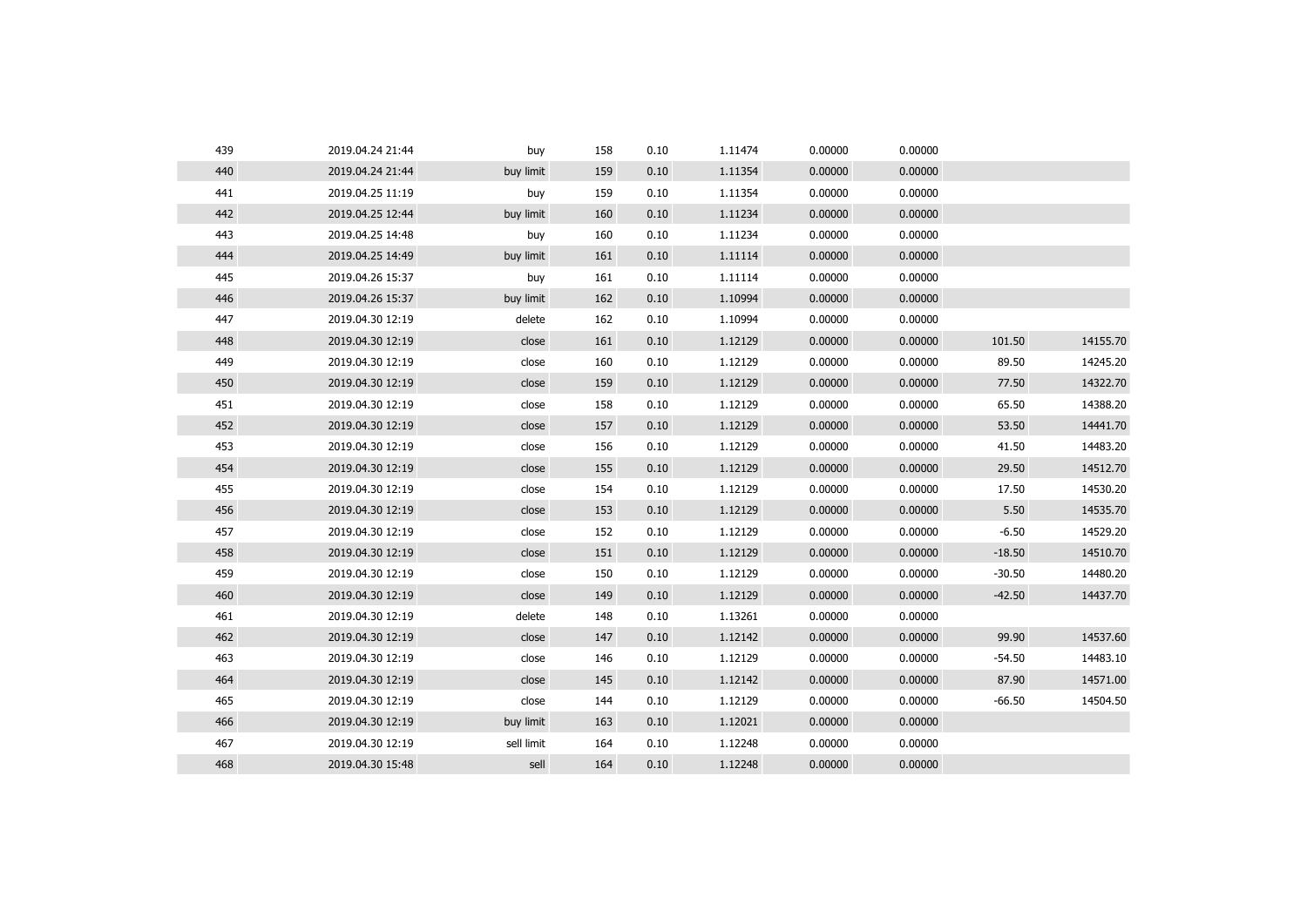| | | | | | | | | | |
|---|---|---|---|---|---|---|---|---|---|
| 439 | 2019.04.24 21:44 | buy | 158 | 0.10 | 1.11474 | 0.00000 | 0.00000 | | |
| 440 | 2019.04.24 21:44 | buy limit | 159 | 0.10 | 1.11354 | 0.00000 | 0.00000 | | |
| 441 | 2019.04.25 11:19 | buy | 159 | 0.10 | 1.11354 | 0.00000 | 0.00000 | | |
| 442 | 2019.04.25 12:44 | buy limit | 160 | 0.10 | 1.11234 | 0.00000 | 0.00000 | | |
| 443 | 2019.04.25 14:48 | buy | 160 | 0.10 | 1.11234 | 0.00000 | 0.00000 | | |
| 444 | 2019.04.25 14:49 | buy limit | 161 | 0.10 | 1.11114 | 0.00000 | 0.00000 | | |
| 445 | 2019.04.26 15:37 | buy | 161 | 0.10 | 1.11114 | 0.00000 | 0.00000 | | |
| 446 | 2019.04.26 15:37 | buy limit | 162 | 0.10 | 1.10994 | 0.00000 | 0.00000 | | |
| 447 | 2019.04.30 12:19 | delete | 162 | 0.10 | 1.10994 | 0.00000 | 0.00000 | | |
| 448 | 2019.04.30 12:19 | close | 161 | 0.10 | 1.12129 | 0.00000 | 0.00000 | 101.50 | 14155.70 |
| 449 | 2019.04.30 12:19 | close | 160 | 0.10 | 1.12129 | 0.00000 | 0.00000 | 89.50 | 14245.20 |
| 450 | 2019.04.30 12:19 | close | 159 | 0.10 | 1.12129 | 0.00000 | 0.00000 | 77.50 | 14322.70 |
| 451 | 2019.04.30 12:19 | close | 158 | 0.10 | 1.12129 | 0.00000 | 0.00000 | 65.50 | 14388.20 |
| 452 | 2019.04.30 12:19 | close | 157 | 0.10 | 1.12129 | 0.00000 | 0.00000 | 53.50 | 14441.70 |
| 453 | 2019.04.30 12:19 | close | 156 | 0.10 | 1.12129 | 0.00000 | 0.00000 | 41.50 | 14483.20 |
| 454 | 2019.04.30 12:19 | close | 155 | 0.10 | 1.12129 | 0.00000 | 0.00000 | 29.50 | 14512.70 |
| 455 | 2019.04.30 12:19 | close | 154 | 0.10 | 1.12129 | 0.00000 | 0.00000 | 17.50 | 14530.20 |
| 456 | 2019.04.30 12:19 | close | 153 | 0.10 | 1.12129 | 0.00000 | 0.00000 | 5.50 | 14535.70 |
| 457 | 2019.04.30 12:19 | close | 152 | 0.10 | 1.12129 | 0.00000 | 0.00000 | -6.50 | 14529.20 |
| 458 | 2019.04.30 12:19 | close | 151 | 0.10 | 1.12129 | 0.00000 | 0.00000 | -18.50 | 14510.70 |
| 459 | 2019.04.30 12:19 | close | 150 | 0.10 | 1.12129 | 0.00000 | 0.00000 | -30.50 | 14480.20 |
| 460 | 2019.04.30 12:19 | close | 149 | 0.10 | 1.12129 | 0.00000 | 0.00000 | -42.50 | 14437.70 |
| 461 | 2019.04.30 12:19 | delete | 148 | 0.10 | 1.13261 | 0.00000 | 0.00000 | | |
| 462 | 2019.04.30 12:19 | close | 147 | 0.10 | 1.12142 | 0.00000 | 0.00000 | 99.90 | 14537.60 |
| 463 | 2019.04.30 12:19 | close | 146 | 0.10 | 1.12129 | 0.00000 | 0.00000 | -54.50 | 14483.10 |
| 464 | 2019.04.30 12:19 | close | 145 | 0.10 | 1.12142 | 0.00000 | 0.00000 | 87.90 | 14571.00 |
| 465 | 2019.04.30 12:19 | close | 144 | 0.10 | 1.12129 | 0.00000 | 0.00000 | -66.50 | 14504.50 |
| 466 | 2019.04.30 12:19 | buy limit | 163 | 0.10 | 1.12021 | 0.00000 | 0.00000 | | |
| 467 | 2019.04.30 12:19 | sell limit | 164 | 0.10 | 1.12248 | 0.00000 | 0.00000 | | |
| 468 | 2019.04.30 15:48 | sell | 164 | 0.10 | 1.12248 | 0.00000 | 0.00000 | | |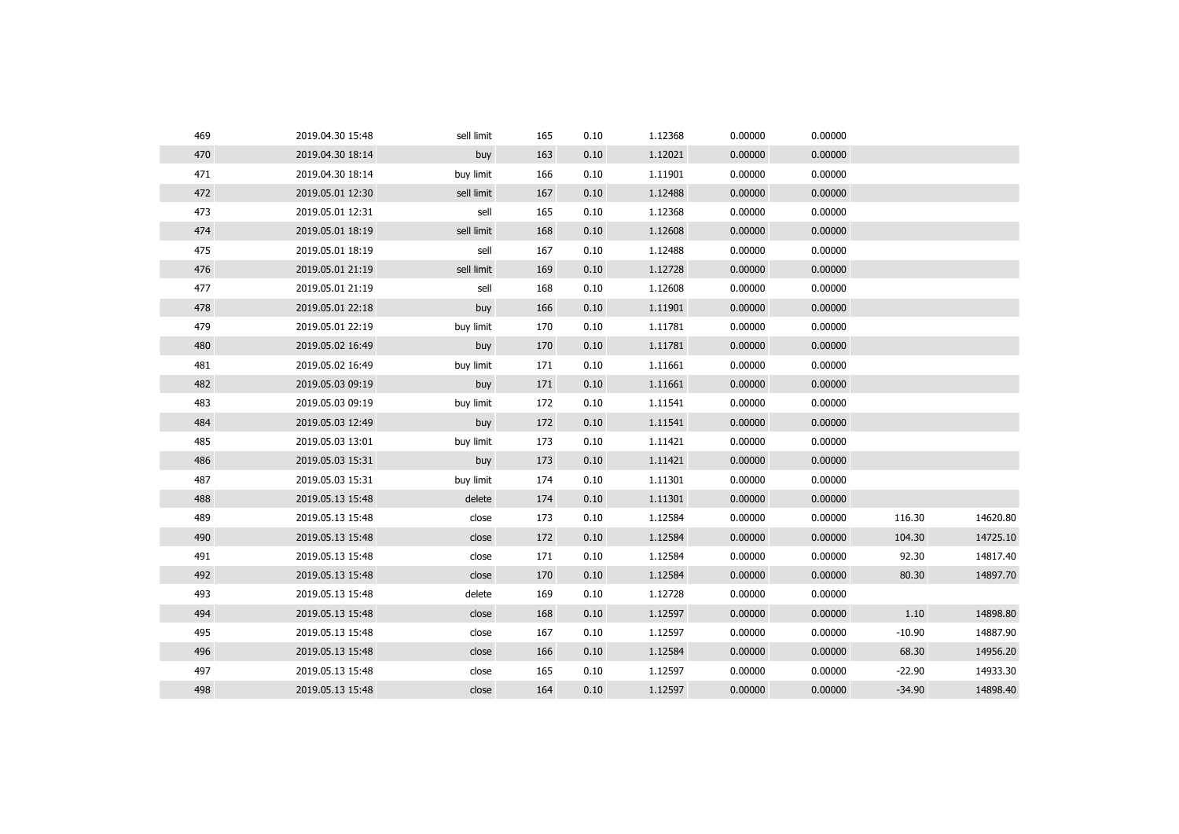| | | | | | | | | | |
|---|---|---|---|---|---|---|---|---|---|
| 469 | 2019.04.30 15:48 | sell limit | 165 | 0.10 | 1.12368 | 0.00000 | 0.00000 | | |
| 470 | 2019.04.30 18:14 | buy | 163 | 0.10 | 1.12021 | 0.00000 | 0.00000 | | |
| 471 | 2019.04.30 18:14 | buy limit | 166 | 0.10 | 1.11901 | 0.00000 | 0.00000 | | |
| 472 | 2019.05.01 12:30 | sell limit | 167 | 0.10 | 1.12488 | 0.00000 | 0.00000 | | |
| 473 | 2019.05.01 12:31 | sell | 165 | 0.10 | 1.12368 | 0.00000 | 0.00000 | | |
| 474 | 2019.05.01 18:19 | sell limit | 168 | 0.10 | 1.12608 | 0.00000 | 0.00000 | | |
| 475 | 2019.05.01 18:19 | sell | 167 | 0.10 | 1.12488 | 0.00000 | 0.00000 | | |
| 476 | 2019.05.01 21:19 | sell limit | 169 | 0.10 | 1.12728 | 0.00000 | 0.00000 | | |
| 477 | 2019.05.01 21:19 | sell | 168 | 0.10 | 1.12608 | 0.00000 | 0.00000 | | |
| 478 | 2019.05.01 22:18 | buy | 166 | 0.10 | 1.11901 | 0.00000 | 0.00000 | | |
| 479 | 2019.05.01 22:19 | buy limit | 170 | 0.10 | 1.11781 | 0.00000 | 0.00000 | | |
| 480 | 2019.05.02 16:49 | buy | 170 | 0.10 | 1.11781 | 0.00000 | 0.00000 | | |
| 481 | 2019.05.02 16:49 | buy limit | 171 | 0.10 | 1.11661 | 0.00000 | 0.00000 | | |
| 482 | 2019.05.03 09:19 | buy | 171 | 0.10 | 1.11661 | 0.00000 | 0.00000 | | |
| 483 | 2019.05.03 09:19 | buy limit | 172 | 0.10 | 1.11541 | 0.00000 | 0.00000 | | |
| 484 | 2019.05.03 12:49 | buy | 172 | 0.10 | 1.11541 | 0.00000 | 0.00000 | | |
| 485 | 2019.05.03 13:01 | buy limit | 173 | 0.10 | 1.11421 | 0.00000 | 0.00000 | | |
| 486 | 2019.05.03 15:31 | buy | 173 | 0.10 | 1.11421 | 0.00000 | 0.00000 | | |
| 487 | 2019.05.03 15:31 | buy limit | 174 | 0.10 | 1.11301 | 0.00000 | 0.00000 | | |
| 488 | 2019.05.13 15:48 | delete | 174 | 0.10 | 1.11301 | 0.00000 | 0.00000 | | |
| 489 | 2019.05.13 15:48 | close | 173 | 0.10 | 1.12584 | 0.00000 | 0.00000 | 116.30 | 14620.80 |
| 490 | 2019.05.13 15:48 | close | 172 | 0.10 | 1.12584 | 0.00000 | 0.00000 | 104.30 | 14725.10 |
| 491 | 2019.05.13 15:48 | close | 171 | 0.10 | 1.12584 | 0.00000 | 0.00000 | 92.30 | 14817.40 |
| 492 | 2019.05.13 15:48 | close | 170 | 0.10 | 1.12584 | 0.00000 | 0.00000 | 80.30 | 14897.70 |
| 493 | 2019.05.13 15:48 | delete | 169 | 0.10 | 1.12728 | 0.00000 | 0.00000 | | |
| 494 | 2019.05.13 15:48 | close | 168 | 0.10 | 1.12597 | 0.00000 | 0.00000 | 1.10 | 14898.80 |
| 495 | 2019.05.13 15:48 | close | 167 | 0.10 | 1.12597 | 0.00000 | 0.00000 | -10.90 | 14887.90 |
| 496 | 2019.05.13 15:48 | close | 166 | 0.10 | 1.12584 | 0.00000 | 0.00000 | 68.30 | 14956.20 |
| 497 | 2019.05.13 15:48 | close | 165 | 0.10 | 1.12597 | 0.00000 | 0.00000 | -22.90 | 14933.30 |
| 498 | 2019.05.13 15:48 | close | 164 | 0.10 | 1.12597 | 0.00000 | 0.00000 | -34.90 | 14898.40 |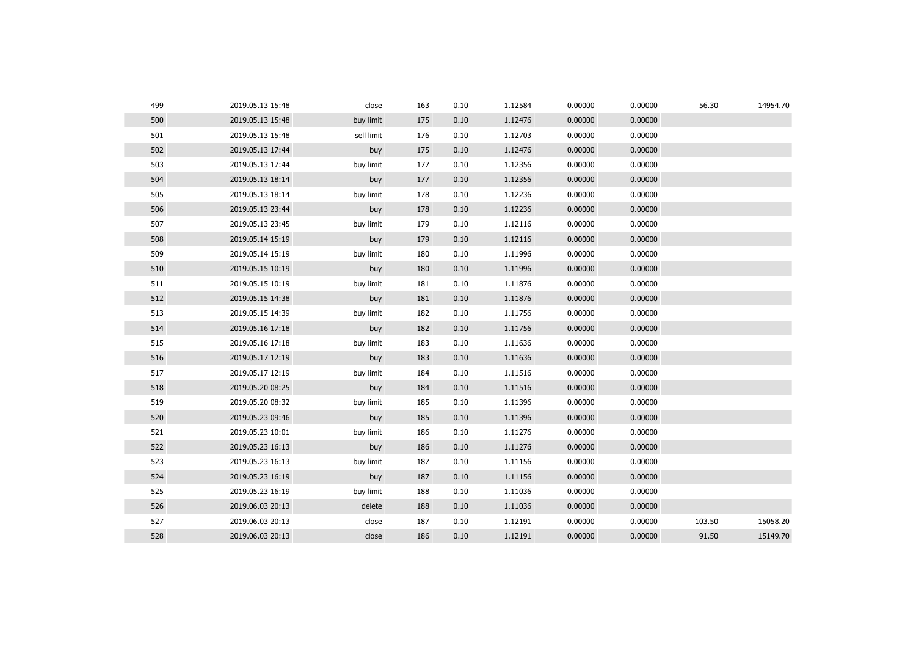| | | | | | | | | | |
|---|---|---|---|---|---|---|---|---|---|
| 499 | 2019.05.13 15:48 | close | 163 | 0.10 | 1.12584 | 0.00000 | 0.00000 | 56.30 | 14954.70 |
| 500 | 2019.05.13 15:48 | buy limit | 175 | 0.10 | 1.12476 | 0.00000 | 0.00000 | | |
| 501 | 2019.05.13 15:48 | sell limit | 176 | 0.10 | 1.12703 | 0.00000 | 0.00000 | | |
| 502 | 2019.05.13 17:44 | buy | 175 | 0.10 | 1.12476 | 0.00000 | 0.00000 | | |
| 503 | 2019.05.13 17:44 | buy limit | 177 | 0.10 | 1.12356 | 0.00000 | 0.00000 | | |
| 504 | 2019.05.13 18:14 | buy | 177 | 0.10 | 1.12356 | 0.00000 | 0.00000 | | |
| 505 | 2019.05.13 18:14 | buy limit | 178 | 0.10 | 1.12236 | 0.00000 | 0.00000 | | |
| 506 | 2019.05.13 23:44 | buy | 178 | 0.10 | 1.12236 | 0.00000 | 0.00000 | | |
| 507 | 2019.05.13 23:45 | buy limit | 179 | 0.10 | 1.12116 | 0.00000 | 0.00000 | | |
| 508 | 2019.05.14 15:19 | buy | 179 | 0.10 | 1.12116 | 0.00000 | 0.00000 | | |
| 509 | 2019.05.14 15:19 | buy limit | 180 | 0.10 | 1.11996 | 0.00000 | 0.00000 | | |
| 510 | 2019.05.15 10:19 | buy | 180 | 0.10 | 1.11996 | 0.00000 | 0.00000 | | |
| 511 | 2019.05.15 10:19 | buy limit | 181 | 0.10 | 1.11876 | 0.00000 | 0.00000 | | |
| 512 | 2019.05.15 14:38 | buy | 181 | 0.10 | 1.11876 | 0.00000 | 0.00000 | | |
| 513 | 2019.05.15 14:39 | buy limit | 182 | 0.10 | 1.11756 | 0.00000 | 0.00000 | | |
| 514 | 2019.05.16 17:18 | buy | 182 | 0.10 | 1.11756 | 0.00000 | 0.00000 | | |
| 515 | 2019.05.16 17:18 | buy limit | 183 | 0.10 | 1.11636 | 0.00000 | 0.00000 | | |
| 516 | 2019.05.17 12:19 | buy | 183 | 0.10 | 1.11636 | 0.00000 | 0.00000 | | |
| 517 | 2019.05.17 12:19 | buy limit | 184 | 0.10 | 1.11516 | 0.00000 | 0.00000 | | |
| 518 | 2019.05.20 08:25 | buy | 184 | 0.10 | 1.11516 | 0.00000 | 0.00000 | | |
| 519 | 2019.05.20 08:32 | buy limit | 185 | 0.10 | 1.11396 | 0.00000 | 0.00000 | | |
| 520 | 2019.05.23 09:46 | buy | 185 | 0.10 | 1.11396 | 0.00000 | 0.00000 | | |
| 521 | 2019.05.23 10:01 | buy limit | 186 | 0.10 | 1.11276 | 0.00000 | 0.00000 | | |
| 522 | 2019.05.23 16:13 | buy | 186 | 0.10 | 1.11276 | 0.00000 | 0.00000 | | |
| 523 | 2019.05.23 16:13 | buy limit | 187 | 0.10 | 1.11156 | 0.00000 | 0.00000 | | |
| 524 | 2019.05.23 16:19 | buy | 187 | 0.10 | 1.11156 | 0.00000 | 0.00000 | | |
| 525 | 2019.05.23 16:19 | buy limit | 188 | 0.10 | 1.11036 | 0.00000 | 0.00000 | | |
| 526 | 2019.06.03 20:13 | delete | 188 | 0.10 | 1.11036 | 0.00000 | 0.00000 | | |
| 527 | 2019.06.03 20:13 | close | 187 | 0.10 | 1.12191 | 0.00000 | 0.00000 | 103.50 | 15058.20 |
| 528 | 2019.06.03 20:13 | close | 186 | 0.10 | 1.12191 | 0.00000 | 0.00000 | 91.50 | 15149.70 |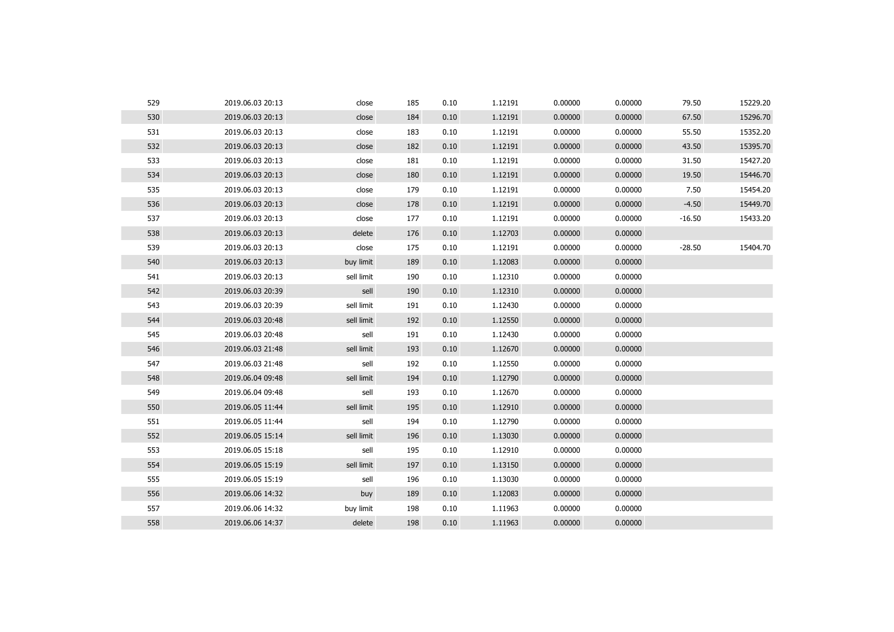| | | | | | | | | | |
|---|---|---|---|---|---|---|---|---|---|
| 529 | 2019.06.03 20:13 | close | 185 | 0.10 | 1.12191 | 0.00000 | 0.00000 | 79.50 | 15229.20 |
| 530 | 2019.06.03 20:13 | close | 184 | 0.10 | 1.12191 | 0.00000 | 0.00000 | 67.50 | 15296.70 |
| 531 | 2019.06.03 20:13 | close | 183 | 0.10 | 1.12191 | 0.00000 | 0.00000 | 55.50 | 15352.20 |
| 532 | 2019.06.03 20:13 | close | 182 | 0.10 | 1.12191 | 0.00000 | 0.00000 | 43.50 | 15395.70 |
| 533 | 2019.06.03 20:13 | close | 181 | 0.10 | 1.12191 | 0.00000 | 0.00000 | 31.50 | 15427.20 |
| 534 | 2019.06.03 20:13 | close | 180 | 0.10 | 1.12191 | 0.00000 | 0.00000 | 19.50 | 15446.70 |
| 535 | 2019.06.03 20:13 | close | 179 | 0.10 | 1.12191 | 0.00000 | 0.00000 | 7.50 | 15454.20 |
| 536 | 2019.06.03 20:13 | close | 178 | 0.10 | 1.12191 | 0.00000 | 0.00000 | -4.50 | 15449.70 |
| 537 | 2019.06.03 20:13 | close | 177 | 0.10 | 1.12191 | 0.00000 | 0.00000 | -16.50 | 15433.20 |
| 538 | 2019.06.03 20:13 | delete | 176 | 0.10 | 1.12703 | 0.00000 | 0.00000 | | |
| 539 | 2019.06.03 20:13 | close | 175 | 0.10 | 1.12191 | 0.00000 | 0.00000 | -28.50 | 15404.70 |
| 540 | 2019.06.03 20:13 | buy limit | 189 | 0.10 | 1.12083 | 0.00000 | 0.00000 | | |
| 541 | 2019.06.03 20:13 | sell limit | 190 | 0.10 | 1.12310 | 0.00000 | 0.00000 | | |
| 542 | 2019.06.03 20:39 | sell | 190 | 0.10 | 1.12310 | 0.00000 | 0.00000 | | |
| 543 | 2019.06.03 20:39 | sell limit | 191 | 0.10 | 1.12430 | 0.00000 | 0.00000 | | |
| 544 | 2019.06.03 20:48 | sell limit | 192 | 0.10 | 1.12550 | 0.00000 | 0.00000 | | |
| 545 | 2019.06.03 20:48 | sell | 191 | 0.10 | 1.12430 | 0.00000 | 0.00000 | | |
| 546 | 2019.06.03 21:48 | sell limit | 193 | 0.10 | 1.12670 | 0.00000 | 0.00000 | | |
| 547 | 2019.06.03 21:48 | sell | 192 | 0.10 | 1.12550 | 0.00000 | 0.00000 | | |
| 548 | 2019.06.04 09:48 | sell limit | 194 | 0.10 | 1.12790 | 0.00000 | 0.00000 | | |
| 549 | 2019.06.04 09:48 | sell | 193 | 0.10 | 1.12670 | 0.00000 | 0.00000 | | |
| 550 | 2019.06.05 11:44 | sell limit | 195 | 0.10 | 1.12910 | 0.00000 | 0.00000 | | |
| 551 | 2019.06.05 11:44 | sell | 194 | 0.10 | 1.12790 | 0.00000 | 0.00000 | | |
| 552 | 2019.06.05 15:14 | sell limit | 196 | 0.10 | 1.13030 | 0.00000 | 0.00000 | | |
| 553 | 2019.06.05 15:18 | sell | 195 | 0.10 | 1.12910 | 0.00000 | 0.00000 | | |
| 554 | 2019.06.05 15:19 | sell limit | 197 | 0.10 | 1.13150 | 0.00000 | 0.00000 | | |
| 555 | 2019.06.05 15:19 | sell | 196 | 0.10 | 1.13030 | 0.00000 | 0.00000 | | |
| 556 | 2019.06.06 14:32 | buy | 189 | 0.10 | 1.12083 | 0.00000 | 0.00000 | | |
| 557 | 2019.06.06 14:32 | buy limit | 198 | 0.10 | 1.11963 | 0.00000 | 0.00000 | | |
| 558 | 2019.06.06 14:37 | delete | 198 | 0.10 | 1.11963 | 0.00000 | 0.00000 | | |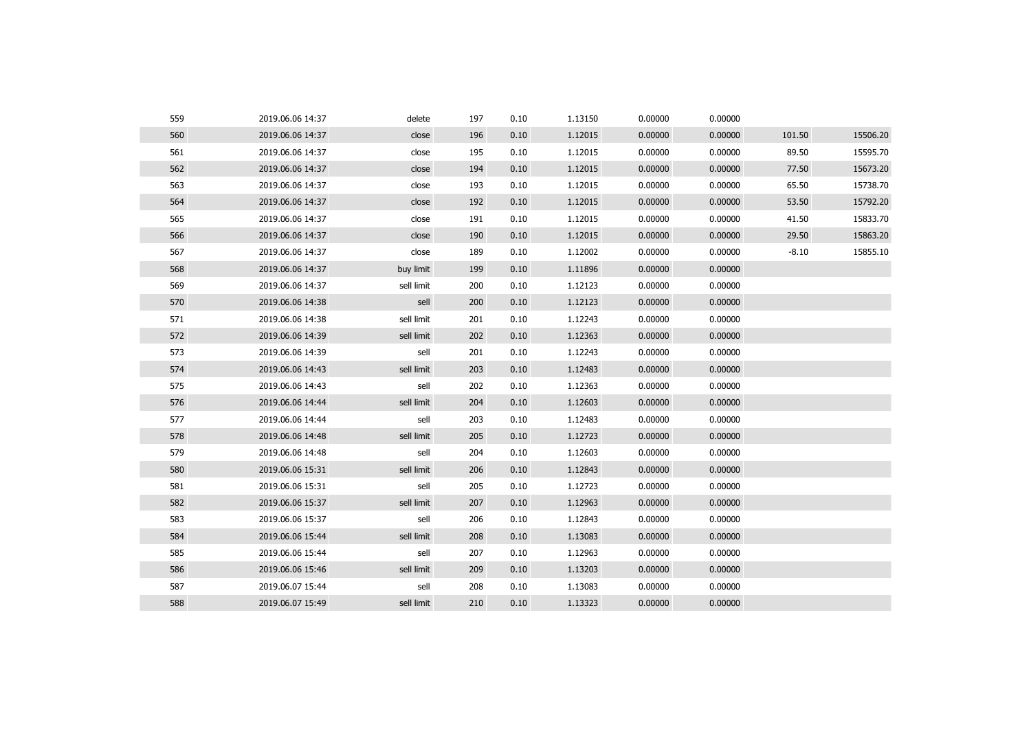| | | | | | | | | | |
|---|---|---|---|---|---|---|---|---|---|
| 559 | 2019.06.06 14:37 | delete | 197 | 0.10 | 1.13150 | 0.00000 | 0.00000 | | |
| 560 | 2019.06.06 14:37 | close | 196 | 0.10 | 1.12015 | 0.00000 | 0.00000 | 101.50 | 15506.20 |
| 561 | 2019.06.06 14:37 | close | 195 | 0.10 | 1.12015 | 0.00000 | 0.00000 | 89.50 | 15595.70 |
| 562 | 2019.06.06 14:37 | close | 194 | 0.10 | 1.12015 | 0.00000 | 0.00000 | 77.50 | 15673.20 |
| 563 | 2019.06.06 14:37 | close | 193 | 0.10 | 1.12015 | 0.00000 | 0.00000 | 65.50 | 15738.70 |
| 564 | 2019.06.06 14:37 | close | 192 | 0.10 | 1.12015 | 0.00000 | 0.00000 | 53.50 | 15792.20 |
| 565 | 2019.06.06 14:37 | close | 191 | 0.10 | 1.12015 | 0.00000 | 0.00000 | 41.50 | 15833.70 |
| 566 | 2019.06.06 14:37 | close | 190 | 0.10 | 1.12015 | 0.00000 | 0.00000 | 29.50 | 15863.20 |
| 567 | 2019.06.06 14:37 | close | 189 | 0.10 | 1.12002 | 0.00000 | 0.00000 | -8.10 | 15855.10 |
| 568 | 2019.06.06 14:37 | buy limit | 199 | 0.10 | 1.11896 | 0.00000 | 0.00000 | | |
| 569 | 2019.06.06 14:37 | sell limit | 200 | 0.10 | 1.12123 | 0.00000 | 0.00000 | | |
| 570 | 2019.06.06 14:38 | sell | 200 | 0.10 | 1.12123 | 0.00000 | 0.00000 | | |
| 571 | 2019.06.06 14:38 | sell limit | 201 | 0.10 | 1.12243 | 0.00000 | 0.00000 | | |
| 572 | 2019.06.06 14:39 | sell limit | 202 | 0.10 | 1.12363 | 0.00000 | 0.00000 | | |
| 573 | 2019.06.06 14:39 | sell | 201 | 0.10 | 1.12243 | 0.00000 | 0.00000 | | |
| 574 | 2019.06.06 14:43 | sell limit | 203 | 0.10 | 1.12483 | 0.00000 | 0.00000 | | |
| 575 | 2019.06.06 14:43 | sell | 202 | 0.10 | 1.12363 | 0.00000 | 0.00000 | | |
| 576 | 2019.06.06 14:44 | sell limit | 204 | 0.10 | 1.12603 | 0.00000 | 0.00000 | | |
| 577 | 2019.06.06 14:44 | sell | 203 | 0.10 | 1.12483 | 0.00000 | 0.00000 | | |
| 578 | 2019.06.06 14:48 | sell limit | 205 | 0.10 | 1.12723 | 0.00000 | 0.00000 | | |
| 579 | 2019.06.06 14:48 | sell | 204 | 0.10 | 1.12603 | 0.00000 | 0.00000 | | |
| 580 | 2019.06.06 15:31 | sell limit | 206 | 0.10 | 1.12843 | 0.00000 | 0.00000 | | |
| 581 | 2019.06.06 15:31 | sell | 205 | 0.10 | 1.12723 | 0.00000 | 0.00000 | | |
| 582 | 2019.06.06 15:37 | sell limit | 207 | 0.10 | 1.12963 | 0.00000 | 0.00000 | | |
| 583 | 2019.06.06 15:37 | sell | 206 | 0.10 | 1.12843 | 0.00000 | 0.00000 | | |
| 584 | 2019.06.06 15:44 | sell limit | 208 | 0.10 | 1.13083 | 0.00000 | 0.00000 | | |
| 585 | 2019.06.06 15:44 | sell | 207 | 0.10 | 1.12963 | 0.00000 | 0.00000 | | |
| 586 | 2019.06.06 15:46 | sell limit | 209 | 0.10 | 1.13203 | 0.00000 | 0.00000 | | |
| 587 | 2019.06.07 15:44 | sell | 208 | 0.10 | 1.13083 | 0.00000 | 0.00000 | | |
| 588 | 2019.06.07 15:49 | sell limit | 210 | 0.10 | 1.13323 | 0.00000 | 0.00000 | | |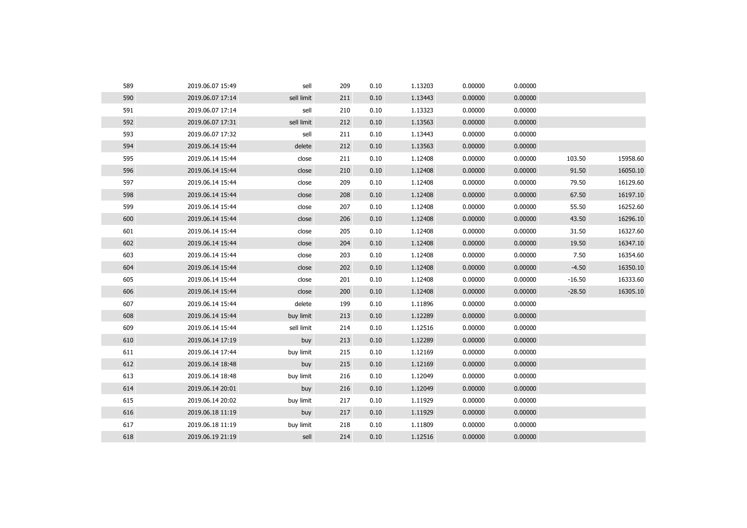| | | | | | | | | | |
|---|---|---|---|---|---|---|---|---|---|
| 589 | 2019.06.07 15:49 | sell | 209 | 0.10 | 1.13203 | 0.00000 | 0.00000 | | |
| 590 | 2019.06.07 17:14 | sell limit | 211 | 0.10 | 1.13443 | 0.00000 | 0.00000 | | |
| 591 | 2019.06.07 17:14 | sell | 210 | 0.10 | 1.13323 | 0.00000 | 0.00000 | | |
| 592 | 2019.06.07 17:31 | sell limit | 212 | 0.10 | 1.13563 | 0.00000 | 0.00000 | | |
| 593 | 2019.06.07 17:32 | sell | 211 | 0.10 | 1.13443 | 0.00000 | 0.00000 | | |
| 594 | 2019.06.14 15:44 | delete | 212 | 0.10 | 1.13563 | 0.00000 | 0.00000 | | |
| 595 | 2019.06.14 15:44 | close | 211 | 0.10 | 1.12408 | 0.00000 | 0.00000 | 103.50 | 15958.60 |
| 596 | 2019.06.14 15:44 | close | 210 | 0.10 | 1.12408 | 0.00000 | 0.00000 | 91.50 | 16050.10 |
| 597 | 2019.06.14 15:44 | close | 209 | 0.10 | 1.12408 | 0.00000 | 0.00000 | 79.50 | 16129.60 |
| 598 | 2019.06.14 15:44 | close | 208 | 0.10 | 1.12408 | 0.00000 | 0.00000 | 67.50 | 16197.10 |
| 599 | 2019.06.14 15:44 | close | 207 | 0.10 | 1.12408 | 0.00000 | 0.00000 | 55.50 | 16252.60 |
| 600 | 2019.06.14 15:44 | close | 206 | 0.10 | 1.12408 | 0.00000 | 0.00000 | 43.50 | 16296.10 |
| 601 | 2019.06.14 15:44 | close | 205 | 0.10 | 1.12408 | 0.00000 | 0.00000 | 31.50 | 16327.60 |
| 602 | 2019.06.14 15:44 | close | 204 | 0.10 | 1.12408 | 0.00000 | 0.00000 | 19.50 | 16347.10 |
| 603 | 2019.06.14 15:44 | close | 203 | 0.10 | 1.12408 | 0.00000 | 0.00000 | 7.50 | 16354.60 |
| 604 | 2019.06.14 15:44 | close | 202 | 0.10 | 1.12408 | 0.00000 | 0.00000 | -4.50 | 16350.10 |
| 605 | 2019.06.14 15:44 | close | 201 | 0.10 | 1.12408 | 0.00000 | 0.00000 | -16.50 | 16333.60 |
| 606 | 2019.06.14 15:44 | close | 200 | 0.10 | 1.12408 | 0.00000 | 0.00000 | -28.50 | 16305.10 |
| 607 | 2019.06.14 15:44 | delete | 199 | 0.10 | 1.11896 | 0.00000 | 0.00000 | | |
| 608 | 2019.06.14 15:44 | buy limit | 213 | 0.10 | 1.12289 | 0.00000 | 0.00000 | | |
| 609 | 2019.06.14 15:44 | sell limit | 214 | 0.10 | 1.12516 | 0.00000 | 0.00000 | | |
| 610 | 2019.06.14 17:19 | buy | 213 | 0.10 | 1.12289 | 0.00000 | 0.00000 | | |
| 611 | 2019.06.14 17:44 | buy limit | 215 | 0.10 | 1.12169 | 0.00000 | 0.00000 | | |
| 612 | 2019.06.14 18:48 | buy | 215 | 0.10 | 1.12169 | 0.00000 | 0.00000 | | |
| 613 | 2019.06.14 18:48 | buy limit | 216 | 0.10 | 1.12049 | 0.00000 | 0.00000 | | |
| 614 | 2019.06.14 20:01 | buy | 216 | 0.10 | 1.12049 | 0.00000 | 0.00000 | | |
| 615 | 2019.06.14 20:02 | buy limit | 217 | 0.10 | 1.11929 | 0.00000 | 0.00000 | | |
| 616 | 2019.06.18 11:19 | buy | 217 | 0.10 | 1.11929 | 0.00000 | 0.00000 | | |
| 617 | 2019.06.18 11:19 | buy limit | 218 | 0.10 | 1.11809 | 0.00000 | 0.00000 | | |
| 618 | 2019.06.19 21:19 | sell | 214 | 0.10 | 1.12516 | 0.00000 | 0.00000 | | |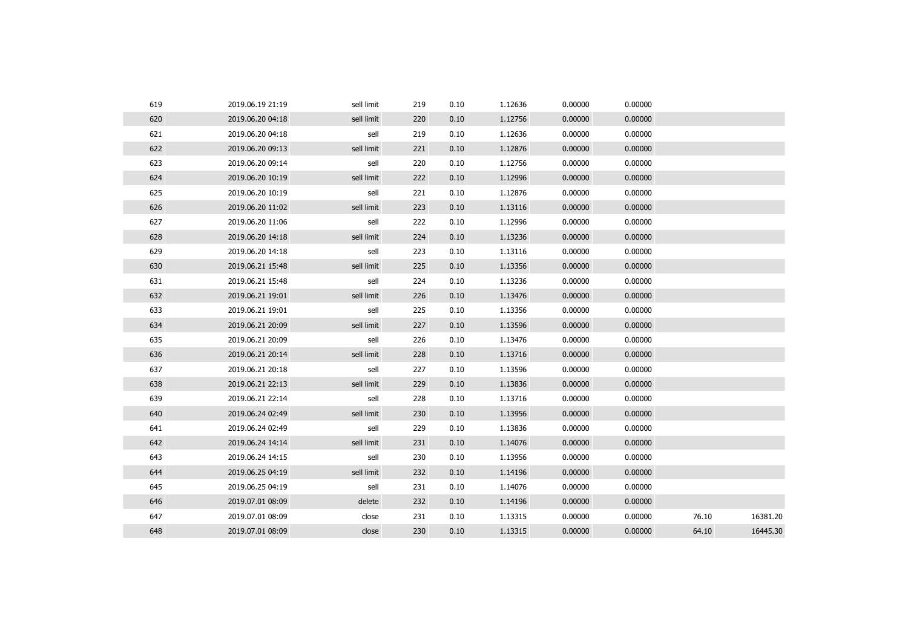| | | | | | | | | | |
|---|---|---|---|---|---|---|---|---|---|
| 619 | 2019.06.19 21:19 | sell limit | 219 | 0.10 | 1.12636 | 0.00000 | 0.00000 | | |
| 620 | 2019.06.20 04:18 | sell limit | 220 | 0.10 | 1.12756 | 0.00000 | 0.00000 | | |
| 621 | 2019.06.20 04:18 | sell | 219 | 0.10 | 1.12636 | 0.00000 | 0.00000 | | |
| 622 | 2019.06.20 09:13 | sell limit | 221 | 0.10 | 1.12876 | 0.00000 | 0.00000 | | |
| 623 | 2019.06.20 09:14 | sell | 220 | 0.10 | 1.12756 | 0.00000 | 0.00000 | | |
| 624 | 2019.06.20 10:19 | sell limit | 222 | 0.10 | 1.12996 | 0.00000 | 0.00000 | | |
| 625 | 2019.06.20 10:19 | sell | 221 | 0.10 | 1.12876 | 0.00000 | 0.00000 | | |
| 626 | 2019.06.20 11:02 | sell limit | 223 | 0.10 | 1.13116 | 0.00000 | 0.00000 | | |
| 627 | 2019.06.20 11:06 | sell | 222 | 0.10 | 1.12996 | 0.00000 | 0.00000 | | |
| 628 | 2019.06.20 14:18 | sell limit | 224 | 0.10 | 1.13236 | 0.00000 | 0.00000 | | |
| 629 | 2019.06.20 14:18 | sell | 223 | 0.10 | 1.13116 | 0.00000 | 0.00000 | | |
| 630 | 2019.06.21 15:48 | sell limit | 225 | 0.10 | 1.13356 | 0.00000 | 0.00000 | | |
| 631 | 2019.06.21 15:48 | sell | 224 | 0.10 | 1.13236 | 0.00000 | 0.00000 | | |
| 632 | 2019.06.21 19:01 | sell limit | 226 | 0.10 | 1.13476 | 0.00000 | 0.00000 | | |
| 633 | 2019.06.21 19:01 | sell | 225 | 0.10 | 1.13356 | 0.00000 | 0.00000 | | |
| 634 | 2019.06.21 20:09 | sell limit | 227 | 0.10 | 1.13596 | 0.00000 | 0.00000 | | |
| 635 | 2019.06.21 20:09 | sell | 226 | 0.10 | 1.13476 | 0.00000 | 0.00000 | | |
| 636 | 2019.06.21 20:14 | sell limit | 228 | 0.10 | 1.13716 | 0.00000 | 0.00000 | | |
| 637 | 2019.06.21 20:18 | sell | 227 | 0.10 | 1.13596 | 0.00000 | 0.00000 | | |
| 638 | 2019.06.21 22:13 | sell limit | 229 | 0.10 | 1.13836 | 0.00000 | 0.00000 | | |
| 639 | 2019.06.21 22:14 | sell | 228 | 0.10 | 1.13716 | 0.00000 | 0.00000 | | |
| 640 | 2019.06.24 02:49 | sell limit | 230 | 0.10 | 1.13956 | 0.00000 | 0.00000 | | |
| 641 | 2019.06.24 02:49 | sell | 229 | 0.10 | 1.13836 | 0.00000 | 0.00000 | | |
| 642 | 2019.06.24 14:14 | sell limit | 231 | 0.10 | 1.14076 | 0.00000 | 0.00000 | | |
| 643 | 2019.06.24 14:15 | sell | 230 | 0.10 | 1.13956 | 0.00000 | 0.00000 | | |
| 644 | 2019.06.25 04:19 | sell limit | 232 | 0.10 | 1.14196 | 0.00000 | 0.00000 | | |
| 645 | 2019.06.25 04:19 | sell | 231 | 0.10 | 1.14076 | 0.00000 | 0.00000 | | |
| 646 | 2019.07.01 08:09 | delete | 232 | 0.10 | 1.14196 | 0.00000 | 0.00000 | | |
| 647 | 2019.07.01 08:09 | close | 231 | 0.10 | 1.13315 | 0.00000 | 0.00000 | 76.10 | 16381.20 |
| 648 | 2019.07.01 08:09 | close | 230 | 0.10 | 1.13315 | 0.00000 | 0.00000 | 64.10 | 16445.30 |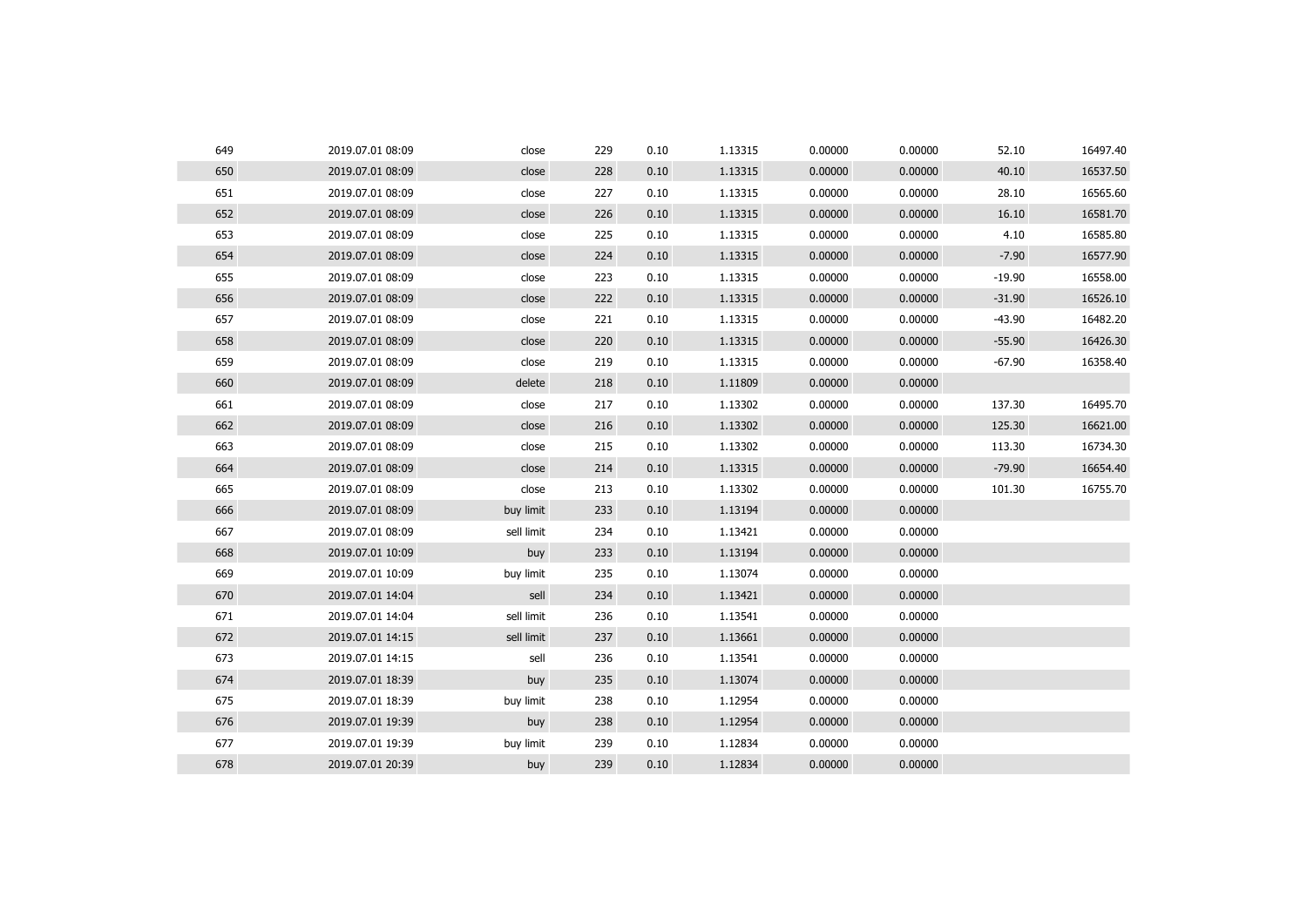| | | | | | | | | | |
|---|---|---|---|---|---|---|---|---|---|
| 649 | 2019.07.01 08:09 | close | 229 | 0.10 | 1.13315 | 0.00000 | 0.00000 | 52.10 | 16497.40 |
| 650 | 2019.07.01 08:09 | close | 228 | 0.10 | 1.13315 | 0.00000 | 0.00000 | 40.10 | 16537.50 |
| 651 | 2019.07.01 08:09 | close | 227 | 0.10 | 1.13315 | 0.00000 | 0.00000 | 28.10 | 16565.60 |
| 652 | 2019.07.01 08:09 | close | 226 | 0.10 | 1.13315 | 0.00000 | 0.00000 | 16.10 | 16581.70 |
| 653 | 2019.07.01 08:09 | close | 225 | 0.10 | 1.13315 | 0.00000 | 0.00000 | 4.10 | 16585.80 |
| 654 | 2019.07.01 08:09 | close | 224 | 0.10 | 1.13315 | 0.00000 | 0.00000 | -7.90 | 16577.90 |
| 655 | 2019.07.01 08:09 | close | 223 | 0.10 | 1.13315 | 0.00000 | 0.00000 | -19.90 | 16558.00 |
| 656 | 2019.07.01 08:09 | close | 222 | 0.10 | 1.13315 | 0.00000 | 0.00000 | -31.90 | 16526.10 |
| 657 | 2019.07.01 08:09 | close | 221 | 0.10 | 1.13315 | 0.00000 | 0.00000 | -43.90 | 16482.20 |
| 658 | 2019.07.01 08:09 | close | 220 | 0.10 | 1.13315 | 0.00000 | 0.00000 | -55.90 | 16426.30 |
| 659 | 2019.07.01 08:09 | close | 219 | 0.10 | 1.13315 | 0.00000 | 0.00000 | -67.90 | 16358.40 |
| 660 | 2019.07.01 08:09 | delete | 218 | 0.10 | 1.11809 | 0.00000 | 0.00000 | | |
| 661 | 2019.07.01 08:09 | close | 217 | 0.10 | 1.13302 | 0.00000 | 0.00000 | 137.30 | 16495.70 |
| 662 | 2019.07.01 08:09 | close | 216 | 0.10 | 1.13302 | 0.00000 | 0.00000 | 125.30 | 16621.00 |
| 663 | 2019.07.01 08:09 | close | 215 | 0.10 | 1.13302 | 0.00000 | 0.00000 | 113.30 | 16734.30 |
| 664 | 2019.07.01 08:09 | close | 214 | 0.10 | 1.13315 | 0.00000 | 0.00000 | -79.90 | 16654.40 |
| 665 | 2019.07.01 08:09 | close | 213 | 0.10 | 1.13302 | 0.00000 | 0.00000 | 101.30 | 16755.70 |
| 666 | 2019.07.01 08:09 | buy limit | 233 | 0.10 | 1.13194 | 0.00000 | 0.00000 | | |
| 667 | 2019.07.01 08:09 | sell limit | 234 | 0.10 | 1.13421 | 0.00000 | 0.00000 | | |
| 668 | 2019.07.01 10:09 | buy | 233 | 0.10 | 1.13194 | 0.00000 | 0.00000 | | |
| 669 | 2019.07.01 10:09 | buy limit | 235 | 0.10 | 1.13074 | 0.00000 | 0.00000 | | |
| 670 | 2019.07.01 14:04 | sell | 234 | 0.10 | 1.13421 | 0.00000 | 0.00000 | | |
| 671 | 2019.07.01 14:04 | sell limit | 236 | 0.10 | 1.13541 | 0.00000 | 0.00000 | | |
| 672 | 2019.07.01 14:15 | sell limit | 237 | 0.10 | 1.13661 | 0.00000 | 0.00000 | | |
| 673 | 2019.07.01 14:15 | sell | 236 | 0.10 | 1.13541 | 0.00000 | 0.00000 | | |
| 674 | 2019.07.01 18:39 | buy | 235 | 0.10 | 1.13074 | 0.00000 | 0.00000 | | |
| 675 | 2019.07.01 18:39 | buy limit | 238 | 0.10 | 1.12954 | 0.00000 | 0.00000 | | |
| 676 | 2019.07.01 19:39 | buy | 238 | 0.10 | 1.12954 | 0.00000 | 0.00000 | | |
| 677 | 2019.07.01 19:39 | buy limit | 239 | 0.10 | 1.12834 | 0.00000 | 0.00000 | | |
| 678 | 2019.07.01 20:39 | buy | 239 | 0.10 | 1.12834 | 0.00000 | 0.00000 | | |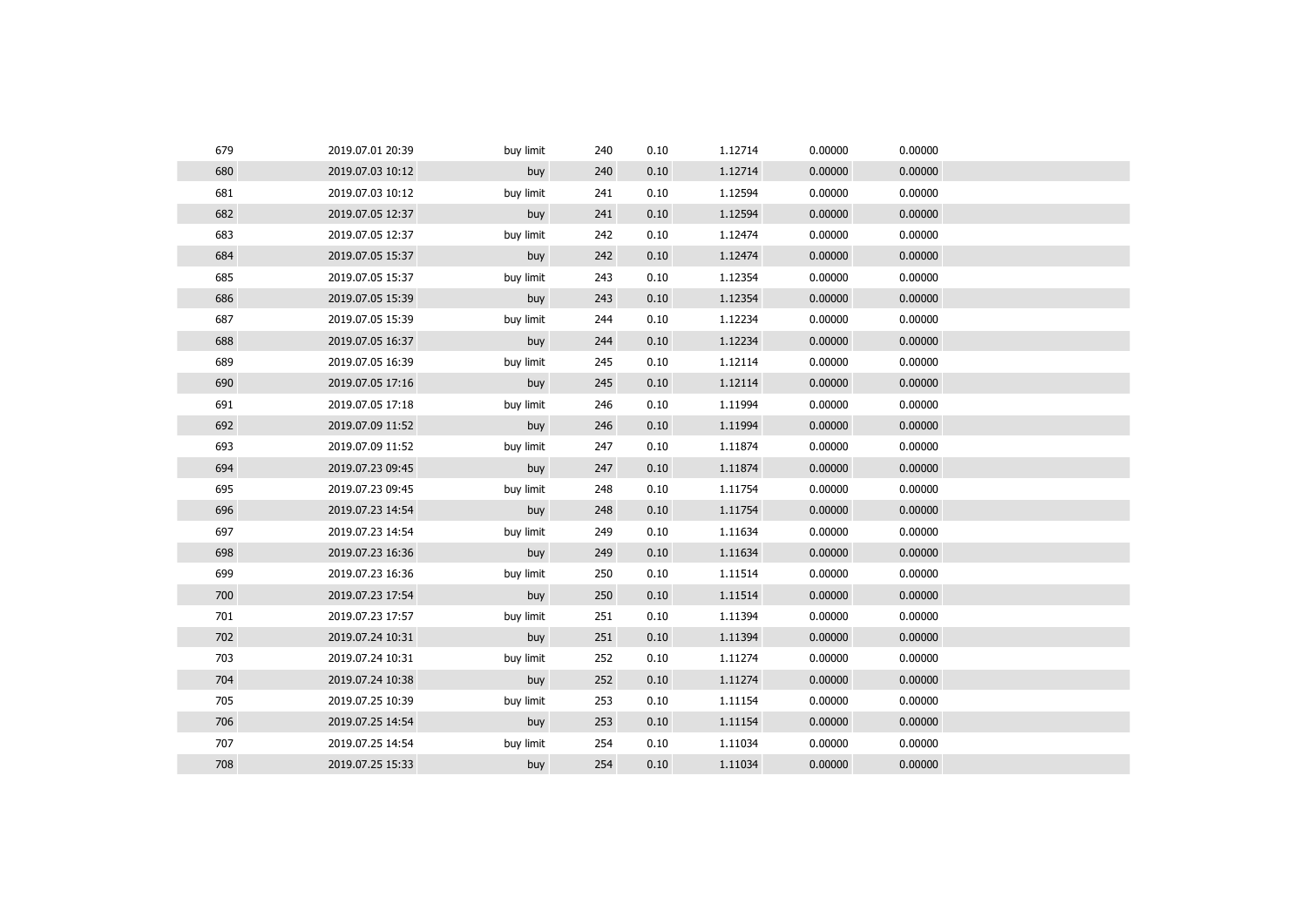| | | | | | | | | |
|---|---|---|---|---|---|---|---|---|
| 679 | 2019.07.01 20:39 | buy limit | 240 | 0.10 | 1.12714 | 0.00000 | 0.00000 | |
| 680 | 2019.07.03 10:12 | buy | 240 | 0.10 | 1.12714 | 0.00000 | 0.00000 | |
| 681 | 2019.07.03 10:12 | buy limit | 241 | 0.10 | 1.12594 | 0.00000 | 0.00000 | |
| 682 | 2019.07.05 12:37 | buy | 241 | 0.10 | 1.12594 | 0.00000 | 0.00000 | |
| 683 | 2019.07.05 12:37 | buy limit | 242 | 0.10 | 1.12474 | 0.00000 | 0.00000 | |
| 684 | 2019.07.05 15:37 | buy | 242 | 0.10 | 1.12474 | 0.00000 | 0.00000 | |
| 685 | 2019.07.05 15:37 | buy limit | 243 | 0.10 | 1.12354 | 0.00000 | 0.00000 | |
| 686 | 2019.07.05 15:39 | buy | 243 | 0.10 | 1.12354 | 0.00000 | 0.00000 | |
| 687 | 2019.07.05 15:39 | buy limit | 244 | 0.10 | 1.12234 | 0.00000 | 0.00000 | |
| 688 | 2019.07.05 16:37 | buy | 244 | 0.10 | 1.12234 | 0.00000 | 0.00000 | |
| 689 | 2019.07.05 16:39 | buy limit | 245 | 0.10 | 1.12114 | 0.00000 | 0.00000 | |
| 690 | 2019.07.05 17:16 | buy | 245 | 0.10 | 1.12114 | 0.00000 | 0.00000 | |
| 691 | 2019.07.05 17:18 | buy limit | 246 | 0.10 | 1.11994 | 0.00000 | 0.00000 | |
| 692 | 2019.07.09 11:52 | buy | 246 | 0.10 | 1.11994 | 0.00000 | 0.00000 | |
| 693 | 2019.07.09 11:52 | buy limit | 247 | 0.10 | 1.11874 | 0.00000 | 0.00000 | |
| 694 | 2019.07.23 09:45 | buy | 247 | 0.10 | 1.11874 | 0.00000 | 0.00000 | |
| 695 | 2019.07.23 09:45 | buy limit | 248 | 0.10 | 1.11754 | 0.00000 | 0.00000 | |
| 696 | 2019.07.23 14:54 | buy | 248 | 0.10 | 1.11754 | 0.00000 | 0.00000 | |
| 697 | 2019.07.23 14:54 | buy limit | 249 | 0.10 | 1.11634 | 0.00000 | 0.00000 | |
| 698 | 2019.07.23 16:36 | buy | 249 | 0.10 | 1.11634 | 0.00000 | 0.00000 | |
| 699 | 2019.07.23 16:36 | buy limit | 250 | 0.10 | 1.11514 | 0.00000 | 0.00000 | |
| 700 | 2019.07.23 17:54 | buy | 250 | 0.10 | 1.11514 | 0.00000 | 0.00000 | |
| 701 | 2019.07.23 17:57 | buy limit | 251 | 0.10 | 1.11394 | 0.00000 | 0.00000 | |
| 702 | 2019.07.24 10:31 | buy | 251 | 0.10 | 1.11394 | 0.00000 | 0.00000 | |
| 703 | 2019.07.24 10:31 | buy limit | 252 | 0.10 | 1.11274 | 0.00000 | 0.00000 | |
| 704 | 2019.07.24 10:38 | buy | 252 | 0.10 | 1.11274 | 0.00000 | 0.00000 | |
| 705 | 2019.07.25 10:39 | buy limit | 253 | 0.10 | 1.11154 | 0.00000 | 0.00000 | |
| 706 | 2019.07.25 14:54 | buy | 253 | 0.10 | 1.11154 | 0.00000 | 0.00000 | |
| 707 | 2019.07.25 14:54 | buy limit | 254 | 0.10 | 1.11034 | 0.00000 | 0.00000 | |
| 708 | 2019.07.25 15:33 | buy | 254 | 0.10 | 1.11034 | 0.00000 | 0.00000 | |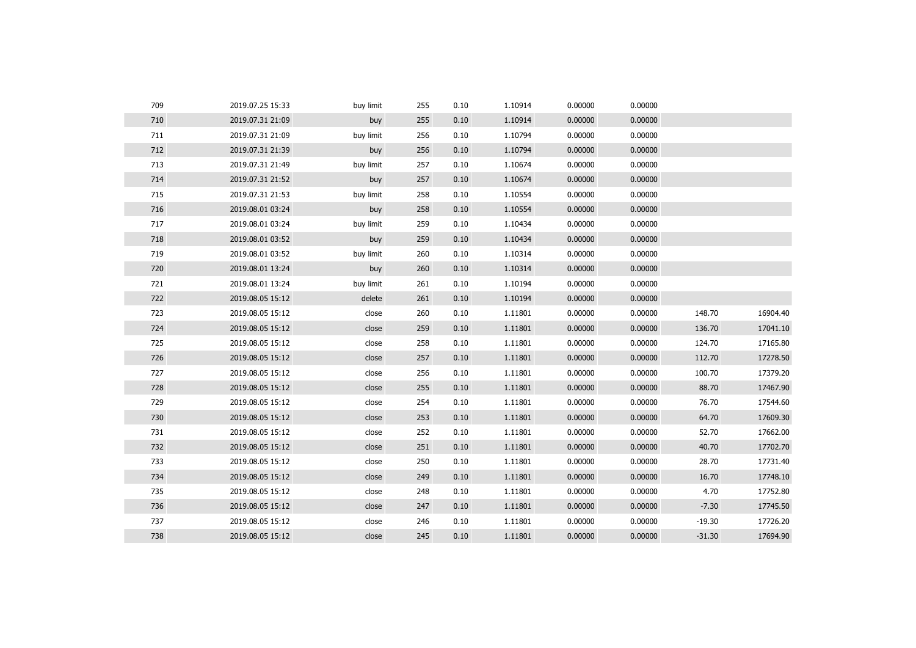| | | | | | | | | | |
|---|---|---|---|---|---|---|---|---|---|
| 709 | 2019.07.25 15:33 | buy limit | 255 | 0.10 | 1.10914 | 0.00000 | 0.00000 | | |
| 710 | 2019.07.31 21:09 | buy | 255 | 0.10 | 1.10914 | 0.00000 | 0.00000 | | |
| 711 | 2019.07.31 21:09 | buy limit | 256 | 0.10 | 1.10794 | 0.00000 | 0.00000 | | |
| 712 | 2019.07.31 21:39 | buy | 256 | 0.10 | 1.10794 | 0.00000 | 0.00000 | | |
| 713 | 2019.07.31 21:49 | buy limit | 257 | 0.10 | 1.10674 | 0.00000 | 0.00000 | | |
| 714 | 2019.07.31 21:52 | buy | 257 | 0.10 | 1.10674 | 0.00000 | 0.00000 | | |
| 715 | 2019.07.31 21:53 | buy limit | 258 | 0.10 | 1.10554 | 0.00000 | 0.00000 | | |
| 716 | 2019.08.01 03:24 | buy | 258 | 0.10 | 1.10554 | 0.00000 | 0.00000 | | |
| 717 | 2019.08.01 03:24 | buy limit | 259 | 0.10 | 1.10434 | 0.00000 | 0.00000 | | |
| 718 | 2019.08.01 03:52 | buy | 259 | 0.10 | 1.10434 | 0.00000 | 0.00000 | | |
| 719 | 2019.08.01 03:52 | buy limit | 260 | 0.10 | 1.10314 | 0.00000 | 0.00000 | | |
| 720 | 2019.08.01 13:24 | buy | 260 | 0.10 | 1.10314 | 0.00000 | 0.00000 | | |
| 721 | 2019.08.01 13:24 | buy limit | 261 | 0.10 | 1.10194 | 0.00000 | 0.00000 | | |
| 722 | 2019.08.05 15:12 | delete | 261 | 0.10 | 1.10194 | 0.00000 | 0.00000 | | |
| 723 | 2019.08.05 15:12 | close | 260 | 0.10 | 1.11801 | 0.00000 | 0.00000 | 148.70 | 16904.40 |
| 724 | 2019.08.05 15:12 | close | 259 | 0.10 | 1.11801 | 0.00000 | 0.00000 | 136.70 | 17041.10 |
| 725 | 2019.08.05 15:12 | close | 258 | 0.10 | 1.11801 | 0.00000 | 0.00000 | 124.70 | 17165.80 |
| 726 | 2019.08.05 15:12 | close | 257 | 0.10 | 1.11801 | 0.00000 | 0.00000 | 112.70 | 17278.50 |
| 727 | 2019.08.05 15:12 | close | 256 | 0.10 | 1.11801 | 0.00000 | 0.00000 | 100.70 | 17379.20 |
| 728 | 2019.08.05 15:12 | close | 255 | 0.10 | 1.11801 | 0.00000 | 0.00000 | 88.70 | 17467.90 |
| 729 | 2019.08.05 15:12 | close | 254 | 0.10 | 1.11801 | 0.00000 | 0.00000 | 76.70 | 17544.60 |
| 730 | 2019.08.05 15:12 | close | 253 | 0.10 | 1.11801 | 0.00000 | 0.00000 | 64.70 | 17609.30 |
| 731 | 2019.08.05 15:12 | close | 252 | 0.10 | 1.11801 | 0.00000 | 0.00000 | 52.70 | 17662.00 |
| 732 | 2019.08.05 15:12 | close | 251 | 0.10 | 1.11801 | 0.00000 | 0.00000 | 40.70 | 17702.70 |
| 733 | 2019.08.05 15:12 | close | 250 | 0.10 | 1.11801 | 0.00000 | 0.00000 | 28.70 | 17731.40 |
| 734 | 2019.08.05 15:12 | close | 249 | 0.10 | 1.11801 | 0.00000 | 0.00000 | 16.70 | 17748.10 |
| 735 | 2019.08.05 15:12 | close | 248 | 0.10 | 1.11801 | 0.00000 | 0.00000 | 4.70 | 17752.80 |
| 736 | 2019.08.05 15:12 | close | 247 | 0.10 | 1.11801 | 0.00000 | 0.00000 | -7.30 | 17745.50 |
| 737 | 2019.08.05 15:12 | close | 246 | 0.10 | 1.11801 | 0.00000 | 0.00000 | -19.30 | 17726.20 |
| 738 | 2019.08.05 15:12 | close | 245 | 0.10 | 1.11801 | 0.00000 | 0.00000 | -31.30 | 17694.90 |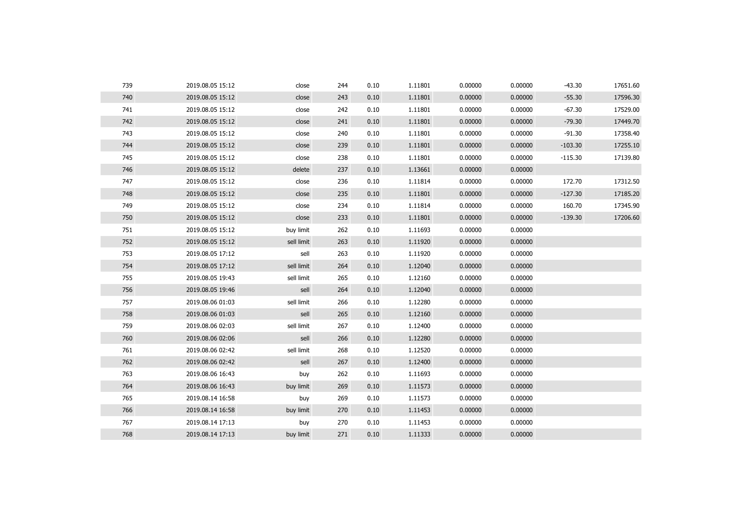| | | | | | | | | | |
|---|---|---|---|---|---|---|---|---|---|
| 739 | 2019.08.05 15:12 | close | 244 | 0.10 | 1.11801 | 0.00000 | 0.00000 | -43.30 | 17651.60 |
| 740 | 2019.08.05 15:12 | close | 243 | 0.10 | 1.11801 | 0.00000 | 0.00000 | -55.30 | 17596.30 |
| 741 | 2019.08.05 15:12 | close | 242 | 0.10 | 1.11801 | 0.00000 | 0.00000 | -67.30 | 17529.00 |
| 742 | 2019.08.05 15:12 | close | 241 | 0.10 | 1.11801 | 0.00000 | 0.00000 | -79.30 | 17449.70 |
| 743 | 2019.08.05 15:12 | close | 240 | 0.10 | 1.11801 | 0.00000 | 0.00000 | -91.30 | 17358.40 |
| 744 | 2019.08.05 15:12 | close | 239 | 0.10 | 1.11801 | 0.00000 | 0.00000 | -103.30 | 17255.10 |
| 745 | 2019.08.05 15:12 | close | 238 | 0.10 | 1.11801 | 0.00000 | 0.00000 | -115.30 | 17139.80 |
| 746 | 2019.08.05 15:12 | delete | 237 | 0.10 | 1.13661 | 0.00000 | 0.00000 | | |
| 747 | 2019.08.05 15:12 | close | 236 | 0.10 | 1.11814 | 0.00000 | 0.00000 | 172.70 | 17312.50 |
| 748 | 2019.08.05 15:12 | close | 235 | 0.10 | 1.11801 | 0.00000 | 0.00000 | -127.30 | 17185.20 |
| 749 | 2019.08.05 15:12 | close | 234 | 0.10 | 1.11814 | 0.00000 | 0.00000 | 160.70 | 17345.90 |
| 750 | 2019.08.05 15:12 | close | 233 | 0.10 | 1.11801 | 0.00000 | 0.00000 | -139.30 | 17206.60 |
| 751 | 2019.08.05 15:12 | buy limit | 262 | 0.10 | 1.11693 | 0.00000 | 0.00000 | | |
| 752 | 2019.08.05 15:12 | sell limit | 263 | 0.10 | 1.11920 | 0.00000 | 0.00000 | | |
| 753 | 2019.08.05 17:12 | sell | 263 | 0.10 | 1.11920 | 0.00000 | 0.00000 | | |
| 754 | 2019.08.05 17:12 | sell limit | 264 | 0.10 | 1.12040 | 0.00000 | 0.00000 | | |
| 755 | 2019.08.05 19:43 | sell limit | 265 | 0.10 | 1.12160 | 0.00000 | 0.00000 | | |
| 756 | 2019.08.05 19:46 | sell | 264 | 0.10 | 1.12040 | 0.00000 | 0.00000 | | |
| 757 | 2019.08.06 01:03 | sell limit | 266 | 0.10 | 1.12280 | 0.00000 | 0.00000 | | |
| 758 | 2019.08.06 01:03 | sell | 265 | 0.10 | 1.12160 | 0.00000 | 0.00000 | | |
| 759 | 2019.08.06 02:03 | sell limit | 267 | 0.10 | 1.12400 | 0.00000 | 0.00000 | | |
| 760 | 2019.08.06 02:06 | sell | 266 | 0.10 | 1.12280 | 0.00000 | 0.00000 | | |
| 761 | 2019.08.06 02:42 | sell limit | 268 | 0.10 | 1.12520 | 0.00000 | 0.00000 | | |
| 762 | 2019.08.06 02:42 | sell | 267 | 0.10 | 1.12400 | 0.00000 | 0.00000 | | |
| 763 | 2019.08.06 16:43 | buy | 262 | 0.10 | 1.11693 | 0.00000 | 0.00000 | | |
| 764 | 2019.08.06 16:43 | buy limit | 269 | 0.10 | 1.11573 | 0.00000 | 0.00000 | | |
| 765 | 2019.08.14 16:58 | buy | 269 | 0.10 | 1.11573 | 0.00000 | 0.00000 | | |
| 766 | 2019.08.14 16:58 | buy limit | 270 | 0.10 | 1.11453 | 0.00000 | 0.00000 | | |
| 767 | 2019.08.14 17:13 | buy | 270 | 0.10 | 1.11453 | 0.00000 | 0.00000 | | |
| 768 | 2019.08.14 17:13 | buy limit | 271 | 0.10 | 1.11333 | 0.00000 | 0.00000 | | |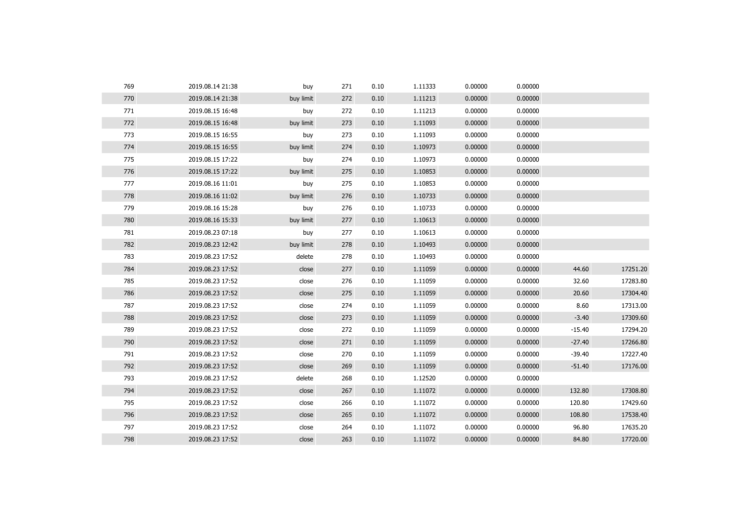| | | | | | | | | | |
|---|---|---|---|---|---|---|---|---|---|
| 769 | 2019.08.14 21:38 | buy | 271 | 0.10 | 1.11333 | 0.00000 | 0.00000 | | |
| 770 | 2019.08.14 21:38 | buy limit | 272 | 0.10 | 1.11213 | 0.00000 | 0.00000 | | |
| 771 | 2019.08.15 16:48 | buy | 272 | 0.10 | 1.11213 | 0.00000 | 0.00000 | | |
| 772 | 2019.08.15 16:48 | buy limit | 273 | 0.10 | 1.11093 | 0.00000 | 0.00000 | | |
| 773 | 2019.08.15 16:55 | buy | 273 | 0.10 | 1.11093 | 0.00000 | 0.00000 | | |
| 774 | 2019.08.15 16:55 | buy limit | 274 | 0.10 | 1.10973 | 0.00000 | 0.00000 | | |
| 775 | 2019.08.15 17:22 | buy | 274 | 0.10 | 1.10973 | 0.00000 | 0.00000 | | |
| 776 | 2019.08.15 17:22 | buy limit | 275 | 0.10 | 1.10853 | 0.00000 | 0.00000 | | |
| 777 | 2019.08.16 11:01 | buy | 275 | 0.10 | 1.10853 | 0.00000 | 0.00000 | | |
| 778 | 2019.08.16 11:02 | buy limit | 276 | 0.10 | 1.10733 | 0.00000 | 0.00000 | | |
| 779 | 2019.08.16 15:28 | buy | 276 | 0.10 | 1.10733 | 0.00000 | 0.00000 | | |
| 780 | 2019.08.16 15:33 | buy limit | 277 | 0.10 | 1.10613 | 0.00000 | 0.00000 | | |
| 781 | 2019.08.23 07:18 | buy | 277 | 0.10 | 1.10613 | 0.00000 | 0.00000 | | |
| 782 | 2019.08.23 12:42 | buy limit | 278 | 0.10 | 1.10493 | 0.00000 | 0.00000 | | |
| 783 | 2019.08.23 17:52 | delete | 278 | 0.10 | 1.10493 | 0.00000 | 0.00000 | | |
| 784 | 2019.08.23 17:52 | close | 277 | 0.10 | 1.11059 | 0.00000 | 0.00000 | 44.60 | 17251.20 |
| 785 | 2019.08.23 17:52 | close | 276 | 0.10 | 1.11059 | 0.00000 | 0.00000 | 32.60 | 17283.80 |
| 786 | 2019.08.23 17:52 | close | 275 | 0.10 | 1.11059 | 0.00000 | 0.00000 | 20.60 | 17304.40 |
| 787 | 2019.08.23 17:52 | close | 274 | 0.10 | 1.11059 | 0.00000 | 0.00000 | 8.60 | 17313.00 |
| 788 | 2019.08.23 17:52 | close | 273 | 0.10 | 1.11059 | 0.00000 | 0.00000 | -3.40 | 17309.60 |
| 789 | 2019.08.23 17:52 | close | 272 | 0.10 | 1.11059 | 0.00000 | 0.00000 | -15.40 | 17294.20 |
| 790 | 2019.08.23 17:52 | close | 271 | 0.10 | 1.11059 | 0.00000 | 0.00000 | -27.40 | 17266.80 |
| 791 | 2019.08.23 17:52 | close | 270 | 0.10 | 1.11059 | 0.00000 | 0.00000 | -39.40 | 17227.40 |
| 792 | 2019.08.23 17:52 | close | 269 | 0.10 | 1.11059 | 0.00000 | 0.00000 | -51.40 | 17176.00 |
| 793 | 2019.08.23 17:52 | delete | 268 | 0.10 | 1.12520 | 0.00000 | 0.00000 | | |
| 794 | 2019.08.23 17:52 | close | 267 | 0.10 | 1.11072 | 0.00000 | 0.00000 | 132.80 | 17308.80 |
| 795 | 2019.08.23 17:52 | close | 266 | 0.10 | 1.11072 | 0.00000 | 0.00000 | 120.80 | 17429.60 |
| 796 | 2019.08.23 17:52 | close | 265 | 0.10 | 1.11072 | 0.00000 | 0.00000 | 108.80 | 17538.40 |
| 797 | 2019.08.23 17:52 | close | 264 | 0.10 | 1.11072 | 0.00000 | 0.00000 | 96.80 | 17635.20 |
| 798 | 2019.08.23 17:52 | close | 263 | 0.10 | 1.11072 | 0.00000 | 0.00000 | 84.80 | 17720.00 |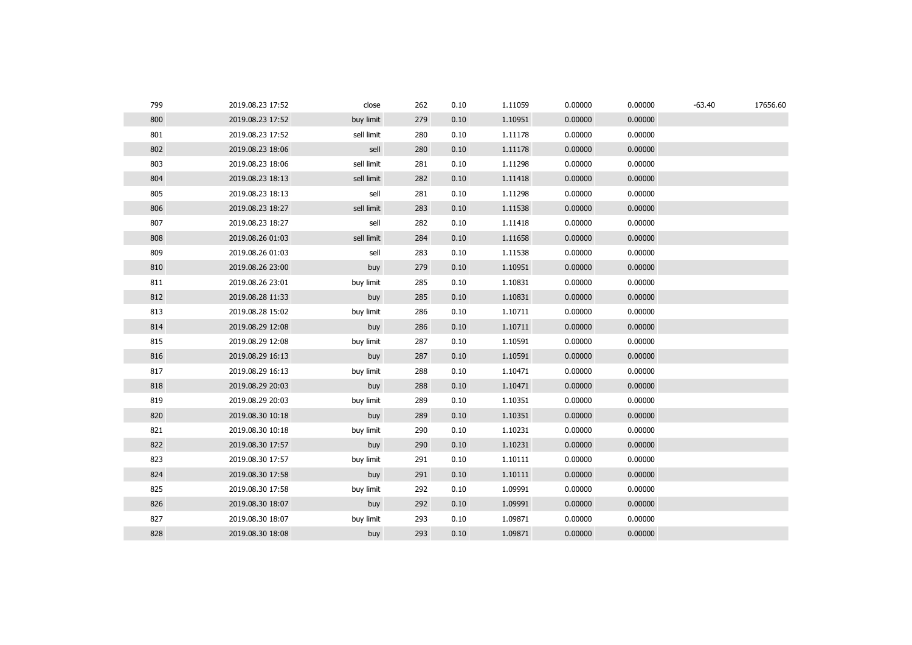| | | | | | | | | | |
|---|---|---|---|---|---|---|---|---|---|
| 799 | 2019.08.23 17:52 | close | 262 | 0.10 | 1.11059 | 0.00000 | 0.00000 | -63.40 | 17656.60 |
| 800 | 2019.08.23 17:52 | buy limit | 279 | 0.10 | 1.10951 | 0.00000 | 0.00000 | | |
| 801 | 2019.08.23 17:52 | sell limit | 280 | 0.10 | 1.11178 | 0.00000 | 0.00000 | | |
| 802 | 2019.08.23 18:06 | sell | 280 | 0.10 | 1.11178 | 0.00000 | 0.00000 | | |
| 803 | 2019.08.23 18:06 | sell limit | 281 | 0.10 | 1.11298 | 0.00000 | 0.00000 | | |
| 804 | 2019.08.23 18:13 | sell limit | 282 | 0.10 | 1.11418 | 0.00000 | 0.00000 | | |
| 805 | 2019.08.23 18:13 | sell | 281 | 0.10 | 1.11298 | 0.00000 | 0.00000 | | |
| 806 | 2019.08.23 18:27 | sell limit | 283 | 0.10 | 1.11538 | 0.00000 | 0.00000 | | |
| 807 | 2019.08.23 18:27 | sell | 282 | 0.10 | 1.11418 | 0.00000 | 0.00000 | | |
| 808 | 2019.08.26 01:03 | sell limit | 284 | 0.10 | 1.11658 | 0.00000 | 0.00000 | | |
| 809 | 2019.08.26 01:03 | sell | 283 | 0.10 | 1.11538 | 0.00000 | 0.00000 | | |
| 810 | 2019.08.26 23:00 | buy | 279 | 0.10 | 1.10951 | 0.00000 | 0.00000 | | |
| 811 | 2019.08.26 23:01 | buy limit | 285 | 0.10 | 1.10831 | 0.00000 | 0.00000 | | |
| 812 | 2019.08.28 11:33 | buy | 285 | 0.10 | 1.10831 | 0.00000 | 0.00000 | | |
| 813 | 2019.08.28 15:02 | buy limit | 286 | 0.10 | 1.10711 | 0.00000 | 0.00000 | | |
| 814 | 2019.08.29 12:08 | buy | 286 | 0.10 | 1.10711 | 0.00000 | 0.00000 | | |
| 815 | 2019.08.29 12:08 | buy limit | 287 | 0.10 | 1.10591 | 0.00000 | 0.00000 | | |
| 816 | 2019.08.29 16:13 | buy | 287 | 0.10 | 1.10591 | 0.00000 | 0.00000 | | |
| 817 | 2019.08.29 16:13 | buy limit | 288 | 0.10 | 1.10471 | 0.00000 | 0.00000 | | |
| 818 | 2019.08.29 20:03 | buy | 288 | 0.10 | 1.10471 | 0.00000 | 0.00000 | | |
| 819 | 2019.08.29 20:03 | buy limit | 289 | 0.10 | 1.10351 | 0.00000 | 0.00000 | | |
| 820 | 2019.08.30 10:18 | buy | 289 | 0.10 | 1.10351 | 0.00000 | 0.00000 | | |
| 821 | 2019.08.30 10:18 | buy limit | 290 | 0.10 | 1.10231 | 0.00000 | 0.00000 | | |
| 822 | 2019.08.30 17:57 | buy | 290 | 0.10 | 1.10231 | 0.00000 | 0.00000 | | |
| 823 | 2019.08.30 17:57 | buy limit | 291 | 0.10 | 1.10111 | 0.00000 | 0.00000 | | |
| 824 | 2019.08.30 17:58 | buy | 291 | 0.10 | 1.10111 | 0.00000 | 0.00000 | | |
| 825 | 2019.08.30 17:58 | buy limit | 292 | 0.10 | 1.09991 | 0.00000 | 0.00000 | | |
| 826 | 2019.08.30 18:07 | buy | 292 | 0.10 | 1.09991 | 0.00000 | 0.00000 | | |
| 827 | 2019.08.30 18:07 | buy limit | 293 | 0.10 | 1.09871 | 0.00000 | 0.00000 | | |
| 828 | 2019.08.30 18:08 | buy | 293 | 0.10 | 1.09871 | 0.00000 | 0.00000 | | |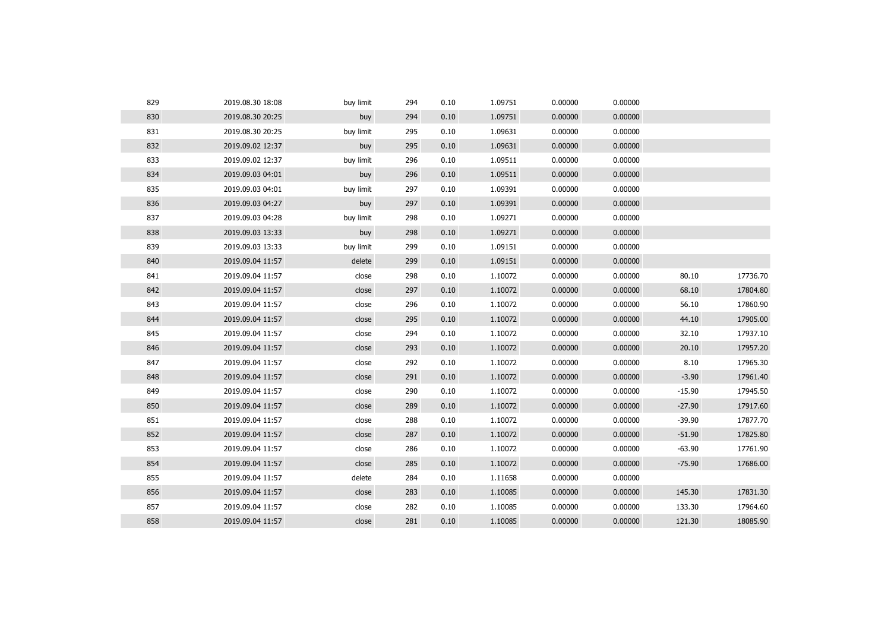| | | | | | | | | | |
|---|---|---|---|---|---|---|---|---|---|
| 829 | 2019.08.30 18:08 | buy limit | 294 | 0.10 | 1.09751 | 0.00000 | 0.00000 | | |
| 830 | 2019.08.30 20:25 | buy | 294 | 0.10 | 1.09751 | 0.00000 | 0.00000 | | |
| 831 | 2019.08.30 20:25 | buy limit | 295 | 0.10 | 1.09631 | 0.00000 | 0.00000 | | |
| 832 | 2019.09.02 12:37 | buy | 295 | 0.10 | 1.09631 | 0.00000 | 0.00000 | | |
| 833 | 2019.09.02 12:37 | buy limit | 296 | 0.10 | 1.09511 | 0.00000 | 0.00000 | | |
| 834 | 2019.09.03 04:01 | buy | 296 | 0.10 | 1.09511 | 0.00000 | 0.00000 | | |
| 835 | 2019.09.03 04:01 | buy limit | 297 | 0.10 | 1.09391 | 0.00000 | 0.00000 | | |
| 836 | 2019.09.03 04:27 | buy | 297 | 0.10 | 1.09391 | 0.00000 | 0.00000 | | |
| 837 | 2019.09.03 04:28 | buy limit | 298 | 0.10 | 1.09271 | 0.00000 | 0.00000 | | |
| 838 | 2019.09.03 13:33 | buy | 298 | 0.10 | 1.09271 | 0.00000 | 0.00000 | | |
| 839 | 2019.09.03 13:33 | buy limit | 299 | 0.10 | 1.09151 | 0.00000 | 0.00000 | | |
| 840 | 2019.09.04 11:57 | delete | 299 | 0.10 | 1.09151 | 0.00000 | 0.00000 | | |
| 841 | 2019.09.04 11:57 | close | 298 | 0.10 | 1.10072 | 0.00000 | 0.00000 | 80.10 | 17736.70 |
| 842 | 2019.09.04 11:57 | close | 297 | 0.10 | 1.10072 | 0.00000 | 0.00000 | 68.10 | 17804.80 |
| 843 | 2019.09.04 11:57 | close | 296 | 0.10 | 1.10072 | 0.00000 | 0.00000 | 56.10 | 17860.90 |
| 844 | 2019.09.04 11:57 | close | 295 | 0.10 | 1.10072 | 0.00000 | 0.00000 | 44.10 | 17905.00 |
| 845 | 2019.09.04 11:57 | close | 294 | 0.10 | 1.10072 | 0.00000 | 0.00000 | 32.10 | 17937.10 |
| 846 | 2019.09.04 11:57 | close | 293 | 0.10 | 1.10072 | 0.00000 | 0.00000 | 20.10 | 17957.20 |
| 847 | 2019.09.04 11:57 | close | 292 | 0.10 | 1.10072 | 0.00000 | 0.00000 | 8.10 | 17965.30 |
| 848 | 2019.09.04 11:57 | close | 291 | 0.10 | 1.10072 | 0.00000 | 0.00000 | -3.90 | 17961.40 |
| 849 | 2019.09.04 11:57 | close | 290 | 0.10 | 1.10072 | 0.00000 | 0.00000 | -15.90 | 17945.50 |
| 850 | 2019.09.04 11:57 | close | 289 | 0.10 | 1.10072 | 0.00000 | 0.00000 | -27.90 | 17917.60 |
| 851 | 2019.09.04 11:57 | close | 288 | 0.10 | 1.10072 | 0.00000 | 0.00000 | -39.90 | 17877.70 |
| 852 | 2019.09.04 11:57 | close | 287 | 0.10 | 1.10072 | 0.00000 | 0.00000 | -51.90 | 17825.80 |
| 853 | 2019.09.04 11:57 | close | 286 | 0.10 | 1.10072 | 0.00000 | 0.00000 | -63.90 | 17761.90 |
| 854 | 2019.09.04 11:57 | close | 285 | 0.10 | 1.10072 | 0.00000 | 0.00000 | -75.90 | 17686.00 |
| 855 | 2019.09.04 11:57 | delete | 284 | 0.10 | 1.11658 | 0.00000 | 0.00000 | | |
| 856 | 2019.09.04 11:57 | close | 283 | 0.10 | 1.10085 | 0.00000 | 0.00000 | 145.30 | 17831.30 |
| 857 | 2019.09.04 11:57 | close | 282 | 0.10 | 1.10085 | 0.00000 | 0.00000 | 133.30 | 17964.60 |
| 858 | 2019.09.04 11:57 | close | 281 | 0.10 | 1.10085 | 0.00000 | 0.00000 | 121.30 | 18085.90 |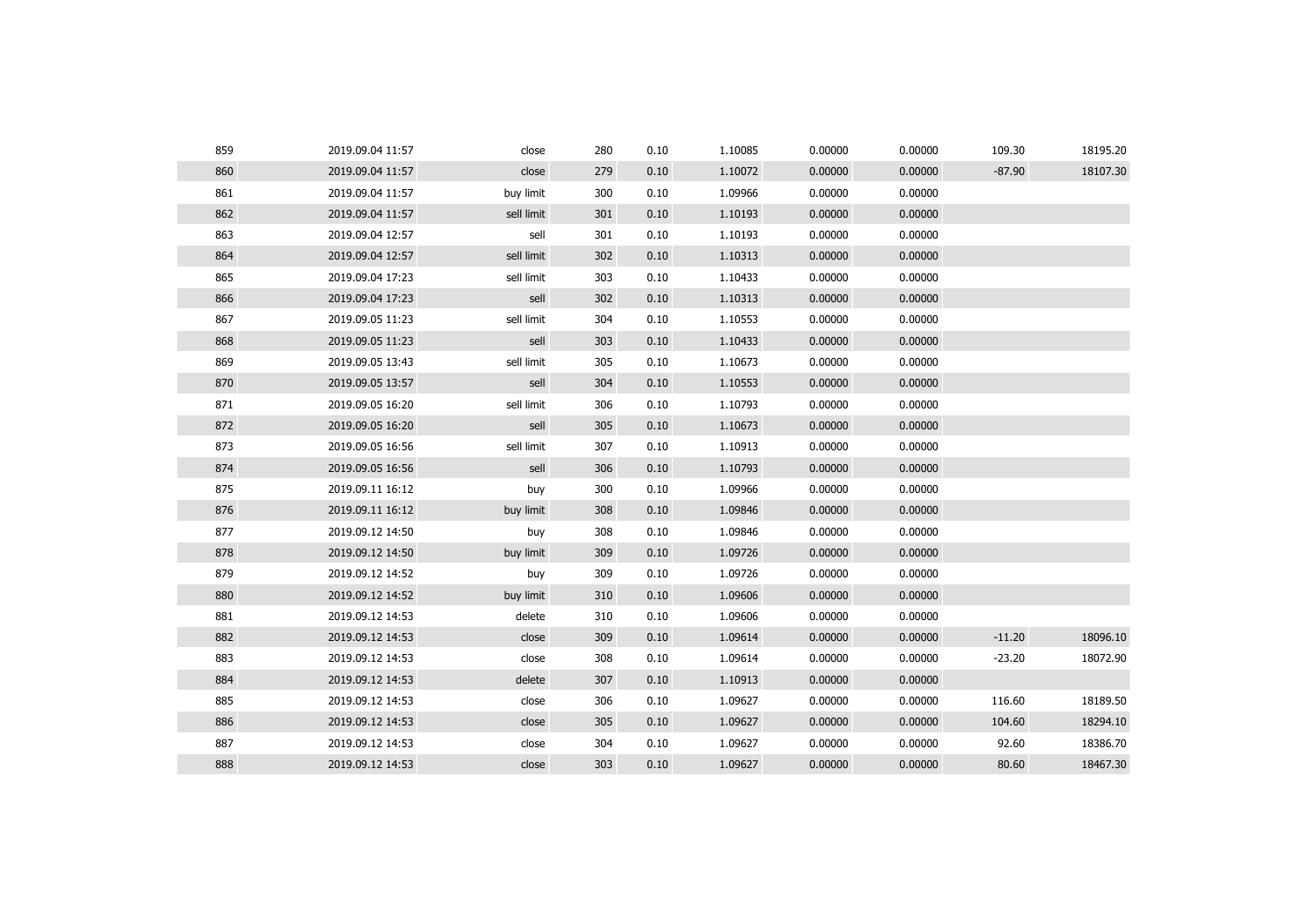| | | | | | | | | | |
|---|---|---|---|---|---|---|---|---|---|
| 859 | 2019.09.04 11:57 | close | 280 | 0.10 | 1.10085 | 0.00000 | 0.00000 | 109.30 | 18195.20 |
| 860 | 2019.09.04 11:57 | close | 279 | 0.10 | 1.10072 | 0.00000 | 0.00000 | -87.90 | 18107.30 |
| 861 | 2019.09.04 11:57 | buy limit | 300 | 0.10 | 1.09966 | 0.00000 | 0.00000 | | |
| 862 | 2019.09.04 11:57 | sell limit | 301 | 0.10 | 1.10193 | 0.00000 | 0.00000 | | |
| 863 | 2019.09.04 12:57 | sell | 301 | 0.10 | 1.10193 | 0.00000 | 0.00000 | | |
| 864 | 2019.09.04 12:57 | sell limit | 302 | 0.10 | 1.10313 | 0.00000 | 0.00000 | | |
| 865 | 2019.09.04 17:23 | sell limit | 303 | 0.10 | 1.10433 | 0.00000 | 0.00000 | | |
| 866 | 2019.09.04 17:23 | sell | 302 | 0.10 | 1.10313 | 0.00000 | 0.00000 | | |
| 867 | 2019.09.05 11:23 | sell limit | 304 | 0.10 | 1.10553 | 0.00000 | 0.00000 | | |
| 868 | 2019.09.05 11:23 | sell | 303 | 0.10 | 1.10433 | 0.00000 | 0.00000 | | |
| 869 | 2019.09.05 13:43 | sell limit | 305 | 0.10 | 1.10673 | 0.00000 | 0.00000 | | |
| 870 | 2019.09.05 13:57 | sell | 304 | 0.10 | 1.10553 | 0.00000 | 0.00000 | | |
| 871 | 2019.09.05 16:20 | sell limit | 306 | 0.10 | 1.10793 | 0.00000 | 0.00000 | | |
| 872 | 2019.09.05 16:20 | sell | 305 | 0.10 | 1.10673 | 0.00000 | 0.00000 | | |
| 873 | 2019.09.05 16:56 | sell limit | 307 | 0.10 | 1.10913 | 0.00000 | 0.00000 | | |
| 874 | 2019.09.05 16:56 | sell | 306 | 0.10 | 1.10793 | 0.00000 | 0.00000 | | |
| 875 | 2019.09.11 16:12 | buy | 300 | 0.10 | 1.09966 | 0.00000 | 0.00000 | | |
| 876 | 2019.09.11 16:12 | buy limit | 308 | 0.10 | 1.09846 | 0.00000 | 0.00000 | | |
| 877 | 2019.09.12 14:50 | buy | 308 | 0.10 | 1.09846 | 0.00000 | 0.00000 | | |
| 878 | 2019.09.12 14:50 | buy limit | 309 | 0.10 | 1.09726 | 0.00000 | 0.00000 | | |
| 879 | 2019.09.12 14:52 | buy | 309 | 0.10 | 1.09726 | 0.00000 | 0.00000 | | |
| 880 | 2019.09.12 14:52 | buy limit | 310 | 0.10 | 1.09606 | 0.00000 | 0.00000 | | |
| 881 | 2019.09.12 14:53 | delete | 310 | 0.10 | 1.09606 | 0.00000 | 0.00000 | | |
| 882 | 2019.09.12 14:53 | close | 309 | 0.10 | 1.09614 | 0.00000 | 0.00000 | -11.20 | 18096.10 |
| 883 | 2019.09.12 14:53 | close | 308 | 0.10 | 1.09614 | 0.00000 | 0.00000 | -23.20 | 18072.90 |
| 884 | 2019.09.12 14:53 | delete | 307 | 0.10 | 1.10913 | 0.00000 | 0.00000 | | |
| 885 | 2019.09.12 14:53 | close | 306 | 0.10 | 1.09627 | 0.00000 | 0.00000 | 116.60 | 18189.50 |
| 886 | 2019.09.12 14:53 | close | 305 | 0.10 | 1.09627 | 0.00000 | 0.00000 | 104.60 | 18294.10 |
| 887 | 2019.09.12 14:53 | close | 304 | 0.10 | 1.09627 | 0.00000 | 0.00000 | 92.60 | 18386.70 |
| 888 | 2019.09.12 14:53 | close | 303 | 0.10 | 1.09627 | 0.00000 | 0.00000 | 80.60 | 18467.30 |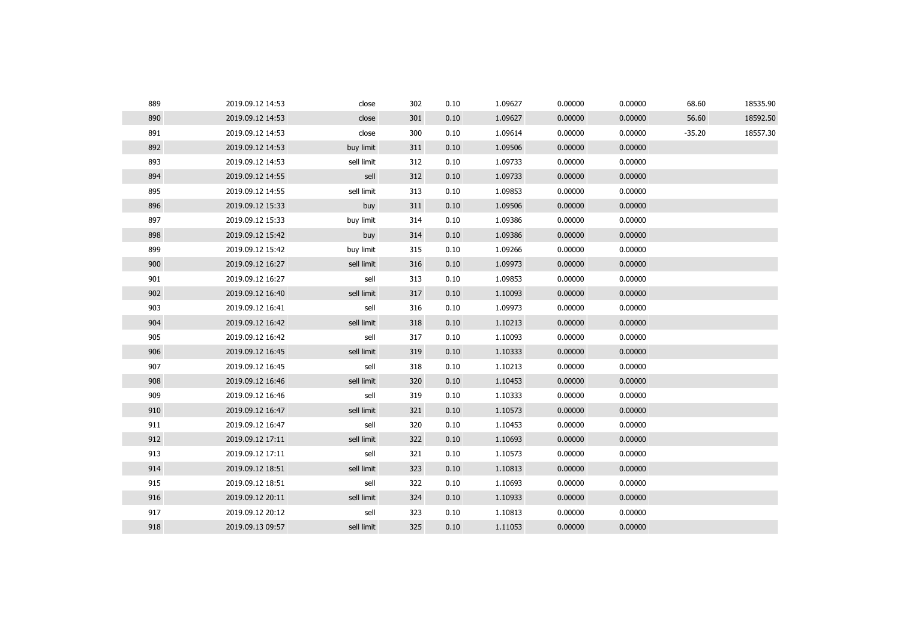| | | | | | | | | | |
|---|---|---|---|---|---|---|---|---|---|
| 889 | 2019.09.12 14:53 | close | 302 | 0.10 | 1.09627 | 0.00000 | 0.00000 | 68.60 | 18535.90 |
| 890 | 2019.09.12 14:53 | close | 301 | 0.10 | 1.09627 | 0.00000 | 0.00000 | 56.60 | 18592.50 |
| 891 | 2019.09.12 14:53 | close | 300 | 0.10 | 1.09614 | 0.00000 | 0.00000 | -35.20 | 18557.30 |
| 892 | 2019.09.12 14:53 | buy limit | 311 | 0.10 | 1.09506 | 0.00000 | 0.00000 | | |
| 893 | 2019.09.12 14:53 | sell limit | 312 | 0.10 | 1.09733 | 0.00000 | 0.00000 | | |
| 894 | 2019.09.12 14:55 | sell | 312 | 0.10 | 1.09733 | 0.00000 | 0.00000 | | |
| 895 | 2019.09.12 14:55 | sell limit | 313 | 0.10 | 1.09853 | 0.00000 | 0.00000 | | |
| 896 | 2019.09.12 15:33 | buy | 311 | 0.10 | 1.09506 | 0.00000 | 0.00000 | | |
| 897 | 2019.09.12 15:33 | buy limit | 314 | 0.10 | 1.09386 | 0.00000 | 0.00000 | | |
| 898 | 2019.09.12 15:42 | buy | 314 | 0.10 | 1.09386 | 0.00000 | 0.00000 | | |
| 899 | 2019.09.12 15:42 | buy limit | 315 | 0.10 | 1.09266 | 0.00000 | 0.00000 | | |
| 900 | 2019.09.12 16:27 | sell limit | 316 | 0.10 | 1.09973 | 0.00000 | 0.00000 | | |
| 901 | 2019.09.12 16:27 | sell | 313 | 0.10 | 1.09853 | 0.00000 | 0.00000 | | |
| 902 | 2019.09.12 16:40 | sell limit | 317 | 0.10 | 1.10093 | 0.00000 | 0.00000 | | |
| 903 | 2019.09.12 16:41 | sell | 316 | 0.10 | 1.09973 | 0.00000 | 0.00000 | | |
| 904 | 2019.09.12 16:42 | sell limit | 318 | 0.10 | 1.10213 | 0.00000 | 0.00000 | | |
| 905 | 2019.09.12 16:42 | sell | 317 | 0.10 | 1.10093 | 0.00000 | 0.00000 | | |
| 906 | 2019.09.12 16:45 | sell limit | 319 | 0.10 | 1.10333 | 0.00000 | 0.00000 | | |
| 907 | 2019.09.12 16:45 | sell | 318 | 0.10 | 1.10213 | 0.00000 | 0.00000 | | |
| 908 | 2019.09.12 16:46 | sell limit | 320 | 0.10 | 1.10453 | 0.00000 | 0.00000 | | |
| 909 | 2019.09.12 16:46 | sell | 319 | 0.10 | 1.10333 | 0.00000 | 0.00000 | | |
| 910 | 2019.09.12 16:47 | sell limit | 321 | 0.10 | 1.10573 | 0.00000 | 0.00000 | | |
| 911 | 2019.09.12 16:47 | sell | 320 | 0.10 | 1.10453 | 0.00000 | 0.00000 | | |
| 912 | 2019.09.12 17:11 | sell limit | 322 | 0.10 | 1.10693 | 0.00000 | 0.00000 | | |
| 913 | 2019.09.12 17:11 | sell | 321 | 0.10 | 1.10573 | 0.00000 | 0.00000 | | |
| 914 | 2019.09.12 18:51 | sell limit | 323 | 0.10 | 1.10813 | 0.00000 | 0.00000 | | |
| 915 | 2019.09.12 18:51 | sell | 322 | 0.10 | 1.10693 | 0.00000 | 0.00000 | | |
| 916 | 2019.09.12 20:11 | sell limit | 324 | 0.10 | 1.10933 | 0.00000 | 0.00000 | | |
| 917 | 2019.09.12 20:12 | sell | 323 | 0.10 | 1.10813 | 0.00000 | 0.00000 | | |
| 918 | 2019.09.13 09:57 | sell limit | 325 | 0.10 | 1.11053 | 0.00000 | 0.00000 | | |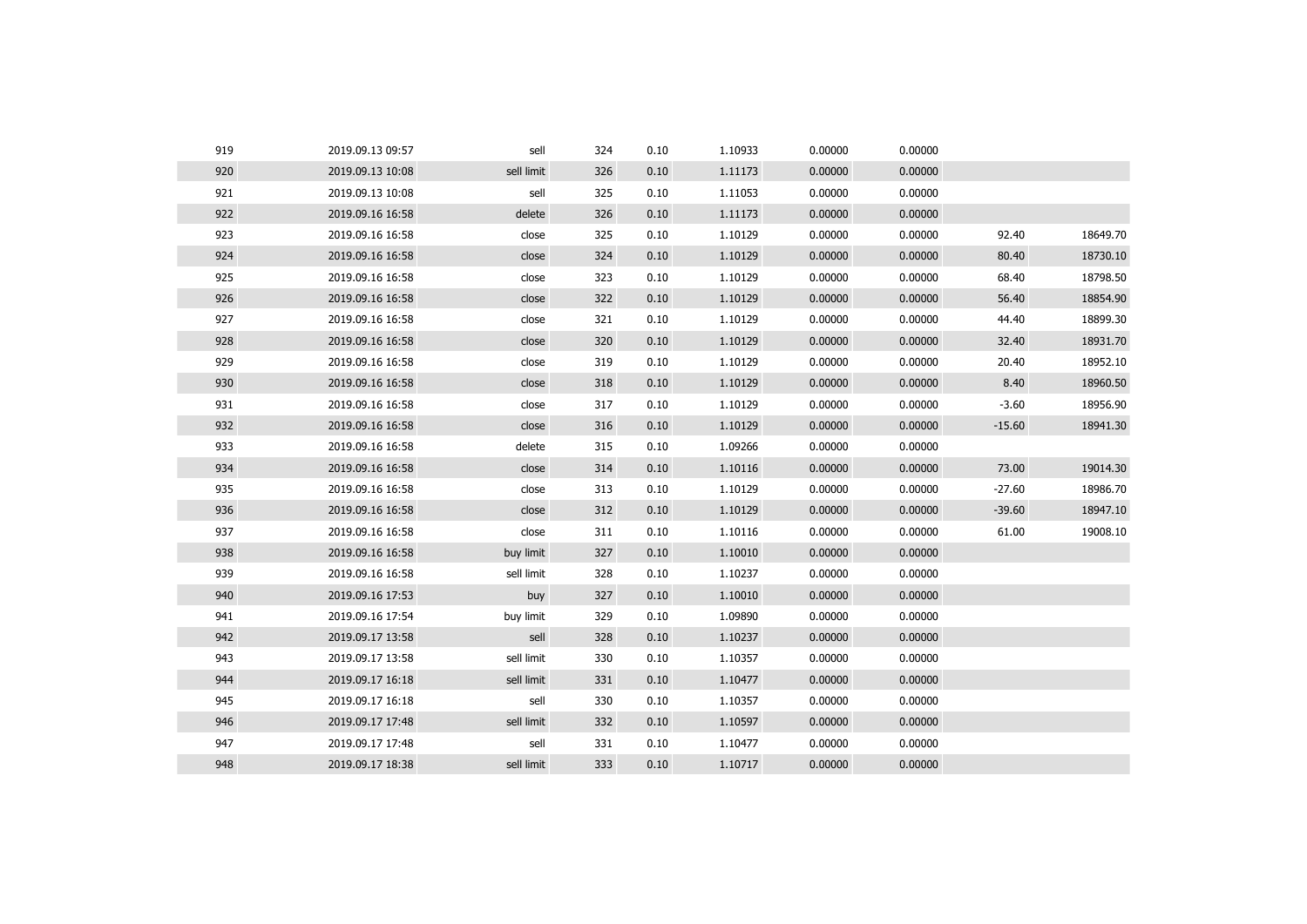| | | | | | | | | | |
|---|---|---|---|---|---|---|---|---|---|
| 919 | 2019.09.13 09:57 | sell | 324 | 0.10 | 1.10933 | 0.00000 | 0.00000 | | |
| 920 | 2019.09.13 10:08 | sell limit | 326 | 0.10 | 1.11173 | 0.00000 | 0.00000 | | |
| 921 | 2019.09.13 10:08 | sell | 325 | 0.10 | 1.11053 | 0.00000 | 0.00000 | | |
| 922 | 2019.09.16 16:58 | delete | 326 | 0.10 | 1.11173 | 0.00000 | 0.00000 | | |
| 923 | 2019.09.16 16:58 | close | 325 | 0.10 | 1.10129 | 0.00000 | 0.00000 | 92.40 | 18649.70 |
| 924 | 2019.09.16 16:58 | close | 324 | 0.10 | 1.10129 | 0.00000 | 0.00000 | 80.40 | 18730.10 |
| 925 | 2019.09.16 16:58 | close | 323 | 0.10 | 1.10129 | 0.00000 | 0.00000 | 68.40 | 18798.50 |
| 926 | 2019.09.16 16:58 | close | 322 | 0.10 | 1.10129 | 0.00000 | 0.00000 | 56.40 | 18854.90 |
| 927 | 2019.09.16 16:58 | close | 321 | 0.10 | 1.10129 | 0.00000 | 0.00000 | 44.40 | 18899.30 |
| 928 | 2019.09.16 16:58 | close | 320 | 0.10 | 1.10129 | 0.00000 | 0.00000 | 32.40 | 18931.70 |
| 929 | 2019.09.16 16:58 | close | 319 | 0.10 | 1.10129 | 0.00000 | 0.00000 | 20.40 | 18952.10 |
| 930 | 2019.09.16 16:58 | close | 318 | 0.10 | 1.10129 | 0.00000 | 0.00000 | 8.40 | 18960.50 |
| 931 | 2019.09.16 16:58 | close | 317 | 0.10 | 1.10129 | 0.00000 | 0.00000 | -3.60 | 18956.90 |
| 932 | 2019.09.16 16:58 | close | 316 | 0.10 | 1.10129 | 0.00000 | 0.00000 | -15.60 | 18941.30 |
| 933 | 2019.09.16 16:58 | delete | 315 | 0.10 | 1.09266 | 0.00000 | 0.00000 | | |
| 934 | 2019.09.16 16:58 | close | 314 | 0.10 | 1.10116 | 0.00000 | 0.00000 | 73.00 | 19014.30 |
| 935 | 2019.09.16 16:58 | close | 313 | 0.10 | 1.10129 | 0.00000 | 0.00000 | -27.60 | 18986.70 |
| 936 | 2019.09.16 16:58 | close | 312 | 0.10 | 1.10129 | 0.00000 | 0.00000 | -39.60 | 18947.10 |
| 937 | 2019.09.16 16:58 | close | 311 | 0.10 | 1.10116 | 0.00000 | 0.00000 | 61.00 | 19008.10 |
| 938 | 2019.09.16 16:58 | buy limit | 327 | 0.10 | 1.10010 | 0.00000 | 0.00000 | | |
| 939 | 2019.09.16 16:58 | sell limit | 328 | 0.10 | 1.10237 | 0.00000 | 0.00000 | | |
| 940 | 2019.09.16 17:53 | buy | 327 | 0.10 | 1.10010 | 0.00000 | 0.00000 | | |
| 941 | 2019.09.16 17:54 | buy limit | 329 | 0.10 | 1.09890 | 0.00000 | 0.00000 | | |
| 942 | 2019.09.17 13:58 | sell | 328 | 0.10 | 1.10237 | 0.00000 | 0.00000 | | |
| 943 | 2019.09.17 13:58 | sell limit | 330 | 0.10 | 1.10357 | 0.00000 | 0.00000 | | |
| 944 | 2019.09.17 16:18 | sell limit | 331 | 0.10 | 1.10477 | 0.00000 | 0.00000 | | |
| 945 | 2019.09.17 16:18 | sell | 330 | 0.10 | 1.10357 | 0.00000 | 0.00000 | | |
| 946 | 2019.09.17 17:48 | sell limit | 332 | 0.10 | 1.10597 | 0.00000 | 0.00000 | | |
| 947 | 2019.09.17 17:48 | sell | 331 | 0.10 | 1.10477 | 0.00000 | 0.00000 | | |
| 948 | 2019.09.17 18:38 | sell limit | 333 | 0.10 | 1.10717 | 0.00000 | 0.00000 | | |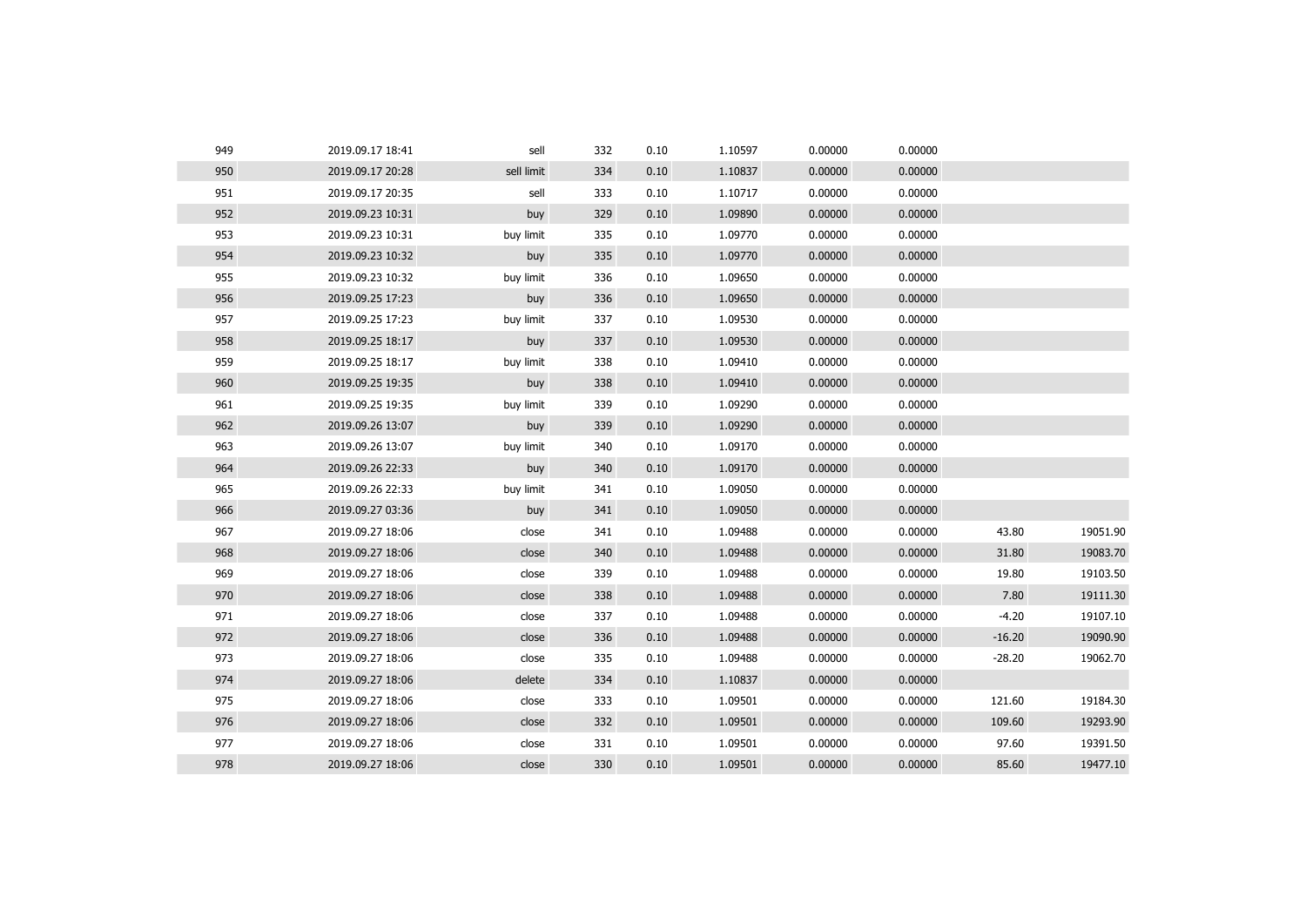| | | | | | | | | | |
|---|---|---|---|---|---|---|---|---|---|
| 949 | 2019.09.17 18:41 | sell | 332 | 0.10 | 1.10597 | 0.00000 | 0.00000 | | |
| 950 | 2019.09.17 20:28 | sell limit | 334 | 0.10 | 1.10837 | 0.00000 | 0.00000 | | |
| 951 | 2019.09.17 20:35 | sell | 333 | 0.10 | 1.10717 | 0.00000 | 0.00000 | | |
| 952 | 2019.09.23 10:31 | buy | 329 | 0.10 | 1.09890 | 0.00000 | 0.00000 | | |
| 953 | 2019.09.23 10:31 | buy limit | 335 | 0.10 | 1.09770 | 0.00000 | 0.00000 | | |
| 954 | 2019.09.23 10:32 | buy | 335 | 0.10 | 1.09770 | 0.00000 | 0.00000 | | |
| 955 | 2019.09.23 10:32 | buy limit | 336 | 0.10 | 1.09650 | 0.00000 | 0.00000 | | |
| 956 | 2019.09.25 17:23 | buy | 336 | 0.10 | 1.09650 | 0.00000 | 0.00000 | | |
| 957 | 2019.09.25 17:23 | buy limit | 337 | 0.10 | 1.09530 | 0.00000 | 0.00000 | | |
| 958 | 2019.09.25 18:17 | buy | 337 | 0.10 | 1.09530 | 0.00000 | 0.00000 | | |
| 959 | 2019.09.25 18:17 | buy limit | 338 | 0.10 | 1.09410 | 0.00000 | 0.00000 | | |
| 960 | 2019.09.25 19:35 | buy | 338 | 0.10 | 1.09410 | 0.00000 | 0.00000 | | |
| 961 | 2019.09.25 19:35 | buy limit | 339 | 0.10 | 1.09290 | 0.00000 | 0.00000 | | |
| 962 | 2019.09.26 13:07 | buy | 339 | 0.10 | 1.09290 | 0.00000 | 0.00000 | | |
| 963 | 2019.09.26 13:07 | buy limit | 340 | 0.10 | 1.09170 | 0.00000 | 0.00000 | | |
| 964 | 2019.09.26 22:33 | buy | 340 | 0.10 | 1.09170 | 0.00000 | 0.00000 | | |
| 965 | 2019.09.26 22:33 | buy limit | 341 | 0.10 | 1.09050 | 0.00000 | 0.00000 | | |
| 966 | 2019.09.27 03:36 | buy | 341 | 0.10 | 1.09050 | 0.00000 | 0.00000 | | |
| 967 | 2019.09.27 18:06 | close | 341 | 0.10 | 1.09488 | 0.00000 | 0.00000 | 43.80 | 19051.90 |
| 968 | 2019.09.27 18:06 | close | 340 | 0.10 | 1.09488 | 0.00000 | 0.00000 | 31.80 | 19083.70 |
| 969 | 2019.09.27 18:06 | close | 339 | 0.10 | 1.09488 | 0.00000 | 0.00000 | 19.80 | 19103.50 |
| 970 | 2019.09.27 18:06 | close | 338 | 0.10 | 1.09488 | 0.00000 | 0.00000 | 7.80 | 19111.30 |
| 971 | 2019.09.27 18:06 | close | 337 | 0.10 | 1.09488 | 0.00000 | 0.00000 | -4.20 | 19107.10 |
| 972 | 2019.09.27 18:06 | close | 336 | 0.10 | 1.09488 | 0.00000 | 0.00000 | -16.20 | 19090.90 |
| 973 | 2019.09.27 18:06 | close | 335 | 0.10 | 1.09488 | 0.00000 | 0.00000 | -28.20 | 19062.70 |
| 974 | 2019.09.27 18:06 | delete | 334 | 0.10 | 1.10837 | 0.00000 | 0.00000 | | |
| 975 | 2019.09.27 18:06 | close | 333 | 0.10 | 1.09501 | 0.00000 | 0.00000 | 121.60 | 19184.30 |
| 976 | 2019.09.27 18:06 | close | 332 | 0.10 | 1.09501 | 0.00000 | 0.00000 | 109.60 | 19293.90 |
| 977 | 2019.09.27 18:06 | close | 331 | 0.10 | 1.09501 | 0.00000 | 0.00000 | 97.60 | 19391.50 |
| 978 | 2019.09.27 18:06 | close | 330 | 0.10 | 1.09501 | 0.00000 | 0.00000 | 85.60 | 19477.10 |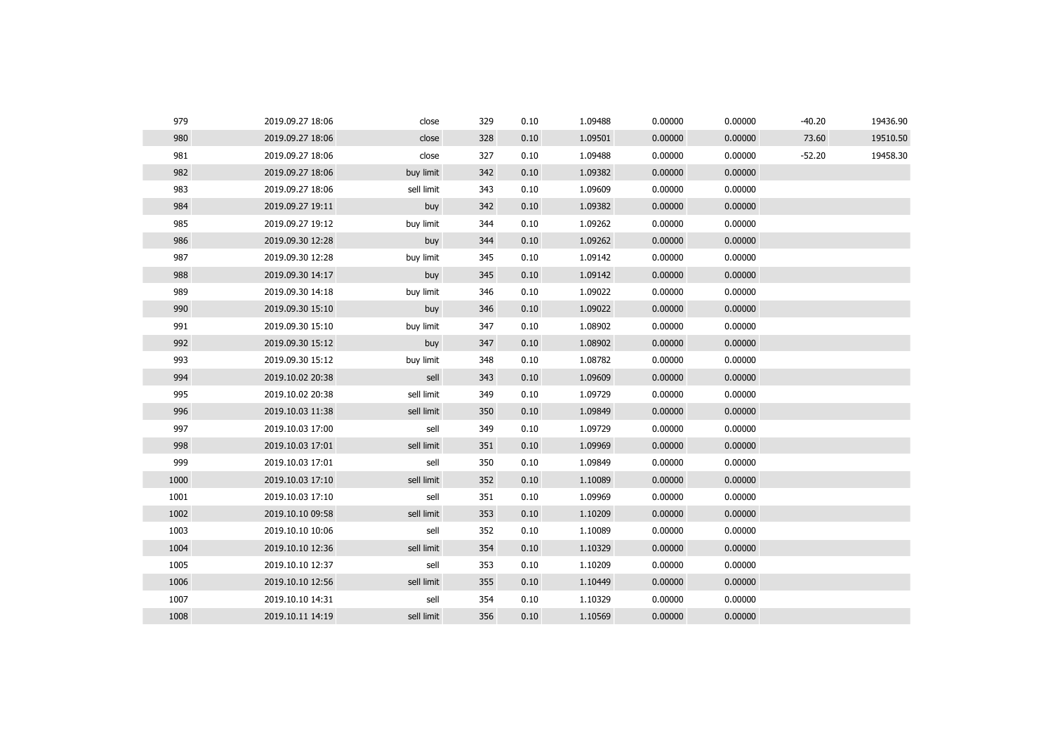| | | | | | | | | | |
|---|---|---|---|---|---|---|---|---|---|
| 979 | 2019.09.27 18:06 | close | 329 | 0.10 | 1.09488 | 0.00000 | 0.00000 | -40.20 | 19436.90 |
| 980 | 2019.09.27 18:06 | close | 328 | 0.10 | 1.09501 | 0.00000 | 0.00000 | 73.60 | 19510.50 |
| 981 | 2019.09.27 18:06 | close | 327 | 0.10 | 1.09488 | 0.00000 | 0.00000 | -52.20 | 19458.30 |
| 982 | 2019.09.27 18:06 | buy limit | 342 | 0.10 | 1.09382 | 0.00000 | 0.00000 | | |
| 983 | 2019.09.27 18:06 | sell limit | 343 | 0.10 | 1.09609 | 0.00000 | 0.00000 | | |
| 984 | 2019.09.27 19:11 | buy | 342 | 0.10 | 1.09382 | 0.00000 | 0.00000 | | |
| 985 | 2019.09.27 19:12 | buy limit | 344 | 0.10 | 1.09262 | 0.00000 | 0.00000 | | |
| 986 | 2019.09.30 12:28 | buy | 344 | 0.10 | 1.09262 | 0.00000 | 0.00000 | | |
| 987 | 2019.09.30 12:28 | buy limit | 345 | 0.10 | 1.09142 | 0.00000 | 0.00000 | | |
| 988 | 2019.09.30 14:17 | buy | 345 | 0.10 | 1.09142 | 0.00000 | 0.00000 | | |
| 989 | 2019.09.30 14:18 | buy limit | 346 | 0.10 | 1.09022 | 0.00000 | 0.00000 | | |
| 990 | 2019.09.30 15:10 | buy | 346 | 0.10 | 1.09022 | 0.00000 | 0.00000 | | |
| 991 | 2019.09.30 15:10 | buy limit | 347 | 0.10 | 1.08902 | 0.00000 | 0.00000 | | |
| 992 | 2019.09.30 15:12 | buy | 347 | 0.10 | 1.08902 | 0.00000 | 0.00000 | | |
| 993 | 2019.09.30 15:12 | buy limit | 348 | 0.10 | 1.08782 | 0.00000 | 0.00000 | | |
| 994 | 2019.10.02 20:38 | sell | 343 | 0.10 | 1.09609 | 0.00000 | 0.00000 | | |
| 995 | 2019.10.02 20:38 | sell limit | 349 | 0.10 | 1.09729 | 0.00000 | 0.00000 | | |
| 996 | 2019.10.03 11:38 | sell limit | 350 | 0.10 | 1.09849 | 0.00000 | 0.00000 | | |
| 997 | 2019.10.03 17:00 | sell | 349 | 0.10 | 1.09729 | 0.00000 | 0.00000 | | |
| 998 | 2019.10.03 17:01 | sell limit | 351 | 0.10 | 1.09969 | 0.00000 | 0.00000 | | |
| 999 | 2019.10.03 17:01 | sell | 350 | 0.10 | 1.09849 | 0.00000 | 0.00000 | | |
| 1000 | 2019.10.03 17:10 | sell limit | 352 | 0.10 | 1.10089 | 0.00000 | 0.00000 | | |
| 1001 | 2019.10.03 17:10 | sell | 351 | 0.10 | 1.09969 | 0.00000 | 0.00000 | | |
| 1002 | 2019.10.10 09:58 | sell limit | 353 | 0.10 | 1.10209 | 0.00000 | 0.00000 | | |
| 1003 | 2019.10.10 10:06 | sell | 352 | 0.10 | 1.10089 | 0.00000 | 0.00000 | | |
| 1004 | 2019.10.10 12:36 | sell limit | 354 | 0.10 | 1.10329 | 0.00000 | 0.00000 | | |
| 1005 | 2019.10.10 12:37 | sell | 353 | 0.10 | 1.10209 | 0.00000 | 0.00000 | | |
| 1006 | 2019.10.10 12:56 | sell limit | 355 | 0.10 | 1.10449 | 0.00000 | 0.00000 | | |
| 1007 | 2019.10.10 14:31 | sell | 354 | 0.10 | 1.10329 | 0.00000 | 0.00000 | | |
| 1008 | 2019.10.11 14:19 | sell limit | 356 | 0.10 | 1.10569 | 0.00000 | 0.00000 | | |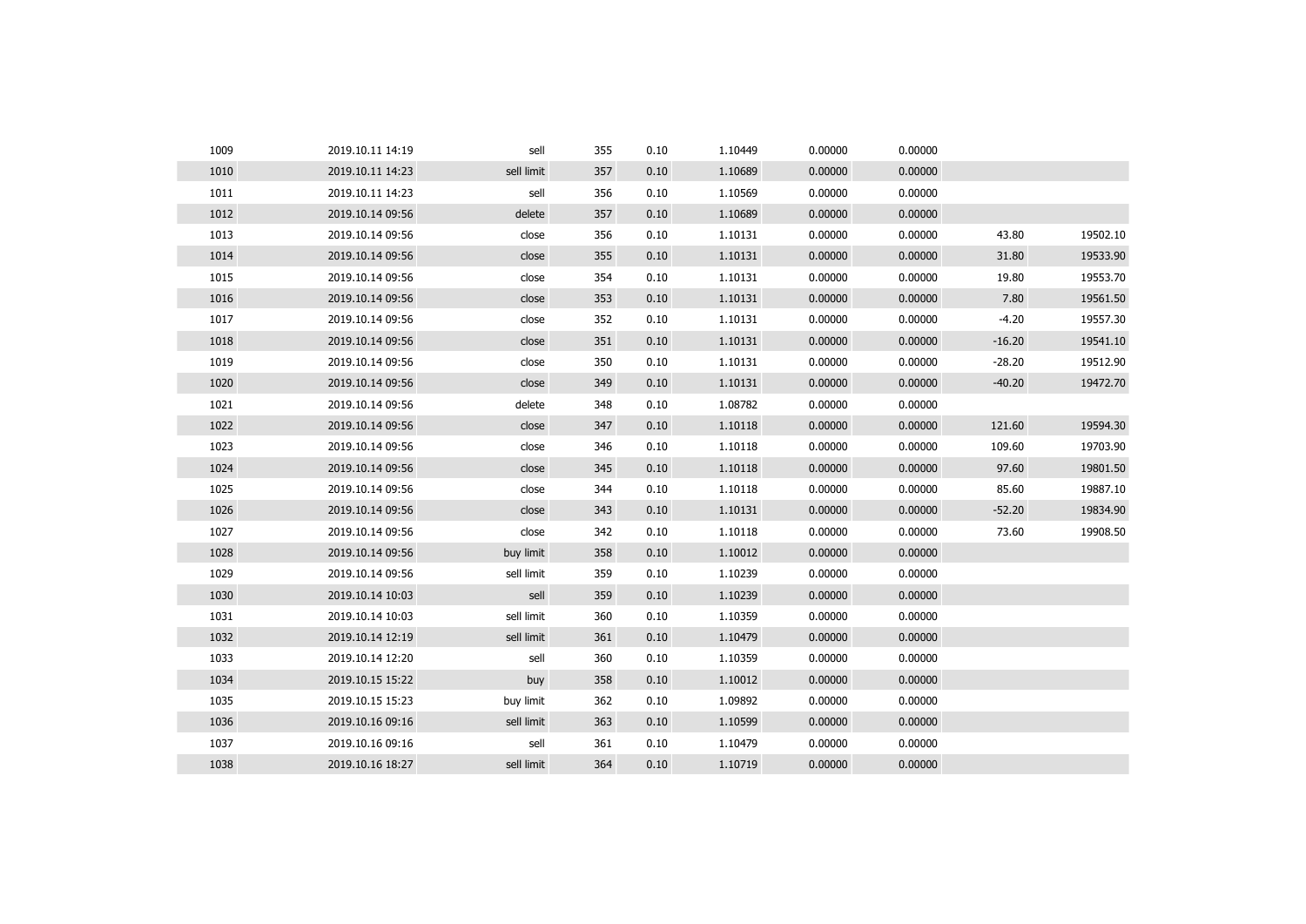| | | | | | | | | | |
|---|---|---|---|---|---|---|---|---|---|
| 1009 | 2019.10.11 14:19 | sell | 355 | 0.10 | 1.10449 | 0.00000 | 0.00000 | | |
| 1010 | 2019.10.11 14:23 | sell limit | 357 | 0.10 | 1.10689 | 0.00000 | 0.00000 | | |
| 1011 | 2019.10.11 14:23 | sell | 356 | 0.10 | 1.10569 | 0.00000 | 0.00000 | | |
| 1012 | 2019.10.14 09:56 | delete | 357 | 0.10 | 1.10689 | 0.00000 | 0.00000 | | |
| 1013 | 2019.10.14 09:56 | close | 356 | 0.10 | 1.10131 | 0.00000 | 0.00000 | 43.80 | 19502.10 |
| 1014 | 2019.10.14 09:56 | close | 355 | 0.10 | 1.10131 | 0.00000 | 0.00000 | 31.80 | 19533.90 |
| 1015 | 2019.10.14 09:56 | close | 354 | 0.10 | 1.10131 | 0.00000 | 0.00000 | 19.80 | 19553.70 |
| 1016 | 2019.10.14 09:56 | close | 353 | 0.10 | 1.10131 | 0.00000 | 0.00000 | 7.80 | 19561.50 |
| 1017 | 2019.10.14 09:56 | close | 352 | 0.10 | 1.10131 | 0.00000 | 0.00000 | -4.20 | 19557.30 |
| 1018 | 2019.10.14 09:56 | close | 351 | 0.10 | 1.10131 | 0.00000 | 0.00000 | -16.20 | 19541.10 |
| 1019 | 2019.10.14 09:56 | close | 350 | 0.10 | 1.10131 | 0.00000 | 0.00000 | -28.20 | 19512.90 |
| 1020 | 2019.10.14 09:56 | close | 349 | 0.10 | 1.10131 | 0.00000 | 0.00000 | -40.20 | 19472.70 |
| 1021 | 2019.10.14 09:56 | delete | 348 | 0.10 | 1.08782 | 0.00000 | 0.00000 | | |
| 1022 | 2019.10.14 09:56 | close | 347 | 0.10 | 1.10118 | 0.00000 | 0.00000 | 121.60 | 19594.30 |
| 1023 | 2019.10.14 09:56 | close | 346 | 0.10 | 1.10118 | 0.00000 | 0.00000 | 109.60 | 19703.90 |
| 1024 | 2019.10.14 09:56 | close | 345 | 0.10 | 1.10118 | 0.00000 | 0.00000 | 97.60 | 19801.50 |
| 1025 | 2019.10.14 09:56 | close | 344 | 0.10 | 1.10118 | 0.00000 | 0.00000 | 85.60 | 19887.10 |
| 1026 | 2019.10.14 09:56 | close | 343 | 0.10 | 1.10131 | 0.00000 | 0.00000 | -52.20 | 19834.90 |
| 1027 | 2019.10.14 09:56 | close | 342 | 0.10 | 1.10118 | 0.00000 | 0.00000 | 73.60 | 19908.50 |
| 1028 | 2019.10.14 09:56 | buy limit | 358 | 0.10 | 1.10012 | 0.00000 | 0.00000 | | |
| 1029 | 2019.10.14 09:56 | sell limit | 359 | 0.10 | 1.10239 | 0.00000 | 0.00000 | | |
| 1030 | 2019.10.14 10:03 | sell | 359 | 0.10 | 1.10239 | 0.00000 | 0.00000 | | |
| 1031 | 2019.10.14 10:03 | sell limit | 360 | 0.10 | 1.10359 | 0.00000 | 0.00000 | | |
| 1032 | 2019.10.14 12:19 | sell limit | 361 | 0.10 | 1.10479 | 0.00000 | 0.00000 | | |
| 1033 | 2019.10.14 12:20 | sell | 360 | 0.10 | 1.10359 | 0.00000 | 0.00000 | | |
| 1034 | 2019.10.15 15:22 | buy | 358 | 0.10 | 1.10012 | 0.00000 | 0.00000 | | |
| 1035 | 2019.10.15 15:23 | buy limit | 362 | 0.10 | 1.09892 | 0.00000 | 0.00000 | | |
| 1036 | 2019.10.16 09:16 | sell limit | 363 | 0.10 | 1.10599 | 0.00000 | 0.00000 | | |
| 1037 | 2019.10.16 09:16 | sell | 361 | 0.10 | 1.10479 | 0.00000 | 0.00000 | | |
| 1038 | 2019.10.16 18:27 | sell limit | 364 | 0.10 | 1.10719 | 0.00000 | 0.00000 | | |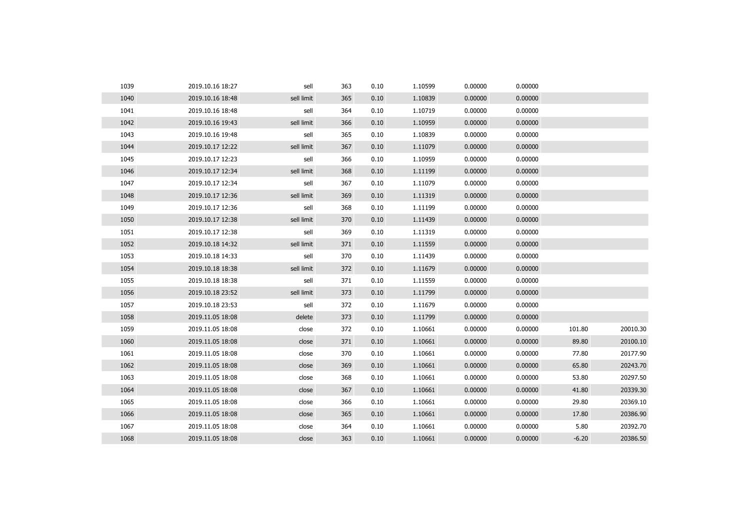| | | | | | | | | | |
|---|---|---|---|---|---|---|---|---|---|
| 1039 | 2019.10.16 18:27 | sell | 363 | 0.10 | 1.10599 | 0.00000 | 0.00000 | | |
| 1040 | 2019.10.16 18:48 | sell limit | 365 | 0.10 | 1.10839 | 0.00000 | 0.00000 | | |
| 1041 | 2019.10.16 18:48 | sell | 364 | 0.10 | 1.10719 | 0.00000 | 0.00000 | | |
| 1042 | 2019.10.16 19:43 | sell limit | 366 | 0.10 | 1.10959 | 0.00000 | 0.00000 | | |
| 1043 | 2019.10.16 19:48 | sell | 365 | 0.10 | 1.10839 | 0.00000 | 0.00000 | | |
| 1044 | 2019.10.17 12:22 | sell limit | 367 | 0.10 | 1.11079 | 0.00000 | 0.00000 | | |
| 1045 | 2019.10.17 12:23 | sell | 366 | 0.10 | 1.10959 | 0.00000 | 0.00000 | | |
| 1046 | 2019.10.17 12:34 | sell limit | 368 | 0.10 | 1.11199 | 0.00000 | 0.00000 | | |
| 1047 | 2019.10.17 12:34 | sell | 367 | 0.10 | 1.11079 | 0.00000 | 0.00000 | | |
| 1048 | 2019.10.17 12:36 | sell limit | 369 | 0.10 | 1.11319 | 0.00000 | 0.00000 | | |
| 1049 | 2019.10.17 12:36 | sell | 368 | 0.10 | 1.11199 | 0.00000 | 0.00000 | | |
| 1050 | 2019.10.17 12:38 | sell limit | 370 | 0.10 | 1.11439 | 0.00000 | 0.00000 | | |
| 1051 | 2019.10.17 12:38 | sell | 369 | 0.10 | 1.11319 | 0.00000 | 0.00000 | | |
| 1052 | 2019.10.18 14:32 | sell limit | 371 | 0.10 | 1.11559 | 0.00000 | 0.00000 | | |
| 1053 | 2019.10.18 14:33 | sell | 370 | 0.10 | 1.11439 | 0.00000 | 0.00000 | | |
| 1054 | 2019.10.18 18:38 | sell limit | 372 | 0.10 | 1.11679 | 0.00000 | 0.00000 | | |
| 1055 | 2019.10.18 18:38 | sell | 371 | 0.10 | 1.11559 | 0.00000 | 0.00000 | | |
| 1056 | 2019.10.18 23:52 | sell limit | 373 | 0.10 | 1.11799 | 0.00000 | 0.00000 | | |
| 1057 | 2019.10.18 23:53 | sell | 372 | 0.10 | 1.11679 | 0.00000 | 0.00000 | | |
| 1058 | 2019.11.05 18:08 | delete | 373 | 0.10 | 1.11799 | 0.00000 | 0.00000 | | |
| 1059 | 2019.11.05 18:08 | close | 372 | 0.10 | 1.10661 | 0.00000 | 0.00000 | 101.80 | 20010.30 |
| 1060 | 2019.11.05 18:08 | close | 371 | 0.10 | 1.10661 | 0.00000 | 0.00000 | 89.80 | 20100.10 |
| 1061 | 2019.11.05 18:08 | close | 370 | 0.10 | 1.10661 | 0.00000 | 0.00000 | 77.80 | 20177.90 |
| 1062 | 2019.11.05 18:08 | close | 369 | 0.10 | 1.10661 | 0.00000 | 0.00000 | 65.80 | 20243.70 |
| 1063 | 2019.11.05 18:08 | close | 368 | 0.10 | 1.10661 | 0.00000 | 0.00000 | 53.80 | 20297.50 |
| 1064 | 2019.11.05 18:08 | close | 367 | 0.10 | 1.10661 | 0.00000 | 0.00000 | 41.80 | 20339.30 |
| 1065 | 2019.11.05 18:08 | close | 366 | 0.10 | 1.10661 | 0.00000 | 0.00000 | 29.80 | 20369.10 |
| 1066 | 2019.11.05 18:08 | close | 365 | 0.10 | 1.10661 | 0.00000 | 0.00000 | 17.80 | 20386.90 |
| 1067 | 2019.11.05 18:08 | close | 364 | 0.10 | 1.10661 | 0.00000 | 0.00000 | 5.80 | 20392.70 |
| 1068 | 2019.11.05 18:08 | close | 363 | 0.10 | 1.10661 | 0.00000 | 0.00000 | -6.20 | 20386.50 |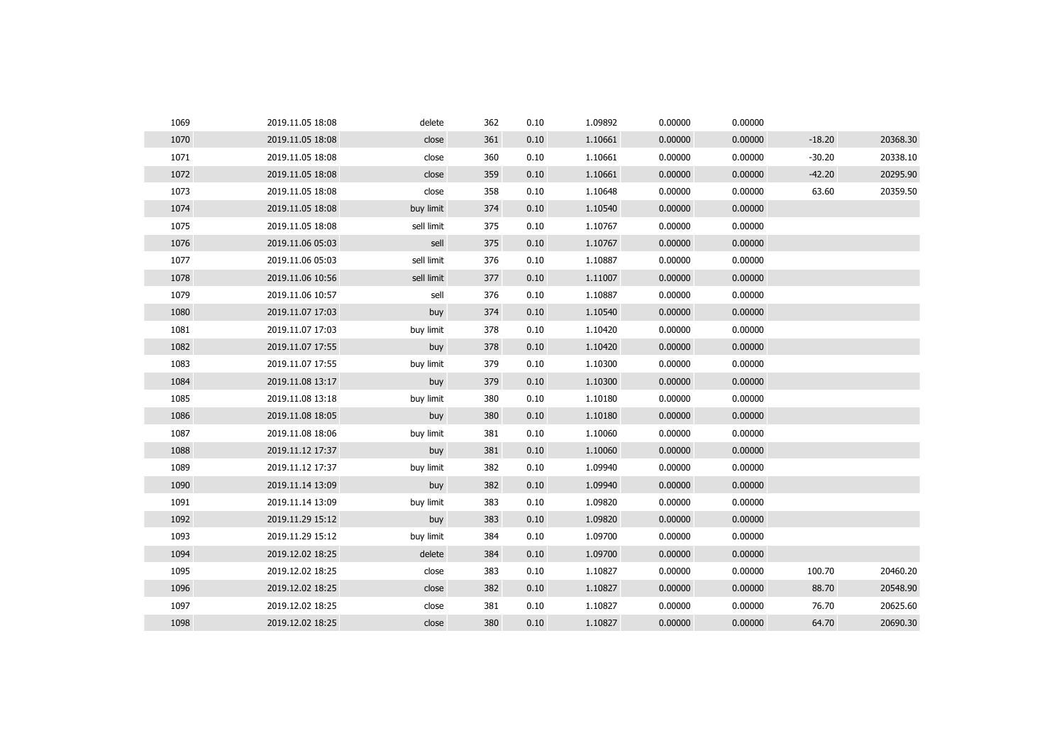| | | | | | | | | | |
|---|---|---|---|---|---|---|---|---|---|
| 1069 | 2019.11.05 18:08 | delete | 362 | 0.10 | 1.09892 | 0.00000 | 0.00000 | | |
| 1070 | 2019.11.05 18:08 | close | 361 | 0.10 | 1.10661 | 0.00000 | 0.00000 | -18.20 | 20368.30 |
| 1071 | 2019.11.05 18:08 | close | 360 | 0.10 | 1.10661 | 0.00000 | 0.00000 | -30.20 | 20338.10 |
| 1072 | 2019.11.05 18:08 | close | 359 | 0.10 | 1.10661 | 0.00000 | 0.00000 | -42.20 | 20295.90 |
| 1073 | 2019.11.05 18:08 | close | 358 | 0.10 | 1.10648 | 0.00000 | 0.00000 | 63.60 | 20359.50 |
| 1074 | 2019.11.05 18:08 | buy limit | 374 | 0.10 | 1.10540 | 0.00000 | 0.00000 | | |
| 1075 | 2019.11.05 18:08 | sell limit | 375 | 0.10 | 1.10767 | 0.00000 | 0.00000 | | |
| 1076 | 2019.11.06 05:03 | sell | 375 | 0.10 | 1.10767 | 0.00000 | 0.00000 | | |
| 1077 | 2019.11.06 05:03 | sell limit | 376 | 0.10 | 1.10887 | 0.00000 | 0.00000 | | |
| 1078 | 2019.11.06 10:56 | sell limit | 377 | 0.10 | 1.11007 | 0.00000 | 0.00000 | | |
| 1079 | 2019.11.06 10:57 | sell | 376 | 0.10 | 1.10887 | 0.00000 | 0.00000 | | |
| 1080 | 2019.11.07 17:03 | buy | 374 | 0.10 | 1.10540 | 0.00000 | 0.00000 | | |
| 1081 | 2019.11.07 17:03 | buy limit | 378 | 0.10 | 1.10420 | 0.00000 | 0.00000 | | |
| 1082 | 2019.11.07 17:55 | buy | 378 | 0.10 | 1.10420 | 0.00000 | 0.00000 | | |
| 1083 | 2019.11.07 17:55 | buy limit | 379 | 0.10 | 1.10300 | 0.00000 | 0.00000 | | |
| 1084 | 2019.11.08 13:17 | buy | 379 | 0.10 | 1.10300 | 0.00000 | 0.00000 | | |
| 1085 | 2019.11.08 13:18 | buy limit | 380 | 0.10 | 1.10180 | 0.00000 | 0.00000 | | |
| 1086 | 2019.11.08 18:05 | buy | 380 | 0.10 | 1.10180 | 0.00000 | 0.00000 | | |
| 1087 | 2019.11.08 18:06 | buy limit | 381 | 0.10 | 1.10060 | 0.00000 | 0.00000 | | |
| 1088 | 2019.11.12 17:37 | buy | 381 | 0.10 | 1.10060 | 0.00000 | 0.00000 | | |
| 1089 | 2019.11.12 17:37 | buy limit | 382 | 0.10 | 1.09940 | 0.00000 | 0.00000 | | |
| 1090 | 2019.11.14 13:09 | buy | 382 | 0.10 | 1.09940 | 0.00000 | 0.00000 | | |
| 1091 | 2019.11.14 13:09 | buy limit | 383 | 0.10 | 1.09820 | 0.00000 | 0.00000 | | |
| 1092 | 2019.11.29 15:12 | buy | 383 | 0.10 | 1.09820 | 0.00000 | 0.00000 | | |
| 1093 | 2019.11.29 15:12 | buy limit | 384 | 0.10 | 1.09700 | 0.00000 | 0.00000 | | |
| 1094 | 2019.12.02 18:25 | delete | 384 | 0.10 | 1.09700 | 0.00000 | 0.00000 | | |
| 1095 | 2019.12.02 18:25 | close | 383 | 0.10 | 1.10827 | 0.00000 | 0.00000 | 100.70 | 20460.20 |
| 1096 | 2019.12.02 18:25 | close | 382 | 0.10 | 1.10827 | 0.00000 | 0.00000 | 88.70 | 20548.90 |
| 1097 | 2019.12.02 18:25 | close | 381 | 0.10 | 1.10827 | 0.00000 | 0.00000 | 76.70 | 20625.60 |
| 1098 | 2019.12.02 18:25 | close | 380 | 0.10 | 1.10827 | 0.00000 | 0.00000 | 64.70 | 20690.30 |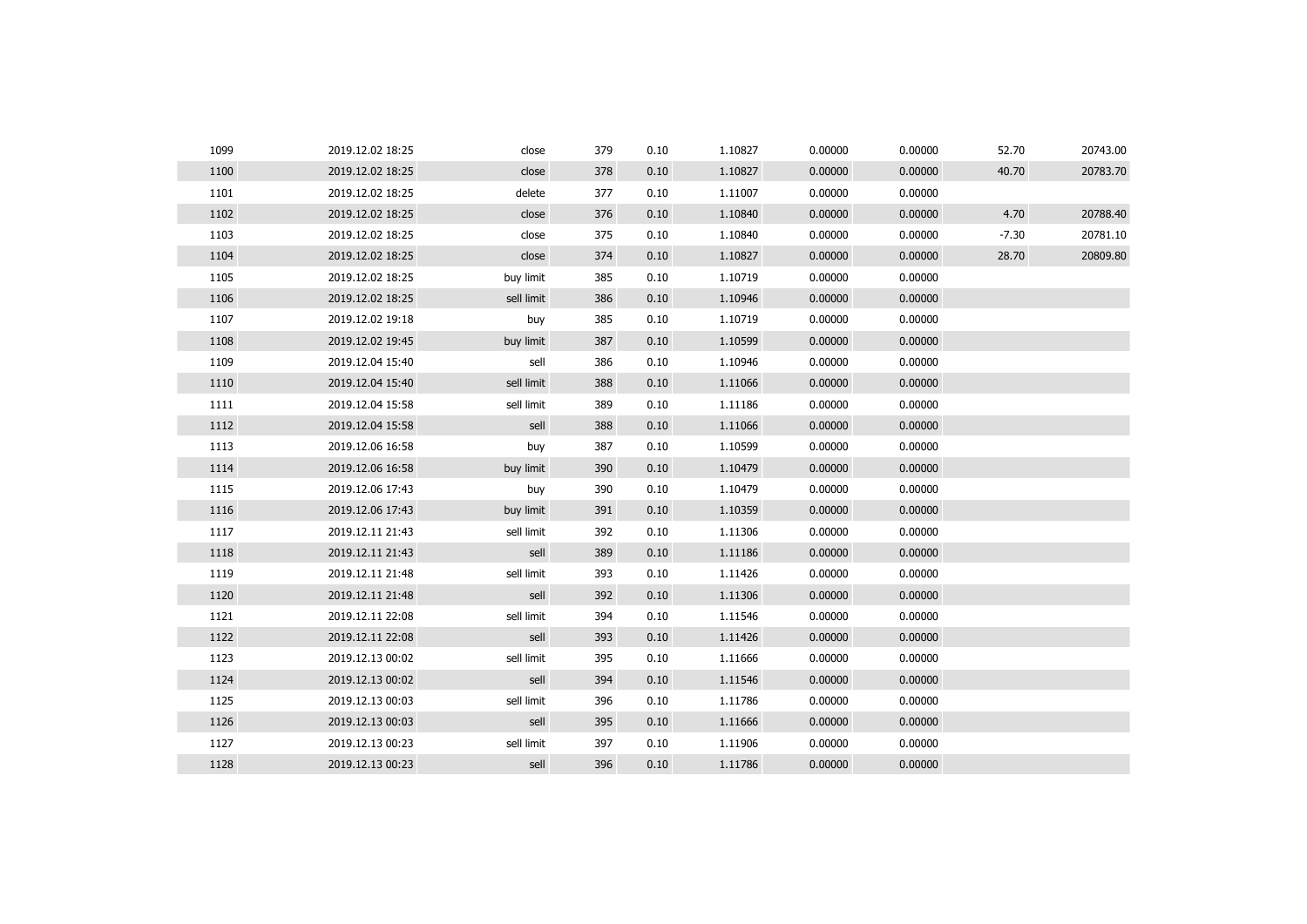| | | | | | | | | | |
|---|---|---|---|---|---|---|---|---|---|
| 1099 | 2019.12.02 18:25 | close | 379 | 0.10 | 1.10827 | 0.00000 | 0.00000 | 52.70 | 20743.00 |
| 1100 | 2019.12.02 18:25 | close | 378 | 0.10 | 1.10827 | 0.00000 | 0.00000 | 40.70 | 20783.70 |
| 1101 | 2019.12.02 18:25 | delete | 377 | 0.10 | 1.11007 | 0.00000 | 0.00000 | | |
| 1102 | 2019.12.02 18:25 | close | 376 | 0.10 | 1.10840 | 0.00000 | 0.00000 | 4.70 | 20788.40 |
| 1103 | 2019.12.02 18:25 | close | 375 | 0.10 | 1.10840 | 0.00000 | 0.00000 | -7.30 | 20781.10 |
| 1104 | 2019.12.02 18:25 | close | 374 | 0.10 | 1.10827 | 0.00000 | 0.00000 | 28.70 | 20809.80 |
| 1105 | 2019.12.02 18:25 | buy limit | 385 | 0.10 | 1.10719 | 0.00000 | 0.00000 | | |
| 1106 | 2019.12.02 18:25 | sell limit | 386 | 0.10 | 1.10946 | 0.00000 | 0.00000 | | |
| 1107 | 2019.12.02 19:18 | buy | 385 | 0.10 | 1.10719 | 0.00000 | 0.00000 | | |
| 1108 | 2019.12.02 19:45 | buy limit | 387 | 0.10 | 1.10599 | 0.00000 | 0.00000 | | |
| 1109 | 2019.12.04 15:40 | sell | 386 | 0.10 | 1.10946 | 0.00000 | 0.00000 | | |
| 1110 | 2019.12.04 15:40 | sell limit | 388 | 0.10 | 1.11066 | 0.00000 | 0.00000 | | |
| 1111 | 2019.12.04 15:58 | sell limit | 389 | 0.10 | 1.11186 | 0.00000 | 0.00000 | | |
| 1112 | 2019.12.04 15:58 | sell | 388 | 0.10 | 1.11066 | 0.00000 | 0.00000 | | |
| 1113 | 2019.12.06 16:58 | buy | 387 | 0.10 | 1.10599 | 0.00000 | 0.00000 | | |
| 1114 | 2019.12.06 16:58 | buy limit | 390 | 0.10 | 1.10479 | 0.00000 | 0.00000 | | |
| 1115 | 2019.12.06 17:43 | buy | 390 | 0.10 | 1.10479 | 0.00000 | 0.00000 | | |
| 1116 | 2019.12.06 17:43 | buy limit | 391 | 0.10 | 1.10359 | 0.00000 | 0.00000 | | |
| 1117 | 2019.12.11 21:43 | sell limit | 392 | 0.10 | 1.11306 | 0.00000 | 0.00000 | | |
| 1118 | 2019.12.11 21:43 | sell | 389 | 0.10 | 1.11186 | 0.00000 | 0.00000 | | |
| 1119 | 2019.12.11 21:48 | sell limit | 393 | 0.10 | 1.11426 | 0.00000 | 0.00000 | | |
| 1120 | 2019.12.11 21:48 | sell | 392 | 0.10 | 1.11306 | 0.00000 | 0.00000 | | |
| 1121 | 2019.12.11 22:08 | sell limit | 394 | 0.10 | 1.11546 | 0.00000 | 0.00000 | | |
| 1122 | 2019.12.11 22:08 | sell | 393 | 0.10 | 1.11426 | 0.00000 | 0.00000 | | |
| 1123 | 2019.12.13 00:02 | sell limit | 395 | 0.10 | 1.11666 | 0.00000 | 0.00000 | | |
| 1124 | 2019.12.13 00:02 | sell | 394 | 0.10 | 1.11546 | 0.00000 | 0.00000 | | |
| 1125 | 2019.12.13 00:03 | sell limit | 396 | 0.10 | 1.11786 | 0.00000 | 0.00000 | | |
| 1126 | 2019.12.13 00:03 | sell | 395 | 0.10 | 1.11666 | 0.00000 | 0.00000 | | |
| 1127 | 2019.12.13 00:23 | sell limit | 397 | 0.10 | 1.11906 | 0.00000 | 0.00000 | | |
| 1128 | 2019.12.13 00:23 | sell | 396 | 0.10 | 1.11786 | 0.00000 | 0.00000 | | |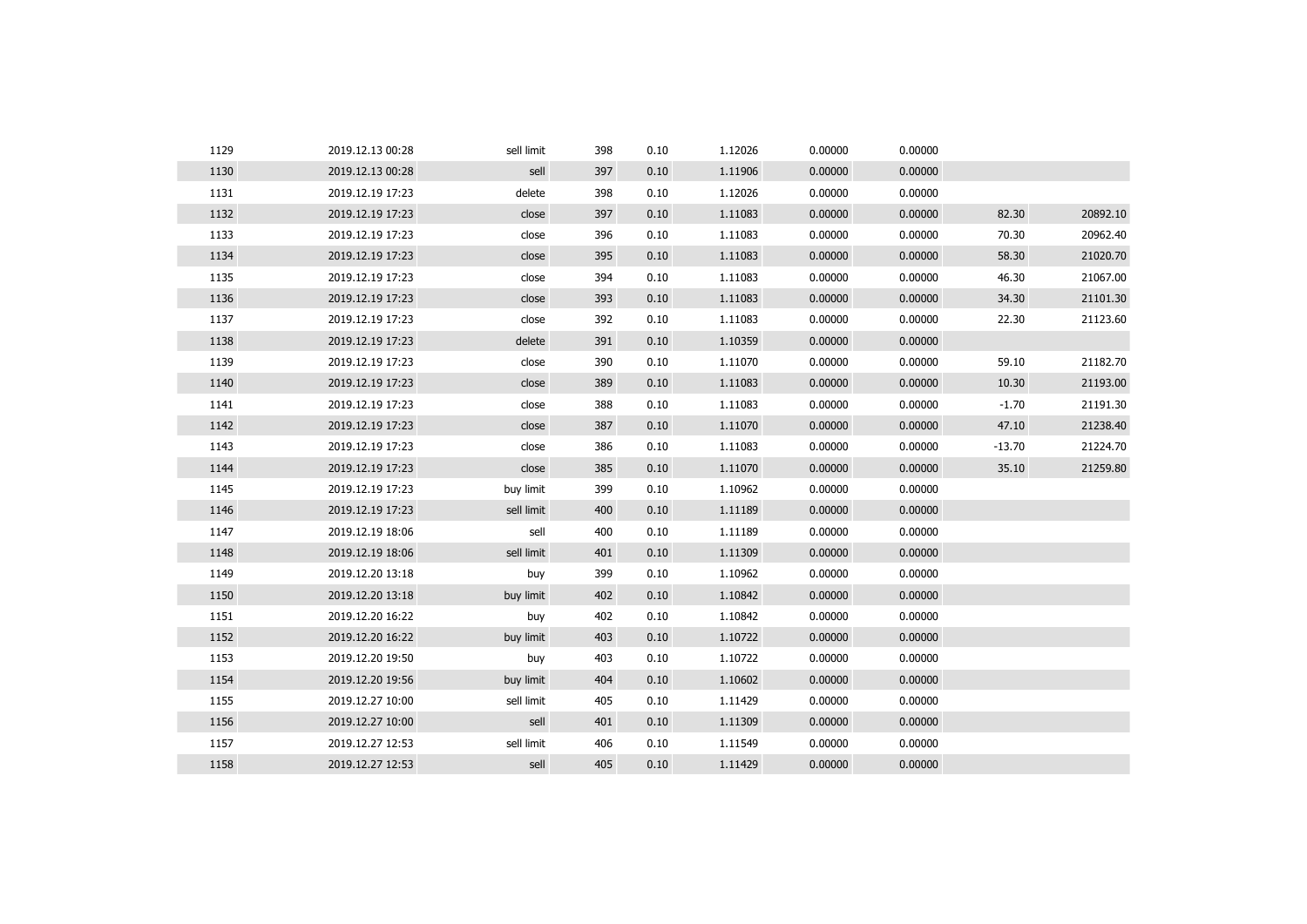| | | | | | | | | | |
|---|---|---|---|---|---|---|---|---|---|
| 1129 | 2019.12.13 00:28 | sell limit | 398 | 0.10 | 1.12026 | 0.00000 | 0.00000 | | |
| 1130 | 2019.12.13 00:28 | sell | 397 | 0.10 | 1.11906 | 0.00000 | 0.00000 | | |
| 1131 | 2019.12.19 17:23 | delete | 398 | 0.10 | 1.12026 | 0.00000 | 0.00000 | | |
| 1132 | 2019.12.19 17:23 | close | 397 | 0.10 | 1.11083 | 0.00000 | 0.00000 | 82.30 | 20892.10 |
| 1133 | 2019.12.19 17:23 | close | 396 | 0.10 | 1.11083 | 0.00000 | 0.00000 | 70.30 | 20962.40 |
| 1134 | 2019.12.19 17:23 | close | 395 | 0.10 | 1.11083 | 0.00000 | 0.00000 | 58.30 | 21020.70 |
| 1135 | 2019.12.19 17:23 | close | 394 | 0.10 | 1.11083 | 0.00000 | 0.00000 | 46.30 | 21067.00 |
| 1136 | 2019.12.19 17:23 | close | 393 | 0.10 | 1.11083 | 0.00000 | 0.00000 | 34.30 | 21101.30 |
| 1137 | 2019.12.19 17:23 | close | 392 | 0.10 | 1.11083 | 0.00000 | 0.00000 | 22.30 | 21123.60 |
| 1138 | 2019.12.19 17:23 | delete | 391 | 0.10 | 1.10359 | 0.00000 | 0.00000 | | |
| 1139 | 2019.12.19 17:23 | close | 390 | 0.10 | 1.11070 | 0.00000 | 0.00000 | 59.10 | 21182.70 |
| 1140 | 2019.12.19 17:23 | close | 389 | 0.10 | 1.11083 | 0.00000 | 0.00000 | 10.30 | 21193.00 |
| 1141 | 2019.12.19 17:23 | close | 388 | 0.10 | 1.11083 | 0.00000 | 0.00000 | -1.70 | 21191.30 |
| 1142 | 2019.12.19 17:23 | close | 387 | 0.10 | 1.11070 | 0.00000 | 0.00000 | 47.10 | 21238.40 |
| 1143 | 2019.12.19 17:23 | close | 386 | 0.10 | 1.11083 | 0.00000 | 0.00000 | -13.70 | 21224.70 |
| 1144 | 2019.12.19 17:23 | close | 385 | 0.10 | 1.11070 | 0.00000 | 0.00000 | 35.10 | 21259.80 |
| 1145 | 2019.12.19 17:23 | buy limit | 399 | 0.10 | 1.10962 | 0.00000 | 0.00000 | | |
| 1146 | 2019.12.19 17:23 | sell limit | 400 | 0.10 | 1.11189 | 0.00000 | 0.00000 | | |
| 1147 | 2019.12.19 18:06 | sell | 400 | 0.10 | 1.11189 | 0.00000 | 0.00000 | | |
| 1148 | 2019.12.19 18:06 | sell limit | 401 | 0.10 | 1.11309 | 0.00000 | 0.00000 | | |
| 1149 | 2019.12.20 13:18 | buy | 399 | 0.10 | 1.10962 | 0.00000 | 0.00000 | | |
| 1150 | 2019.12.20 13:18 | buy limit | 402 | 0.10 | 1.10842 | 0.00000 | 0.00000 | | |
| 1151 | 2019.12.20 16:22 | buy | 402 | 0.10 | 1.10842 | 0.00000 | 0.00000 | | |
| 1152 | 2019.12.20 16:22 | buy limit | 403 | 0.10 | 1.10722 | 0.00000 | 0.00000 | | |
| 1153 | 2019.12.20 19:50 | buy | 403 | 0.10 | 1.10722 | 0.00000 | 0.00000 | | |
| 1154 | 2019.12.20 19:56 | buy limit | 404 | 0.10 | 1.10602 | 0.00000 | 0.00000 | | |
| 1155 | 2019.12.27 10:00 | sell limit | 405 | 0.10 | 1.11429 | 0.00000 | 0.00000 | | |
| 1156 | 2019.12.27 10:00 | sell | 401 | 0.10 | 1.11309 | 0.00000 | 0.00000 | | |
| 1157 | 2019.12.27 12:53 | sell limit | 406 | 0.10 | 1.11549 | 0.00000 | 0.00000 | | |
| 1158 | 2019.12.27 12:53 | sell | 405 | 0.10 | 1.11429 | 0.00000 | 0.00000 | | |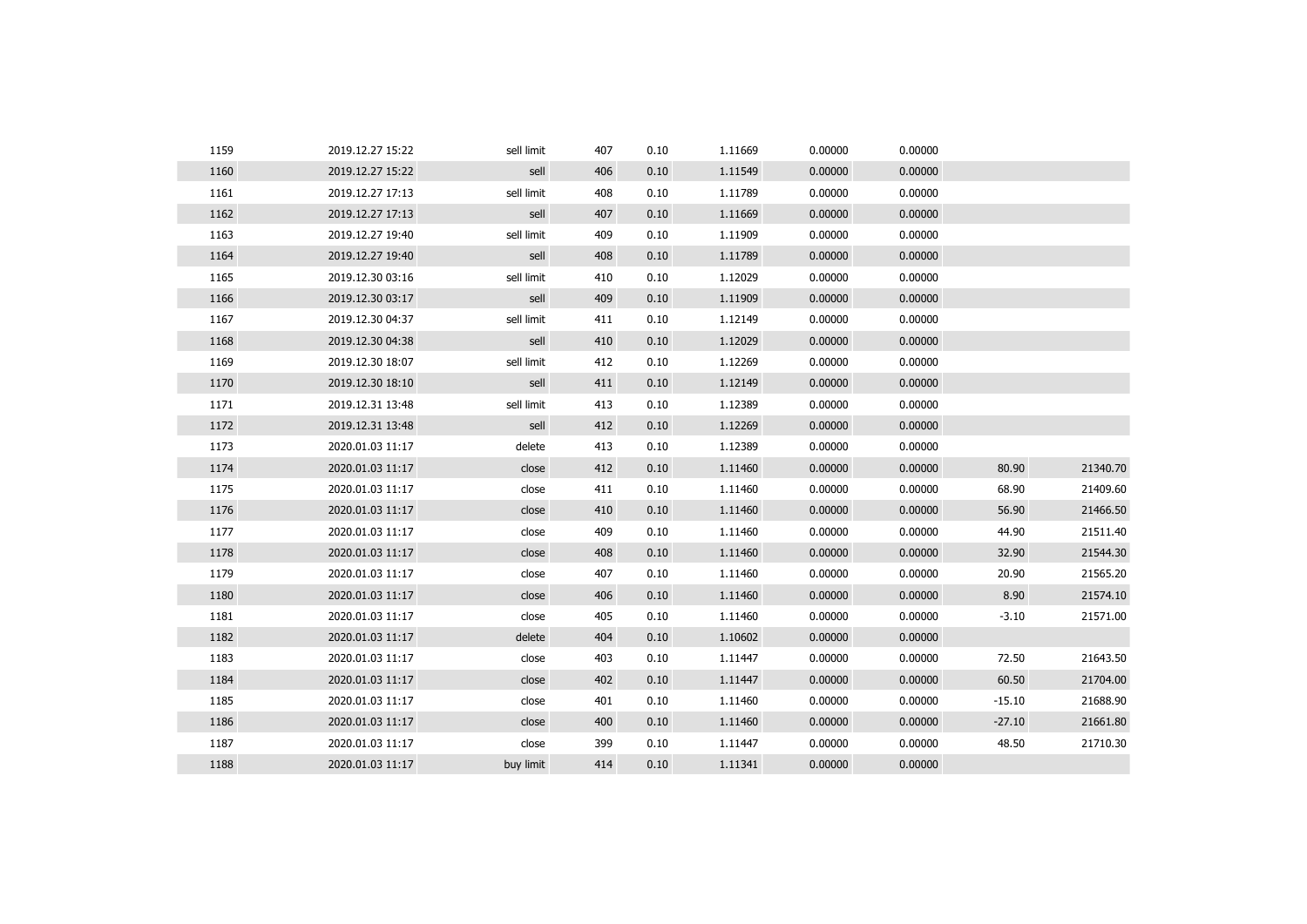| | | | | | | | | | |
|---|---|---|---|---|---|---|---|---|---|
| 1159 | 2019.12.27 15:22 | sell limit | 407 | 0.10 | 1.11669 | 0.00000 | 0.00000 | | |
| 1160 | 2019.12.27 15:22 | sell | 406 | 0.10 | 1.11549 | 0.00000 | 0.00000 | | |
| 1161 | 2019.12.27 17:13 | sell limit | 408 | 0.10 | 1.11789 | 0.00000 | 0.00000 | | |
| 1162 | 2019.12.27 17:13 | sell | 407 | 0.10 | 1.11669 | 0.00000 | 0.00000 | | |
| 1163 | 2019.12.27 19:40 | sell limit | 409 | 0.10 | 1.11909 | 0.00000 | 0.00000 | | |
| 1164 | 2019.12.27 19:40 | sell | 408 | 0.10 | 1.11789 | 0.00000 | 0.00000 | | |
| 1165 | 2019.12.30 03:16 | sell limit | 410 | 0.10 | 1.12029 | 0.00000 | 0.00000 | | |
| 1166 | 2019.12.30 03:17 | sell | 409 | 0.10 | 1.11909 | 0.00000 | 0.00000 | | |
| 1167 | 2019.12.30 04:37 | sell limit | 411 | 0.10 | 1.12149 | 0.00000 | 0.00000 | | |
| 1168 | 2019.12.30 04:38 | sell | 410 | 0.10 | 1.12029 | 0.00000 | 0.00000 | | |
| 1169 | 2019.12.30 18:07 | sell limit | 412 | 0.10 | 1.12269 | 0.00000 | 0.00000 | | |
| 1170 | 2019.12.30 18:10 | sell | 411 | 0.10 | 1.12149 | 0.00000 | 0.00000 | | |
| 1171 | 2019.12.31 13:48 | sell limit | 413 | 0.10 | 1.12389 | 0.00000 | 0.00000 | | |
| 1172 | 2019.12.31 13:48 | sell | 412 | 0.10 | 1.12269 | 0.00000 | 0.00000 | | |
| 1173 | 2020.01.03 11:17 | delete | 413 | 0.10 | 1.12389 | 0.00000 | 0.00000 | | |
| 1174 | 2020.01.03 11:17 | close | 412 | 0.10 | 1.11460 | 0.00000 | 0.00000 | 80.90 | 21340.70 |
| 1175 | 2020.01.03 11:17 | close | 411 | 0.10 | 1.11460 | 0.00000 | 0.00000 | 68.90 | 21409.60 |
| 1176 | 2020.01.03 11:17 | close | 410 | 0.10 | 1.11460 | 0.00000 | 0.00000 | 56.90 | 21466.50 |
| 1177 | 2020.01.03 11:17 | close | 409 | 0.10 | 1.11460 | 0.00000 | 0.00000 | 44.90 | 21511.40 |
| 1178 | 2020.01.03 11:17 | close | 408 | 0.10 | 1.11460 | 0.00000 | 0.00000 | 32.90 | 21544.30 |
| 1179 | 2020.01.03 11:17 | close | 407 | 0.10 | 1.11460 | 0.00000 | 0.00000 | 20.90 | 21565.20 |
| 1180 | 2020.01.03 11:17 | close | 406 | 0.10 | 1.11460 | 0.00000 | 0.00000 | 8.90 | 21574.10 |
| 1181 | 2020.01.03 11:17 | close | 405 | 0.10 | 1.11460 | 0.00000 | 0.00000 | -3.10 | 21571.00 |
| 1182 | 2020.01.03 11:17 | delete | 404 | 0.10 | 1.10602 | 0.00000 | 0.00000 | | |
| 1183 | 2020.01.03 11:17 | close | 403 | 0.10 | 1.11447 | 0.00000 | 0.00000 | 72.50 | 21643.50 |
| 1184 | 2020.01.03 11:17 | close | 402 | 0.10 | 1.11447 | 0.00000 | 0.00000 | 60.50 | 21704.00 |
| 1185 | 2020.01.03 11:17 | close | 401 | 0.10 | 1.11460 | 0.00000 | 0.00000 | -15.10 | 21688.90 |
| 1186 | 2020.01.03 11:17 | close | 400 | 0.10 | 1.11460 | 0.00000 | 0.00000 | -27.10 | 21661.80 |
| 1187 | 2020.01.03 11:17 | close | 399 | 0.10 | 1.11447 | 0.00000 | 0.00000 | 48.50 | 21710.30 |
| 1188 | 2020.01.03 11:17 | buy limit | 414 | 0.10 | 1.11341 | 0.00000 | 0.00000 | | |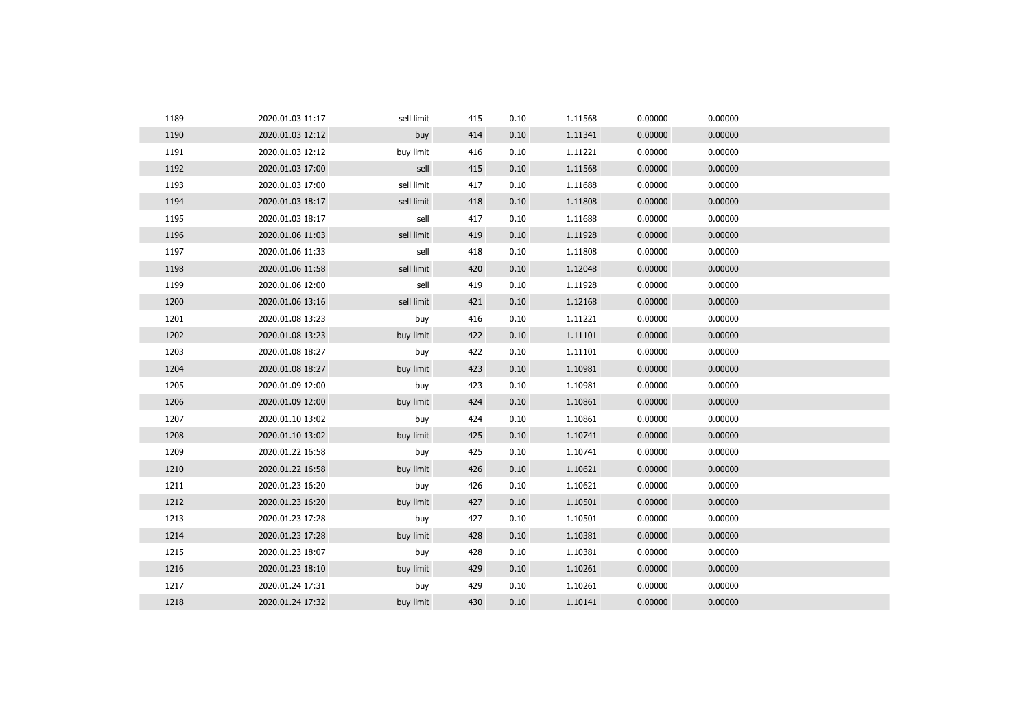| | | | | | | | | |
|---|---|---|---|---|---|---|---|---|
| 1189 | 2020.01.03 11:17 | sell limit | 415 | 0.10 | 1.11568 | 0.00000 | 0.00000 | |
| 1190 | 2020.01.03 12:12 | buy | 414 | 0.10 | 1.11341 | 0.00000 | 0.00000 | |
| 1191 | 2020.01.03 12:12 | buy limit | 416 | 0.10 | 1.11221 | 0.00000 | 0.00000 | |
| 1192 | 2020.01.03 17:00 | sell | 415 | 0.10 | 1.11568 | 0.00000 | 0.00000 | |
| 1193 | 2020.01.03 17:00 | sell limit | 417 | 0.10 | 1.11688 | 0.00000 | 0.00000 | |
| 1194 | 2020.01.03 18:17 | sell limit | 418 | 0.10 | 1.11808 | 0.00000 | 0.00000 | |
| 1195 | 2020.01.03 18:17 | sell | 417 | 0.10 | 1.11688 | 0.00000 | 0.00000 | |
| 1196 | 2020.01.06 11:03 | sell limit | 419 | 0.10 | 1.11928 | 0.00000 | 0.00000 | |
| 1197 | 2020.01.06 11:33 | sell | 418 | 0.10 | 1.11808 | 0.00000 | 0.00000 | |
| 1198 | 2020.01.06 11:58 | sell limit | 420 | 0.10 | 1.12048 | 0.00000 | 0.00000 | |
| 1199 | 2020.01.06 12:00 | sell | 419 | 0.10 | 1.11928 | 0.00000 | 0.00000 | |
| 1200 | 2020.01.06 13:16 | sell limit | 421 | 0.10 | 1.12168 | 0.00000 | 0.00000 | |
| 1201 | 2020.01.08 13:23 | buy | 416 | 0.10 | 1.11221 | 0.00000 | 0.00000 | |
| 1202 | 2020.01.08 13:23 | buy limit | 422 | 0.10 | 1.11101 | 0.00000 | 0.00000 | |
| 1203 | 2020.01.08 18:27 | buy | 422 | 0.10 | 1.11101 | 0.00000 | 0.00000 | |
| 1204 | 2020.01.08 18:27 | buy limit | 423 | 0.10 | 1.10981 | 0.00000 | 0.00000 | |
| 1205 | 2020.01.09 12:00 | buy | 423 | 0.10 | 1.10981 | 0.00000 | 0.00000 | |
| 1206 | 2020.01.09 12:00 | buy limit | 424 | 0.10 | 1.10861 | 0.00000 | 0.00000 | |
| 1207 | 2020.01.10 13:02 | buy | 424 | 0.10 | 1.10861 | 0.00000 | 0.00000 | |
| 1208 | 2020.01.10 13:02 | buy limit | 425 | 0.10 | 1.10741 | 0.00000 | 0.00000 | |
| 1209 | 2020.01.22 16:58 | buy | 425 | 0.10 | 1.10741 | 0.00000 | 0.00000 | |
| 1210 | 2020.01.22 16:58 | buy limit | 426 | 0.10 | 1.10621 | 0.00000 | 0.00000 | |
| 1211 | 2020.01.23 16:20 | buy | 426 | 0.10 | 1.10621 | 0.00000 | 0.00000 | |
| 1212 | 2020.01.23 16:20 | buy limit | 427 | 0.10 | 1.10501 | 0.00000 | 0.00000 | |
| 1213 | 2020.01.23 17:28 | buy | 427 | 0.10 | 1.10501 | 0.00000 | 0.00000 | |
| 1214 | 2020.01.23 17:28 | buy limit | 428 | 0.10 | 1.10381 | 0.00000 | 0.00000 | |
| 1215 | 2020.01.23 18:07 | buy | 428 | 0.10 | 1.10381 | 0.00000 | 0.00000 | |
| 1216 | 2020.01.23 18:10 | buy limit | 429 | 0.10 | 1.10261 | 0.00000 | 0.00000 | |
| 1217 | 2020.01.24 17:31 | buy | 429 | 0.10 | 1.10261 | 0.00000 | 0.00000 | |
| 1218 | 2020.01.24 17:32 | buy limit | 430 | 0.10 | 1.10141 | 0.00000 | 0.00000 | |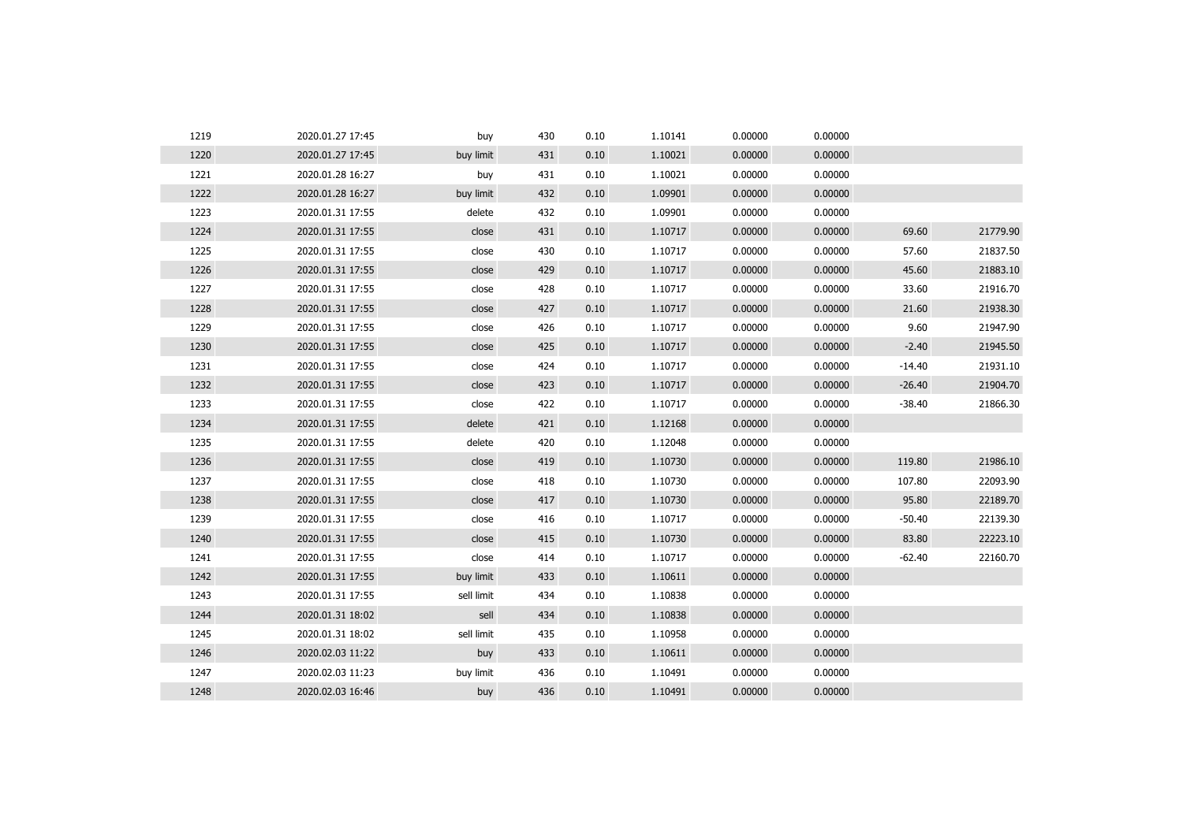| | | | | | | | | | |
|---|---|---|---|---|---|---|---|---|---|
| 1219 | 2020.01.27 17:45 | buy | 430 | 0.10 | 1.10141 | 0.00000 | 0.00000 | | |
| 1220 | 2020.01.27 17:45 | buy limit | 431 | 0.10 | 1.10021 | 0.00000 | 0.00000 | | |
| 1221 | 2020.01.28 16:27 | buy | 431 | 0.10 | 1.10021 | 0.00000 | 0.00000 | | |
| 1222 | 2020.01.28 16:27 | buy limit | 432 | 0.10 | 1.09901 | 0.00000 | 0.00000 | | |
| 1223 | 2020.01.31 17:55 | delete | 432 | 0.10 | 1.09901 | 0.00000 | 0.00000 | | |
| 1224 | 2020.01.31 17:55 | close | 431 | 0.10 | 1.10717 | 0.00000 | 0.00000 | 69.60 | 21779.90 |
| 1225 | 2020.01.31 17:55 | close | 430 | 0.10 | 1.10717 | 0.00000 | 0.00000 | 57.60 | 21837.50 |
| 1226 | 2020.01.31 17:55 | close | 429 | 0.10 | 1.10717 | 0.00000 | 0.00000 | 45.60 | 21883.10 |
| 1227 | 2020.01.31 17:55 | close | 428 | 0.10 | 1.10717 | 0.00000 | 0.00000 | 33.60 | 21916.70 |
| 1228 | 2020.01.31 17:55 | close | 427 | 0.10 | 1.10717 | 0.00000 | 0.00000 | 21.60 | 21938.30 |
| 1229 | 2020.01.31 17:55 | close | 426 | 0.10 | 1.10717 | 0.00000 | 0.00000 | 9.60 | 21947.90 |
| 1230 | 2020.01.31 17:55 | close | 425 | 0.10 | 1.10717 | 0.00000 | 0.00000 | -2.40 | 21945.50 |
| 1231 | 2020.01.31 17:55 | close | 424 | 0.10 | 1.10717 | 0.00000 | 0.00000 | -14.40 | 21931.10 |
| 1232 | 2020.01.31 17:55 | close | 423 | 0.10 | 1.10717 | 0.00000 | 0.00000 | -26.40 | 21904.70 |
| 1233 | 2020.01.31 17:55 | close | 422 | 0.10 | 1.10717 | 0.00000 | 0.00000 | -38.40 | 21866.30 |
| 1234 | 2020.01.31 17:55 | delete | 421 | 0.10 | 1.12168 | 0.00000 | 0.00000 | | |
| 1235 | 2020.01.31 17:55 | delete | 420 | 0.10 | 1.12048 | 0.00000 | 0.00000 | | |
| 1236 | 2020.01.31 17:55 | close | 419 | 0.10 | 1.10730 | 0.00000 | 0.00000 | 119.80 | 21986.10 |
| 1237 | 2020.01.31 17:55 | close | 418 | 0.10 | 1.10730 | 0.00000 | 0.00000 | 107.80 | 22093.90 |
| 1238 | 2020.01.31 17:55 | close | 417 | 0.10 | 1.10730 | 0.00000 | 0.00000 | 95.80 | 22189.70 |
| 1239 | 2020.01.31 17:55 | close | 416 | 0.10 | 1.10717 | 0.00000 | 0.00000 | -50.40 | 22139.30 |
| 1240 | 2020.01.31 17:55 | close | 415 | 0.10 | 1.10730 | 0.00000 | 0.00000 | 83.80 | 22223.10 |
| 1241 | 2020.01.31 17:55 | close | 414 | 0.10 | 1.10717 | 0.00000 | 0.00000 | -62.40 | 22160.70 |
| 1242 | 2020.01.31 17:55 | buy limit | 433 | 0.10 | 1.10611 | 0.00000 | 0.00000 | | |
| 1243 | 2020.01.31 17:55 | sell limit | 434 | 0.10 | 1.10838 | 0.00000 | 0.00000 | | |
| 1244 | 2020.01.31 18:02 | sell | 434 | 0.10 | 1.10838 | 0.00000 | 0.00000 | | |
| 1245 | 2020.01.31 18:02 | sell limit | 435 | 0.10 | 1.10958 | 0.00000 | 0.00000 | | |
| 1246 | 2020.02.03 11:22 | buy | 433 | 0.10 | 1.10611 | 0.00000 | 0.00000 | | |
| 1247 | 2020.02.03 11:23 | buy limit | 436 | 0.10 | 1.10491 | 0.00000 | 0.00000 | | |
| 1248 | 2020.02.03 16:46 | buy | 436 | 0.10 | 1.10491 | 0.00000 | 0.00000 | | |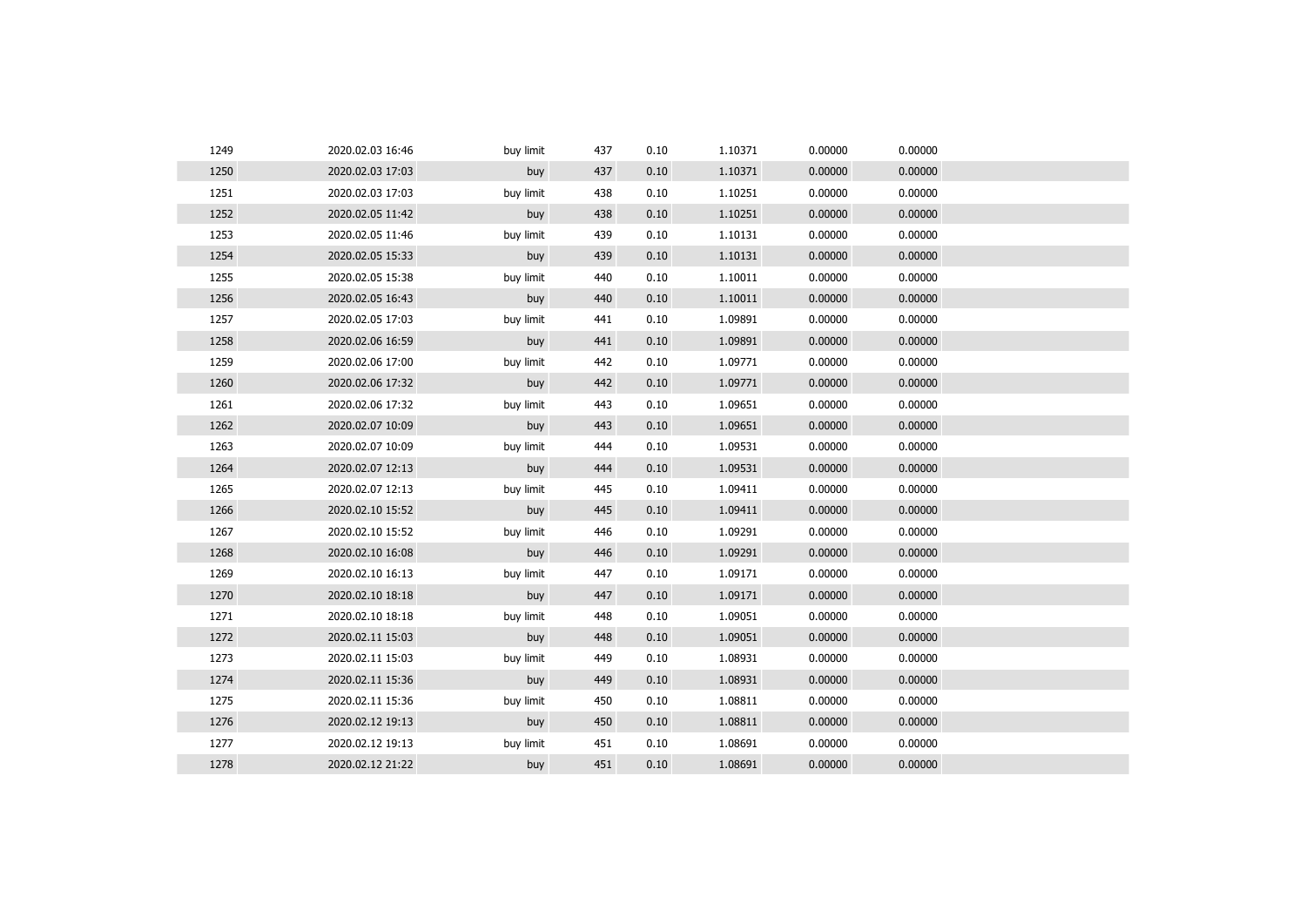| | | | | | | | | |
|---|---|---|---|---|---|---|---|---|
| 1249 | 2020.02.03 16:46 | buy limit | 437 | 0.10 | 1.10371 | 0.00000 | 0.00000 | |
| 1250 | 2020.02.03 17:03 | buy | 437 | 0.10 | 1.10371 | 0.00000 | 0.00000 | |
| 1251 | 2020.02.03 17:03 | buy limit | 438 | 0.10 | 1.10251 | 0.00000 | 0.00000 | |
| 1252 | 2020.02.05 11:42 | buy | 438 | 0.10 | 1.10251 | 0.00000 | 0.00000 | |
| 1253 | 2020.02.05 11:46 | buy limit | 439 | 0.10 | 1.10131 | 0.00000 | 0.00000 | |
| 1254 | 2020.02.05 15:33 | buy | 439 | 0.10 | 1.10131 | 0.00000 | 0.00000 | |
| 1255 | 2020.02.05 15:38 | buy limit | 440 | 0.10 | 1.10011 | 0.00000 | 0.00000 | |
| 1256 | 2020.02.05 16:43 | buy | 440 | 0.10 | 1.10011 | 0.00000 | 0.00000 | |
| 1257 | 2020.02.05 17:03 | buy limit | 441 | 0.10 | 1.09891 | 0.00000 | 0.00000 | |
| 1258 | 2020.02.06 16:59 | buy | 441 | 0.10 | 1.09891 | 0.00000 | 0.00000 | |
| 1259 | 2020.02.06 17:00 | buy limit | 442 | 0.10 | 1.09771 | 0.00000 | 0.00000 | |
| 1260 | 2020.02.06 17:32 | buy | 442 | 0.10 | 1.09771 | 0.00000 | 0.00000 | |
| 1261 | 2020.02.06 17:32 | buy limit | 443 | 0.10 | 1.09651 | 0.00000 | 0.00000 | |
| 1262 | 2020.02.07 10:09 | buy | 443 | 0.10 | 1.09651 | 0.00000 | 0.00000 | |
| 1263 | 2020.02.07 10:09 | buy limit | 444 | 0.10 | 1.09531 | 0.00000 | 0.00000 | |
| 1264 | 2020.02.07 12:13 | buy | 444 | 0.10 | 1.09531 | 0.00000 | 0.00000 | |
| 1265 | 2020.02.07 12:13 | buy limit | 445 | 0.10 | 1.09411 | 0.00000 | 0.00000 | |
| 1266 | 2020.02.10 15:52 | buy | 445 | 0.10 | 1.09411 | 0.00000 | 0.00000 | |
| 1267 | 2020.02.10 15:52 | buy limit | 446 | 0.10 | 1.09291 | 0.00000 | 0.00000 | |
| 1268 | 2020.02.10 16:08 | buy | 446 | 0.10 | 1.09291 | 0.00000 | 0.00000 | |
| 1269 | 2020.02.10 16:13 | buy limit | 447 | 0.10 | 1.09171 | 0.00000 | 0.00000 | |
| 1270 | 2020.02.10 18:18 | buy | 447 | 0.10 | 1.09171 | 0.00000 | 0.00000 | |
| 1271 | 2020.02.10 18:18 | buy limit | 448 | 0.10 | 1.09051 | 0.00000 | 0.00000 | |
| 1272 | 2020.02.11 15:03 | buy | 448 | 0.10 | 1.09051 | 0.00000 | 0.00000 | |
| 1273 | 2020.02.11 15:03 | buy limit | 449 | 0.10 | 1.08931 | 0.00000 | 0.00000 | |
| 1274 | 2020.02.11 15:36 | buy | 449 | 0.10 | 1.08931 | 0.00000 | 0.00000 | |
| 1275 | 2020.02.11 15:36 | buy limit | 450 | 0.10 | 1.08811 | 0.00000 | 0.00000 | |
| 1276 | 2020.02.12 19:13 | buy | 450 | 0.10 | 1.08811 | 0.00000 | 0.00000 | |
| 1277 | 2020.02.12 19:13 | buy limit | 451 | 0.10 | 1.08691 | 0.00000 | 0.00000 | |
| 1278 | 2020.02.12 21:22 | buy | 451 | 0.10 | 1.08691 | 0.00000 | 0.00000 | |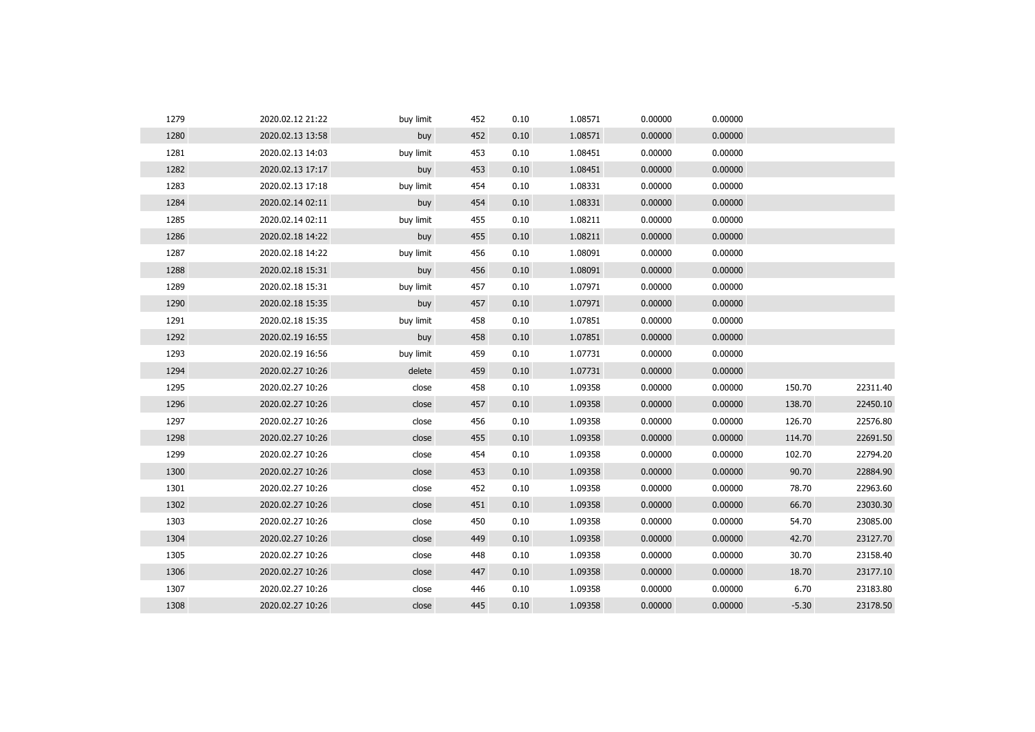| | | | | | | | | | |
|---|---|---|---|---|---|---|---|---|---|
| 1279 | 2020.02.12 21:22 | buy limit | 452 | 0.10 | 1.08571 | 0.00000 | 0.00000 | | |
| 1280 | 2020.02.13 13:58 | buy | 452 | 0.10 | 1.08571 | 0.00000 | 0.00000 | | |
| 1281 | 2020.02.13 14:03 | buy limit | 453 | 0.10 | 1.08451 | 0.00000 | 0.00000 | | |
| 1282 | 2020.02.13 17:17 | buy | 453 | 0.10 | 1.08451 | 0.00000 | 0.00000 | | |
| 1283 | 2020.02.13 17:18 | buy limit | 454 | 0.10 | 1.08331 | 0.00000 | 0.00000 | | |
| 1284 | 2020.02.14 02:11 | buy | 454 | 0.10 | 1.08331 | 0.00000 | 0.00000 | | |
| 1285 | 2020.02.14 02:11 | buy limit | 455 | 0.10 | 1.08211 | 0.00000 | 0.00000 | | |
| 1286 | 2020.02.18 14:22 | buy | 455 | 0.10 | 1.08211 | 0.00000 | 0.00000 | | |
| 1287 | 2020.02.18 14:22 | buy limit | 456 | 0.10 | 1.08091 | 0.00000 | 0.00000 | | |
| 1288 | 2020.02.18 15:31 | buy | 456 | 0.10 | 1.08091 | 0.00000 | 0.00000 | | |
| 1289 | 2020.02.18 15:31 | buy limit | 457 | 0.10 | 1.07971 | 0.00000 | 0.00000 | | |
| 1290 | 2020.02.18 15:35 | buy | 457 | 0.10 | 1.07971 | 0.00000 | 0.00000 | | |
| 1291 | 2020.02.18 15:35 | buy limit | 458 | 0.10 | 1.07851 | 0.00000 | 0.00000 | | |
| 1292 | 2020.02.19 16:55 | buy | 458 | 0.10 | 1.07851 | 0.00000 | 0.00000 | | |
| 1293 | 2020.02.19 16:56 | buy limit | 459 | 0.10 | 1.07731 | 0.00000 | 0.00000 | | |
| 1294 | 2020.02.27 10:26 | delete | 459 | 0.10 | 1.07731 | 0.00000 | 0.00000 | | |
| 1295 | 2020.02.27 10:26 | close | 458 | 0.10 | 1.09358 | 0.00000 | 0.00000 | 150.70 | 22311.40 |
| 1296 | 2020.02.27 10:26 | close | 457 | 0.10 | 1.09358 | 0.00000 | 0.00000 | 138.70 | 22450.10 |
| 1297 | 2020.02.27 10:26 | close | 456 | 0.10 | 1.09358 | 0.00000 | 0.00000 | 126.70 | 22576.80 |
| 1298 | 2020.02.27 10:26 | close | 455 | 0.10 | 1.09358 | 0.00000 | 0.00000 | 114.70 | 22691.50 |
| 1299 | 2020.02.27 10:26 | close | 454 | 0.10 | 1.09358 | 0.00000 | 0.00000 | 102.70 | 22794.20 |
| 1300 | 2020.02.27 10:26 | close | 453 | 0.10 | 1.09358 | 0.00000 | 0.00000 | 90.70 | 22884.90 |
| 1301 | 2020.02.27 10:26 | close | 452 | 0.10 | 1.09358 | 0.00000 | 0.00000 | 78.70 | 22963.60 |
| 1302 | 2020.02.27 10:26 | close | 451 | 0.10 | 1.09358 | 0.00000 | 0.00000 | 66.70 | 23030.30 |
| 1303 | 2020.02.27 10:26 | close | 450 | 0.10 | 1.09358 | 0.00000 | 0.00000 | 54.70 | 23085.00 |
| 1304 | 2020.02.27 10:26 | close | 449 | 0.10 | 1.09358 | 0.00000 | 0.00000 | 42.70 | 23127.70 |
| 1305 | 2020.02.27 10:26 | close | 448 | 0.10 | 1.09358 | 0.00000 | 0.00000 | 30.70 | 23158.40 |
| 1306 | 2020.02.27 10:26 | close | 447 | 0.10 | 1.09358 | 0.00000 | 0.00000 | 18.70 | 23177.10 |
| 1307 | 2020.02.27 10:26 | close | 446 | 0.10 | 1.09358 | 0.00000 | 0.00000 | 6.70 | 23183.80 |
| 1308 | 2020.02.27 10:26 | close | 445 | 0.10 | 1.09358 | 0.00000 | 0.00000 | -5.30 | 23178.50 |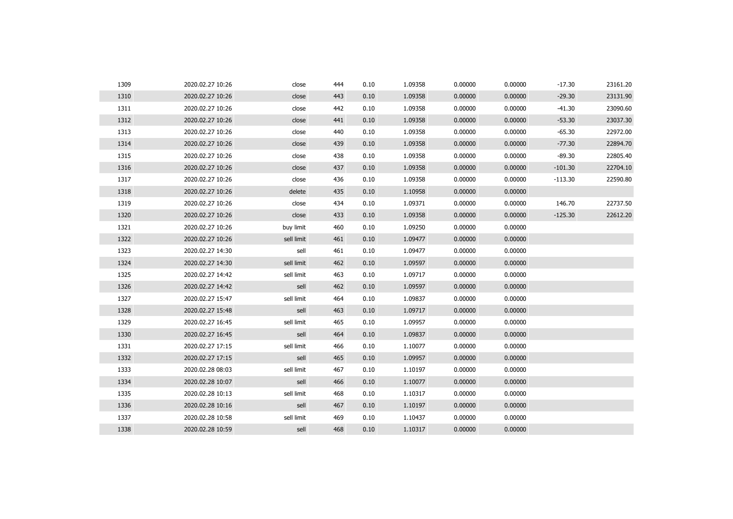| | | | | | | | | | |
|---|---|---|---|---|---|---|---|---|---|
| 1309 | 2020.02.27 10:26 | close | 444 | 0.10 | 1.09358 | 0.00000 | 0.00000 | -17.30 | 23161.20 |
| 1310 | 2020.02.27 10:26 | close | 443 | 0.10 | 1.09358 | 0.00000 | 0.00000 | -29.30 | 23131.90 |
| 1311 | 2020.02.27 10:26 | close | 442 | 0.10 | 1.09358 | 0.00000 | 0.00000 | -41.30 | 23090.60 |
| 1312 | 2020.02.27 10:26 | close | 441 | 0.10 | 1.09358 | 0.00000 | 0.00000 | -53.30 | 23037.30 |
| 1313 | 2020.02.27 10:26 | close | 440 | 0.10 | 1.09358 | 0.00000 | 0.00000 | -65.30 | 22972.00 |
| 1314 | 2020.02.27 10:26 | close | 439 | 0.10 | 1.09358 | 0.00000 | 0.00000 | -77.30 | 22894.70 |
| 1315 | 2020.02.27 10:26 | close | 438 | 0.10 | 1.09358 | 0.00000 | 0.00000 | -89.30 | 22805.40 |
| 1316 | 2020.02.27 10:26 | close | 437 | 0.10 | 1.09358 | 0.00000 | 0.00000 | -101.30 | 22704.10 |
| 1317 | 2020.02.27 10:26 | close | 436 | 0.10 | 1.09358 | 0.00000 | 0.00000 | -113.30 | 22590.80 |
| 1318 | 2020.02.27 10:26 | delete | 435 | 0.10 | 1.10958 | 0.00000 | 0.00000 | | |
| 1319 | 2020.02.27 10:26 | close | 434 | 0.10 | 1.09371 | 0.00000 | 0.00000 | 146.70 | 22737.50 |
| 1320 | 2020.02.27 10:26 | close | 433 | 0.10 | 1.09358 | 0.00000 | 0.00000 | -125.30 | 22612.20 |
| 1321 | 2020.02.27 10:26 | buy limit | 460 | 0.10 | 1.09250 | 0.00000 | 0.00000 | | |
| 1322 | 2020.02.27 10:26 | sell limit | 461 | 0.10 | 1.09477 | 0.00000 | 0.00000 | | |
| 1323 | 2020.02.27 14:30 | sell | 461 | 0.10 | 1.09477 | 0.00000 | 0.00000 | | |
| 1324 | 2020.02.27 14:30 | sell limit | 462 | 0.10 | 1.09597 | 0.00000 | 0.00000 | | |
| 1325 | 2020.02.27 14:42 | sell limit | 463 | 0.10 | 1.09717 | 0.00000 | 0.00000 | | |
| 1326 | 2020.02.27 14:42 | sell | 462 | 0.10 | 1.09597 | 0.00000 | 0.00000 | | |
| 1327 | 2020.02.27 15:47 | sell limit | 464 | 0.10 | 1.09837 | 0.00000 | 0.00000 | | |
| 1328 | 2020.02.27 15:48 | sell | 463 | 0.10 | 1.09717 | 0.00000 | 0.00000 | | |
| 1329 | 2020.02.27 16:45 | sell limit | 465 | 0.10 | 1.09957 | 0.00000 | 0.00000 | | |
| 1330 | 2020.02.27 16:45 | sell | 464 | 0.10 | 1.09837 | 0.00000 | 0.00000 | | |
| 1331 | 2020.02.27 17:15 | sell limit | 466 | 0.10 | 1.10077 | 0.00000 | 0.00000 | | |
| 1332 | 2020.02.27 17:15 | sell | 465 | 0.10 | 1.09957 | 0.00000 | 0.00000 | | |
| 1333 | 2020.02.28 08:03 | sell limit | 467 | 0.10 | 1.10197 | 0.00000 | 0.00000 | | |
| 1334 | 2020.02.28 10:07 | sell | 466 | 0.10 | 1.10077 | 0.00000 | 0.00000 | | |
| 1335 | 2020.02.28 10:13 | sell limit | 468 | 0.10 | 1.10317 | 0.00000 | 0.00000 | | |
| 1336 | 2020.02.28 10:16 | sell | 467 | 0.10 | 1.10197 | 0.00000 | 0.00000 | | |
| 1337 | 2020.02.28 10:58 | sell limit | 469 | 0.10 | 1.10437 | 0.00000 | 0.00000 | | |
| 1338 | 2020.02.28 10:59 | sell | 468 | 0.10 | 1.10317 | 0.00000 | 0.00000 | | |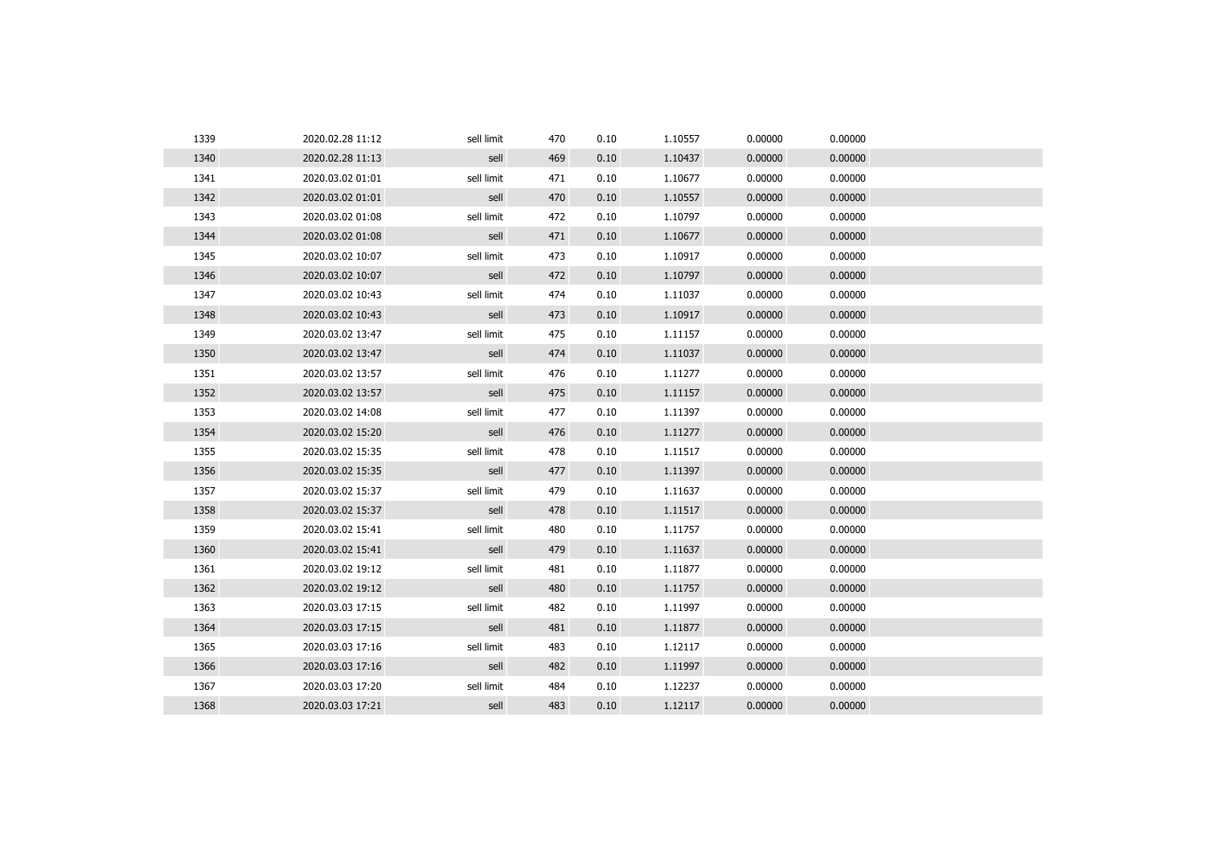| | | | | | | | |
|---|---|---|---|---|---|---|---|
| 1339 | 2020.02.28 11:12 | sell limit | 470 | 0.10 | 1.10557 | 0.00000 | 0.00000 |
| 1340 | 2020.02.28 11:13 | sell | 469 | 0.10 | 1.10437 | 0.00000 | 0.00000 |
| 1341 | 2020.03.02 01:01 | sell limit | 471 | 0.10 | 1.10677 | 0.00000 | 0.00000 |
| 1342 | 2020.03.02 01:01 | sell | 470 | 0.10 | 1.10557 | 0.00000 | 0.00000 |
| 1343 | 2020.03.02 01:08 | sell limit | 472 | 0.10 | 1.10797 | 0.00000 | 0.00000 |
| 1344 | 2020.03.02 01:08 | sell | 471 | 0.10 | 1.10677 | 0.00000 | 0.00000 |
| 1345 | 2020.03.02 10:07 | sell limit | 473 | 0.10 | 1.10917 | 0.00000 | 0.00000 |
| 1346 | 2020.03.02 10:07 | sell | 472 | 0.10 | 1.10797 | 0.00000 | 0.00000 |
| 1347 | 2020.03.02 10:43 | sell limit | 474 | 0.10 | 1.11037 | 0.00000 | 0.00000 |
| 1348 | 2020.03.02 10:43 | sell | 473 | 0.10 | 1.10917 | 0.00000 | 0.00000 |
| 1349 | 2020.03.02 13:47 | sell limit | 475 | 0.10 | 1.11157 | 0.00000 | 0.00000 |
| 1350 | 2020.03.02 13:47 | sell | 474 | 0.10 | 1.11037 | 0.00000 | 0.00000 |
| 1351 | 2020.03.02 13:57 | sell limit | 476 | 0.10 | 1.11277 | 0.00000 | 0.00000 |
| 1352 | 2020.03.02 13:57 | sell | 475 | 0.10 | 1.11157 | 0.00000 | 0.00000 |
| 1353 | 2020.03.02 14:08 | sell limit | 477 | 0.10 | 1.11397 | 0.00000 | 0.00000 |
| 1354 | 2020.03.02 15:20 | sell | 476 | 0.10 | 1.11277 | 0.00000 | 0.00000 |
| 1355 | 2020.03.02 15:35 | sell limit | 478 | 0.10 | 1.11517 | 0.00000 | 0.00000 |
| 1356 | 2020.03.02 15:35 | sell | 477 | 0.10 | 1.11397 | 0.00000 | 0.00000 |
| 1357 | 2020.03.02 15:37 | sell limit | 479 | 0.10 | 1.11637 | 0.00000 | 0.00000 |
| 1358 | 2020.03.02 15:37 | sell | 478 | 0.10 | 1.11517 | 0.00000 | 0.00000 |
| 1359 | 2020.03.02 15:41 | sell limit | 480 | 0.10 | 1.11757 | 0.00000 | 0.00000 |
| 1360 | 2020.03.02 15:41 | sell | 479 | 0.10 | 1.11637 | 0.00000 | 0.00000 |
| 1361 | 2020.03.02 19:12 | sell limit | 481 | 0.10 | 1.11877 | 0.00000 | 0.00000 |
| 1362 | 2020.03.02 19:12 | sell | 480 | 0.10 | 1.11757 | 0.00000 | 0.00000 |
| 1363 | 2020.03.03 17:15 | sell limit | 482 | 0.10 | 1.11997 | 0.00000 | 0.00000 |
| 1364 | 2020.03.03 17:15 | sell | 481 | 0.10 | 1.11877 | 0.00000 | 0.00000 |
| 1365 | 2020.03.03 17:16 | sell limit | 483 | 0.10 | 1.12117 | 0.00000 | 0.00000 |
| 1366 | 2020.03.03 17:16 | sell | 482 | 0.10 | 1.11997 | 0.00000 | 0.00000 |
| 1367 | 2020.03.03 17:20 | sell limit | 484 | 0.10 | 1.12237 | 0.00000 | 0.00000 |
| 1368 | 2020.03.03 17:21 | sell | 483 | 0.10 | 1.12117 | 0.00000 | 0.00000 |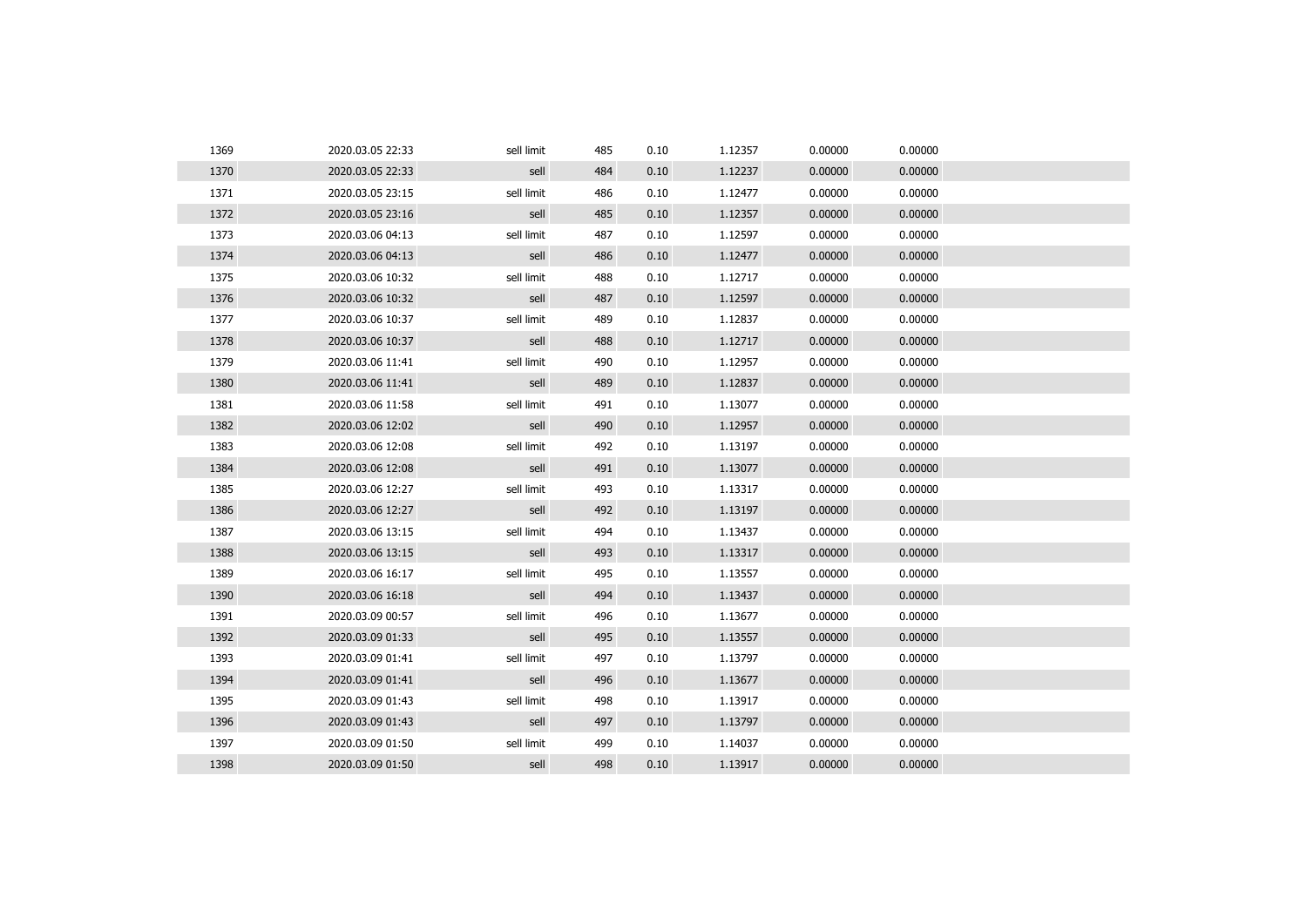| | | | | | | | |
|---|---|---|---|---|---|---|---|
| 1369 | 2020.03.05 22:33 | sell limit | 485 | 0.10 | 1.12357 | 0.00000 | 0.00000 |
| 1370 | 2020.03.05 22:33 | sell | 484 | 0.10 | 1.12237 | 0.00000 | 0.00000 |
| 1371 | 2020.03.05 23:15 | sell limit | 486 | 0.10 | 1.12477 | 0.00000 | 0.00000 |
| 1372 | 2020.03.05 23:16 | sell | 485 | 0.10 | 1.12357 | 0.00000 | 0.00000 |
| 1373 | 2020.03.06 04:13 | sell limit | 487 | 0.10 | 1.12597 | 0.00000 | 0.00000 |
| 1374 | 2020.03.06 04:13 | sell | 486 | 0.10 | 1.12477 | 0.00000 | 0.00000 |
| 1375 | 2020.03.06 10:32 | sell limit | 488 | 0.10 | 1.12717 | 0.00000 | 0.00000 |
| 1376 | 2020.03.06 10:32 | sell | 487 | 0.10 | 1.12597 | 0.00000 | 0.00000 |
| 1377 | 2020.03.06 10:37 | sell limit | 489 | 0.10 | 1.12837 | 0.00000 | 0.00000 |
| 1378 | 2020.03.06 10:37 | sell | 488 | 0.10 | 1.12717 | 0.00000 | 0.00000 |
| 1379 | 2020.03.06 11:41 | sell limit | 490 | 0.10 | 1.12957 | 0.00000 | 0.00000 |
| 1380 | 2020.03.06 11:41 | sell | 489 | 0.10 | 1.12837 | 0.00000 | 0.00000 |
| 1381 | 2020.03.06 11:58 | sell limit | 491 | 0.10 | 1.13077 | 0.00000 | 0.00000 |
| 1382 | 2020.03.06 12:02 | sell | 490 | 0.10 | 1.12957 | 0.00000 | 0.00000 |
| 1383 | 2020.03.06 12:08 | sell limit | 492 | 0.10 | 1.13197 | 0.00000 | 0.00000 |
| 1384 | 2020.03.06 12:08 | sell | 491 | 0.10 | 1.13077 | 0.00000 | 0.00000 |
| 1385 | 2020.03.06 12:27 | sell limit | 493 | 0.10 | 1.13317 | 0.00000 | 0.00000 |
| 1386 | 2020.03.06 12:27 | sell | 492 | 0.10 | 1.13197 | 0.00000 | 0.00000 |
| 1387 | 2020.03.06 13:15 | sell limit | 494 | 0.10 | 1.13437 | 0.00000 | 0.00000 |
| 1388 | 2020.03.06 13:15 | sell | 493 | 0.10 | 1.13317 | 0.00000 | 0.00000 |
| 1389 | 2020.03.06 16:17 | sell limit | 495 | 0.10 | 1.13557 | 0.00000 | 0.00000 |
| 1390 | 2020.03.06 16:18 | sell | 494 | 0.10 | 1.13437 | 0.00000 | 0.00000 |
| 1391 | 2020.03.09 00:57 | sell limit | 496 | 0.10 | 1.13677 | 0.00000 | 0.00000 |
| 1392 | 2020.03.09 01:33 | sell | 495 | 0.10 | 1.13557 | 0.00000 | 0.00000 |
| 1393 | 2020.03.09 01:41 | sell limit | 497 | 0.10 | 1.13797 | 0.00000 | 0.00000 |
| 1394 | 2020.03.09 01:41 | sell | 496 | 0.10 | 1.13677 | 0.00000 | 0.00000 |
| 1395 | 2020.03.09 01:43 | sell limit | 498 | 0.10 | 1.13917 | 0.00000 | 0.00000 |
| 1396 | 2020.03.09 01:43 | sell | 497 | 0.10 | 1.13797 | 0.00000 | 0.00000 |
| 1397 | 2020.03.09 01:50 | sell limit | 499 | 0.10 | 1.14037 | 0.00000 | 0.00000 |
| 1398 | 2020.03.09 01:50 | sell | 498 | 0.10 | 1.13917 | 0.00000 | 0.00000 |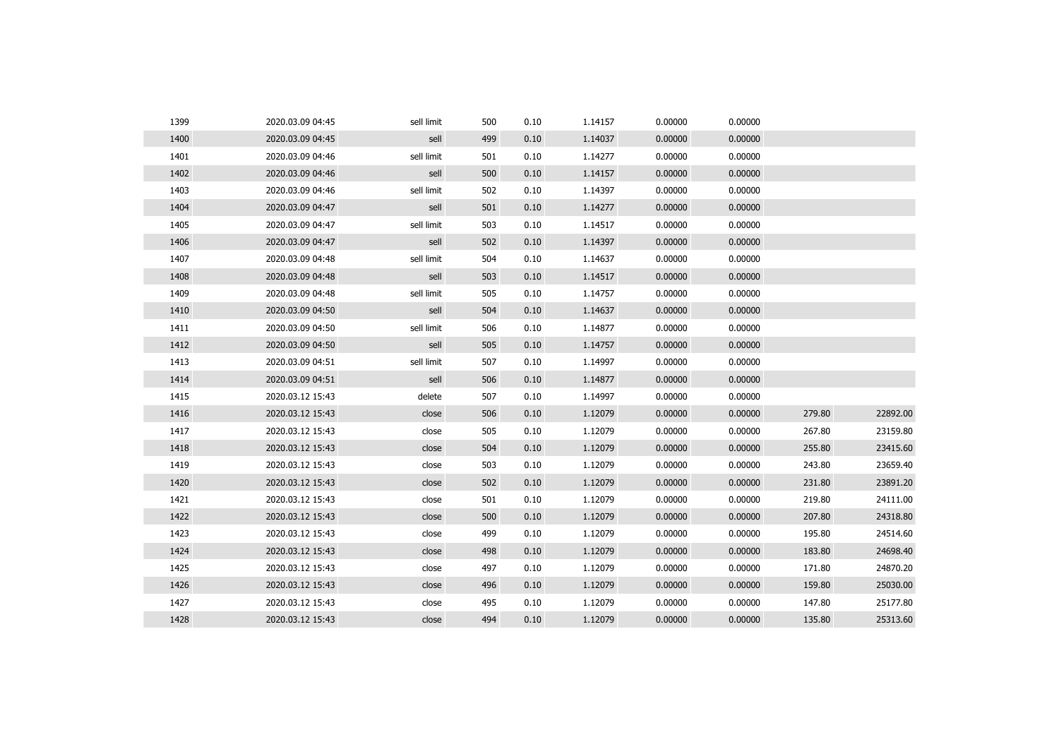| | | | | | | | | | |
|---|---|---|---|---|---|---|---|---|---|
| 1399 | 2020.03.09 04:45 | sell limit | 500 | 0.10 | 1.14157 | 0.00000 | 0.00000 | | |
| 1400 | 2020.03.09 04:45 | sell | 499 | 0.10 | 1.14037 | 0.00000 | 0.00000 | | |
| 1401 | 2020.03.09 04:46 | sell limit | 501 | 0.10 | 1.14277 | 0.00000 | 0.00000 | | |
| 1402 | 2020.03.09 04:46 | sell | 500 | 0.10 | 1.14157 | 0.00000 | 0.00000 | | |
| 1403 | 2020.03.09 04:46 | sell limit | 502 | 0.10 | 1.14397 | 0.00000 | 0.00000 | | |
| 1404 | 2020.03.09 04:47 | sell | 501 | 0.10 | 1.14277 | 0.00000 | 0.00000 | | |
| 1405 | 2020.03.09 04:47 | sell limit | 503 | 0.10 | 1.14517 | 0.00000 | 0.00000 | | |
| 1406 | 2020.03.09 04:47 | sell | 502 | 0.10 | 1.14397 | 0.00000 | 0.00000 | | |
| 1407 | 2020.03.09 04:48 | sell limit | 504 | 0.10 | 1.14637 | 0.00000 | 0.00000 | | |
| 1408 | 2020.03.09 04:48 | sell | 503 | 0.10 | 1.14517 | 0.00000 | 0.00000 | | |
| 1409 | 2020.03.09 04:48 | sell limit | 505 | 0.10 | 1.14757 | 0.00000 | 0.00000 | | |
| 1410 | 2020.03.09 04:50 | sell | 504 | 0.10 | 1.14637 | 0.00000 | 0.00000 | | |
| 1411 | 2020.03.09 04:50 | sell limit | 506 | 0.10 | 1.14877 | 0.00000 | 0.00000 | | |
| 1412 | 2020.03.09 04:50 | sell | 505 | 0.10 | 1.14757 | 0.00000 | 0.00000 | | |
| 1413 | 2020.03.09 04:51 | sell limit | 507 | 0.10 | 1.14997 | 0.00000 | 0.00000 | | |
| 1414 | 2020.03.09 04:51 | sell | 506 | 0.10 | 1.14877 | 0.00000 | 0.00000 | | |
| 1415 | 2020.03.12 15:43 | delete | 507 | 0.10 | 1.14997 | 0.00000 | 0.00000 | | |
| 1416 | 2020.03.12 15:43 | close | 506 | 0.10 | 1.12079 | 0.00000 | 0.00000 | 279.80 | 22892.00 |
| 1417 | 2020.03.12 15:43 | close | 505 | 0.10 | 1.12079 | 0.00000 | 0.00000 | 267.80 | 23159.80 |
| 1418 | 2020.03.12 15:43 | close | 504 | 0.10 | 1.12079 | 0.00000 | 0.00000 | 255.80 | 23415.60 |
| 1419 | 2020.03.12 15:43 | close | 503 | 0.10 | 1.12079 | 0.00000 | 0.00000 | 243.80 | 23659.40 |
| 1420 | 2020.03.12 15:43 | close | 502 | 0.10 | 1.12079 | 0.00000 | 0.00000 | 231.80 | 23891.20 |
| 1421 | 2020.03.12 15:43 | close | 501 | 0.10 | 1.12079 | 0.00000 | 0.00000 | 219.80 | 24111.00 |
| 1422 | 2020.03.12 15:43 | close | 500 | 0.10 | 1.12079 | 0.00000 | 0.00000 | 207.80 | 24318.80 |
| 1423 | 2020.03.12 15:43 | close | 499 | 0.10 | 1.12079 | 0.00000 | 0.00000 | 195.80 | 24514.60 |
| 1424 | 2020.03.12 15:43 | close | 498 | 0.10 | 1.12079 | 0.00000 | 0.00000 | 183.80 | 24698.40 |
| 1425 | 2020.03.12 15:43 | close | 497 | 0.10 | 1.12079 | 0.00000 | 0.00000 | 171.80 | 24870.20 |
| 1426 | 2020.03.12 15:43 | close | 496 | 0.10 | 1.12079 | 0.00000 | 0.00000 | 159.80 | 25030.00 |
| 1427 | 2020.03.12 15:43 | close | 495 | 0.10 | 1.12079 | 0.00000 | 0.00000 | 147.80 | 25177.80 |
| 1428 | 2020.03.12 15:43 | close | 494 | 0.10 | 1.12079 | 0.00000 | 0.00000 | 135.80 | 25313.60 |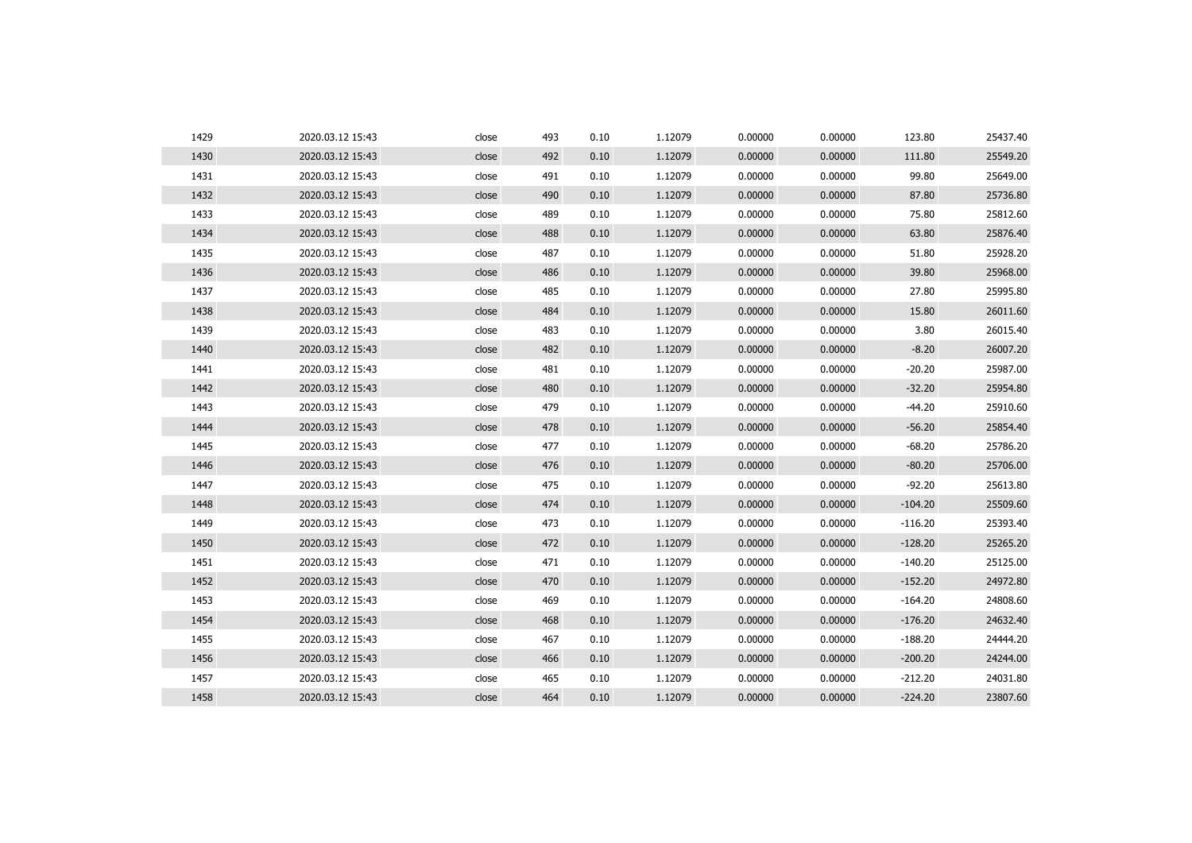| | | | | | | | | | |
|---|---|---|---|---|---|---|---|---|---|
| 1429 | 2020.03.12 15:43 | close | 493 | 0.10 | 1.12079 | 0.00000 | 0.00000 | 123.80 | 25437.40 |
| 1430 | 2020.03.12 15:43 | close | 492 | 0.10 | 1.12079 | 0.00000 | 0.00000 | 111.80 | 25549.20 |
| 1431 | 2020.03.12 15:43 | close | 491 | 0.10 | 1.12079 | 0.00000 | 0.00000 | 99.80 | 25649.00 |
| 1432 | 2020.03.12 15:43 | close | 490 | 0.10 | 1.12079 | 0.00000 | 0.00000 | 87.80 | 25736.80 |
| 1433 | 2020.03.12 15:43 | close | 489 | 0.10 | 1.12079 | 0.00000 | 0.00000 | 75.80 | 25812.60 |
| 1434 | 2020.03.12 15:43 | close | 488 | 0.10 | 1.12079 | 0.00000 | 0.00000 | 63.80 | 25876.40 |
| 1435 | 2020.03.12 15:43 | close | 487 | 0.10 | 1.12079 | 0.00000 | 0.00000 | 51.80 | 25928.20 |
| 1436 | 2020.03.12 15:43 | close | 486 | 0.10 | 1.12079 | 0.00000 | 0.00000 | 39.80 | 25968.00 |
| 1437 | 2020.03.12 15:43 | close | 485 | 0.10 | 1.12079 | 0.00000 | 0.00000 | 27.80 | 25995.80 |
| 1438 | 2020.03.12 15:43 | close | 484 | 0.10 | 1.12079 | 0.00000 | 0.00000 | 15.80 | 26011.60 |
| 1439 | 2020.03.12 15:43 | close | 483 | 0.10 | 1.12079 | 0.00000 | 0.00000 | 3.80 | 26015.40 |
| 1440 | 2020.03.12 15:43 | close | 482 | 0.10 | 1.12079 | 0.00000 | 0.00000 | -8.20 | 26007.20 |
| 1441 | 2020.03.12 15:43 | close | 481 | 0.10 | 1.12079 | 0.00000 | 0.00000 | -20.20 | 25987.00 |
| 1442 | 2020.03.12 15:43 | close | 480 | 0.10 | 1.12079 | 0.00000 | 0.00000 | -32.20 | 25954.80 |
| 1443 | 2020.03.12 15:43 | close | 479 | 0.10 | 1.12079 | 0.00000 | 0.00000 | -44.20 | 25910.60 |
| 1444 | 2020.03.12 15:43 | close | 478 | 0.10 | 1.12079 | 0.00000 | 0.00000 | -56.20 | 25854.40 |
| 1445 | 2020.03.12 15:43 | close | 477 | 0.10 | 1.12079 | 0.00000 | 0.00000 | -68.20 | 25786.20 |
| 1446 | 2020.03.12 15:43 | close | 476 | 0.10 | 1.12079 | 0.00000 | 0.00000 | -80.20 | 25706.00 |
| 1447 | 2020.03.12 15:43 | close | 475 | 0.10 | 1.12079 | 0.00000 | 0.00000 | -92.20 | 25613.80 |
| 1448 | 2020.03.12 15:43 | close | 474 | 0.10 | 1.12079 | 0.00000 | 0.00000 | -104.20 | 25509.60 |
| 1449 | 2020.03.12 15:43 | close | 473 | 0.10 | 1.12079 | 0.00000 | 0.00000 | -116.20 | 25393.40 |
| 1450 | 2020.03.12 15:43 | close | 472 | 0.10 | 1.12079 | 0.00000 | 0.00000 | -128.20 | 25265.20 |
| 1451 | 2020.03.12 15:43 | close | 471 | 0.10 | 1.12079 | 0.00000 | 0.00000 | -140.20 | 25125.00 |
| 1452 | 2020.03.12 15:43 | close | 470 | 0.10 | 1.12079 | 0.00000 | 0.00000 | -152.20 | 24972.80 |
| 1453 | 2020.03.12 15:43 | close | 469 | 0.10 | 1.12079 | 0.00000 | 0.00000 | -164.20 | 24808.60 |
| 1454 | 2020.03.12 15:43 | close | 468 | 0.10 | 1.12079 | 0.00000 | 0.00000 | -176.20 | 24632.40 |
| 1455 | 2020.03.12 15:43 | close | 467 | 0.10 | 1.12079 | 0.00000 | 0.00000 | -188.20 | 24444.20 |
| 1456 | 2020.03.12 15:43 | close | 466 | 0.10 | 1.12079 | 0.00000 | 0.00000 | -200.20 | 24244.00 |
| 1457 | 2020.03.12 15:43 | close | 465 | 0.10 | 1.12079 | 0.00000 | 0.00000 | -212.20 | 24031.80 |
| 1458 | 2020.03.12 15:43 | close | 464 | 0.10 | 1.12079 | 0.00000 | 0.00000 | -224.20 | 23807.60 |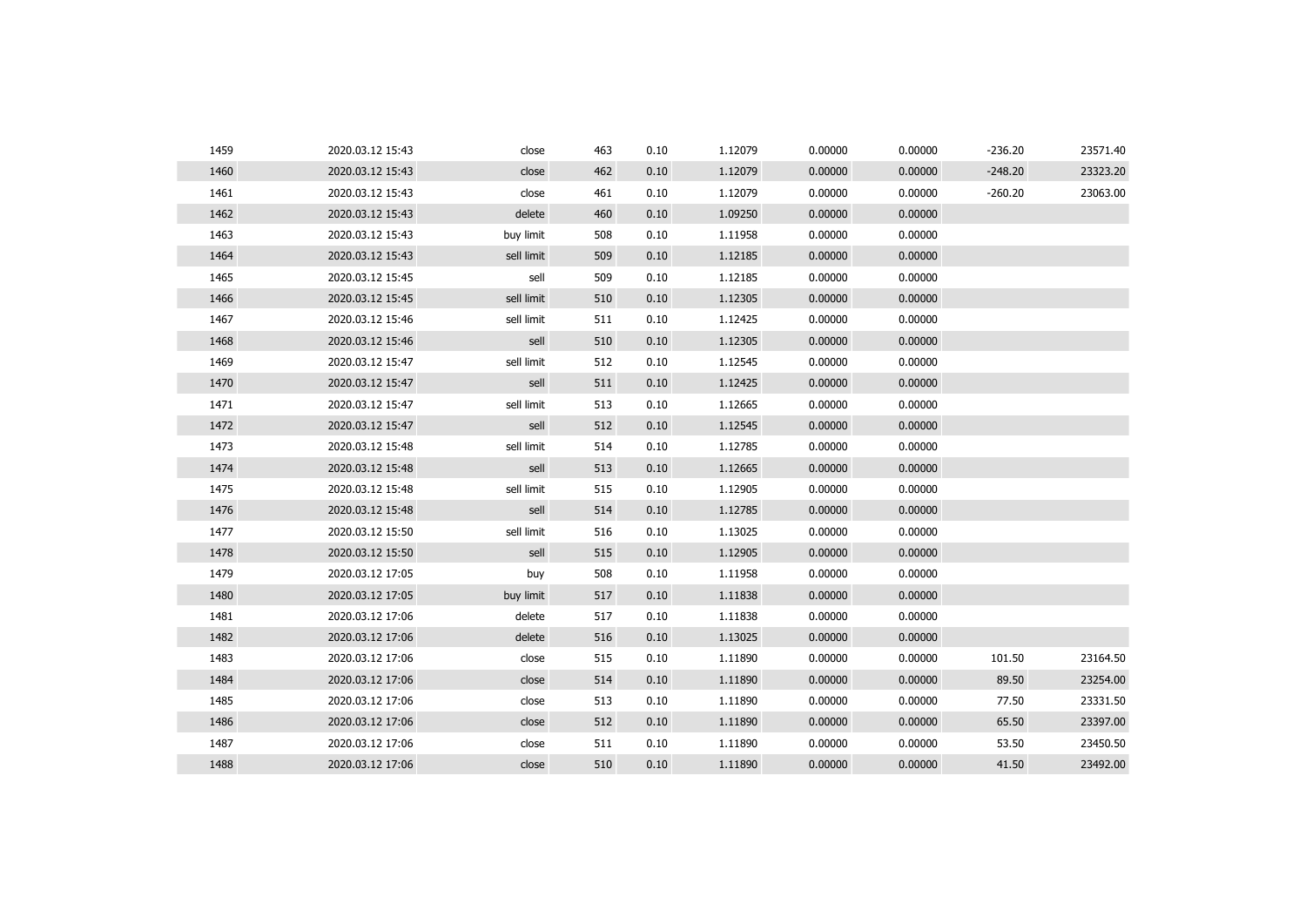| | | | | | | | | | |
|---|---|---|---|---|---|---|---|---|---|
| 1459 | 2020.03.12 15:43 | close | 463 | 0.10 | 1.12079 | 0.00000 | 0.00000 | -236.20 | 23571.40 |
| 1460 | 2020.03.12 15:43 | close | 462 | 0.10 | 1.12079 | 0.00000 | 0.00000 | -248.20 | 23323.20 |
| 1461 | 2020.03.12 15:43 | close | 461 | 0.10 | 1.12079 | 0.00000 | 0.00000 | -260.20 | 23063.00 |
| 1462 | 2020.03.12 15:43 | delete | 460 | 0.10 | 1.09250 | 0.00000 | 0.00000 | | |
| 1463 | 2020.03.12 15:43 | buy limit | 508 | 0.10 | 1.11958 | 0.00000 | 0.00000 | | |
| 1464 | 2020.03.12 15:43 | sell limit | 509 | 0.10 | 1.12185 | 0.00000 | 0.00000 | | |
| 1465 | 2020.03.12 15:45 | sell | 509 | 0.10 | 1.12185 | 0.00000 | 0.00000 | | |
| 1466 | 2020.03.12 15:45 | sell limit | 510 | 0.10 | 1.12305 | 0.00000 | 0.00000 | | |
| 1467 | 2020.03.12 15:46 | sell limit | 511 | 0.10 | 1.12425 | 0.00000 | 0.00000 | | |
| 1468 | 2020.03.12 15:46 | sell | 510 | 0.10 | 1.12305 | 0.00000 | 0.00000 | | |
| 1469 | 2020.03.12 15:47 | sell limit | 512 | 0.10 | 1.12545 | 0.00000 | 0.00000 | | |
| 1470 | 2020.03.12 15:47 | sell | 511 | 0.10 | 1.12425 | 0.00000 | 0.00000 | | |
| 1471 | 2020.03.12 15:47 | sell limit | 513 | 0.10 | 1.12665 | 0.00000 | 0.00000 | | |
| 1472 | 2020.03.12 15:47 | sell | 512 | 0.10 | 1.12545 | 0.00000 | 0.00000 | | |
| 1473 | 2020.03.12 15:48 | sell limit | 514 | 0.10 | 1.12785 | 0.00000 | 0.00000 | | |
| 1474 | 2020.03.12 15:48 | sell | 513 | 0.10 | 1.12665 | 0.00000 | 0.00000 | | |
| 1475 | 2020.03.12 15:48 | sell limit | 515 | 0.10 | 1.12905 | 0.00000 | 0.00000 | | |
| 1476 | 2020.03.12 15:48 | sell | 514 | 0.10 | 1.12785 | 0.00000 | 0.00000 | | |
| 1477 | 2020.03.12 15:50 | sell limit | 516 | 0.10 | 1.13025 | 0.00000 | 0.00000 | | |
| 1478 | 2020.03.12 15:50 | sell | 515 | 0.10 | 1.12905 | 0.00000 | 0.00000 | | |
| 1479 | 2020.03.12 17:05 | buy | 508 | 0.10 | 1.11958 | 0.00000 | 0.00000 | | |
| 1480 | 2020.03.12 17:05 | buy limit | 517 | 0.10 | 1.11838 | 0.00000 | 0.00000 | | |
| 1481 | 2020.03.12 17:06 | delete | 517 | 0.10 | 1.11838 | 0.00000 | 0.00000 | | |
| 1482 | 2020.03.12 17:06 | delete | 516 | 0.10 | 1.13025 | 0.00000 | 0.00000 | | |
| 1483 | 2020.03.12 17:06 | close | 515 | 0.10 | 1.11890 | 0.00000 | 0.00000 | 101.50 | 23164.50 |
| 1484 | 2020.03.12 17:06 | close | 514 | 0.10 | 1.11890 | 0.00000 | 0.00000 | 89.50 | 23254.00 |
| 1485 | 2020.03.12 17:06 | close | 513 | 0.10 | 1.11890 | 0.00000 | 0.00000 | 77.50 | 23331.50 |
| 1486 | 2020.03.12 17:06 | close | 512 | 0.10 | 1.11890 | 0.00000 | 0.00000 | 65.50 | 23397.00 |
| 1487 | 2020.03.12 17:06 | close | 511 | 0.10 | 1.11890 | 0.00000 | 0.00000 | 53.50 | 23450.50 |
| 1488 | 2020.03.12 17:06 | close | 510 | 0.10 | 1.11890 | 0.00000 | 0.00000 | 41.50 | 23492.00 |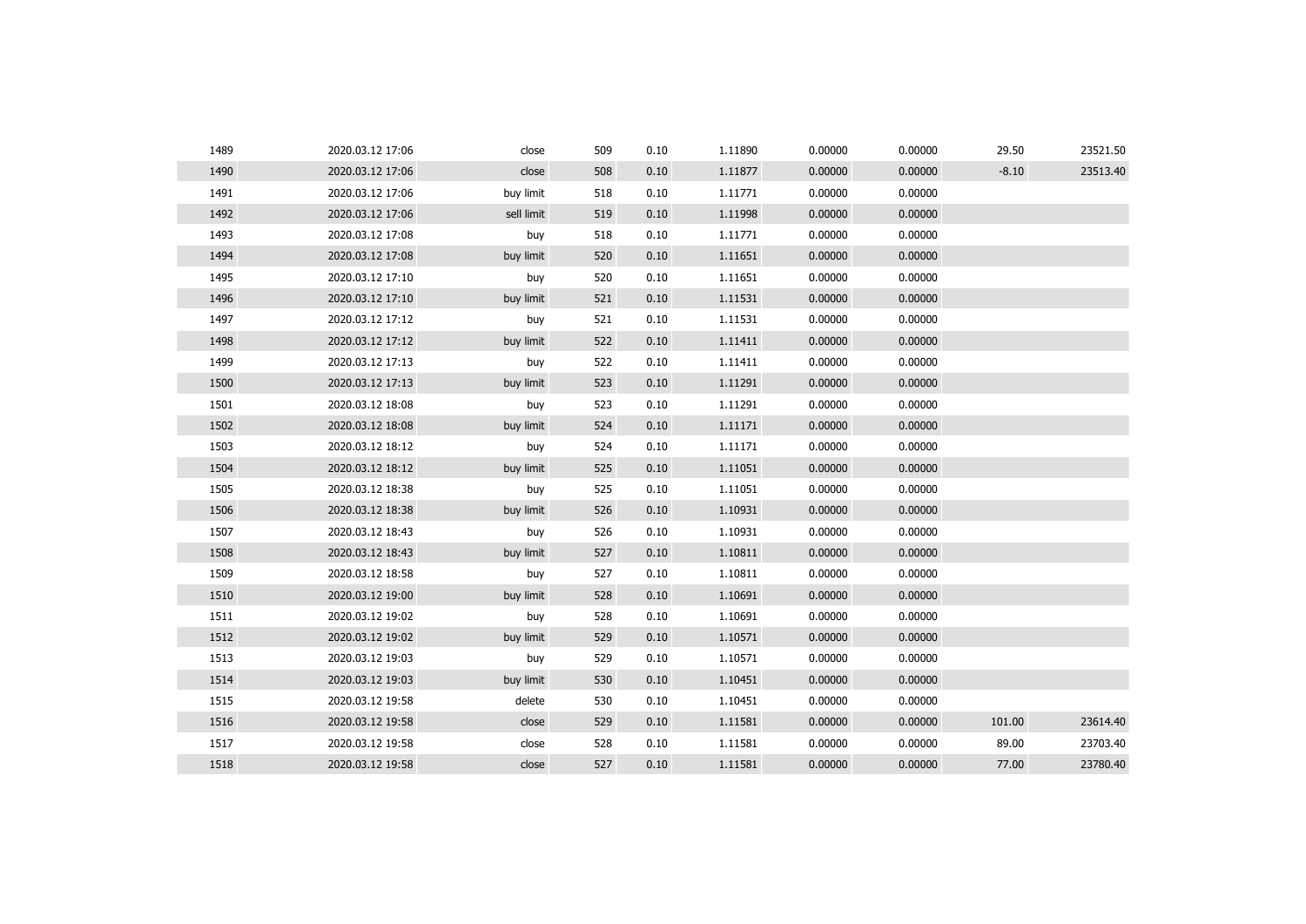| | | | | | | | | | |
|---|---|---|---|---|---|---|---|---|---|
| 1489 | 2020.03.12 17:06 | close | 509 | 0.10 | 1.11890 | 0.00000 | 0.00000 | 29.50 | 23521.50 |
| 1490 | 2020.03.12 17:06 | close | 508 | 0.10 | 1.11877 | 0.00000 | 0.00000 | -8.10 | 23513.40 |
| 1491 | 2020.03.12 17:06 | buy limit | 518 | 0.10 | 1.11771 | 0.00000 | 0.00000 | | |
| 1492 | 2020.03.12 17:06 | sell limit | 519 | 0.10 | 1.11998 | 0.00000 | 0.00000 | | |
| 1493 | 2020.03.12 17:08 | buy | 518 | 0.10 | 1.11771 | 0.00000 | 0.00000 | | |
| 1494 | 2020.03.12 17:08 | buy limit | 520 | 0.10 | 1.11651 | 0.00000 | 0.00000 | | |
| 1495 | 2020.03.12 17:10 | buy | 520 | 0.10 | 1.11651 | 0.00000 | 0.00000 | | |
| 1496 | 2020.03.12 17:10 | buy limit | 521 | 0.10 | 1.11531 | 0.00000 | 0.00000 | | |
| 1497 | 2020.03.12 17:12 | buy | 521 | 0.10 | 1.11531 | 0.00000 | 0.00000 | | |
| 1498 | 2020.03.12 17:12 | buy limit | 522 | 0.10 | 1.11411 | 0.00000 | 0.00000 | | |
| 1499 | 2020.03.12 17:13 | buy | 522 | 0.10 | 1.11411 | 0.00000 | 0.00000 | | |
| 1500 | 2020.03.12 17:13 | buy limit | 523 | 0.10 | 1.11291 | 0.00000 | 0.00000 | | |
| 1501 | 2020.03.12 18:08 | buy | 523 | 0.10 | 1.11291 | 0.00000 | 0.00000 | | |
| 1502 | 2020.03.12 18:08 | buy limit | 524 | 0.10 | 1.11171 | 0.00000 | 0.00000 | | |
| 1503 | 2020.03.12 18:12 | buy | 524 | 0.10 | 1.11171 | 0.00000 | 0.00000 | | |
| 1504 | 2020.03.12 18:12 | buy limit | 525 | 0.10 | 1.11051 | 0.00000 | 0.00000 | | |
| 1505 | 2020.03.12 18:38 | buy | 525 | 0.10 | 1.11051 | 0.00000 | 0.00000 | | |
| 1506 | 2020.03.12 18:38 | buy limit | 526 | 0.10 | 1.10931 | 0.00000 | 0.00000 | | |
| 1507 | 2020.03.12 18:43 | buy | 526 | 0.10 | 1.10931 | 0.00000 | 0.00000 | | |
| 1508 | 2020.03.12 18:43 | buy limit | 527 | 0.10 | 1.10811 | 0.00000 | 0.00000 | | |
| 1509 | 2020.03.12 18:58 | buy | 527 | 0.10 | 1.10811 | 0.00000 | 0.00000 | | |
| 1510 | 2020.03.12 19:00 | buy limit | 528 | 0.10 | 1.10691 | 0.00000 | 0.00000 | | |
| 1511 | 2020.03.12 19:02 | buy | 528 | 0.10 | 1.10691 | 0.00000 | 0.00000 | | |
| 1512 | 2020.03.12 19:02 | buy limit | 529 | 0.10 | 1.10571 | 0.00000 | 0.00000 | | |
| 1513 | 2020.03.12 19:03 | buy | 529 | 0.10 | 1.10571 | 0.00000 | 0.00000 | | |
| 1514 | 2020.03.12 19:03 | buy limit | 530 | 0.10 | 1.10451 | 0.00000 | 0.00000 | | |
| 1515 | 2020.03.12 19:58 | delete | 530 | 0.10 | 1.10451 | 0.00000 | 0.00000 | | |
| 1516 | 2020.03.12 19:58 | close | 529 | 0.10 | 1.11581 | 0.00000 | 0.00000 | 101.00 | 23614.40 |
| 1517 | 2020.03.12 19:58 | close | 528 | 0.10 | 1.11581 | 0.00000 | 0.00000 | 89.00 | 23703.40 |
| 1518 | 2020.03.12 19:58 | close | 527 | 0.10 | 1.11581 | 0.00000 | 0.00000 | 77.00 | 23780.40 |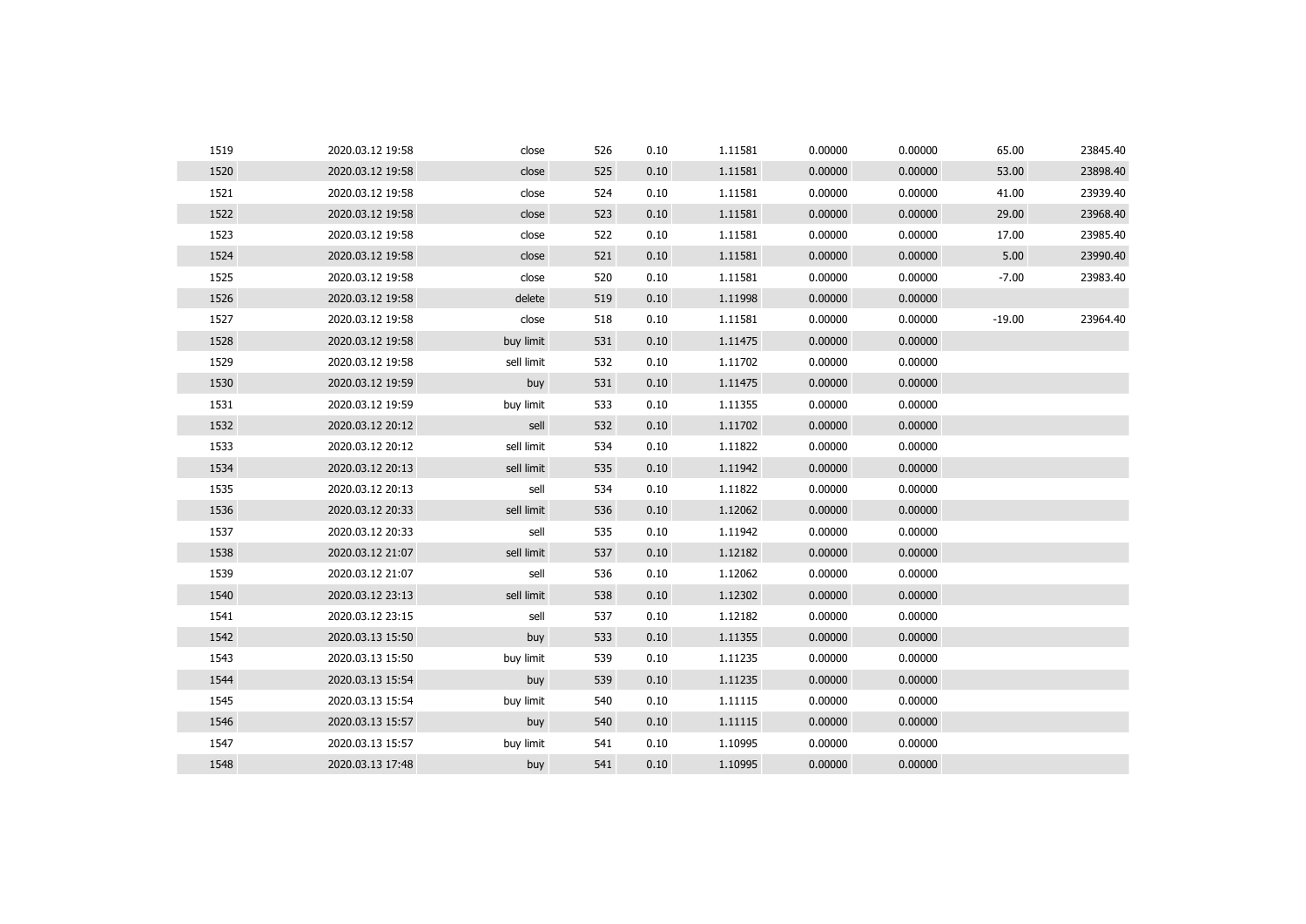| | | | | | | | | | |
|---|---|---|---|---|---|---|---|---|---|
| 1519 | 2020.03.12 19:58 | close | 526 | 0.10 | 1.11581 | 0.00000 | 0.00000 | 65.00 | 23845.40 |
| 1520 | 2020.03.12 19:58 | close | 525 | 0.10 | 1.11581 | 0.00000 | 0.00000 | 53.00 | 23898.40 |
| 1521 | 2020.03.12 19:58 | close | 524 | 0.10 | 1.11581 | 0.00000 | 0.00000 | 41.00 | 23939.40 |
| 1522 | 2020.03.12 19:58 | close | 523 | 0.10 | 1.11581 | 0.00000 | 0.00000 | 29.00 | 23968.40 |
| 1523 | 2020.03.12 19:58 | close | 522 | 0.10 | 1.11581 | 0.00000 | 0.00000 | 17.00 | 23985.40 |
| 1524 | 2020.03.12 19:58 | close | 521 | 0.10 | 1.11581 | 0.00000 | 0.00000 | 5.00 | 23990.40 |
| 1525 | 2020.03.12 19:58 | close | 520 | 0.10 | 1.11581 | 0.00000 | 0.00000 | -7.00 | 23983.40 |
| 1526 | 2020.03.12 19:58 | delete | 519 | 0.10 | 1.11998 | 0.00000 | 0.00000 | | |
| 1527 | 2020.03.12 19:58 | close | 518 | 0.10 | 1.11581 | 0.00000 | 0.00000 | -19.00 | 23964.40 |
| 1528 | 2020.03.12 19:58 | buy limit | 531 | 0.10 | 1.11475 | 0.00000 | 0.00000 | | |
| 1529 | 2020.03.12 19:58 | sell limit | 532 | 0.10 | 1.11702 | 0.00000 | 0.00000 | | |
| 1530 | 2020.03.12 19:59 | buy | 531 | 0.10 | 1.11475 | 0.00000 | 0.00000 | | |
| 1531 | 2020.03.12 19:59 | buy limit | 533 | 0.10 | 1.11355 | 0.00000 | 0.00000 | | |
| 1532 | 2020.03.12 20:12 | sell | 532 | 0.10 | 1.11702 | 0.00000 | 0.00000 | | |
| 1533 | 2020.03.12 20:12 | sell limit | 534 | 0.10 | 1.11822 | 0.00000 | 0.00000 | | |
| 1534 | 2020.03.12 20:13 | sell limit | 535 | 0.10 | 1.11942 | 0.00000 | 0.00000 | | |
| 1535 | 2020.03.12 20:13 | sell | 534 | 0.10 | 1.11822 | 0.00000 | 0.00000 | | |
| 1536 | 2020.03.12 20:33 | sell limit | 536 | 0.10 | 1.12062 | 0.00000 | 0.00000 | | |
| 1537 | 2020.03.12 20:33 | sell | 535 | 0.10 | 1.11942 | 0.00000 | 0.00000 | | |
| 1538 | 2020.03.12 21:07 | sell limit | 537 | 0.10 | 1.12182 | 0.00000 | 0.00000 | | |
| 1539 | 2020.03.12 21:07 | sell | 536 | 0.10 | 1.12062 | 0.00000 | 0.00000 | | |
| 1540 | 2020.03.12 23:13 | sell limit | 538 | 0.10 | 1.12302 | 0.00000 | 0.00000 | | |
| 1541 | 2020.03.12 23:15 | sell | 537 | 0.10 | 1.12182 | 0.00000 | 0.00000 | | |
| 1542 | 2020.03.13 15:50 | buy | 533 | 0.10 | 1.11355 | 0.00000 | 0.00000 | | |
| 1543 | 2020.03.13 15:50 | buy limit | 539 | 0.10 | 1.11235 | 0.00000 | 0.00000 | | |
| 1544 | 2020.03.13 15:54 | buy | 539 | 0.10 | 1.11235 | 0.00000 | 0.00000 | | |
| 1545 | 2020.03.13 15:54 | buy limit | 540 | 0.10 | 1.11115 | 0.00000 | 0.00000 | | |
| 1546 | 2020.03.13 15:57 | buy | 540 | 0.10 | 1.11115 | 0.00000 | 0.00000 | | |
| 1547 | 2020.03.13 15:57 | buy limit | 541 | 0.10 | 1.10995 | 0.00000 | 0.00000 | | |
| 1548 | 2020.03.13 17:48 | buy | 541 | 0.10 | 1.10995 | 0.00000 | 0.00000 | | |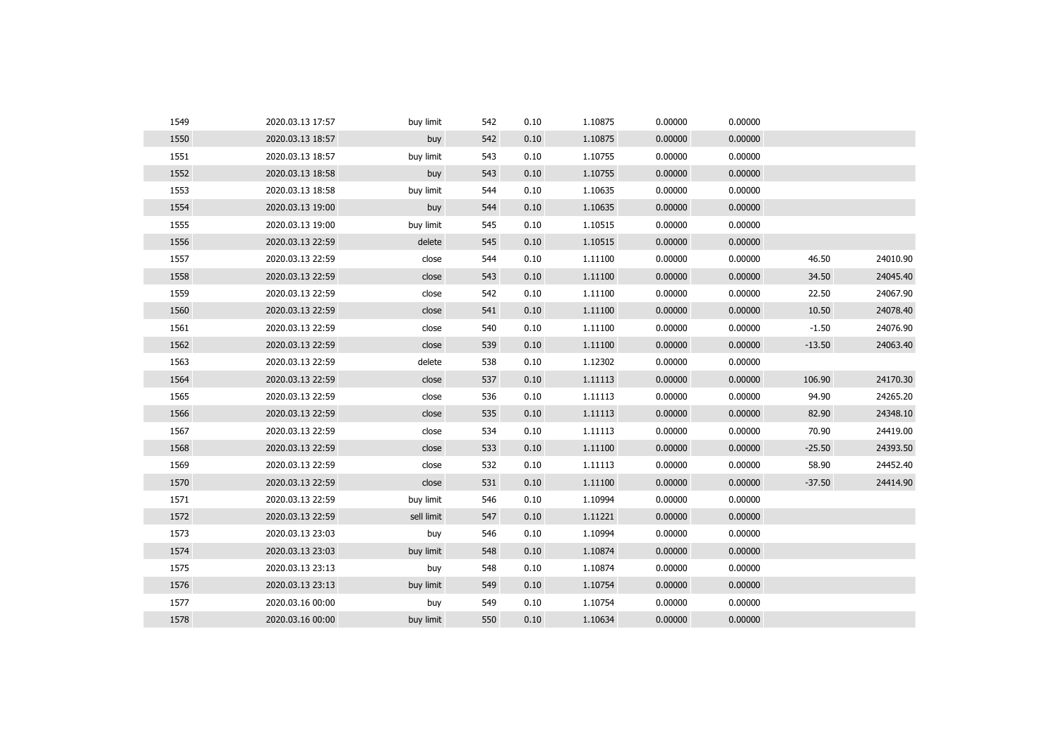| | | | | | | | | | |
|---|---|---|---|---|---|---|---|---|---|
| 1549 | 2020.03.13 17:57 | buy limit | 542 | 0.10 | 1.10875 | 0.00000 | 0.00000 | | |
| 1550 | 2020.03.13 18:57 | buy | 542 | 0.10 | 1.10875 | 0.00000 | 0.00000 | | |
| 1551 | 2020.03.13 18:57 | buy limit | 543 | 0.10 | 1.10755 | 0.00000 | 0.00000 | | |
| 1552 | 2020.03.13 18:58 | buy | 543 | 0.10 | 1.10755 | 0.00000 | 0.00000 | | |
| 1553 | 2020.03.13 18:58 | buy limit | 544 | 0.10 | 1.10635 | 0.00000 | 0.00000 | | |
| 1554 | 2020.03.13 19:00 | buy | 544 | 0.10 | 1.10635 | 0.00000 | 0.00000 | | |
| 1555 | 2020.03.13 19:00 | buy limit | 545 | 0.10 | 1.10515 | 0.00000 | 0.00000 | | |
| 1556 | 2020.03.13 22:59 | delete | 545 | 0.10 | 1.10515 | 0.00000 | 0.00000 | | |
| 1557 | 2020.03.13 22:59 | close | 544 | 0.10 | 1.11100 | 0.00000 | 0.00000 | 46.50 | 24010.90 |
| 1558 | 2020.03.13 22:59 | close | 543 | 0.10 | 1.11100 | 0.00000 | 0.00000 | 34.50 | 24045.40 |
| 1559 | 2020.03.13 22:59 | close | 542 | 0.10 | 1.11100 | 0.00000 | 0.00000 | 22.50 | 24067.90 |
| 1560 | 2020.03.13 22:59 | close | 541 | 0.10 | 1.11100 | 0.00000 | 0.00000 | 10.50 | 24078.40 |
| 1561 | 2020.03.13 22:59 | close | 540 | 0.10 | 1.11100 | 0.00000 | 0.00000 | -1.50 | 24076.90 |
| 1562 | 2020.03.13 22:59 | close | 539 | 0.10 | 1.11100 | 0.00000 | 0.00000 | -13.50 | 24063.40 |
| 1563 | 2020.03.13 22:59 | delete | 538 | 0.10 | 1.12302 | 0.00000 | 0.00000 | | |
| 1564 | 2020.03.13 22:59 | close | 537 | 0.10 | 1.11113 | 0.00000 | 0.00000 | 106.90 | 24170.30 |
| 1565 | 2020.03.13 22:59 | close | 536 | 0.10 | 1.11113 | 0.00000 | 0.00000 | 94.90 | 24265.20 |
| 1566 | 2020.03.13 22:59 | close | 535 | 0.10 | 1.11113 | 0.00000 | 0.00000 | 82.90 | 24348.10 |
| 1567 | 2020.03.13 22:59 | close | 534 | 0.10 | 1.11113 | 0.00000 | 0.00000 | 70.90 | 24419.00 |
| 1568 | 2020.03.13 22:59 | close | 533 | 0.10 | 1.11100 | 0.00000 | 0.00000 | -25.50 | 24393.50 |
| 1569 | 2020.03.13 22:59 | close | 532 | 0.10 | 1.11113 | 0.00000 | 0.00000 | 58.90 | 24452.40 |
| 1570 | 2020.03.13 22:59 | close | 531 | 0.10 | 1.11100 | 0.00000 | 0.00000 | -37.50 | 24414.90 |
| 1571 | 2020.03.13 22:59 | buy limit | 546 | 0.10 | 1.10994 | 0.00000 | 0.00000 | | |
| 1572 | 2020.03.13 22:59 | sell limit | 547 | 0.10 | 1.11221 | 0.00000 | 0.00000 | | |
| 1573 | 2020.03.13 23:03 | buy | 546 | 0.10 | 1.10994 | 0.00000 | 0.00000 | | |
| 1574 | 2020.03.13 23:03 | buy limit | 548 | 0.10 | 1.10874 | 0.00000 | 0.00000 | | |
| 1575 | 2020.03.13 23:13 | buy | 548 | 0.10 | 1.10874 | 0.00000 | 0.00000 | | |
| 1576 | 2020.03.13 23:13 | buy limit | 549 | 0.10 | 1.10754 | 0.00000 | 0.00000 | | |
| 1577 | 2020.03.16 00:00 | buy | 549 | 0.10 | 1.10754 | 0.00000 | 0.00000 | | |
| 1578 | 2020.03.16 00:00 | buy limit | 550 | 0.10 | 1.10634 | 0.00000 | 0.00000 | | |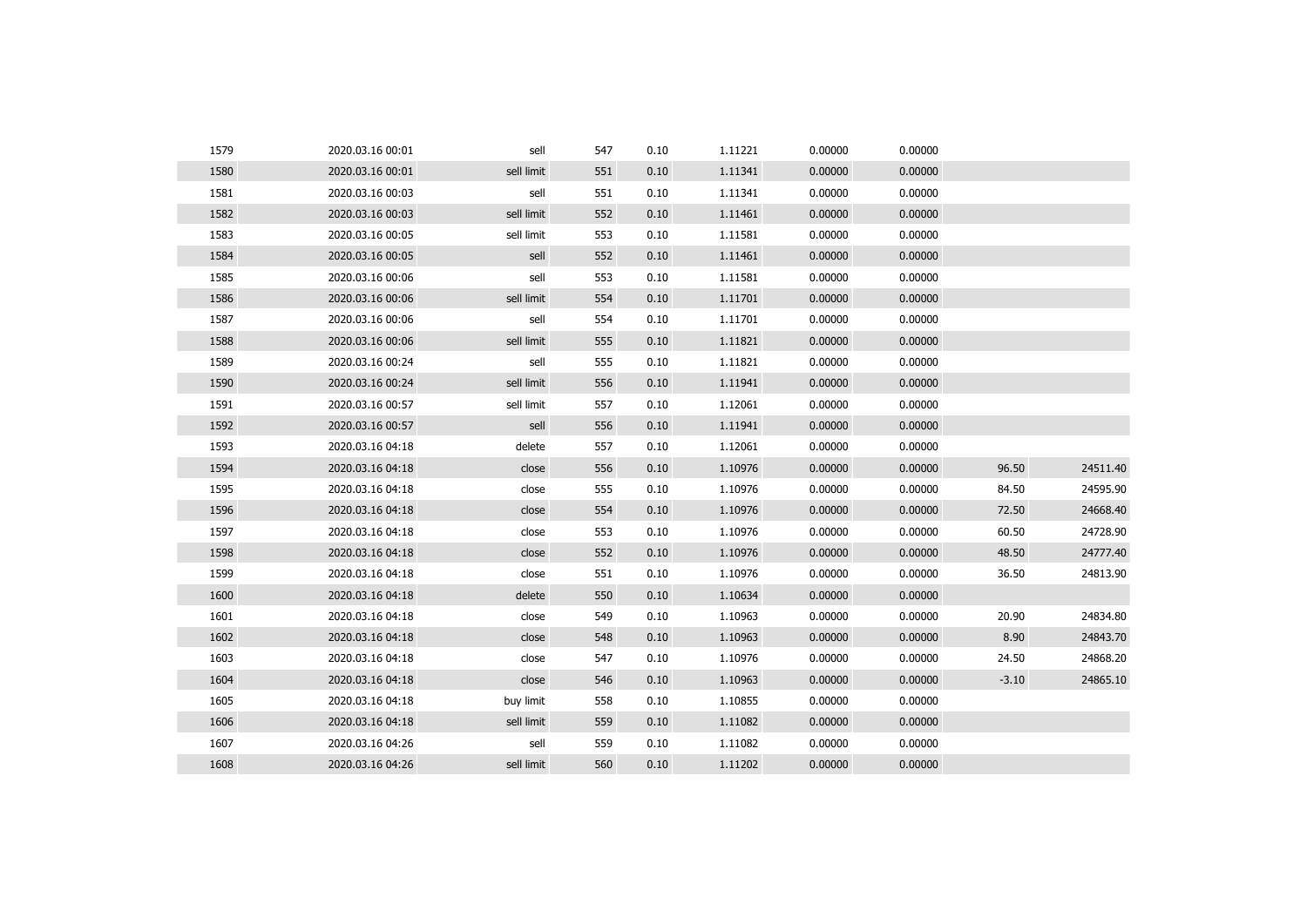| | | | | | | | | | |
|---|---|---|---|---|---|---|---|---|---|
| 1579 | 2020.03.16 00:01 | sell | 547 | 0.10 | 1.11221 | 0.00000 | 0.00000 | | |
| 1580 | 2020.03.16 00:01 | sell limit | 551 | 0.10 | 1.11341 | 0.00000 | 0.00000 | | |
| 1581 | 2020.03.16 00:03 | sell | 551 | 0.10 | 1.11341 | 0.00000 | 0.00000 | | |
| 1582 | 2020.03.16 00:03 | sell limit | 552 | 0.10 | 1.11461 | 0.00000 | 0.00000 | | |
| 1583 | 2020.03.16 00:05 | sell limit | 553 | 0.10 | 1.11581 | 0.00000 | 0.00000 | | |
| 1584 | 2020.03.16 00:05 | sell | 552 | 0.10 | 1.11461 | 0.00000 | 0.00000 | | |
| 1585 | 2020.03.16 00:06 | sell | 553 | 0.10 | 1.11581 | 0.00000 | 0.00000 | | |
| 1586 | 2020.03.16 00:06 | sell limit | 554 | 0.10 | 1.11701 | 0.00000 | 0.00000 | | |
| 1587 | 2020.03.16 00:06 | sell | 554 | 0.10 | 1.11701 | 0.00000 | 0.00000 | | |
| 1588 | 2020.03.16 00:06 | sell limit | 555 | 0.10 | 1.11821 | 0.00000 | 0.00000 | | |
| 1589 | 2020.03.16 00:24 | sell | 555 | 0.10 | 1.11821 | 0.00000 | 0.00000 | | |
| 1590 | 2020.03.16 00:24 | sell limit | 556 | 0.10 | 1.11941 | 0.00000 | 0.00000 | | |
| 1591 | 2020.03.16 00:57 | sell limit | 557 | 0.10 | 1.12061 | 0.00000 | 0.00000 | | |
| 1592 | 2020.03.16 00:57 | sell | 556 | 0.10 | 1.11941 | 0.00000 | 0.00000 | | |
| 1593 | 2020.03.16 04:18 | delete | 557 | 0.10 | 1.12061 | 0.00000 | 0.00000 | | |
| 1594 | 2020.03.16 04:18 | close | 556 | 0.10 | 1.10976 | 0.00000 | 0.00000 | 96.50 | 24511.40 |
| 1595 | 2020.03.16 04:18 | close | 555 | 0.10 | 1.10976 | 0.00000 | 0.00000 | 84.50 | 24595.90 |
| 1596 | 2020.03.16 04:18 | close | 554 | 0.10 | 1.10976 | 0.00000 | 0.00000 | 72.50 | 24668.40 |
| 1597 | 2020.03.16 04:18 | close | 553 | 0.10 | 1.10976 | 0.00000 | 0.00000 | 60.50 | 24728.90 |
| 1598 | 2020.03.16 04:18 | close | 552 | 0.10 | 1.10976 | 0.00000 | 0.00000 | 48.50 | 24777.40 |
| 1599 | 2020.03.16 04:18 | close | 551 | 0.10 | 1.10976 | 0.00000 | 0.00000 | 36.50 | 24813.90 |
| 1600 | 2020.03.16 04:18 | delete | 550 | 0.10 | 1.10634 | 0.00000 | 0.00000 | | |
| 1601 | 2020.03.16 04:18 | close | 549 | 0.10 | 1.10963 | 0.00000 | 0.00000 | 20.90 | 24834.80 |
| 1602 | 2020.03.16 04:18 | close | 548 | 0.10 | 1.10963 | 0.00000 | 0.00000 | 8.90 | 24843.70 |
| 1603 | 2020.03.16 04:18 | close | 547 | 0.10 | 1.10976 | 0.00000 | 0.00000 | 24.50 | 24868.20 |
| 1604 | 2020.03.16 04:18 | close | 546 | 0.10 | 1.10963 | 0.00000 | 0.00000 | -3.10 | 24865.10 |
| 1605 | 2020.03.16 04:18 | buy limit | 558 | 0.10 | 1.10855 | 0.00000 | 0.00000 | | |
| 1606 | 2020.03.16 04:18 | sell limit | 559 | 0.10 | 1.11082 | 0.00000 | 0.00000 | | |
| 1607 | 2020.03.16 04:26 | sell | 559 | 0.10 | 1.11082 | 0.00000 | 0.00000 | | |
| 1608 | 2020.03.16 04:26 | sell limit | 560 | 0.10 | 1.11202 | 0.00000 | 0.00000 | | |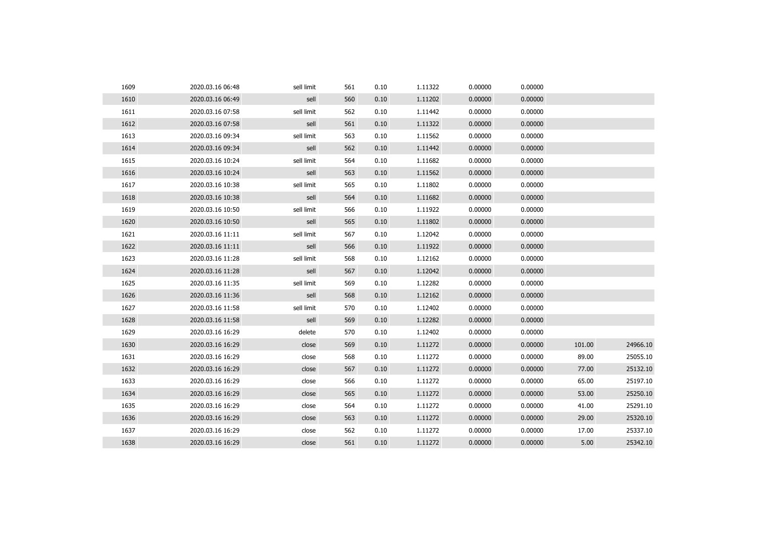| | | | | | | | | | |
|---|---|---|---|---|---|---|---|---|---|
| 1609 | 2020.03.16 06:48 | sell limit | 561 | 0.10 | 1.11322 | 0.00000 | 0.00000 | | |
| 1610 | 2020.03.16 06:49 | sell | 560 | 0.10 | 1.11202 | 0.00000 | 0.00000 | | |
| 1611 | 2020.03.16 07:58 | sell limit | 562 | 0.10 | 1.11442 | 0.00000 | 0.00000 | | |
| 1612 | 2020.03.16 07:58 | sell | 561 | 0.10 | 1.11322 | 0.00000 | 0.00000 | | |
| 1613 | 2020.03.16 09:34 | sell limit | 563 | 0.10 | 1.11562 | 0.00000 | 0.00000 | | |
| 1614 | 2020.03.16 09:34 | sell | 562 | 0.10 | 1.11442 | 0.00000 | 0.00000 | | |
| 1615 | 2020.03.16 10:24 | sell limit | 564 | 0.10 | 1.11682 | 0.00000 | 0.00000 | | |
| 1616 | 2020.03.16 10:24 | sell | 563 | 0.10 | 1.11562 | 0.00000 | 0.00000 | | |
| 1617 | 2020.03.16 10:38 | sell limit | 565 | 0.10 | 1.11802 | 0.00000 | 0.00000 | | |
| 1618 | 2020.03.16 10:38 | sell | 564 | 0.10 | 1.11682 | 0.00000 | 0.00000 | | |
| 1619 | 2020.03.16 10:50 | sell limit | 566 | 0.10 | 1.11922 | 0.00000 | 0.00000 | | |
| 1620 | 2020.03.16 10:50 | sell | 565 | 0.10 | 1.11802 | 0.00000 | 0.00000 | | |
| 1621 | 2020.03.16 11:11 | sell limit | 567 | 0.10 | 1.12042 | 0.00000 | 0.00000 | | |
| 1622 | 2020.03.16 11:11 | sell | 566 | 0.10 | 1.11922 | 0.00000 | 0.00000 | | |
| 1623 | 2020.03.16 11:28 | sell limit | 568 | 0.10 | 1.12162 | 0.00000 | 0.00000 | | |
| 1624 | 2020.03.16 11:28 | sell | 567 | 0.10 | 1.12042 | 0.00000 | 0.00000 | | |
| 1625 | 2020.03.16 11:35 | sell limit | 569 | 0.10 | 1.12282 | 0.00000 | 0.00000 | | |
| 1626 | 2020.03.16 11:36 | sell | 568 | 0.10 | 1.12162 | 0.00000 | 0.00000 | | |
| 1627 | 2020.03.16 11:58 | sell limit | 570 | 0.10 | 1.12402 | 0.00000 | 0.00000 | | |
| 1628 | 2020.03.16 11:58 | sell | 569 | 0.10 | 1.12282 | 0.00000 | 0.00000 | | |
| 1629 | 2020.03.16 16:29 | delete | 570 | 0.10 | 1.12402 | 0.00000 | 0.00000 | | |
| 1630 | 2020.03.16 16:29 | close | 569 | 0.10 | 1.11272 | 0.00000 | 0.00000 | 101.00 | 24966.10 |
| 1631 | 2020.03.16 16:29 | close | 568 | 0.10 | 1.11272 | 0.00000 | 0.00000 | 89.00 | 25055.10 |
| 1632 | 2020.03.16 16:29 | close | 567 | 0.10 | 1.11272 | 0.00000 | 0.00000 | 77.00 | 25132.10 |
| 1633 | 2020.03.16 16:29 | close | 566 | 0.10 | 1.11272 | 0.00000 | 0.00000 | 65.00 | 25197.10 |
| 1634 | 2020.03.16 16:29 | close | 565 | 0.10 | 1.11272 | 0.00000 | 0.00000 | 53.00 | 25250.10 |
| 1635 | 2020.03.16 16:29 | close | 564 | 0.10 | 1.11272 | 0.00000 | 0.00000 | 41.00 | 25291.10 |
| 1636 | 2020.03.16 16:29 | close | 563 | 0.10 | 1.11272 | 0.00000 | 0.00000 | 29.00 | 25320.10 |
| 1637 | 2020.03.16 16:29 | close | 562 | 0.10 | 1.11272 | 0.00000 | 0.00000 | 17.00 | 25337.10 |
| 1638 | 2020.03.16 16:29 | close | 561 | 0.10 | 1.11272 | 0.00000 | 0.00000 | 5.00 | 25342.10 |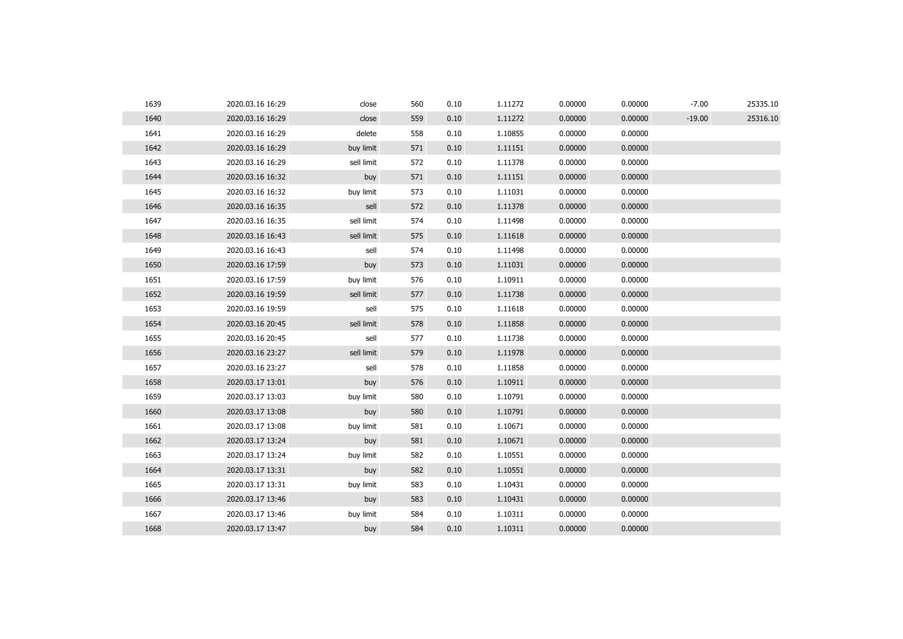| | | | | | | | | | |
|---|---|---|---|---|---|---|---|---|---|
| 1639 | 2020.03.16 16:29 | close | 560 | 0.10 | 1.11272 | 0.00000 | 0.00000 | -7.00 | 25335.10 |
| 1640 | 2020.03.16 16:29 | close | 559 | 0.10 | 1.11272 | 0.00000 | 0.00000 | -19.00 | 25316.10 |
| 1641 | 2020.03.16 16:29 | delete | 558 | 0.10 | 1.10855 | 0.00000 | 0.00000 | | |
| 1642 | 2020.03.16 16:29 | buy limit | 571 | 0.10 | 1.11151 | 0.00000 | 0.00000 | | |
| 1643 | 2020.03.16 16:29 | sell limit | 572 | 0.10 | 1.11378 | 0.00000 | 0.00000 | | |
| 1644 | 2020.03.16 16:32 | buy | 571 | 0.10 | 1.11151 | 0.00000 | 0.00000 | | |
| 1645 | 2020.03.16 16:32 | buy limit | 573 | 0.10 | 1.11031 | 0.00000 | 0.00000 | | |
| 1646 | 2020.03.16 16:35 | sell | 572 | 0.10 | 1.11378 | 0.00000 | 0.00000 | | |
| 1647 | 2020.03.16 16:35 | sell limit | 574 | 0.10 | 1.11498 | 0.00000 | 0.00000 | | |
| 1648 | 2020.03.16 16:43 | sell limit | 575 | 0.10 | 1.11618 | 0.00000 | 0.00000 | | |
| 1649 | 2020.03.16 16:43 | sell | 574 | 0.10 | 1.11498 | 0.00000 | 0.00000 | | |
| 1650 | 2020.03.16 17:59 | buy | 573 | 0.10 | 1.11031 | 0.00000 | 0.00000 | | |
| 1651 | 2020.03.16 17:59 | buy limit | 576 | 0.10 | 1.10911 | 0.00000 | 0.00000 | | |
| 1652 | 2020.03.16 19:59 | sell limit | 577 | 0.10 | 1.11738 | 0.00000 | 0.00000 | | |
| 1653 | 2020.03.16 19:59 | sell | 575 | 0.10 | 1.11618 | 0.00000 | 0.00000 | | |
| 1654 | 2020.03.16 20:45 | sell limit | 578 | 0.10 | 1.11858 | 0.00000 | 0.00000 | | |
| 1655 | 2020.03.16 20:45 | sell | 577 | 0.10 | 1.11738 | 0.00000 | 0.00000 | | |
| 1656 | 2020.03.16 23:27 | sell limit | 579 | 0.10 | 1.11978 | 0.00000 | 0.00000 | | |
| 1657 | 2020.03.16 23:27 | sell | 578 | 0.10 | 1.11858 | 0.00000 | 0.00000 | | |
| 1658 | 2020.03.17 13:01 | buy | 576 | 0.10 | 1.10911 | 0.00000 | 0.00000 | | |
| 1659 | 2020.03.17 13:03 | buy limit | 580 | 0.10 | 1.10791 | 0.00000 | 0.00000 | | |
| 1660 | 2020.03.17 13:08 | buy | 580 | 0.10 | 1.10791 | 0.00000 | 0.00000 | | |
| 1661 | 2020.03.17 13:08 | buy limit | 581 | 0.10 | 1.10671 | 0.00000 | 0.00000 | | |
| 1662 | 2020.03.17 13:24 | buy | 581 | 0.10 | 1.10671 | 0.00000 | 0.00000 | | |
| 1663 | 2020.03.17 13:24 | buy limit | 582 | 0.10 | 1.10551 | 0.00000 | 0.00000 | | |
| 1664 | 2020.03.17 13:31 | buy | 582 | 0.10 | 1.10551 | 0.00000 | 0.00000 | | |
| 1665 | 2020.03.17 13:31 | buy limit | 583 | 0.10 | 1.10431 | 0.00000 | 0.00000 | | |
| 1666 | 2020.03.17 13:46 | buy | 583 | 0.10 | 1.10431 | 0.00000 | 0.00000 | | |
| 1667 | 2020.03.17 13:46 | buy limit | 584 | 0.10 | 1.10311 | 0.00000 | 0.00000 | | |
| 1668 | 2020.03.17 13:47 | buy | 584 | 0.10 | 1.10311 | 0.00000 | 0.00000 | | |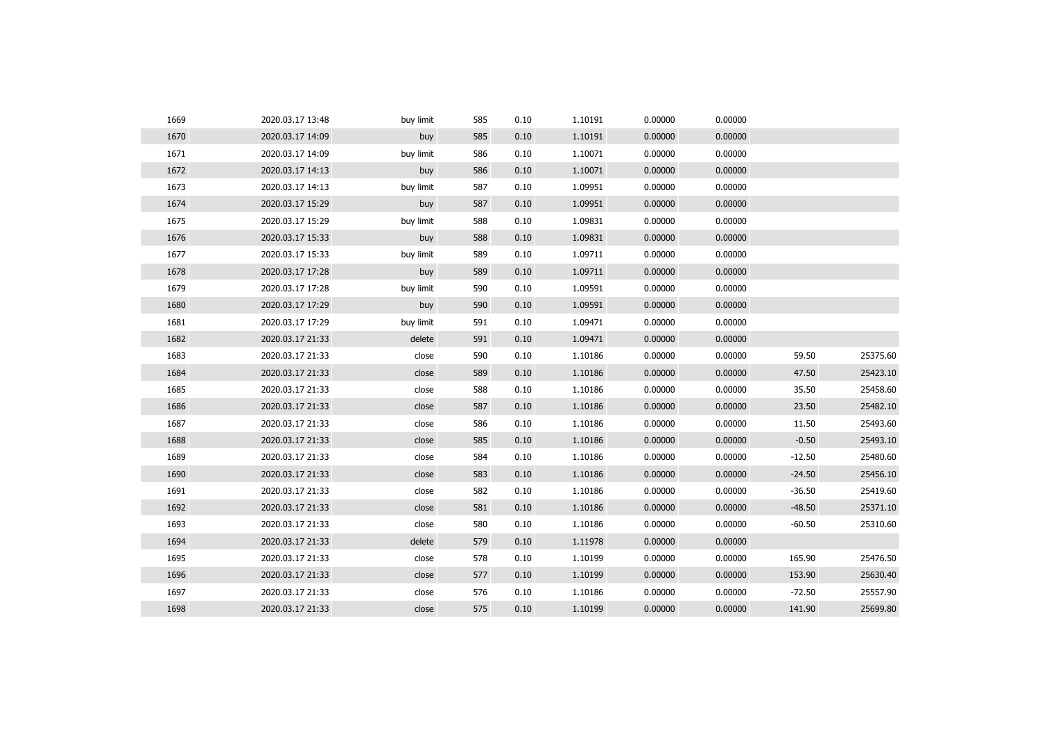| | | | | | | | | | |
|---|---|---|---|---|---|---|---|---|---|
| 1669 | 2020.03.17 13:48 | buy limit | 585 | 0.10 | 1.10191 | 0.00000 | 0.00000 | | |
| 1670 | 2020.03.17 14:09 | buy | 585 | 0.10 | 1.10191 | 0.00000 | 0.00000 | | |
| 1671 | 2020.03.17 14:09 | buy limit | 586 | 0.10 | 1.10071 | 0.00000 | 0.00000 | | |
| 1672 | 2020.03.17 14:13 | buy | 586 | 0.10 | 1.10071 | 0.00000 | 0.00000 | | |
| 1673 | 2020.03.17 14:13 | buy limit | 587 | 0.10 | 1.09951 | 0.00000 | 0.00000 | | |
| 1674 | 2020.03.17 15:29 | buy | 587 | 0.10 | 1.09951 | 0.00000 | 0.00000 | | |
| 1675 | 2020.03.17 15:29 | buy limit | 588 | 0.10 | 1.09831 | 0.00000 | 0.00000 | | |
| 1676 | 2020.03.17 15:33 | buy | 588 | 0.10 | 1.09831 | 0.00000 | 0.00000 | | |
| 1677 | 2020.03.17 15:33 | buy limit | 589 | 0.10 | 1.09711 | 0.00000 | 0.00000 | | |
| 1678 | 2020.03.17 17:28 | buy | 589 | 0.10 | 1.09711 | 0.00000 | 0.00000 | | |
| 1679 | 2020.03.17 17:28 | buy limit | 590 | 0.10 | 1.09591 | 0.00000 | 0.00000 | | |
| 1680 | 2020.03.17 17:29 | buy | 590 | 0.10 | 1.09591 | 0.00000 | 0.00000 | | |
| 1681 | 2020.03.17 17:29 | buy limit | 591 | 0.10 | 1.09471 | 0.00000 | 0.00000 | | |
| 1682 | 2020.03.17 21:33 | delete | 591 | 0.10 | 1.09471 | 0.00000 | 0.00000 | | |
| 1683 | 2020.03.17 21:33 | close | 590 | 0.10 | 1.10186 | 0.00000 | 0.00000 | 59.50 | 25375.60 |
| 1684 | 2020.03.17 21:33 | close | 589 | 0.10 | 1.10186 | 0.00000 | 0.00000 | 47.50 | 25423.10 |
| 1685 | 2020.03.17 21:33 | close | 588 | 0.10 | 1.10186 | 0.00000 | 0.00000 | 35.50 | 25458.60 |
| 1686 | 2020.03.17 21:33 | close | 587 | 0.10 | 1.10186 | 0.00000 | 0.00000 | 23.50 | 25482.10 |
| 1687 | 2020.03.17 21:33 | close | 586 | 0.10 | 1.10186 | 0.00000 | 0.00000 | 11.50 | 25493.60 |
| 1688 | 2020.03.17 21:33 | close | 585 | 0.10 | 1.10186 | 0.00000 | 0.00000 | -0.50 | 25493.10 |
| 1689 | 2020.03.17 21:33 | close | 584 | 0.10 | 1.10186 | 0.00000 | 0.00000 | -12.50 | 25480.60 |
| 1690 | 2020.03.17 21:33 | close | 583 | 0.10 | 1.10186 | 0.00000 | 0.00000 | -24.50 | 25456.10 |
| 1691 | 2020.03.17 21:33 | close | 582 | 0.10 | 1.10186 | 0.00000 | 0.00000 | -36.50 | 25419.60 |
| 1692 | 2020.03.17 21:33 | close | 581 | 0.10 | 1.10186 | 0.00000 | 0.00000 | -48.50 | 25371.10 |
| 1693 | 2020.03.17 21:33 | close | 580 | 0.10 | 1.10186 | 0.00000 | 0.00000 | -60.50 | 25310.60 |
| 1694 | 2020.03.17 21:33 | delete | 579 | 0.10 | 1.11978 | 0.00000 | 0.00000 | | |
| 1695 | 2020.03.17 21:33 | close | 578 | 0.10 | 1.10199 | 0.00000 | 0.00000 | 165.90 | 25476.50 |
| 1696 | 2020.03.17 21:33 | close | 577 | 0.10 | 1.10199 | 0.00000 | 0.00000 | 153.90 | 25630.40 |
| 1697 | 2020.03.17 21:33 | close | 576 | 0.10 | 1.10186 | 0.00000 | 0.00000 | -72.50 | 25557.90 |
| 1698 | 2020.03.17 21:33 | close | 575 | 0.10 | 1.10199 | 0.00000 | 0.00000 | 141.90 | 25699.80 |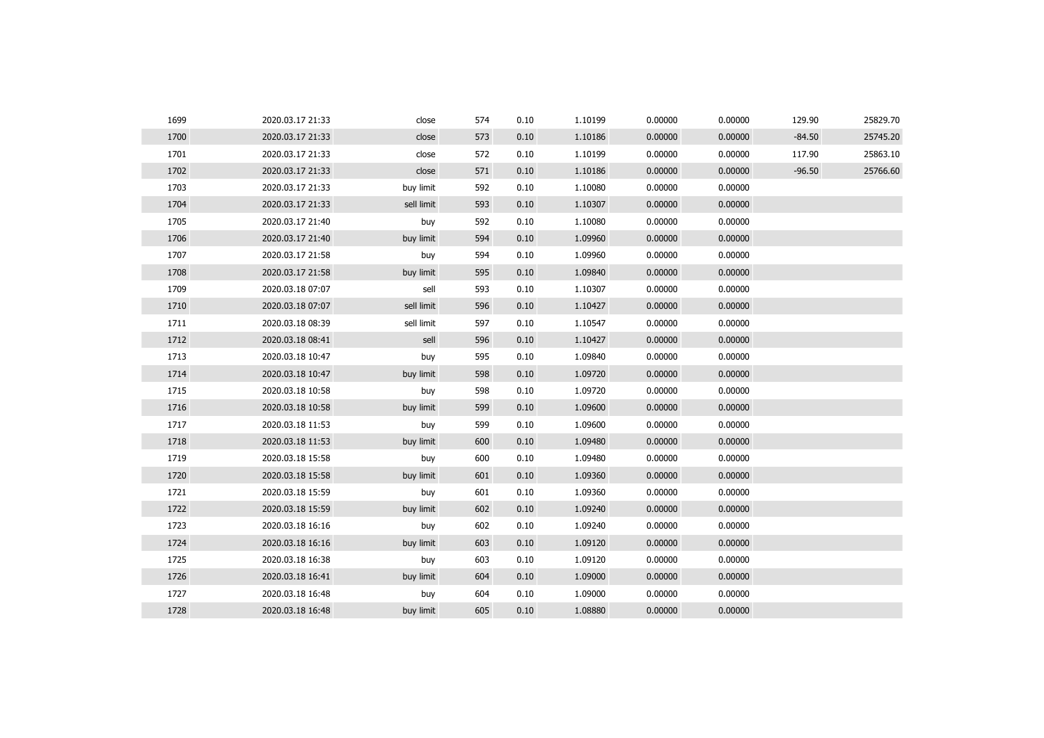| | | | | | | | | | |
|---|---|---|---|---|---|---|---|---|---|
| 1699 | 2020.03.17 21:33 | close | 574 | 0.10 | 1.10199 | 0.00000 | 0.00000 | 129.90 | 25829.70 |
| 1700 | 2020.03.17 21:33 | close | 573 | 0.10 | 1.10186 | 0.00000 | 0.00000 | -84.50 | 25745.20 |
| 1701 | 2020.03.17 21:33 | close | 572 | 0.10 | 1.10199 | 0.00000 | 0.00000 | 117.90 | 25863.10 |
| 1702 | 2020.03.17 21:33 | close | 571 | 0.10 | 1.10186 | 0.00000 | 0.00000 | -96.50 | 25766.60 |
| 1703 | 2020.03.17 21:33 | buy limit | 592 | 0.10 | 1.10080 | 0.00000 | 0.00000 | | |
| 1704 | 2020.03.17 21:33 | sell limit | 593 | 0.10 | 1.10307 | 0.00000 | 0.00000 | | |
| 1705 | 2020.03.17 21:40 | buy | 592 | 0.10 | 1.10080 | 0.00000 | 0.00000 | | |
| 1706 | 2020.03.17 21:40 | buy limit | 594 | 0.10 | 1.09960 | 0.00000 | 0.00000 | | |
| 1707 | 2020.03.17 21:58 | buy | 594 | 0.10 | 1.09960 | 0.00000 | 0.00000 | | |
| 1708 | 2020.03.17 21:58 | buy limit | 595 | 0.10 | 1.09840 | 0.00000 | 0.00000 | | |
| 1709 | 2020.03.18 07:07 | sell | 593 | 0.10 | 1.10307 | 0.00000 | 0.00000 | | |
| 1710 | 2020.03.18 07:07 | sell limit | 596 | 0.10 | 1.10427 | 0.00000 | 0.00000 | | |
| 1711 | 2020.03.18 08:39 | sell limit | 597 | 0.10 | 1.10547 | 0.00000 | 0.00000 | | |
| 1712 | 2020.03.18 08:41 | sell | 596 | 0.10 | 1.10427 | 0.00000 | 0.00000 | | |
| 1713 | 2020.03.18 10:47 | buy | 595 | 0.10 | 1.09840 | 0.00000 | 0.00000 | | |
| 1714 | 2020.03.18 10:47 | buy limit | 598 | 0.10 | 1.09720 | 0.00000 | 0.00000 | | |
| 1715 | 2020.03.18 10:58 | buy | 598 | 0.10 | 1.09720 | 0.00000 | 0.00000 | | |
| 1716 | 2020.03.18 10:58 | buy limit | 599 | 0.10 | 1.09600 | 0.00000 | 0.00000 | | |
| 1717 | 2020.03.18 11:53 | buy | 599 | 0.10 | 1.09600 | 0.00000 | 0.00000 | | |
| 1718 | 2020.03.18 11:53 | buy limit | 600 | 0.10 | 1.09480 | 0.00000 | 0.00000 | | |
| 1719 | 2020.03.18 15:58 | buy | 600 | 0.10 | 1.09480 | 0.00000 | 0.00000 | | |
| 1720 | 2020.03.18 15:58 | buy limit | 601 | 0.10 | 1.09360 | 0.00000 | 0.00000 | | |
| 1721 | 2020.03.18 15:59 | buy | 601 | 0.10 | 1.09360 | 0.00000 | 0.00000 | | |
| 1722 | 2020.03.18 15:59 | buy limit | 602 | 0.10 | 1.09240 | 0.00000 | 0.00000 | | |
| 1723 | 2020.03.18 16:16 | buy | 602 | 0.10 | 1.09240 | 0.00000 | 0.00000 | | |
| 1724 | 2020.03.18 16:16 | buy limit | 603 | 0.10 | 1.09120 | 0.00000 | 0.00000 | | |
| 1725 | 2020.03.18 16:38 | buy | 603 | 0.10 | 1.09120 | 0.00000 | 0.00000 | | |
| 1726 | 2020.03.18 16:41 | buy limit | 604 | 0.10 | 1.09000 | 0.00000 | 0.00000 | | |
| 1727 | 2020.03.18 16:48 | buy | 604 | 0.10 | 1.09000 | 0.00000 | 0.00000 | | |
| 1728 | 2020.03.18 16:48 | buy limit | 605 | 0.10 | 1.08880 | 0.00000 | 0.00000 | | |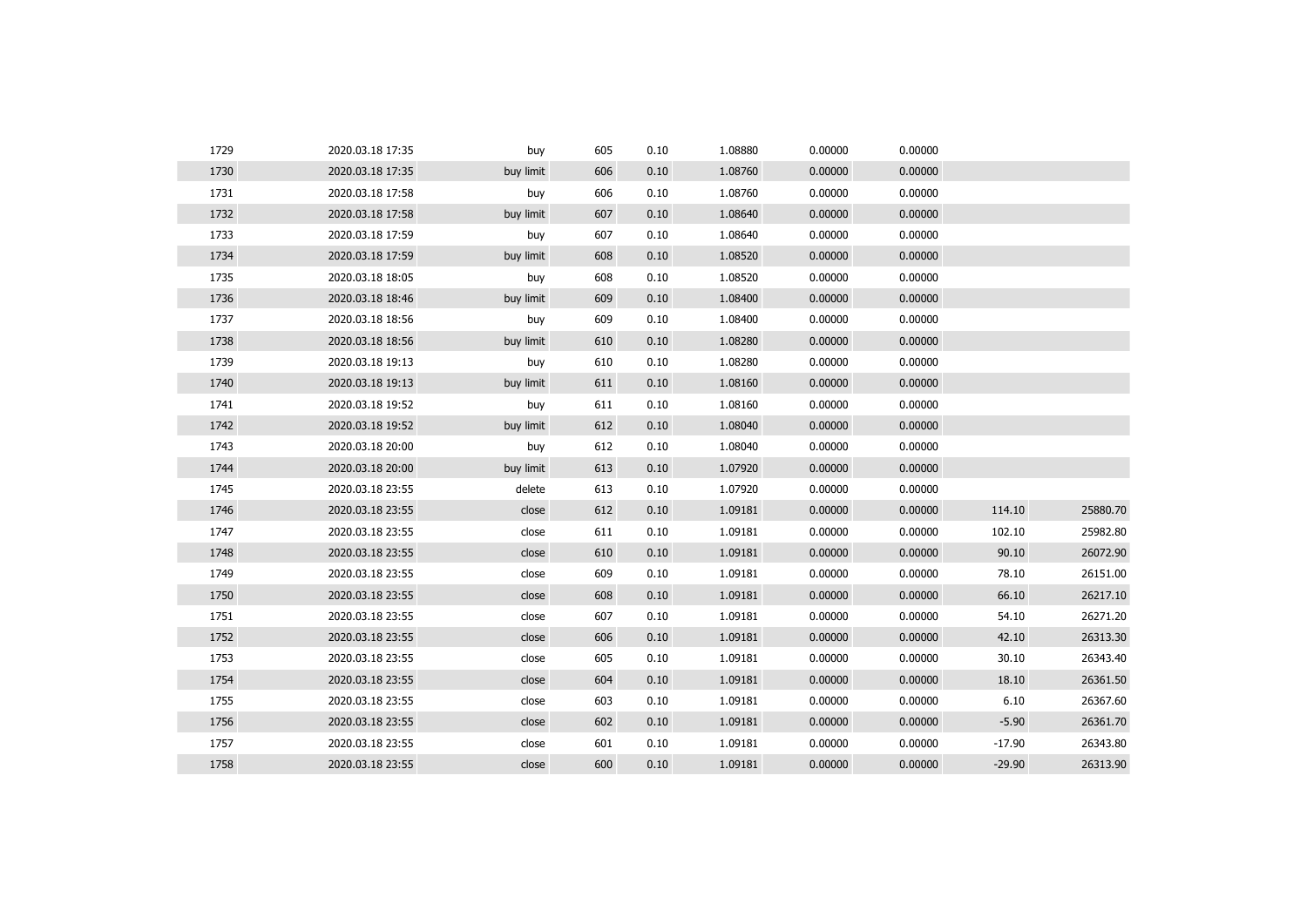| | | | | | | | | | |
|---|---|---|---|---|---|---|---|---|---|
| 1729 | 2020.03.18 17:35 | buy | 605 | 0.10 | 1.08880 | 0.00000 | 0.00000 | | |
| 1730 | 2020.03.18 17:35 | buy limit | 606 | 0.10 | 1.08760 | 0.00000 | 0.00000 | | |
| 1731 | 2020.03.18 17:58 | buy | 606 | 0.10 | 1.08760 | 0.00000 | 0.00000 | | |
| 1732 | 2020.03.18 17:58 | buy limit | 607 | 0.10 | 1.08640 | 0.00000 | 0.00000 | | |
| 1733 | 2020.03.18 17:59 | buy | 607 | 0.10 | 1.08640 | 0.00000 | 0.00000 | | |
| 1734 | 2020.03.18 17:59 | buy limit | 608 | 0.10 | 1.08520 | 0.00000 | 0.00000 | | |
| 1735 | 2020.03.18 18:05 | buy | 608 | 0.10 | 1.08520 | 0.00000 | 0.00000 | | |
| 1736 | 2020.03.18 18:46 | buy limit | 609 | 0.10 | 1.08400 | 0.00000 | 0.00000 | | |
| 1737 | 2020.03.18 18:56 | buy | 609 | 0.10 | 1.08400 | 0.00000 | 0.00000 | | |
| 1738 | 2020.03.18 18:56 | buy limit | 610 | 0.10 | 1.08280 | 0.00000 | 0.00000 | | |
| 1739 | 2020.03.18 19:13 | buy | 610 | 0.10 | 1.08280 | 0.00000 | 0.00000 | | |
| 1740 | 2020.03.18 19:13 | buy limit | 611 | 0.10 | 1.08160 | 0.00000 | 0.00000 | | |
| 1741 | 2020.03.18 19:52 | buy | 611 | 0.10 | 1.08160 | 0.00000 | 0.00000 | | |
| 1742 | 2020.03.18 19:52 | buy limit | 612 | 0.10 | 1.08040 | 0.00000 | 0.00000 | | |
| 1743 | 2020.03.18 20:00 | buy | 612 | 0.10 | 1.08040 | 0.00000 | 0.00000 | | |
| 1744 | 2020.03.18 20:00 | buy limit | 613 | 0.10 | 1.07920 | 0.00000 | 0.00000 | | |
| 1745 | 2020.03.18 23:55 | delete | 613 | 0.10 | 1.07920 | 0.00000 | 0.00000 | | |
| 1746 | 2020.03.18 23:55 | close | 612 | 0.10 | 1.09181 | 0.00000 | 0.00000 | 114.10 | 25880.70 |
| 1747 | 2020.03.18 23:55 | close | 611 | 0.10 | 1.09181 | 0.00000 | 0.00000 | 102.10 | 25982.80 |
| 1748 | 2020.03.18 23:55 | close | 610 | 0.10 | 1.09181 | 0.00000 | 0.00000 | 90.10 | 26072.90 |
| 1749 | 2020.03.18 23:55 | close | 609 | 0.10 | 1.09181 | 0.00000 | 0.00000 | 78.10 | 26151.00 |
| 1750 | 2020.03.18 23:55 | close | 608 | 0.10 | 1.09181 | 0.00000 | 0.00000 | 66.10 | 26217.10 |
| 1751 | 2020.03.18 23:55 | close | 607 | 0.10 | 1.09181 | 0.00000 | 0.00000 | 54.10 | 26271.20 |
| 1752 | 2020.03.18 23:55 | close | 606 | 0.10 | 1.09181 | 0.00000 | 0.00000 | 42.10 | 26313.30 |
| 1753 | 2020.03.18 23:55 | close | 605 | 0.10 | 1.09181 | 0.00000 | 0.00000 | 30.10 | 26343.40 |
| 1754 | 2020.03.18 23:55 | close | 604 | 0.10 | 1.09181 | 0.00000 | 0.00000 | 18.10 | 26361.50 |
| 1755 | 2020.03.18 23:55 | close | 603 | 0.10 | 1.09181 | 0.00000 | 0.00000 | 6.10 | 26367.60 |
| 1756 | 2020.03.18 23:55 | close | 602 | 0.10 | 1.09181 | 0.00000 | 0.00000 | -5.90 | 26361.70 |
| 1757 | 2020.03.18 23:55 | close | 601 | 0.10 | 1.09181 | 0.00000 | 0.00000 | -17.90 | 26343.80 |
| 1758 | 2020.03.18 23:55 | close | 600 | 0.10 | 1.09181 | 0.00000 | 0.00000 | -29.90 | 26313.90 |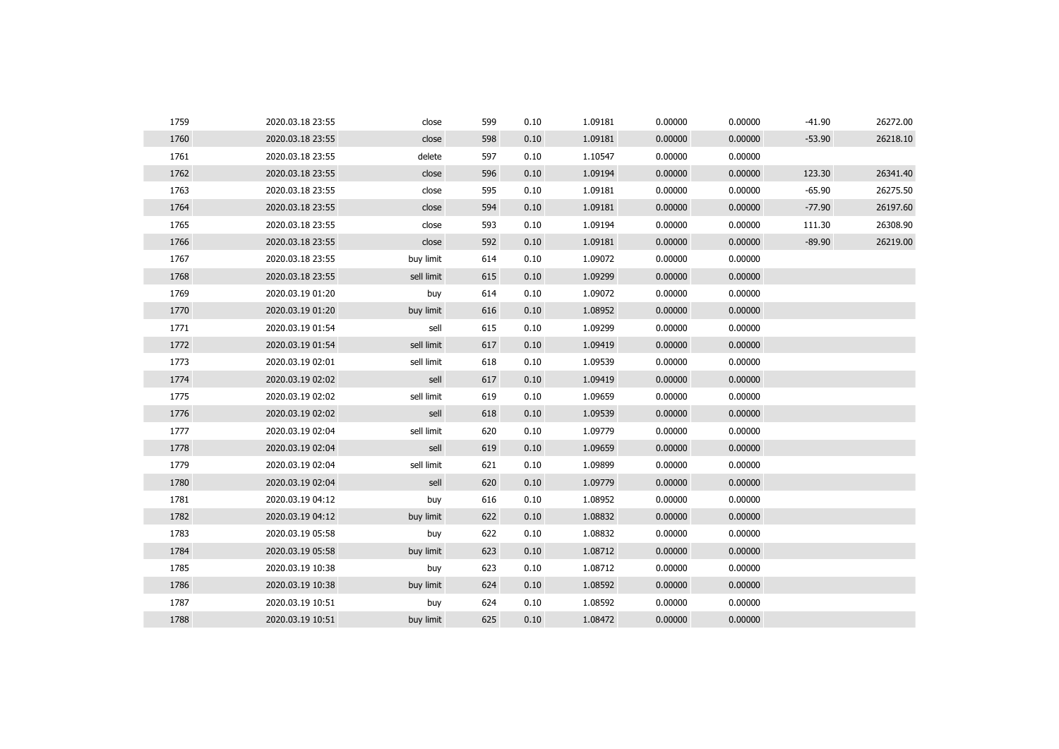| | | | | | | | | | |
|---|---|---|---|---|---|---|---|---|---|
| 1759 | 2020.03.18 23:55 | close | 599 | 0.10 | 1.09181 | 0.00000 | 0.00000 | -41.90 | 26272.00 |
| 1760 | 2020.03.18 23:55 | close | 598 | 0.10 | 1.09181 | 0.00000 | 0.00000 | -53.90 | 26218.10 |
| 1761 | 2020.03.18 23:55 | delete | 597 | 0.10 | 1.10547 | 0.00000 | 0.00000 | | |
| 1762 | 2020.03.18 23:55 | close | 596 | 0.10 | 1.09194 | 0.00000 | 0.00000 | 123.30 | 26341.40 |
| 1763 | 2020.03.18 23:55 | close | 595 | 0.10 | 1.09181 | 0.00000 | 0.00000 | -65.90 | 26275.50 |
| 1764 | 2020.03.18 23:55 | close | 594 | 0.10 | 1.09181 | 0.00000 | 0.00000 | -77.90 | 26197.60 |
| 1765 | 2020.03.18 23:55 | close | 593 | 0.10 | 1.09194 | 0.00000 | 0.00000 | 111.30 | 26308.90 |
| 1766 | 2020.03.18 23:55 | close | 592 | 0.10 | 1.09181 | 0.00000 | 0.00000 | -89.90 | 26219.00 |
| 1767 | 2020.03.18 23:55 | buy limit | 614 | 0.10 | 1.09072 | 0.00000 | 0.00000 | | |
| 1768 | 2020.03.18 23:55 | sell limit | 615 | 0.10 | 1.09299 | 0.00000 | 0.00000 | | |
| 1769 | 2020.03.19 01:20 | buy | 614 | 0.10 | 1.09072 | 0.00000 | 0.00000 | | |
| 1770 | 2020.03.19 01:20 | buy limit | 616 | 0.10 | 1.08952 | 0.00000 | 0.00000 | | |
| 1771 | 2020.03.19 01:54 | sell | 615 | 0.10 | 1.09299 | 0.00000 | 0.00000 | | |
| 1772 | 2020.03.19 01:54 | sell limit | 617 | 0.10 | 1.09419 | 0.00000 | 0.00000 | | |
| 1773 | 2020.03.19 02:01 | sell limit | 618 | 0.10 | 1.09539 | 0.00000 | 0.00000 | | |
| 1774 | 2020.03.19 02:02 | sell | 617 | 0.10 | 1.09419 | 0.00000 | 0.00000 | | |
| 1775 | 2020.03.19 02:02 | sell limit | 619 | 0.10 | 1.09659 | 0.00000 | 0.00000 | | |
| 1776 | 2020.03.19 02:02 | sell | 618 | 0.10 | 1.09539 | 0.00000 | 0.00000 | | |
| 1777 | 2020.03.19 02:04 | sell limit | 620 | 0.10 | 1.09779 | 0.00000 | 0.00000 | | |
| 1778 | 2020.03.19 02:04 | sell | 619 | 0.10 | 1.09659 | 0.00000 | 0.00000 | | |
| 1779 | 2020.03.19 02:04 | sell limit | 621 | 0.10 | 1.09899 | 0.00000 | 0.00000 | | |
| 1780 | 2020.03.19 02:04 | sell | 620 | 0.10 | 1.09779 | 0.00000 | 0.00000 | | |
| 1781 | 2020.03.19 04:12 | buy | 616 | 0.10 | 1.08952 | 0.00000 | 0.00000 | | |
| 1782 | 2020.03.19 04:12 | buy limit | 622 | 0.10 | 1.08832 | 0.00000 | 0.00000 | | |
| 1783 | 2020.03.19 05:58 | buy | 622 | 0.10 | 1.08832 | 0.00000 | 0.00000 | | |
| 1784 | 2020.03.19 05:58 | buy limit | 623 | 0.10 | 1.08712 | 0.00000 | 0.00000 | | |
| 1785 | 2020.03.19 10:38 | buy | 623 | 0.10 | 1.08712 | 0.00000 | 0.00000 | | |
| 1786 | 2020.03.19 10:38 | buy limit | 624 | 0.10 | 1.08592 | 0.00000 | 0.00000 | | |
| 1787 | 2020.03.19 10:51 | buy | 624 | 0.10 | 1.08592 | 0.00000 | 0.00000 | | |
| 1788 | 2020.03.19 10:51 | buy limit | 625 | 0.10 | 1.08472 | 0.00000 | 0.00000 | | |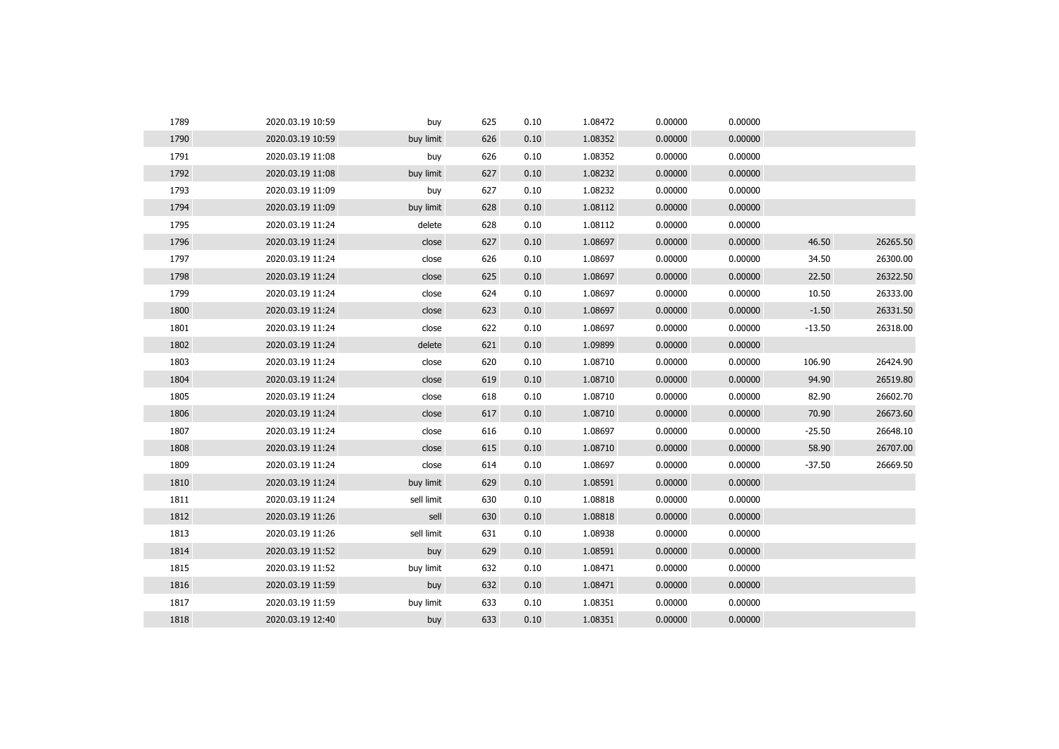| | | | | | | | | | |
|---|---|---|---|---|---|---|---|---|---|
| 1789 | 2020.03.19 10:59 | buy | 625 | 0.10 | 1.08472 | 0.00000 | 0.00000 | | |
| 1790 | 2020.03.19 10:59 | buy limit | 626 | 0.10 | 1.08352 | 0.00000 | 0.00000 | | |
| 1791 | 2020.03.19 11:08 | buy | 626 | 0.10 | 1.08352 | 0.00000 | 0.00000 | | |
| 1792 | 2020.03.19 11:08 | buy limit | 627 | 0.10 | 1.08232 | 0.00000 | 0.00000 | | |
| 1793 | 2020.03.19 11:09 | buy | 627 | 0.10 | 1.08232 | 0.00000 | 0.00000 | | |
| 1794 | 2020.03.19 11:09 | buy limit | 628 | 0.10 | 1.08112 | 0.00000 | 0.00000 | | |
| 1795 | 2020.03.19 11:24 | delete | 628 | 0.10 | 1.08112 | 0.00000 | 0.00000 | | |
| 1796 | 2020.03.19 11:24 | close | 627 | 0.10 | 1.08697 | 0.00000 | 0.00000 | 46.50 | 26265.50 |
| 1797 | 2020.03.19 11:24 | close | 626 | 0.10 | 1.08697 | 0.00000 | 0.00000 | 34.50 | 26300.00 |
| 1798 | 2020.03.19 11:24 | close | 625 | 0.10 | 1.08697 | 0.00000 | 0.00000 | 22.50 | 26322.50 |
| 1799 | 2020.03.19 11:24 | close | 624 | 0.10 | 1.08697 | 0.00000 | 0.00000 | 10.50 | 26333.00 |
| 1800 | 2020.03.19 11:24 | close | 623 | 0.10 | 1.08697 | 0.00000 | 0.00000 | -1.50 | 26331.50 |
| 1801 | 2020.03.19 11:24 | close | 622 | 0.10 | 1.08697 | 0.00000 | 0.00000 | -13.50 | 26318.00 |
| 1802 | 2020.03.19 11:24 | delete | 621 | 0.10 | 1.09899 | 0.00000 | 0.00000 | | |
| 1803 | 2020.03.19 11:24 | close | 620 | 0.10 | 1.08710 | 0.00000 | 0.00000 | 106.90 | 26424.90 |
| 1804 | 2020.03.19 11:24 | close | 619 | 0.10 | 1.08710 | 0.00000 | 0.00000 | 94.90 | 26519.80 |
| 1805 | 2020.03.19 11:24 | close | 618 | 0.10 | 1.08710 | 0.00000 | 0.00000 | 82.90 | 26602.70 |
| 1806 | 2020.03.19 11:24 | close | 617 | 0.10 | 1.08710 | 0.00000 | 0.00000 | 70.90 | 26673.60 |
| 1807 | 2020.03.19 11:24 | close | 616 | 0.10 | 1.08697 | 0.00000 | 0.00000 | -25.50 | 26648.10 |
| 1808 | 2020.03.19 11:24 | close | 615 | 0.10 | 1.08710 | 0.00000 | 0.00000 | 58.90 | 26707.00 |
| 1809 | 2020.03.19 11:24 | close | 614 | 0.10 | 1.08697 | 0.00000 | 0.00000 | -37.50 | 26669.50 |
| 1810 | 2020.03.19 11:24 | buy limit | 629 | 0.10 | 1.08591 | 0.00000 | 0.00000 | | |
| 1811 | 2020.03.19 11:24 | sell limit | 630 | 0.10 | 1.08818 | 0.00000 | 0.00000 | | |
| 1812 | 2020.03.19 11:26 | sell | 630 | 0.10 | 1.08818 | 0.00000 | 0.00000 | | |
| 1813 | 2020.03.19 11:26 | sell limit | 631 | 0.10 | 1.08938 | 0.00000 | 0.00000 | | |
| 1814 | 2020.03.19 11:52 | buy | 629 | 0.10 | 1.08591 | 0.00000 | 0.00000 | | |
| 1815 | 2020.03.19 11:52 | buy limit | 632 | 0.10 | 1.08471 | 0.00000 | 0.00000 | | |
| 1816 | 2020.03.19 11:59 | buy | 632 | 0.10 | 1.08471 | 0.00000 | 0.00000 | | |
| 1817 | 2020.03.19 11:59 | buy limit | 633 | 0.10 | 1.08351 | 0.00000 | 0.00000 | | |
| 1818 | 2020.03.19 12:40 | buy | 633 | 0.10 | 1.08351 | 0.00000 | 0.00000 | | |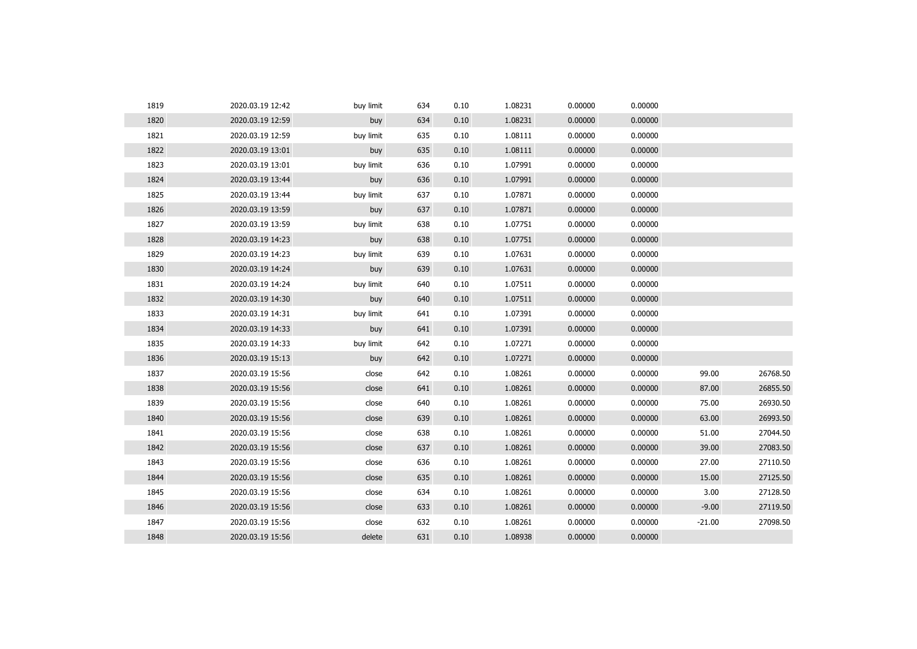| | | | | | | | | | |
|---|---|---|---|---|---|---|---|---|---|
| 1819 | 2020.03.19 12:42 | buy limit | 634 | 0.10 | 1.08231 | 0.00000 | 0.00000 | | |
| 1820 | 2020.03.19 12:59 | buy | 634 | 0.10 | 1.08231 | 0.00000 | 0.00000 | | |
| 1821 | 2020.03.19 12:59 | buy limit | 635 | 0.10 | 1.08111 | 0.00000 | 0.00000 | | |
| 1822 | 2020.03.19 13:01 | buy | 635 | 0.10 | 1.08111 | 0.00000 | 0.00000 | | |
| 1823 | 2020.03.19 13:01 | buy limit | 636 | 0.10 | 1.07991 | 0.00000 | 0.00000 | | |
| 1824 | 2020.03.19 13:44 | buy | 636 | 0.10 | 1.07991 | 0.00000 | 0.00000 | | |
| 1825 | 2020.03.19 13:44 | buy limit | 637 | 0.10 | 1.07871 | 0.00000 | 0.00000 | | |
| 1826 | 2020.03.19 13:59 | buy | 637 | 0.10 | 1.07871 | 0.00000 | 0.00000 | | |
| 1827 | 2020.03.19 13:59 | buy limit | 638 | 0.10 | 1.07751 | 0.00000 | 0.00000 | | |
| 1828 | 2020.03.19 14:23 | buy | 638 | 0.10 | 1.07751 | 0.00000 | 0.00000 | | |
| 1829 | 2020.03.19 14:23 | buy limit | 639 | 0.10 | 1.07631 | 0.00000 | 0.00000 | | |
| 1830 | 2020.03.19 14:24 | buy | 639 | 0.10 | 1.07631 | 0.00000 | 0.00000 | | |
| 1831 | 2020.03.19 14:24 | buy limit | 640 | 0.10 | 1.07511 | 0.00000 | 0.00000 | | |
| 1832 | 2020.03.19 14:30 | buy | 640 | 0.10 | 1.07511 | 0.00000 | 0.00000 | | |
| 1833 | 2020.03.19 14:31 | buy limit | 641 | 0.10 | 1.07391 | 0.00000 | 0.00000 | | |
| 1834 | 2020.03.19 14:33 | buy | 641 | 0.10 | 1.07391 | 0.00000 | 0.00000 | | |
| 1835 | 2020.03.19 14:33 | buy limit | 642 | 0.10 | 1.07271 | 0.00000 | 0.00000 | | |
| 1836 | 2020.03.19 15:13 | buy | 642 | 0.10 | 1.07271 | 0.00000 | 0.00000 | | |
| 1837 | 2020.03.19 15:56 | close | 642 | 0.10 | 1.08261 | 0.00000 | 0.00000 | 99.00 | 26768.50 |
| 1838 | 2020.03.19 15:56 | close | 641 | 0.10 | 1.08261 | 0.00000 | 0.00000 | 87.00 | 26855.50 |
| 1839 | 2020.03.19 15:56 | close | 640 | 0.10 | 1.08261 | 0.00000 | 0.00000 | 75.00 | 26930.50 |
| 1840 | 2020.03.19 15:56 | close | 639 | 0.10 | 1.08261 | 0.00000 | 0.00000 | 63.00 | 26993.50 |
| 1841 | 2020.03.19 15:56 | close | 638 | 0.10 | 1.08261 | 0.00000 | 0.00000 | 51.00 | 27044.50 |
| 1842 | 2020.03.19 15:56 | close | 637 | 0.10 | 1.08261 | 0.00000 | 0.00000 | 39.00 | 27083.50 |
| 1843 | 2020.03.19 15:56 | close | 636 | 0.10 | 1.08261 | 0.00000 | 0.00000 | 27.00 | 27110.50 |
| 1844 | 2020.03.19 15:56 | close | 635 | 0.10 | 1.08261 | 0.00000 | 0.00000 | 15.00 | 27125.50 |
| 1845 | 2020.03.19 15:56 | close | 634 | 0.10 | 1.08261 | 0.00000 | 0.00000 | 3.00 | 27128.50 |
| 1846 | 2020.03.19 15:56 | close | 633 | 0.10 | 1.08261 | 0.00000 | 0.00000 | -9.00 | 27119.50 |
| 1847 | 2020.03.19 15:56 | close | 632 | 0.10 | 1.08261 | 0.00000 | 0.00000 | -21.00 | 27098.50 |
| 1848 | 2020.03.19 15:56 | delete | 631 | 0.10 | 1.08938 | 0.00000 | 0.00000 | | |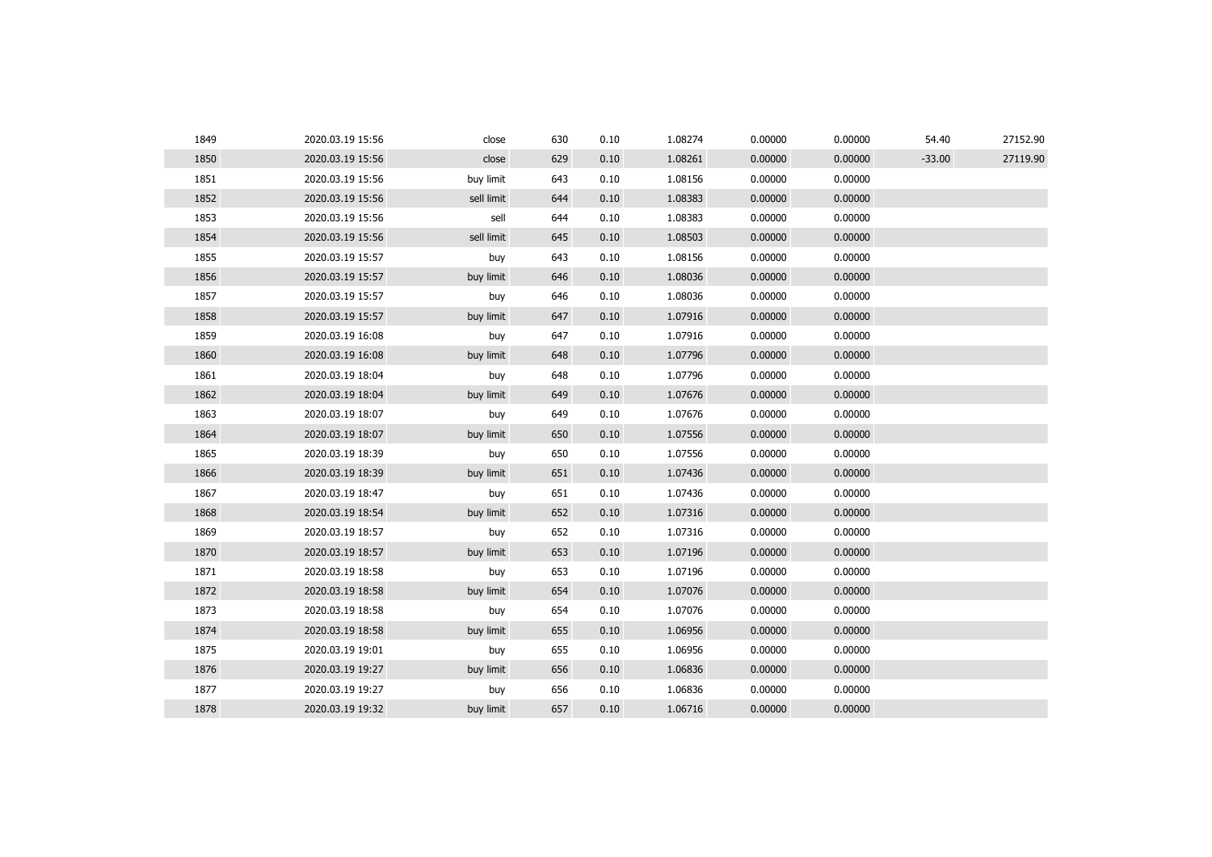| | | | | | | | | | |
|---|---|---|---|---|---|---|---|---|---|
| 1849 | 2020.03.19 15:56 | close | 630 | 0.10 | 1.08274 | 0.00000 | 0.00000 | 54.40 | 27152.90 |
| 1850 | 2020.03.19 15:56 | close | 629 | 0.10 | 1.08261 | 0.00000 | 0.00000 | -33.00 | 27119.90 |
| 1851 | 2020.03.19 15:56 | buy limit | 643 | 0.10 | 1.08156 | 0.00000 | 0.00000 | | |
| 1852 | 2020.03.19 15:56 | sell limit | 644 | 0.10 | 1.08383 | 0.00000 | 0.00000 | | |
| 1853 | 2020.03.19 15:56 | sell | 644 | 0.10 | 1.08383 | 0.00000 | 0.00000 | | |
| 1854 | 2020.03.19 15:56 | sell limit | 645 | 0.10 | 1.08503 | 0.00000 | 0.00000 | | |
| 1855 | 2020.03.19 15:57 | buy | 643 | 0.10 | 1.08156 | 0.00000 | 0.00000 | | |
| 1856 | 2020.03.19 15:57 | buy limit | 646 | 0.10 | 1.08036 | 0.00000 | 0.00000 | | |
| 1857 | 2020.03.19 15:57 | buy | 646 | 0.10 | 1.08036 | 0.00000 | 0.00000 | | |
| 1858 | 2020.03.19 15:57 | buy limit | 647 | 0.10 | 1.07916 | 0.00000 | 0.00000 | | |
| 1859 | 2020.03.19 16:08 | buy | 647 | 0.10 | 1.07916 | 0.00000 | 0.00000 | | |
| 1860 | 2020.03.19 16:08 | buy limit | 648 | 0.10 | 1.07796 | 0.00000 | 0.00000 | | |
| 1861 | 2020.03.19 18:04 | buy | 648 | 0.10 | 1.07796 | 0.00000 | 0.00000 | | |
| 1862 | 2020.03.19 18:04 | buy limit | 649 | 0.10 | 1.07676 | 0.00000 | 0.00000 | | |
| 1863 | 2020.03.19 18:07 | buy | 649 | 0.10 | 1.07676 | 0.00000 | 0.00000 | | |
| 1864 | 2020.03.19 18:07 | buy limit | 650 | 0.10 | 1.07556 | 0.00000 | 0.00000 | | |
| 1865 | 2020.03.19 18:39 | buy | 650 | 0.10 | 1.07556 | 0.00000 | 0.00000 | | |
| 1866 | 2020.03.19 18:39 | buy limit | 651 | 0.10 | 1.07436 | 0.00000 | 0.00000 | | |
| 1867 | 2020.03.19 18:47 | buy | 651 | 0.10 | 1.07436 | 0.00000 | 0.00000 | | |
| 1868 | 2020.03.19 18:54 | buy limit | 652 | 0.10 | 1.07316 | 0.00000 | 0.00000 | | |
| 1869 | 2020.03.19 18:57 | buy | 652 | 0.10 | 1.07316 | 0.00000 | 0.00000 | | |
| 1870 | 2020.03.19 18:57 | buy limit | 653 | 0.10 | 1.07196 | 0.00000 | 0.00000 | | |
| 1871 | 2020.03.19 18:58 | buy | 653 | 0.10 | 1.07196 | 0.00000 | 0.00000 | | |
| 1872 | 2020.03.19 18:58 | buy limit | 654 | 0.10 | 1.07076 | 0.00000 | 0.00000 | | |
| 1873 | 2020.03.19 18:58 | buy | 654 | 0.10 | 1.07076 | 0.00000 | 0.00000 | | |
| 1874 | 2020.03.19 18:58 | buy limit | 655 | 0.10 | 1.06956 | 0.00000 | 0.00000 | | |
| 1875 | 2020.03.19 19:01 | buy | 655 | 0.10 | 1.06956 | 0.00000 | 0.00000 | | |
| 1876 | 2020.03.19 19:27 | buy limit | 656 | 0.10 | 1.06836 | 0.00000 | 0.00000 | | |
| 1877 | 2020.03.19 19:27 | buy | 656 | 0.10 | 1.06836 | 0.00000 | 0.00000 | | |
| 1878 | 2020.03.19 19:32 | buy limit | 657 | 0.10 | 1.06716 | 0.00000 | 0.00000 | | |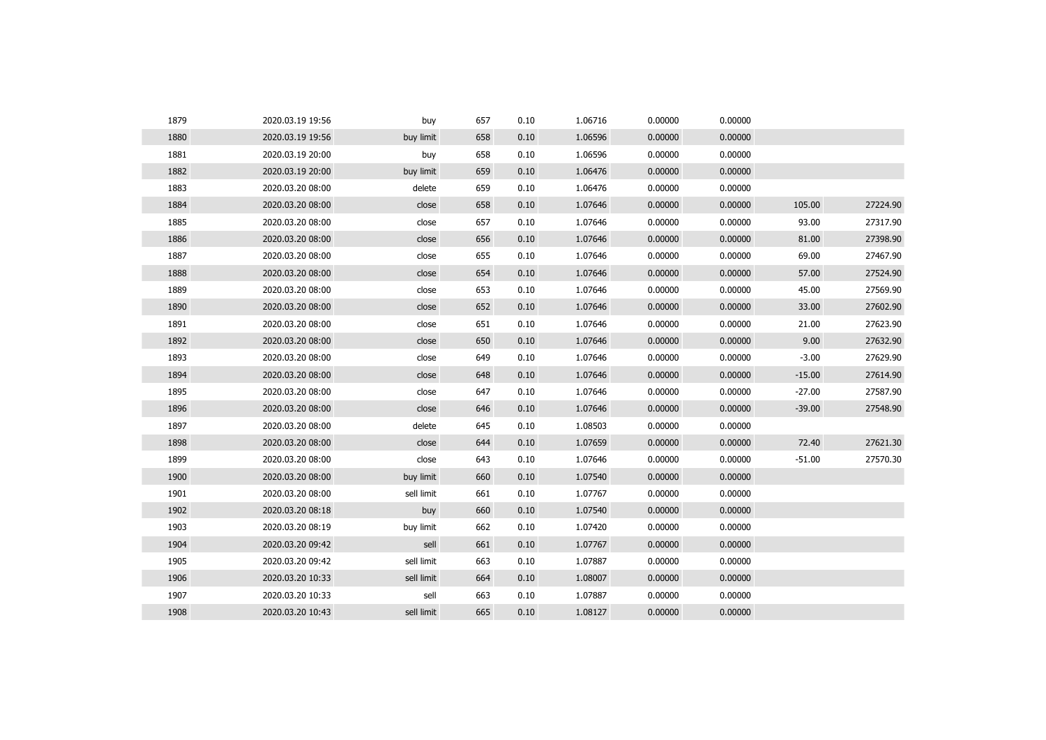| | | | | | | | | | |
|---|---|---|---|---|---|---|---|---|---|
| 1879 | 2020.03.19 19:56 | buy | 657 | 0.10 | 1.06716 | 0.00000 | 0.00000 | | |
| 1880 | 2020.03.19 19:56 | buy limit | 658 | 0.10 | 1.06596 | 0.00000 | 0.00000 | | |
| 1881 | 2020.03.19 20:00 | buy | 658 | 0.10 | 1.06596 | 0.00000 | 0.00000 | | |
| 1882 | 2020.03.19 20:00 | buy limit | 659 | 0.10 | 1.06476 | 0.00000 | 0.00000 | | |
| 1883 | 2020.03.20 08:00 | delete | 659 | 0.10 | 1.06476 | 0.00000 | 0.00000 | | |
| 1884 | 2020.03.20 08:00 | close | 658 | 0.10 | 1.07646 | 0.00000 | 0.00000 | 105.00 | 27224.90 |
| 1885 | 2020.03.20 08:00 | close | 657 | 0.10 | 1.07646 | 0.00000 | 0.00000 | 93.00 | 27317.90 |
| 1886 | 2020.03.20 08:00 | close | 656 | 0.10 | 1.07646 | 0.00000 | 0.00000 | 81.00 | 27398.90 |
| 1887 | 2020.03.20 08:00 | close | 655 | 0.10 | 1.07646 | 0.00000 | 0.00000 | 69.00 | 27467.90 |
| 1888 | 2020.03.20 08:00 | close | 654 | 0.10 | 1.07646 | 0.00000 | 0.00000 | 57.00 | 27524.90 |
| 1889 | 2020.03.20 08:00 | close | 653 | 0.10 | 1.07646 | 0.00000 | 0.00000 | 45.00 | 27569.90 |
| 1890 | 2020.03.20 08:00 | close | 652 | 0.10 | 1.07646 | 0.00000 | 0.00000 | 33.00 | 27602.90 |
| 1891 | 2020.03.20 08:00 | close | 651 | 0.10 | 1.07646 | 0.00000 | 0.00000 | 21.00 | 27623.90 |
| 1892 | 2020.03.20 08:00 | close | 650 | 0.10 | 1.07646 | 0.00000 | 0.00000 | 9.00 | 27632.90 |
| 1893 | 2020.03.20 08:00 | close | 649 | 0.10 | 1.07646 | 0.00000 | 0.00000 | -3.00 | 27629.90 |
| 1894 | 2020.03.20 08:00 | close | 648 | 0.10 | 1.07646 | 0.00000 | 0.00000 | -15.00 | 27614.90 |
| 1895 | 2020.03.20 08:00 | close | 647 | 0.10 | 1.07646 | 0.00000 | 0.00000 | -27.00 | 27587.90 |
| 1896 | 2020.03.20 08:00 | close | 646 | 0.10 | 1.07646 | 0.00000 | 0.00000 | -39.00 | 27548.90 |
| 1897 | 2020.03.20 08:00 | delete | 645 | 0.10 | 1.08503 | 0.00000 | 0.00000 | | |
| 1898 | 2020.03.20 08:00 | close | 644 | 0.10 | 1.07659 | 0.00000 | 0.00000 | 72.40 | 27621.30 |
| 1899 | 2020.03.20 08:00 | close | 643 | 0.10 | 1.07646 | 0.00000 | 0.00000 | -51.00 | 27570.30 |
| 1900 | 2020.03.20 08:00 | buy limit | 660 | 0.10 | 1.07540 | 0.00000 | 0.00000 | | |
| 1901 | 2020.03.20 08:00 | sell limit | 661 | 0.10 | 1.07767 | 0.00000 | 0.00000 | | |
| 1902 | 2020.03.20 08:18 | buy | 660 | 0.10 | 1.07540 | 0.00000 | 0.00000 | | |
| 1903 | 2020.03.20 08:19 | buy limit | 662 | 0.10 | 1.07420 | 0.00000 | 0.00000 | | |
| 1904 | 2020.03.20 09:42 | sell | 661 | 0.10 | 1.07767 | 0.00000 | 0.00000 | | |
| 1905 | 2020.03.20 09:42 | sell limit | 663 | 0.10 | 1.07887 | 0.00000 | 0.00000 | | |
| 1906 | 2020.03.20 10:33 | sell limit | 664 | 0.10 | 1.08007 | 0.00000 | 0.00000 | | |
| 1907 | 2020.03.20 10:33 | sell | 663 | 0.10 | 1.07887 | 0.00000 | 0.00000 | | |
| 1908 | 2020.03.20 10:43 | sell limit | 665 | 0.10 | 1.08127 | 0.00000 | 0.00000 | | |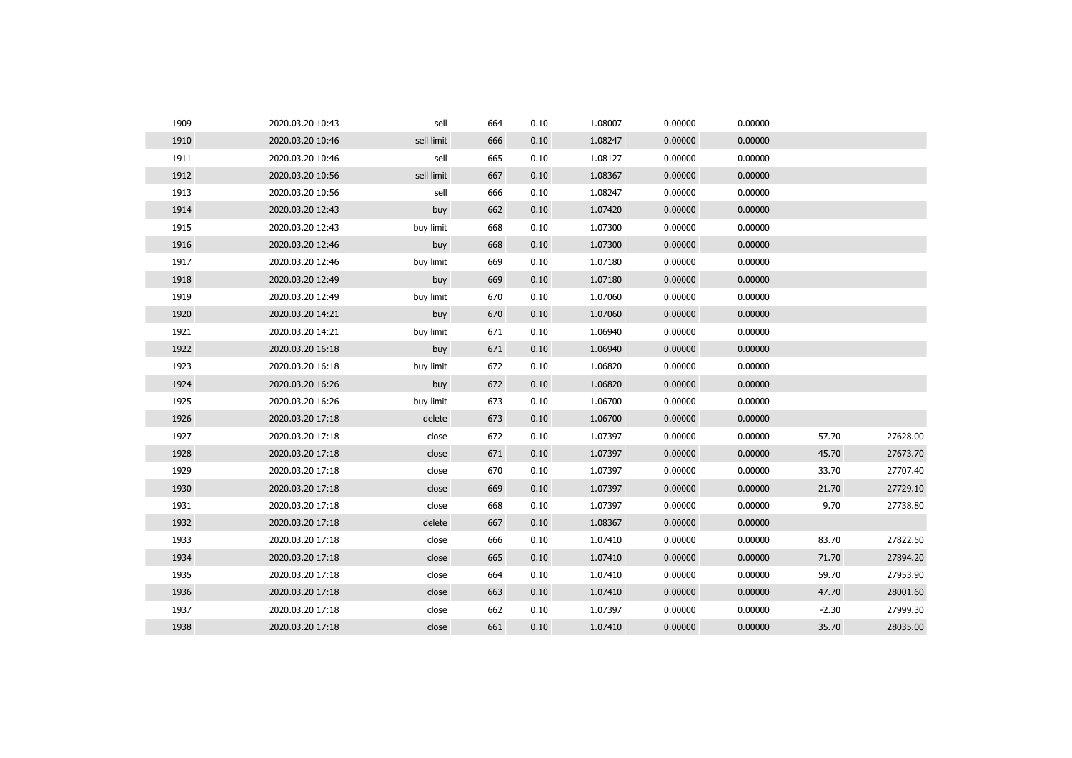| | | | | | | | | | |
|---|---|---|---|---|---|---|---|---|---|
| 1909 | 2020.03.20 10:43 | sell | 664 | 0.10 | 1.08007 | 0.00000 | 0.00000 | | |
| 1910 | 2020.03.20 10:46 | sell limit | 666 | 0.10 | 1.08247 | 0.00000 | 0.00000 | | |
| 1911 | 2020.03.20 10:46 | sell | 665 | 0.10 | 1.08127 | 0.00000 | 0.00000 | | |
| 1912 | 2020.03.20 10:56 | sell limit | 667 | 0.10 | 1.08367 | 0.00000 | 0.00000 | | |
| 1913 | 2020.03.20 10:56 | sell | 666 | 0.10 | 1.08247 | 0.00000 | 0.00000 | | |
| 1914 | 2020.03.20 12:43 | buy | 662 | 0.10 | 1.07420 | 0.00000 | 0.00000 | | |
| 1915 | 2020.03.20 12:43 | buy limit | 668 | 0.10 | 1.07300 | 0.00000 | 0.00000 | | |
| 1916 | 2020.03.20 12:46 | buy | 668 | 0.10 | 1.07300 | 0.00000 | 0.00000 | | |
| 1917 | 2020.03.20 12:46 | buy limit | 669 | 0.10 | 1.07180 | 0.00000 | 0.00000 | | |
| 1918 | 2020.03.20 12:49 | buy | 669 | 0.10 | 1.07180 | 0.00000 | 0.00000 | | |
| 1919 | 2020.03.20 12:49 | buy limit | 670 | 0.10 | 1.07060 | 0.00000 | 0.00000 | | |
| 1920 | 2020.03.20 14:21 | buy | 670 | 0.10 | 1.07060 | 0.00000 | 0.00000 | | |
| 1921 | 2020.03.20 14:21 | buy limit | 671 | 0.10 | 1.06940 | 0.00000 | 0.00000 | | |
| 1922 | 2020.03.20 16:18 | buy | 671 | 0.10 | 1.06940 | 0.00000 | 0.00000 | | |
| 1923 | 2020.03.20 16:18 | buy limit | 672 | 0.10 | 1.06820 | 0.00000 | 0.00000 | | |
| 1924 | 2020.03.20 16:26 | buy | 672 | 0.10 | 1.06820 | 0.00000 | 0.00000 | | |
| 1925 | 2020.03.20 16:26 | buy limit | 673 | 0.10 | 1.06700 | 0.00000 | 0.00000 | | |
| 1926 | 2020.03.20 17:18 | delete | 673 | 0.10 | 1.06700 | 0.00000 | 0.00000 | | |
| 1927 | 2020.03.20 17:18 | close | 672 | 0.10 | 1.07397 | 0.00000 | 0.00000 | 57.70 | 27628.00 |
| 1928 | 2020.03.20 17:18 | close | 671 | 0.10 | 1.07397 | 0.00000 | 0.00000 | 45.70 | 27673.70 |
| 1929 | 2020.03.20 17:18 | close | 670 | 0.10 | 1.07397 | 0.00000 | 0.00000 | 33.70 | 27707.40 |
| 1930 | 2020.03.20 17:18 | close | 669 | 0.10 | 1.07397 | 0.00000 | 0.00000 | 21.70 | 27729.10 |
| 1931 | 2020.03.20 17:18 | close | 668 | 0.10 | 1.07397 | 0.00000 | 0.00000 | 9.70 | 27738.80 |
| 1932 | 2020.03.20 17:18 | delete | 667 | 0.10 | 1.08367 | 0.00000 | 0.00000 | | |
| 1933 | 2020.03.20 17:18 | close | 666 | 0.10 | 1.07410 | 0.00000 | 0.00000 | 83.70 | 27822.50 |
| 1934 | 2020.03.20 17:18 | close | 665 | 0.10 | 1.07410 | 0.00000 | 0.00000 | 71.70 | 27894.20 |
| 1935 | 2020.03.20 17:18 | close | 664 | 0.10 | 1.07410 | 0.00000 | 0.00000 | 59.70 | 27953.90 |
| 1936 | 2020.03.20 17:18 | close | 663 | 0.10 | 1.07410 | 0.00000 | 0.00000 | 47.70 | 28001.60 |
| 1937 | 2020.03.20 17:18 | close | 662 | 0.10 | 1.07397 | 0.00000 | 0.00000 | -2.30 | 27999.30 |
| 1938 | 2020.03.20 17:18 | close | 661 | 0.10 | 1.07410 | 0.00000 | 0.00000 | 35.70 | 28035.00 |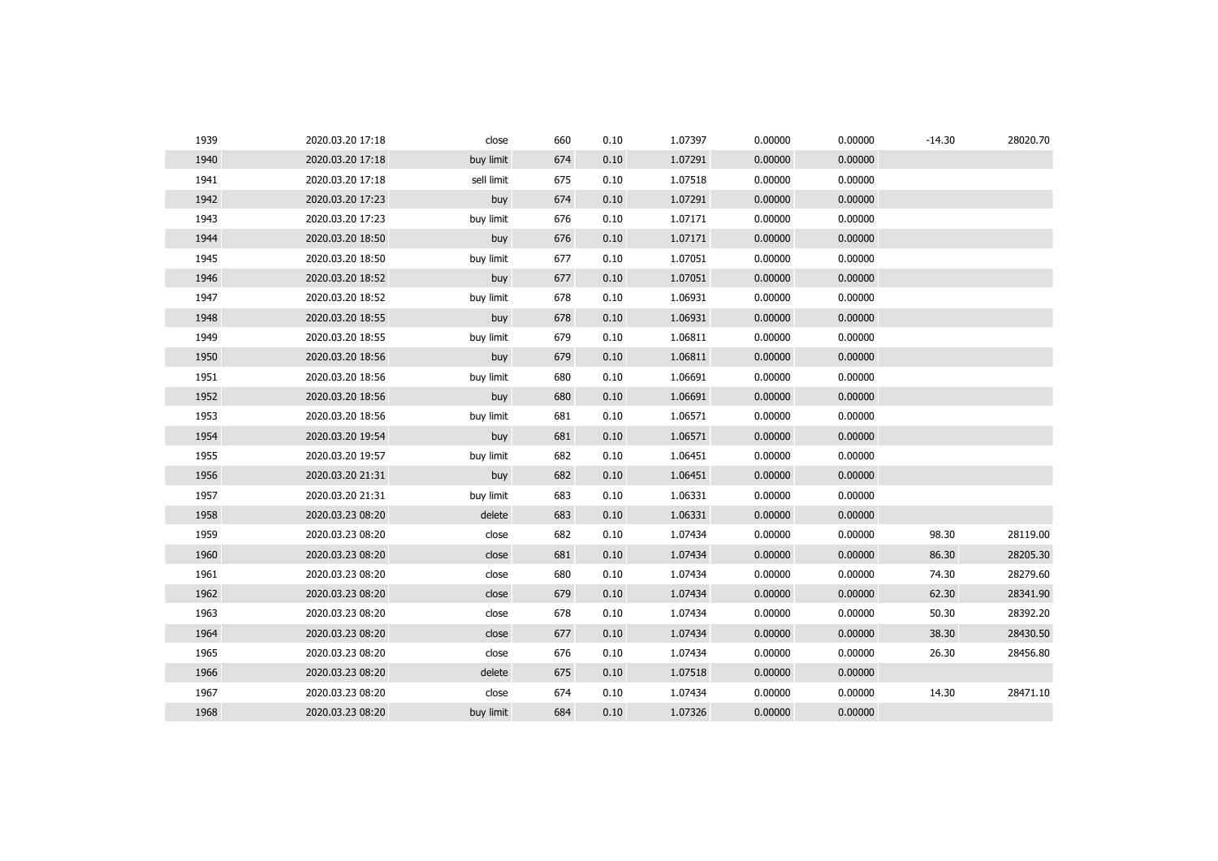| | | | | | | | | | |
|---|---|---|---|---|---|---|---|---|---|
| 1939 | 2020.03.20 17:18 | close | 660 | 0.10 | 1.07397 | 0.00000 | 0.00000 | -14.30 | 28020.70 |
| 1940 | 2020.03.20 17:18 | buy limit | 674 | 0.10 | 1.07291 | 0.00000 | 0.00000 | | |
| 1941 | 2020.03.20 17:18 | sell limit | 675 | 0.10 | 1.07518 | 0.00000 | 0.00000 | | |
| 1942 | 2020.03.20 17:23 | buy | 674 | 0.10 | 1.07291 | 0.00000 | 0.00000 | | |
| 1943 | 2020.03.20 17:23 | buy limit | 676 | 0.10 | 1.07171 | 0.00000 | 0.00000 | | |
| 1944 | 2020.03.20 18:50 | buy | 676 | 0.10 | 1.07171 | 0.00000 | 0.00000 | | |
| 1945 | 2020.03.20 18:50 | buy limit | 677 | 0.10 | 1.07051 | 0.00000 | 0.00000 | | |
| 1946 | 2020.03.20 18:52 | buy | 677 | 0.10 | 1.07051 | 0.00000 | 0.00000 | | |
| 1947 | 2020.03.20 18:52 | buy limit | 678 | 0.10 | 1.06931 | 0.00000 | 0.00000 | | |
| 1948 | 2020.03.20 18:55 | buy | 678 | 0.10 | 1.06931 | 0.00000 | 0.00000 | | |
| 1949 | 2020.03.20 18:55 | buy limit | 679 | 0.10 | 1.06811 | 0.00000 | 0.00000 | | |
| 1950 | 2020.03.20 18:56 | buy | 679 | 0.10 | 1.06811 | 0.00000 | 0.00000 | | |
| 1951 | 2020.03.20 18:56 | buy limit | 680 | 0.10 | 1.06691 | 0.00000 | 0.00000 | | |
| 1952 | 2020.03.20 18:56 | buy | 680 | 0.10 | 1.06691 | 0.00000 | 0.00000 | | |
| 1953 | 2020.03.20 18:56 | buy limit | 681 | 0.10 | 1.06571 | 0.00000 | 0.00000 | | |
| 1954 | 2020.03.20 19:54 | buy | 681 | 0.10 | 1.06571 | 0.00000 | 0.00000 | | |
| 1955 | 2020.03.20 19:57 | buy limit | 682 | 0.10 | 1.06451 | 0.00000 | 0.00000 | | |
| 1956 | 2020.03.20 21:31 | buy | 682 | 0.10 | 1.06451 | 0.00000 | 0.00000 | | |
| 1957 | 2020.03.20 21:31 | buy limit | 683 | 0.10 | 1.06331 | 0.00000 | 0.00000 | | |
| 1958 | 2020.03.23 08:20 | delete | 683 | 0.10 | 1.06331 | 0.00000 | 0.00000 | | |
| 1959 | 2020.03.23 08:20 | close | 682 | 0.10 | 1.07434 | 0.00000 | 0.00000 | 98.30 | 28119.00 |
| 1960 | 2020.03.23 08:20 | close | 681 | 0.10 | 1.07434 | 0.00000 | 0.00000 | 86.30 | 28205.30 |
| 1961 | 2020.03.23 08:20 | close | 680 | 0.10 | 1.07434 | 0.00000 | 0.00000 | 74.30 | 28279.60 |
| 1962 | 2020.03.23 08:20 | close | 679 | 0.10 | 1.07434 | 0.00000 | 0.00000 | 62.30 | 28341.90 |
| 1963 | 2020.03.23 08:20 | close | 678 | 0.10 | 1.07434 | 0.00000 | 0.00000 | 50.30 | 28392.20 |
| 1964 | 2020.03.23 08:20 | close | 677 | 0.10 | 1.07434 | 0.00000 | 0.00000 | 38.30 | 28430.50 |
| 1965 | 2020.03.23 08:20 | close | 676 | 0.10 | 1.07434 | 0.00000 | 0.00000 | 26.30 | 28456.80 |
| 1966 | 2020.03.23 08:20 | delete | 675 | 0.10 | 1.07518 | 0.00000 | 0.00000 | | |
| 1967 | 2020.03.23 08:20 | close | 674 | 0.10 | 1.07434 | 0.00000 | 0.00000 | 14.30 | 28471.10 |
| 1968 | 2020.03.23 08:20 | buy limit | 684 | 0.10 | 1.07326 | 0.00000 | 0.00000 | | |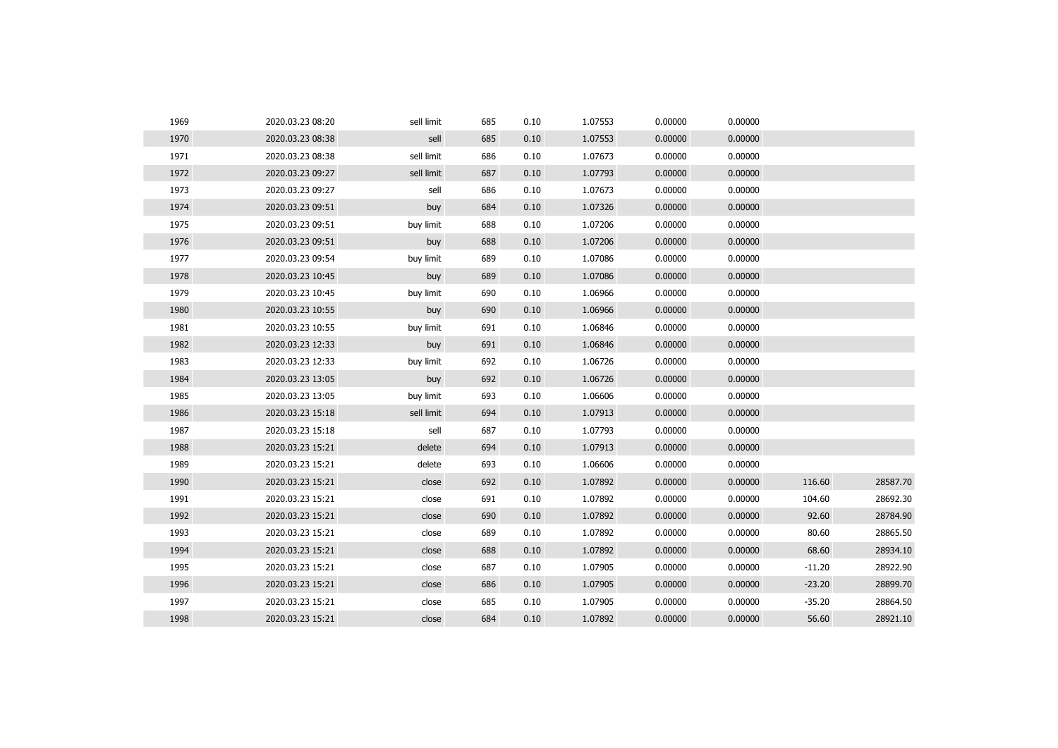| | | | | | | | | | |
|---|---|---|---|---|---|---|---|---|---|
| 1969 | 2020.03.23 08:20 | sell limit | 685 | 0.10 | 1.07553 | 0.00000 | 0.00000 | | |
| 1970 | 2020.03.23 08:38 | sell | 685 | 0.10 | 1.07553 | 0.00000 | 0.00000 | | |
| 1971 | 2020.03.23 08:38 | sell limit | 686 | 0.10 | 1.07673 | 0.00000 | 0.00000 | | |
| 1972 | 2020.03.23 09:27 | sell limit | 687 | 0.10 | 1.07793 | 0.00000 | 0.00000 | | |
| 1973 | 2020.03.23 09:27 | sell | 686 | 0.10 | 1.07673 | 0.00000 | 0.00000 | | |
| 1974 | 2020.03.23 09:51 | buy | 684 | 0.10 | 1.07326 | 0.00000 | 0.00000 | | |
| 1975 | 2020.03.23 09:51 | buy limit | 688 | 0.10 | 1.07206 | 0.00000 | 0.00000 | | |
| 1976 | 2020.03.23 09:51 | buy | 688 | 0.10 | 1.07206 | 0.00000 | 0.00000 | | |
| 1977 | 2020.03.23 09:54 | buy limit | 689 | 0.10 | 1.07086 | 0.00000 | 0.00000 | | |
| 1978 | 2020.03.23 10:45 | buy | 689 | 0.10 | 1.07086 | 0.00000 | 0.00000 | | |
| 1979 | 2020.03.23 10:45 | buy limit | 690 | 0.10 | 1.06966 | 0.00000 | 0.00000 | | |
| 1980 | 2020.03.23 10:55 | buy | 690 | 0.10 | 1.06966 | 0.00000 | 0.00000 | | |
| 1981 | 2020.03.23 10:55 | buy limit | 691 | 0.10 | 1.06846 | 0.00000 | 0.00000 | | |
| 1982 | 2020.03.23 12:33 | buy | 691 | 0.10 | 1.06846 | 0.00000 | 0.00000 | | |
| 1983 | 2020.03.23 12:33 | buy limit | 692 | 0.10 | 1.06726 | 0.00000 | 0.00000 | | |
| 1984 | 2020.03.23 13:05 | buy | 692 | 0.10 | 1.06726 | 0.00000 | 0.00000 | | |
| 1985 | 2020.03.23 13:05 | buy limit | 693 | 0.10 | 1.06606 | 0.00000 | 0.00000 | | |
| 1986 | 2020.03.23 15:18 | sell limit | 694 | 0.10 | 1.07913 | 0.00000 | 0.00000 | | |
| 1987 | 2020.03.23 15:18 | sell | 687 | 0.10 | 1.07793 | 0.00000 | 0.00000 | | |
| 1988 | 2020.03.23 15:21 | delete | 694 | 0.10 | 1.07913 | 0.00000 | 0.00000 | | |
| 1989 | 2020.03.23 15:21 | delete | 693 | 0.10 | 1.06606 | 0.00000 | 0.00000 | | |
| 1990 | 2020.03.23 15:21 | close | 692 | 0.10 | 1.07892 | 0.00000 | 0.00000 | 116.60 | 28587.70 |
| 1991 | 2020.03.23 15:21 | close | 691 | 0.10 | 1.07892 | 0.00000 | 0.00000 | 104.60 | 28692.30 |
| 1992 | 2020.03.23 15:21 | close | 690 | 0.10 | 1.07892 | 0.00000 | 0.00000 | 92.60 | 28784.90 |
| 1993 | 2020.03.23 15:21 | close | 689 | 0.10 | 1.07892 | 0.00000 | 0.00000 | 80.60 | 28865.50 |
| 1994 | 2020.03.23 15:21 | close | 688 | 0.10 | 1.07892 | 0.00000 | 0.00000 | 68.60 | 28934.10 |
| 1995 | 2020.03.23 15:21 | close | 687 | 0.10 | 1.07905 | 0.00000 | 0.00000 | -11.20 | 28922.90 |
| 1996 | 2020.03.23 15:21 | close | 686 | 0.10 | 1.07905 | 0.00000 | 0.00000 | -23.20 | 28899.70 |
| 1997 | 2020.03.23 15:21 | close | 685 | 0.10 | 1.07905 | 0.00000 | 0.00000 | -35.20 | 28864.50 |
| 1998 | 2020.03.23 15:21 | close | 684 | 0.10 | 1.07892 | 0.00000 | 0.00000 | 56.60 | 28921.10 |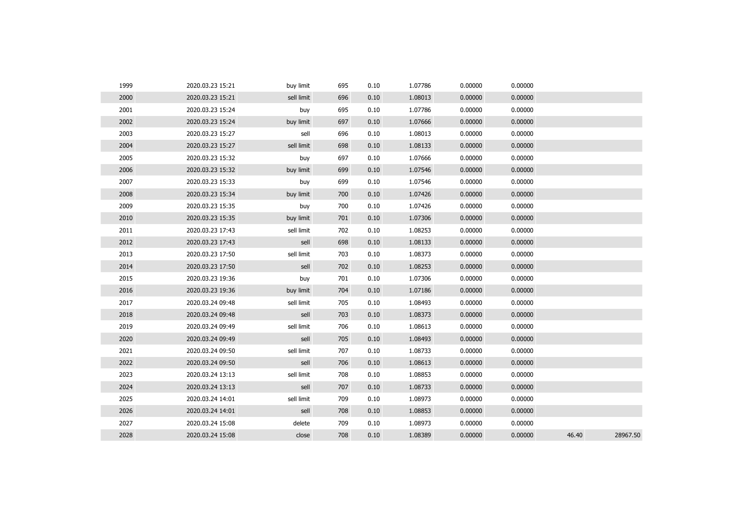| | | | | | | | | | |
|---|---|---|---|---|---|---|---|---|---|
| 1999 | 2020.03.23 15:21 | buy limit | 695 | 0.10 | 1.07786 | 0.00000 | 0.00000 | | |
| 2000 | 2020.03.23 15:21 | sell limit | 696 | 0.10 | 1.08013 | 0.00000 | 0.00000 | | |
| 2001 | 2020.03.23 15:24 | buy | 695 | 0.10 | 1.07786 | 0.00000 | 0.00000 | | |
| 2002 | 2020.03.23 15:24 | buy limit | 697 | 0.10 | 1.07666 | 0.00000 | 0.00000 | | |
| 2003 | 2020.03.23 15:27 | sell | 696 | 0.10 | 1.08013 | 0.00000 | 0.00000 | | |
| 2004 | 2020.03.23 15:27 | sell limit | 698 | 0.10 | 1.08133 | 0.00000 | 0.00000 | | |
| 2005 | 2020.03.23 15:32 | buy | 697 | 0.10 | 1.07666 | 0.00000 | 0.00000 | | |
| 2006 | 2020.03.23 15:32 | buy limit | 699 | 0.10 | 1.07546 | 0.00000 | 0.00000 | | |
| 2007 | 2020.03.23 15:33 | buy | 699 | 0.10 | 1.07546 | 0.00000 | 0.00000 | | |
| 2008 | 2020.03.23 15:34 | buy limit | 700 | 0.10 | 1.07426 | 0.00000 | 0.00000 | | |
| 2009 | 2020.03.23 15:35 | buy | 700 | 0.10 | 1.07426 | 0.00000 | 0.00000 | | |
| 2010 | 2020.03.23 15:35 | buy limit | 701 | 0.10 | 1.07306 | 0.00000 | 0.00000 | | |
| 2011 | 2020.03.23 17:43 | sell limit | 702 | 0.10 | 1.08253 | 0.00000 | 0.00000 | | |
| 2012 | 2020.03.23 17:43 | sell | 698 | 0.10 | 1.08133 | 0.00000 | 0.00000 | | |
| 2013 | 2020.03.23 17:50 | sell limit | 703 | 0.10 | 1.08373 | 0.00000 | 0.00000 | | |
| 2014 | 2020.03.23 17:50 | sell | 702 | 0.10 | 1.08253 | 0.00000 | 0.00000 | | |
| 2015 | 2020.03.23 19:36 | buy | 701 | 0.10 | 1.07306 | 0.00000 | 0.00000 | | |
| 2016 | 2020.03.23 19:36 | buy limit | 704 | 0.10 | 1.07186 | 0.00000 | 0.00000 | | |
| 2017 | 2020.03.24 09:48 | sell limit | 705 | 0.10 | 1.08493 | 0.00000 | 0.00000 | | |
| 2018 | 2020.03.24 09:48 | sell | 703 | 0.10 | 1.08373 | 0.00000 | 0.00000 | | |
| 2019 | 2020.03.24 09:49 | sell limit | 706 | 0.10 | 1.08613 | 0.00000 | 0.00000 | | |
| 2020 | 2020.03.24 09:49 | sell | 705 | 0.10 | 1.08493 | 0.00000 | 0.00000 | | |
| 2021 | 2020.03.24 09:50 | sell limit | 707 | 0.10 | 1.08733 | 0.00000 | 0.00000 | | |
| 2022 | 2020.03.24 09:50 | sell | 706 | 0.10 | 1.08613 | 0.00000 | 0.00000 | | |
| 2023 | 2020.03.24 13:13 | sell limit | 708 | 0.10 | 1.08853 | 0.00000 | 0.00000 | | |
| 2024 | 2020.03.24 13:13 | sell | 707 | 0.10 | 1.08733 | 0.00000 | 0.00000 | | |
| 2025 | 2020.03.24 14:01 | sell limit | 709 | 0.10 | 1.08973 | 0.00000 | 0.00000 | | |
| 2026 | 2020.03.24 14:01 | sell | 708 | 0.10 | 1.08853 | 0.00000 | 0.00000 | | |
| 2027 | 2020.03.24 15:08 | delete | 709 | 0.10 | 1.08973 | 0.00000 | 0.00000 | | |
| 2028 | 2020.03.24 15:08 | close | 708 | 0.10 | 1.08389 | 0.00000 | 0.00000 | 46.40 | 28967.50 |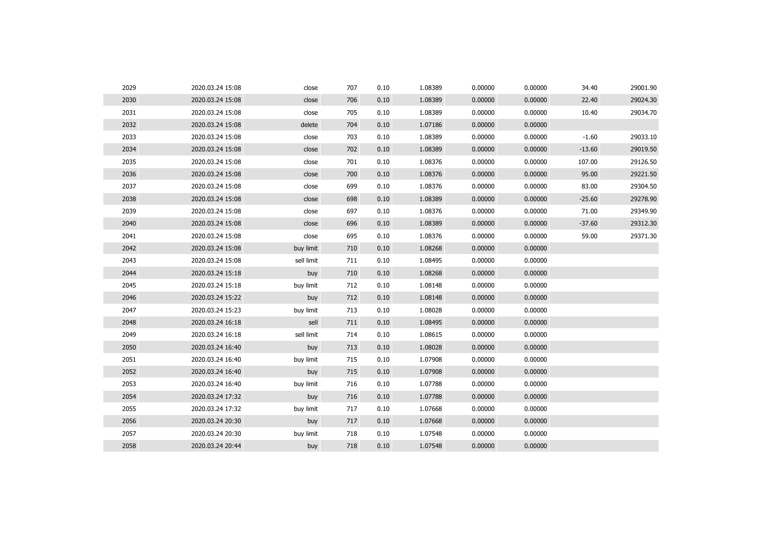| | | | | | | | | | |
|---|---|---|---|---|---|---|---|---|---|
| 2029 | 2020.03.24 15:08 | close | 707 | 0.10 | 1.08389 | 0.00000 | 0.00000 | 34.40 | 29001.90 |
| 2030 | 2020.03.24 15:08 | close | 706 | 0.10 | 1.08389 | 0.00000 | 0.00000 | 22.40 | 29024.30 |
| 2031 | 2020.03.24 15:08 | close | 705 | 0.10 | 1.08389 | 0.00000 | 0.00000 | 10.40 | 29034.70 |
| 2032 | 2020.03.24 15:08 | delete | 704 | 0.10 | 1.07186 | 0.00000 | 0.00000 | | |
| 2033 | 2020.03.24 15:08 | close | 703 | 0.10 | 1.08389 | 0.00000 | 0.00000 | -1.60 | 29033.10 |
| 2034 | 2020.03.24 15:08 | close | 702 | 0.10 | 1.08389 | 0.00000 | 0.00000 | -13.60 | 29019.50 |
| 2035 | 2020.03.24 15:08 | close | 701 | 0.10 | 1.08376 | 0.00000 | 0.00000 | 107.00 | 29126.50 |
| 2036 | 2020.03.24 15:08 | close | 700 | 0.10 | 1.08376 | 0.00000 | 0.00000 | 95.00 | 29221.50 |
| 2037 | 2020.03.24 15:08 | close | 699 | 0.10 | 1.08376 | 0.00000 | 0.00000 | 83.00 | 29304.50 |
| 2038 | 2020.03.24 15:08 | close | 698 | 0.10 | 1.08389 | 0.00000 | 0.00000 | -25.60 | 29278.90 |
| 2039 | 2020.03.24 15:08 | close | 697 | 0.10 | 1.08376 | 0.00000 | 0.00000 | 71.00 | 29349.90 |
| 2040 | 2020.03.24 15:08 | close | 696 | 0.10 | 1.08389 | 0.00000 | 0.00000 | -37.60 | 29312.30 |
| 2041 | 2020.03.24 15:08 | close | 695 | 0.10 | 1.08376 | 0.00000 | 0.00000 | 59.00 | 29371.30 |
| 2042 | 2020.03.24 15:08 | buy limit | 710 | 0.10 | 1.08268 | 0.00000 | 0.00000 | | |
| 2043 | 2020.03.24 15:08 | sell limit | 711 | 0.10 | 1.08495 | 0.00000 | 0.00000 | | |
| 2044 | 2020.03.24 15:18 | buy | 710 | 0.10 | 1.08268 | 0.00000 | 0.00000 | | |
| 2045 | 2020.03.24 15:18 | buy limit | 712 | 0.10 | 1.08148 | 0.00000 | 0.00000 | | |
| 2046 | 2020.03.24 15:22 | buy | 712 | 0.10 | 1.08148 | 0.00000 | 0.00000 | | |
| 2047 | 2020.03.24 15:23 | buy limit | 713 | 0.10 | 1.08028 | 0.00000 | 0.00000 | | |
| 2048 | 2020.03.24 16:18 | sell | 711 | 0.10 | 1.08495 | 0.00000 | 0.00000 | | |
| 2049 | 2020.03.24 16:18 | sell limit | 714 | 0.10 | 1.08615 | 0.00000 | 0.00000 | | |
| 2050 | 2020.03.24 16:40 | buy | 713 | 0.10 | 1.08028 | 0.00000 | 0.00000 | | |
| 2051 | 2020.03.24 16:40 | buy limit | 715 | 0.10 | 1.07908 | 0.00000 | 0.00000 | | |
| 2052 | 2020.03.24 16:40 | buy | 715 | 0.10 | 1.07908 | 0.00000 | 0.00000 | | |
| 2053 | 2020.03.24 16:40 | buy limit | 716 | 0.10 | 1.07788 | 0.00000 | 0.00000 | | |
| 2054 | 2020.03.24 17:32 | buy | 716 | 0.10 | 1.07788 | 0.00000 | 0.00000 | | |
| 2055 | 2020.03.24 17:32 | buy limit | 717 | 0.10 | 1.07668 | 0.00000 | 0.00000 | | |
| 2056 | 2020.03.24 20:30 | buy | 717 | 0.10 | 1.07668 | 0.00000 | 0.00000 | | |
| 2057 | 2020.03.24 20:30 | buy limit | 718 | 0.10 | 1.07548 | 0.00000 | 0.00000 | | |
| 2058 | 2020.03.24 20:44 | buy | 718 | 0.10 | 1.07548 | 0.00000 | 0.00000 | | |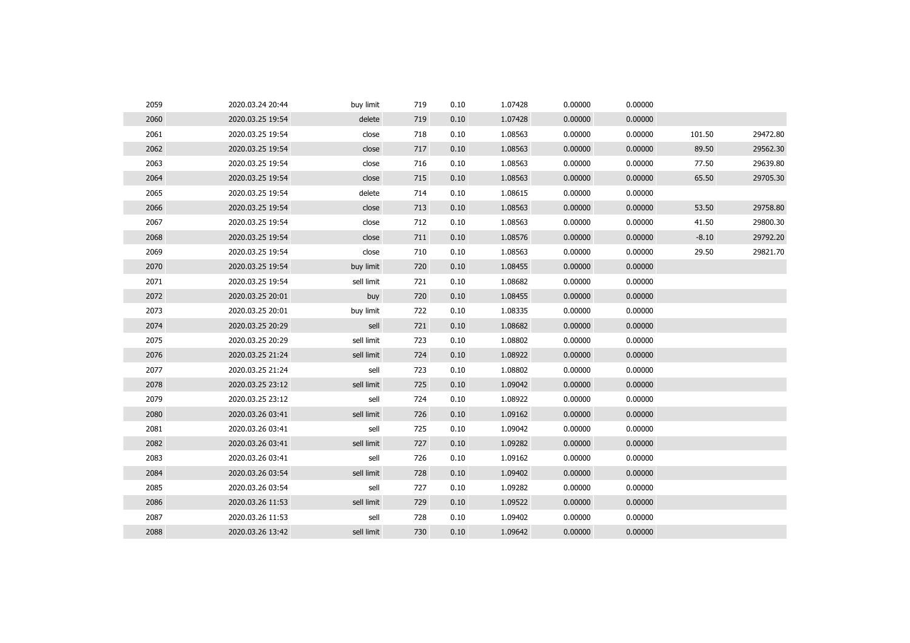| | | | | | | | | | |
|---|---|---|---|---|---|---|---|---|---|
| 2059 | 2020.03.24 20:44 | buy limit | 719 | 0.10 | 1.07428 | 0.00000 | 0.00000 | | |
| 2060 | 2020.03.25 19:54 | delete | 719 | 0.10 | 1.07428 | 0.00000 | 0.00000 | | |
| 2061 | 2020.03.25 19:54 | close | 718 | 0.10 | 1.08563 | 0.00000 | 0.00000 | 101.50 | 29472.80 |
| 2062 | 2020.03.25 19:54 | close | 717 | 0.10 | 1.08563 | 0.00000 | 0.00000 | 89.50 | 29562.30 |
| 2063 | 2020.03.25 19:54 | close | 716 | 0.10 | 1.08563 | 0.00000 | 0.00000 | 77.50 | 29639.80 |
| 2064 | 2020.03.25 19:54 | close | 715 | 0.10 | 1.08563 | 0.00000 | 0.00000 | 65.50 | 29705.30 |
| 2065 | 2020.03.25 19:54 | delete | 714 | 0.10 | 1.08615 | 0.00000 | 0.00000 | | |
| 2066 | 2020.03.25 19:54 | close | 713 | 0.10 | 1.08563 | 0.00000 | 0.00000 | 53.50 | 29758.80 |
| 2067 | 2020.03.25 19:54 | close | 712 | 0.10 | 1.08563 | 0.00000 | 0.00000 | 41.50 | 29800.30 |
| 2068 | 2020.03.25 19:54 | close | 711 | 0.10 | 1.08576 | 0.00000 | 0.00000 | -8.10 | 29792.20 |
| 2069 | 2020.03.25 19:54 | close | 710 | 0.10 | 1.08563 | 0.00000 | 0.00000 | 29.50 | 29821.70 |
| 2070 | 2020.03.25 19:54 | buy limit | 720 | 0.10 | 1.08455 | 0.00000 | 0.00000 | | |
| 2071 | 2020.03.25 19:54 | sell limit | 721 | 0.10 | 1.08682 | 0.00000 | 0.00000 | | |
| 2072 | 2020.03.25 20:01 | buy | 720 | 0.10 | 1.08455 | 0.00000 | 0.00000 | | |
| 2073 | 2020.03.25 20:01 | buy limit | 722 | 0.10 | 1.08335 | 0.00000 | 0.00000 | | |
| 2074 | 2020.03.25 20:29 | sell | 721 | 0.10 | 1.08682 | 0.00000 | 0.00000 | | |
| 2075 | 2020.03.25 20:29 | sell limit | 723 | 0.10 | 1.08802 | 0.00000 | 0.00000 | | |
| 2076 | 2020.03.25 21:24 | sell limit | 724 | 0.10 | 1.08922 | 0.00000 | 0.00000 | | |
| 2077 | 2020.03.25 21:24 | sell | 723 | 0.10 | 1.08802 | 0.00000 | 0.00000 | | |
| 2078 | 2020.03.25 23:12 | sell limit | 725 | 0.10 | 1.09042 | 0.00000 | 0.00000 | | |
| 2079 | 2020.03.25 23:12 | sell | 724 | 0.10 | 1.08922 | 0.00000 | 0.00000 | | |
| 2080 | 2020.03.26 03:41 | sell limit | 726 | 0.10 | 1.09162 | 0.00000 | 0.00000 | | |
| 2081 | 2020.03.26 03:41 | sell | 725 | 0.10 | 1.09042 | 0.00000 | 0.00000 | | |
| 2082 | 2020.03.26 03:41 | sell limit | 727 | 0.10 | 1.09282 | 0.00000 | 0.00000 | | |
| 2083 | 2020.03.26 03:41 | sell | 726 | 0.10 | 1.09162 | 0.00000 | 0.00000 | | |
| 2084 | 2020.03.26 03:54 | sell limit | 728 | 0.10 | 1.09402 | 0.00000 | 0.00000 | | |
| 2085 | 2020.03.26 03:54 | sell | 727 | 0.10 | 1.09282 | 0.00000 | 0.00000 | | |
| 2086 | 2020.03.26 11:53 | sell limit | 729 | 0.10 | 1.09522 | 0.00000 | 0.00000 | | |
| 2087 | 2020.03.26 11:53 | sell | 728 | 0.10 | 1.09402 | 0.00000 | 0.00000 | | |
| 2088 | 2020.03.26 13:42 | sell limit | 730 | 0.10 | 1.09642 | 0.00000 | 0.00000 | | |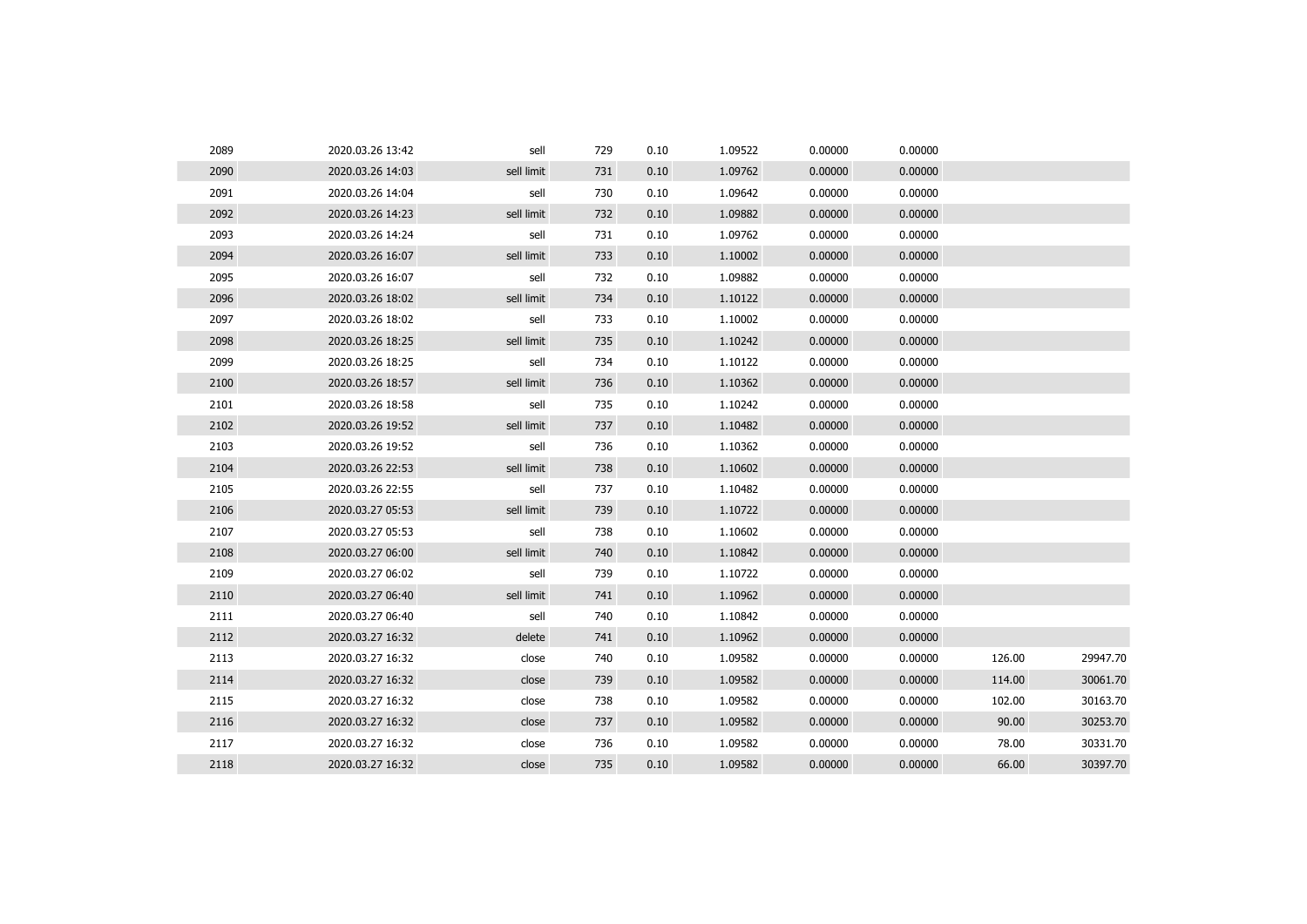| | | | | | | | | | |
|---|---|---|---|---|---|---|---|---|---|
| 2089 | 2020.03.26 13:42 | sell | 729 | 0.10 | 1.09522 | 0.00000 | 0.00000 | | |
| 2090 | 2020.03.26 14:03 | sell limit | 731 | 0.10 | 1.09762 | 0.00000 | 0.00000 | | |
| 2091 | 2020.03.26 14:04 | sell | 730 | 0.10 | 1.09642 | 0.00000 | 0.00000 | | |
| 2092 | 2020.03.26 14:23 | sell limit | 732 | 0.10 | 1.09882 | 0.00000 | 0.00000 | | |
| 2093 | 2020.03.26 14:24 | sell | 731 | 0.10 | 1.09762 | 0.00000 | 0.00000 | | |
| 2094 | 2020.03.26 16:07 | sell limit | 733 | 0.10 | 1.10002 | 0.00000 | 0.00000 | | |
| 2095 | 2020.03.26 16:07 | sell | 732 | 0.10 | 1.09882 | 0.00000 | 0.00000 | | |
| 2096 | 2020.03.26 18:02 | sell limit | 734 | 0.10 | 1.10122 | 0.00000 | 0.00000 | | |
| 2097 | 2020.03.26 18:02 | sell | 733 | 0.10 | 1.10002 | 0.00000 | 0.00000 | | |
| 2098 | 2020.03.26 18:25 | sell limit | 735 | 0.10 | 1.10242 | 0.00000 | 0.00000 | | |
| 2099 | 2020.03.26 18:25 | sell | 734 | 0.10 | 1.10122 | 0.00000 | 0.00000 | | |
| 2100 | 2020.03.26 18:57 | sell limit | 736 | 0.10 | 1.10362 | 0.00000 | 0.00000 | | |
| 2101 | 2020.03.26 18:58 | sell | 735 | 0.10 | 1.10242 | 0.00000 | 0.00000 | | |
| 2102 | 2020.03.26 19:52 | sell limit | 737 | 0.10 | 1.10482 | 0.00000 | 0.00000 | | |
| 2103 | 2020.03.26 19:52 | sell | 736 | 0.10 | 1.10362 | 0.00000 | 0.00000 | | |
| 2104 | 2020.03.26 22:53 | sell limit | 738 | 0.10 | 1.10602 | 0.00000 | 0.00000 | | |
| 2105 | 2020.03.26 22:55 | sell | 737 | 0.10 | 1.10482 | 0.00000 | 0.00000 | | |
| 2106 | 2020.03.27 05:53 | sell limit | 739 | 0.10 | 1.10722 | 0.00000 | 0.00000 | | |
| 2107 | 2020.03.27 05:53 | sell | 738 | 0.10 | 1.10602 | 0.00000 | 0.00000 | | |
| 2108 | 2020.03.27 06:00 | sell limit | 740 | 0.10 | 1.10842 | 0.00000 | 0.00000 | | |
| 2109 | 2020.03.27 06:02 | sell | 739 | 0.10 | 1.10722 | 0.00000 | 0.00000 | | |
| 2110 | 2020.03.27 06:40 | sell limit | 741 | 0.10 | 1.10962 | 0.00000 | 0.00000 | | |
| 2111 | 2020.03.27 06:40 | sell | 740 | 0.10 | 1.10842 | 0.00000 | 0.00000 | | |
| 2112 | 2020.03.27 16:32 | delete | 741 | 0.10 | 1.10962 | 0.00000 | 0.00000 | | |
| 2113 | 2020.03.27 16:32 | close | 740 | 0.10 | 1.09582 | 0.00000 | 0.00000 | 126.00 | 29947.70 |
| 2114 | 2020.03.27 16:32 | close | 739 | 0.10 | 1.09582 | 0.00000 | 0.00000 | 114.00 | 30061.70 |
| 2115 | 2020.03.27 16:32 | close | 738 | 0.10 | 1.09582 | 0.00000 | 0.00000 | 102.00 | 30163.70 |
| 2116 | 2020.03.27 16:32 | close | 737 | 0.10 | 1.09582 | 0.00000 | 0.00000 | 90.00 | 30253.70 |
| 2117 | 2020.03.27 16:32 | close | 736 | 0.10 | 1.09582 | 0.00000 | 0.00000 | 78.00 | 30331.70 |
| 2118 | 2020.03.27 16:32 | close | 735 | 0.10 | 1.09582 | 0.00000 | 0.00000 | 66.00 | 30397.70 |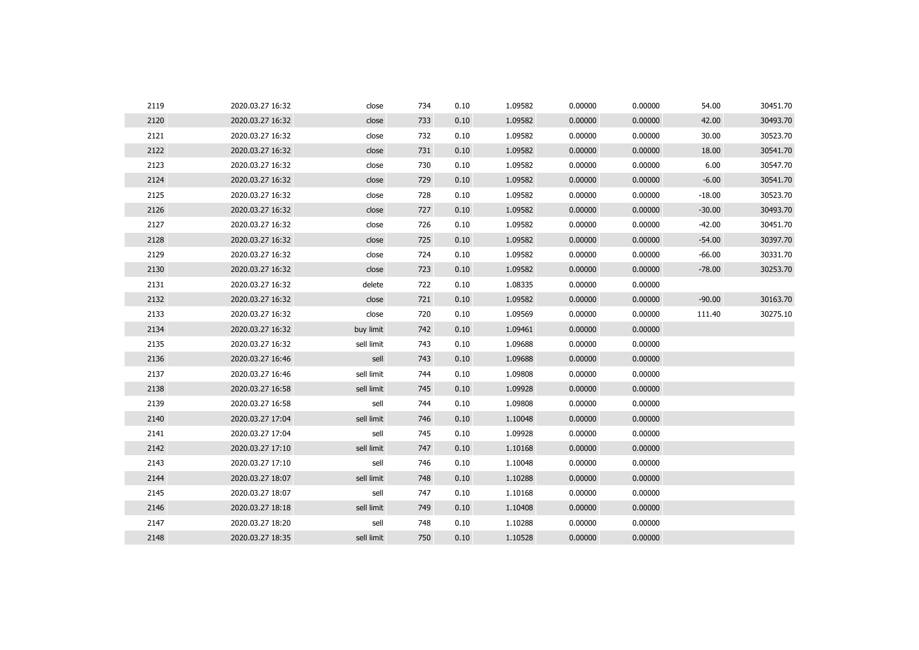| | | | | | | | | | |
|---|---|---|---|---|---|---|---|---|---|
| 2119 | 2020.03.27 16:32 | close | 734 | 0.10 | 1.09582 | 0.00000 | 0.00000 | 54.00 | 30451.70 |
| 2120 | 2020.03.27 16:32 | close | 733 | 0.10 | 1.09582 | 0.00000 | 0.00000 | 42.00 | 30493.70 |
| 2121 | 2020.03.27 16:32 | close | 732 | 0.10 | 1.09582 | 0.00000 | 0.00000 | 30.00 | 30523.70 |
| 2122 | 2020.03.27 16:32 | close | 731 | 0.10 | 1.09582 | 0.00000 | 0.00000 | 18.00 | 30541.70 |
| 2123 | 2020.03.27 16:32 | close | 730 | 0.10 | 1.09582 | 0.00000 | 0.00000 | 6.00 | 30547.70 |
| 2124 | 2020.03.27 16:32 | close | 729 | 0.10 | 1.09582 | 0.00000 | 0.00000 | -6.00 | 30541.70 |
| 2125 | 2020.03.27 16:32 | close | 728 | 0.10 | 1.09582 | 0.00000 | 0.00000 | -18.00 | 30523.70 |
| 2126 | 2020.03.27 16:32 | close | 727 | 0.10 | 1.09582 | 0.00000 | 0.00000 | -30.00 | 30493.70 |
| 2127 | 2020.03.27 16:32 | close | 726 | 0.10 | 1.09582 | 0.00000 | 0.00000 | -42.00 | 30451.70 |
| 2128 | 2020.03.27 16:32 | close | 725 | 0.10 | 1.09582 | 0.00000 | 0.00000 | -54.00 | 30397.70 |
| 2129 | 2020.03.27 16:32 | close | 724 | 0.10 | 1.09582 | 0.00000 | 0.00000 | -66.00 | 30331.70 |
| 2130 | 2020.03.27 16:32 | close | 723 | 0.10 | 1.09582 | 0.00000 | 0.00000 | -78.00 | 30253.70 |
| 2131 | 2020.03.27 16:32 | delete | 722 | 0.10 | 1.08335 | 0.00000 | 0.00000 | | |
| 2132 | 2020.03.27 16:32 | close | 721 | 0.10 | 1.09582 | 0.00000 | 0.00000 | -90.00 | 30163.70 |
| 2133 | 2020.03.27 16:32 | close | 720 | 0.10 | 1.09569 | 0.00000 | 0.00000 | 111.40 | 30275.10 |
| 2134 | 2020.03.27 16:32 | buy limit | 742 | 0.10 | 1.09461 | 0.00000 | 0.00000 | | |
| 2135 | 2020.03.27 16:32 | sell limit | 743 | 0.10 | 1.09688 | 0.00000 | 0.00000 | | |
| 2136 | 2020.03.27 16:46 | sell | 743 | 0.10 | 1.09688 | 0.00000 | 0.00000 | | |
| 2137 | 2020.03.27 16:46 | sell limit | 744 | 0.10 | 1.09808 | 0.00000 | 0.00000 | | |
| 2138 | 2020.03.27 16:58 | sell limit | 745 | 0.10 | 1.09928 | 0.00000 | 0.00000 | | |
| 2139 | 2020.03.27 16:58 | sell | 744 | 0.10 | 1.09808 | 0.00000 | 0.00000 | | |
| 2140 | 2020.03.27 17:04 | sell limit | 746 | 0.10 | 1.10048 | 0.00000 | 0.00000 | | |
| 2141 | 2020.03.27 17:04 | sell | 745 | 0.10 | 1.09928 | 0.00000 | 0.00000 | | |
| 2142 | 2020.03.27 17:10 | sell limit | 747 | 0.10 | 1.10168 | 0.00000 | 0.00000 | | |
| 2143 | 2020.03.27 17:10 | sell | 746 | 0.10 | 1.10048 | 0.00000 | 0.00000 | | |
| 2144 | 2020.03.27 18:07 | sell limit | 748 | 0.10 | 1.10288 | 0.00000 | 0.00000 | | |
| 2145 | 2020.03.27 18:07 | sell | 747 | 0.10 | 1.10168 | 0.00000 | 0.00000 | | |
| 2146 | 2020.03.27 18:18 | sell limit | 749 | 0.10 | 1.10408 | 0.00000 | 0.00000 | | |
| 2147 | 2020.03.27 18:20 | sell | 748 | 0.10 | 1.10288 | 0.00000 | 0.00000 | | |
| 2148 | 2020.03.27 18:35 | sell limit | 750 | 0.10 | 1.10528 | 0.00000 | 0.00000 | | |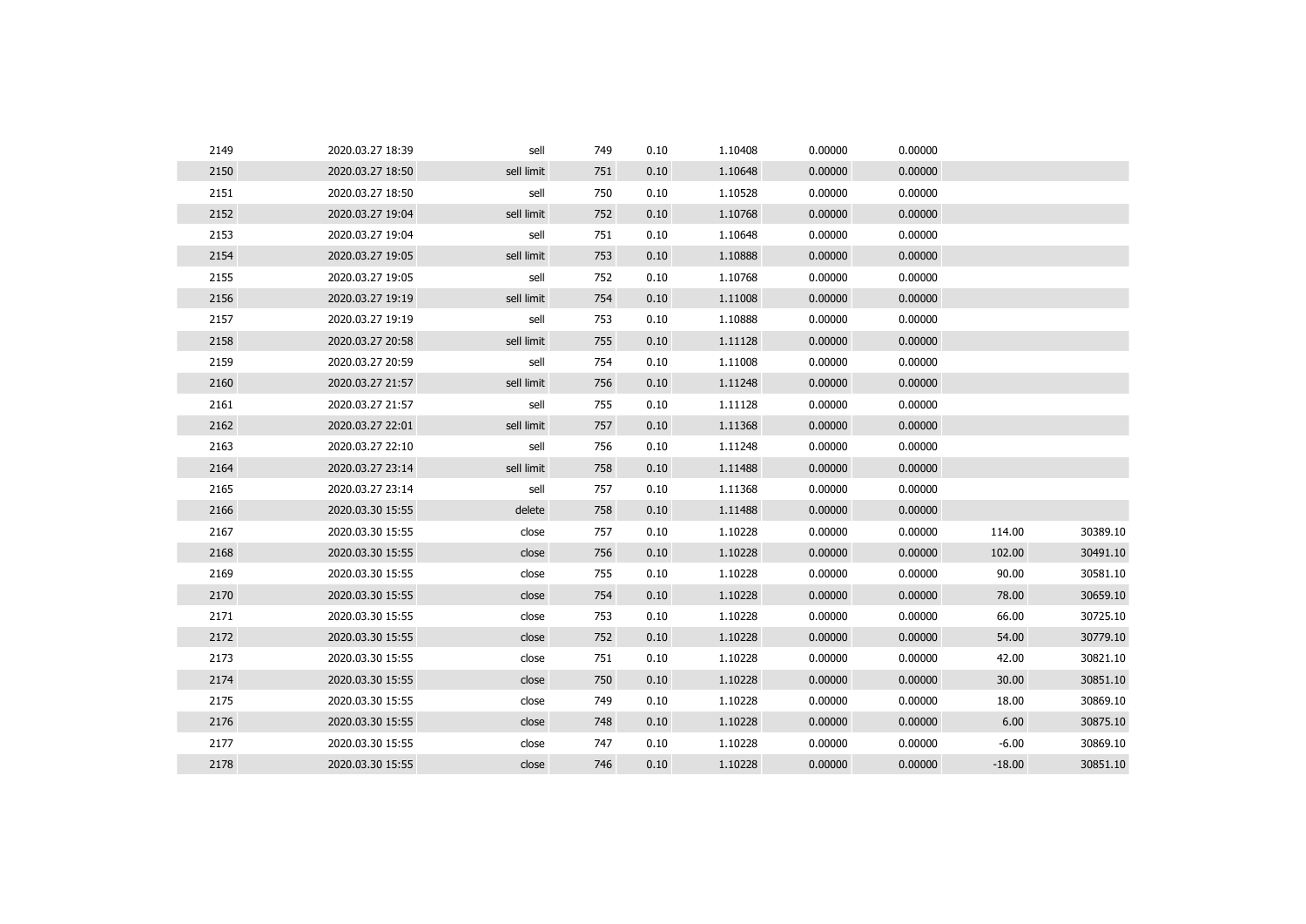| | | | | | | | | | |
|---|---|---|---|---|---|---|---|---|---|
| 2149 | 2020.03.27 18:39 | sell | 749 | 0.10 | 1.10408 | 0.00000 | 0.00000 | | |
| 2150 | 2020.03.27 18:50 | sell limit | 751 | 0.10 | 1.10648 | 0.00000 | 0.00000 | | |
| 2151 | 2020.03.27 18:50 | sell | 750 | 0.10 | 1.10528 | 0.00000 | 0.00000 | | |
| 2152 | 2020.03.27 19:04 | sell limit | 752 | 0.10 | 1.10768 | 0.00000 | 0.00000 | | |
| 2153 | 2020.03.27 19:04 | sell | 751 | 0.10 | 1.10648 | 0.00000 | 0.00000 | | |
| 2154 | 2020.03.27 19:05 | sell limit | 753 | 0.10 | 1.10888 | 0.00000 | 0.00000 | | |
| 2155 | 2020.03.27 19:05 | sell | 752 | 0.10 | 1.10768 | 0.00000 | 0.00000 | | |
| 2156 | 2020.03.27 19:19 | sell limit | 754 | 0.10 | 1.11008 | 0.00000 | 0.00000 | | |
| 2157 | 2020.03.27 19:19 | sell | 753 | 0.10 | 1.10888 | 0.00000 | 0.00000 | | |
| 2158 | 2020.03.27 20:58 | sell limit | 755 | 0.10 | 1.11128 | 0.00000 | 0.00000 | | |
| 2159 | 2020.03.27 20:59 | sell | 754 | 0.10 | 1.11008 | 0.00000 | 0.00000 | | |
| 2160 | 2020.03.27 21:57 | sell limit | 756 | 0.10 | 1.11248 | 0.00000 | 0.00000 | | |
| 2161 | 2020.03.27 21:57 | sell | 755 | 0.10 | 1.11128 | 0.00000 | 0.00000 | | |
| 2162 | 2020.03.27 22:01 | sell limit | 757 | 0.10 | 1.11368 | 0.00000 | 0.00000 | | |
| 2163 | 2020.03.27 22:10 | sell | 756 | 0.10 | 1.11248 | 0.00000 | 0.00000 | | |
| 2164 | 2020.03.27 23:14 | sell limit | 758 | 0.10 | 1.11488 | 0.00000 | 0.00000 | | |
| 2165 | 2020.03.27 23:14 | sell | 757 | 0.10 | 1.11368 | 0.00000 | 0.00000 | | |
| 2166 | 2020.03.30 15:55 | delete | 758 | 0.10 | 1.11488 | 0.00000 | 0.00000 | | |
| 2167 | 2020.03.30 15:55 | close | 757 | 0.10 | 1.10228 | 0.00000 | 0.00000 | 114.00 | 30389.10 |
| 2168 | 2020.03.30 15:55 | close | 756 | 0.10 | 1.10228 | 0.00000 | 0.00000 | 102.00 | 30491.10 |
| 2169 | 2020.03.30 15:55 | close | 755 | 0.10 | 1.10228 | 0.00000 | 0.00000 | 90.00 | 30581.10 |
| 2170 | 2020.03.30 15:55 | close | 754 | 0.10 | 1.10228 | 0.00000 | 0.00000 | 78.00 | 30659.10 |
| 2171 | 2020.03.30 15:55 | close | 753 | 0.10 | 1.10228 | 0.00000 | 0.00000 | 66.00 | 30725.10 |
| 2172 | 2020.03.30 15:55 | close | 752 | 0.10 | 1.10228 | 0.00000 | 0.00000 | 54.00 | 30779.10 |
| 2173 | 2020.03.30 15:55 | close | 751 | 0.10 | 1.10228 | 0.00000 | 0.00000 | 42.00 | 30821.10 |
| 2174 | 2020.03.30 15:55 | close | 750 | 0.10 | 1.10228 | 0.00000 | 0.00000 | 30.00 | 30851.10 |
| 2175 | 2020.03.30 15:55 | close | 749 | 0.10 | 1.10228 | 0.00000 | 0.00000 | 18.00 | 30869.10 |
| 2176 | 2020.03.30 15:55 | close | 748 | 0.10 | 1.10228 | 0.00000 | 0.00000 | 6.00 | 30875.10 |
| 2177 | 2020.03.30 15:55 | close | 747 | 0.10 | 1.10228 | 0.00000 | 0.00000 | -6.00 | 30869.10 |
| 2178 | 2020.03.30 15:55 | close | 746 | 0.10 | 1.10228 | 0.00000 | 0.00000 | -18.00 | 30851.10 |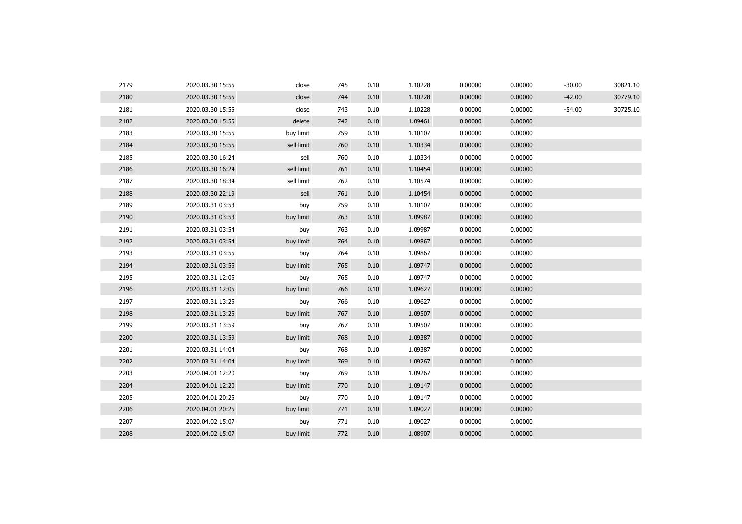| | | | | | | | | | |
|---|---|---|---|---|---|---|---|---|---|
| 2179 | 2020.03.30 15:55 | close | 745 | 0.10 | 1.10228 | 0.00000 | 0.00000 | -30.00 | 30821.10 |
| 2180 | 2020.03.30 15:55 | close | 744 | 0.10 | 1.10228 | 0.00000 | 0.00000 | -42.00 | 30779.10 |
| 2181 | 2020.03.30 15:55 | close | 743 | 0.10 | 1.10228 | 0.00000 | 0.00000 | -54.00 | 30725.10 |
| 2182 | 2020.03.30 15:55 | delete | 742 | 0.10 | 1.09461 | 0.00000 | 0.00000 | | |
| 2183 | 2020.03.30 15:55 | buy limit | 759 | 0.10 | 1.10107 | 0.00000 | 0.00000 | | |
| 2184 | 2020.03.30 15:55 | sell limit | 760 | 0.10 | 1.10334 | 0.00000 | 0.00000 | | |
| 2185 | 2020.03.30 16:24 | sell | 760 | 0.10 | 1.10334 | 0.00000 | 0.00000 | | |
| 2186 | 2020.03.30 16:24 | sell limit | 761 | 0.10 | 1.10454 | 0.00000 | 0.00000 | | |
| 2187 | 2020.03.30 18:34 | sell limit | 762 | 0.10 | 1.10574 | 0.00000 | 0.00000 | | |
| 2188 | 2020.03.30 22:19 | sell | 761 | 0.10 | 1.10454 | 0.00000 | 0.00000 | | |
| 2189 | 2020.03.31 03:53 | buy | 759 | 0.10 | 1.10107 | 0.00000 | 0.00000 | | |
| 2190 | 2020.03.31 03:53 | buy limit | 763 | 0.10 | 1.09987 | 0.00000 | 0.00000 | | |
| 2191 | 2020.03.31 03:54 | buy | 763 | 0.10 | 1.09987 | 0.00000 | 0.00000 | | |
| 2192 | 2020.03.31 03:54 | buy limit | 764 | 0.10 | 1.09867 | 0.00000 | 0.00000 | | |
| 2193 | 2020.03.31 03:55 | buy | 764 | 0.10 | 1.09867 | 0.00000 | 0.00000 | | |
| 2194 | 2020.03.31 03:55 | buy limit | 765 | 0.10 | 1.09747 | 0.00000 | 0.00000 | | |
| 2195 | 2020.03.31 12:05 | buy | 765 | 0.10 | 1.09747 | 0.00000 | 0.00000 | | |
| 2196 | 2020.03.31 12:05 | buy limit | 766 | 0.10 | 1.09627 | 0.00000 | 0.00000 | | |
| 2197 | 2020.03.31 13:25 | buy | 766 | 0.10 | 1.09627 | 0.00000 | 0.00000 | | |
| 2198 | 2020.03.31 13:25 | buy limit | 767 | 0.10 | 1.09507 | 0.00000 | 0.00000 | | |
| 2199 | 2020.03.31 13:59 | buy | 767 | 0.10 | 1.09507 | 0.00000 | 0.00000 | | |
| 2200 | 2020.03.31 13:59 | buy limit | 768 | 0.10 | 1.09387 | 0.00000 | 0.00000 | | |
| 2201 | 2020.03.31 14:04 | buy | 768 | 0.10 | 1.09387 | 0.00000 | 0.00000 | | |
| 2202 | 2020.03.31 14:04 | buy limit | 769 | 0.10 | 1.09267 | 0.00000 | 0.00000 | | |
| 2203 | 2020.04.01 12:20 | buy | 769 | 0.10 | 1.09267 | 0.00000 | 0.00000 | | |
| 2204 | 2020.04.01 12:20 | buy limit | 770 | 0.10 | 1.09147 | 0.00000 | 0.00000 | | |
| 2205 | 2020.04.01 20:25 | buy | 770 | 0.10 | 1.09147 | 0.00000 | 0.00000 | | |
| 2206 | 2020.04.01 20:25 | buy limit | 771 | 0.10 | 1.09027 | 0.00000 | 0.00000 | | |
| 2207 | 2020.04.02 15:07 | buy | 771 | 0.10 | 1.09027 | 0.00000 | 0.00000 | | |
| 2208 | 2020.04.02 15:07 | buy limit | 772 | 0.10 | 1.08907 | 0.00000 | 0.00000 | | |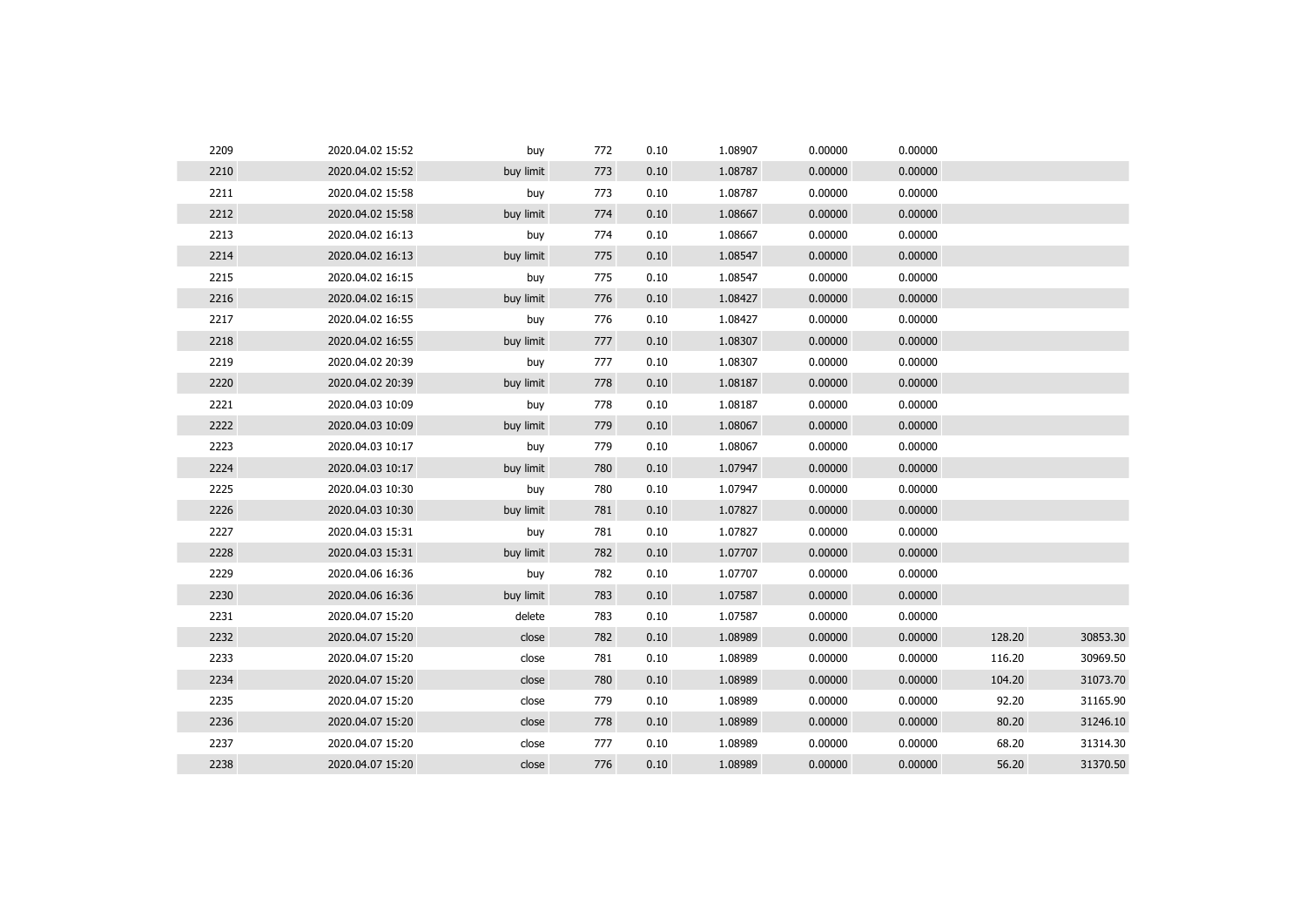| | | | | | | | | | |
|---|---|---|---|---|---|---|---|---|---|
| 2209 | 2020.04.02 15:52 | buy | 772 | 0.10 | 1.08907 | 0.00000 | 0.00000 | | |
| 2210 | 2020.04.02 15:52 | buy limit | 773 | 0.10 | 1.08787 | 0.00000 | 0.00000 | | |
| 2211 | 2020.04.02 15:58 | buy | 773 | 0.10 | 1.08787 | 0.00000 | 0.00000 | | |
| 2212 | 2020.04.02 15:58 | buy limit | 774 | 0.10 | 1.08667 | 0.00000 | 0.00000 | | |
| 2213 | 2020.04.02 16:13 | buy | 774 | 0.10 | 1.08667 | 0.00000 | 0.00000 | | |
| 2214 | 2020.04.02 16:13 | buy limit | 775 | 0.10 | 1.08547 | 0.00000 | 0.00000 | | |
| 2215 | 2020.04.02 16:15 | buy | 775 | 0.10 | 1.08547 | 0.00000 | 0.00000 | | |
| 2216 | 2020.04.02 16:15 | buy limit | 776 | 0.10 | 1.08427 | 0.00000 | 0.00000 | | |
| 2217 | 2020.04.02 16:55 | buy | 776 | 0.10 | 1.08427 | 0.00000 | 0.00000 | | |
| 2218 | 2020.04.02 16:55 | buy limit | 777 | 0.10 | 1.08307 | 0.00000 | 0.00000 | | |
| 2219 | 2020.04.02 20:39 | buy | 777 | 0.10 | 1.08307 | 0.00000 | 0.00000 | | |
| 2220 | 2020.04.02 20:39 | buy limit | 778 | 0.10 | 1.08187 | 0.00000 | 0.00000 | | |
| 2221 | 2020.04.03 10:09 | buy | 778 | 0.10 | 1.08187 | 0.00000 | 0.00000 | | |
| 2222 | 2020.04.03 10:09 | buy limit | 779 | 0.10 | 1.08067 | 0.00000 | 0.00000 | | |
| 2223 | 2020.04.03 10:17 | buy | 779 | 0.10 | 1.08067 | 0.00000 | 0.00000 | | |
| 2224 | 2020.04.03 10:17 | buy limit | 780 | 0.10 | 1.07947 | 0.00000 | 0.00000 | | |
| 2225 | 2020.04.03 10:30 | buy | 780 | 0.10 | 1.07947 | 0.00000 | 0.00000 | | |
| 2226 | 2020.04.03 10:30 | buy limit | 781 | 0.10 | 1.07827 | 0.00000 | 0.00000 | | |
| 2227 | 2020.04.03 15:31 | buy | 781 | 0.10 | 1.07827 | 0.00000 | 0.00000 | | |
| 2228 | 2020.04.03 15:31 | buy limit | 782 | 0.10 | 1.07707 | 0.00000 | 0.00000 | | |
| 2229 | 2020.04.06 16:36 | buy | 782 | 0.10 | 1.07707 | 0.00000 | 0.00000 | | |
| 2230 | 2020.04.06 16:36 | buy limit | 783 | 0.10 | 1.07587 | 0.00000 | 0.00000 | | |
| 2231 | 2020.04.07 15:20 | delete | 783 | 0.10 | 1.07587 | 0.00000 | 0.00000 | | |
| 2232 | 2020.04.07 15:20 | close | 782 | 0.10 | 1.08989 | 0.00000 | 0.00000 | 128.20 | 30853.30 |
| 2233 | 2020.04.07 15:20 | close | 781 | 0.10 | 1.08989 | 0.00000 | 0.00000 | 116.20 | 30969.50 |
| 2234 | 2020.04.07 15:20 | close | 780 | 0.10 | 1.08989 | 0.00000 | 0.00000 | 104.20 | 31073.70 |
| 2235 | 2020.04.07 15:20 | close | 779 | 0.10 | 1.08989 | 0.00000 | 0.00000 | 92.20 | 31165.90 |
| 2236 | 2020.04.07 15:20 | close | 778 | 0.10 | 1.08989 | 0.00000 | 0.00000 | 80.20 | 31246.10 |
| 2237 | 2020.04.07 15:20 | close | 777 | 0.10 | 1.08989 | 0.00000 | 0.00000 | 68.20 | 31314.30 |
| 2238 | 2020.04.07 15:20 | close | 776 | 0.10 | 1.08989 | 0.00000 | 0.00000 | 56.20 | 31370.50 |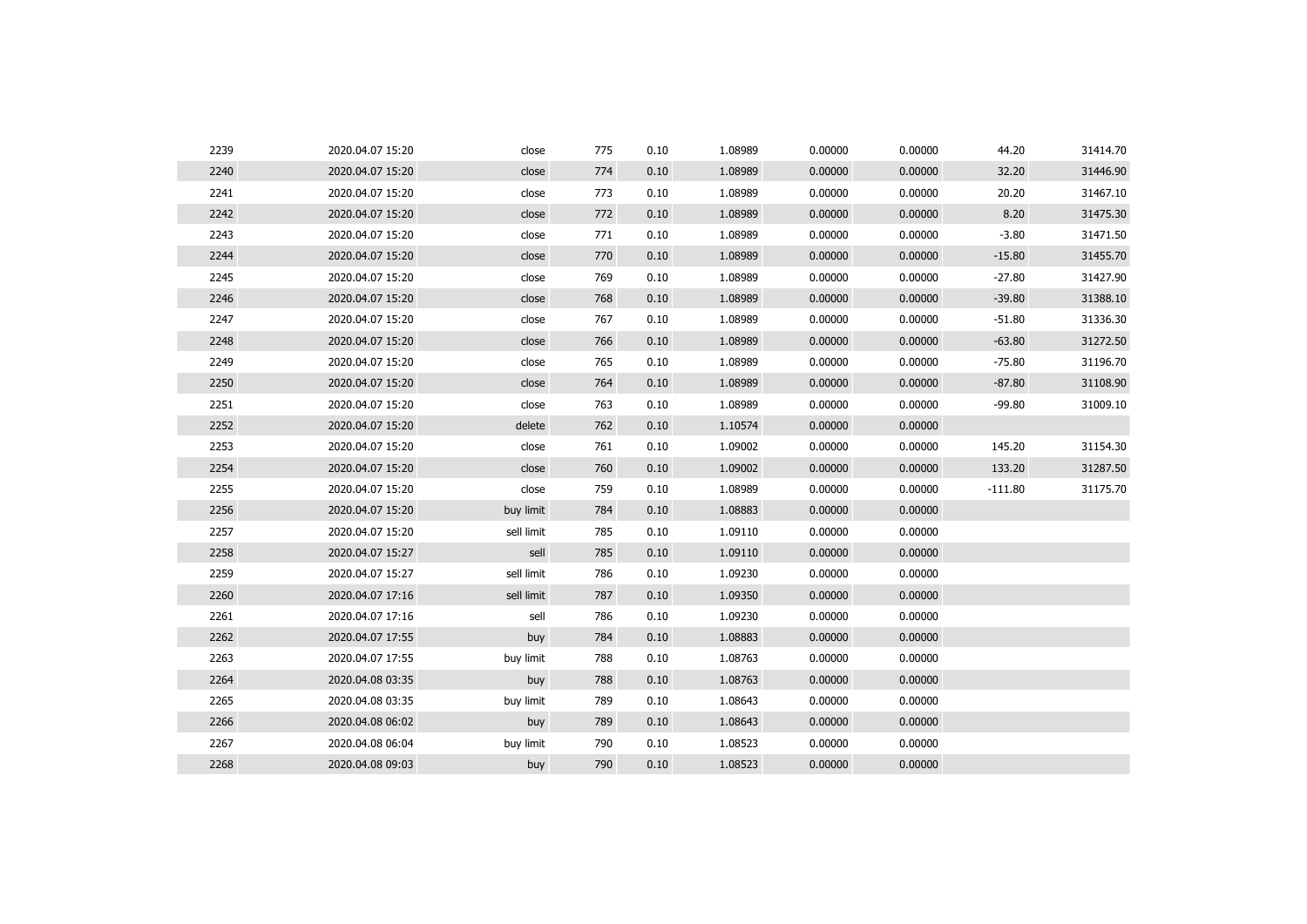| | | | | | | | | | |
|---|---|---|---|---|---|---|---|---|---|
| 2239 | 2020.04.07 15:20 | close | 775 | 0.10 | 1.08989 | 0.00000 | 0.00000 | 44.20 | 31414.70 |
| 2240 | 2020.04.07 15:20 | close | 774 | 0.10 | 1.08989 | 0.00000 | 0.00000 | 32.20 | 31446.90 |
| 2241 | 2020.04.07 15:20 | close | 773 | 0.10 | 1.08989 | 0.00000 | 0.00000 | 20.20 | 31467.10 |
| 2242 | 2020.04.07 15:20 | close | 772 | 0.10 | 1.08989 | 0.00000 | 0.00000 | 8.20 | 31475.30 |
| 2243 | 2020.04.07 15:20 | close | 771 | 0.10 | 1.08989 | 0.00000 | 0.00000 | -3.80 | 31471.50 |
| 2244 | 2020.04.07 15:20 | close | 770 | 0.10 | 1.08989 | 0.00000 | 0.00000 | -15.80 | 31455.70 |
| 2245 | 2020.04.07 15:20 | close | 769 | 0.10 | 1.08989 | 0.00000 | 0.00000 | -27.80 | 31427.90 |
| 2246 | 2020.04.07 15:20 | close | 768 | 0.10 | 1.08989 | 0.00000 | 0.00000 | -39.80 | 31388.10 |
| 2247 | 2020.04.07 15:20 | close | 767 | 0.10 | 1.08989 | 0.00000 | 0.00000 | -51.80 | 31336.30 |
| 2248 | 2020.04.07 15:20 | close | 766 | 0.10 | 1.08989 | 0.00000 | 0.00000 | -63.80 | 31272.50 |
| 2249 | 2020.04.07 15:20 | close | 765 | 0.10 | 1.08989 | 0.00000 | 0.00000 | -75.80 | 31196.70 |
| 2250 | 2020.04.07 15:20 | close | 764 | 0.10 | 1.08989 | 0.00000 | 0.00000 | -87.80 | 31108.90 |
| 2251 | 2020.04.07 15:20 | close | 763 | 0.10 | 1.08989 | 0.00000 | 0.00000 | -99.80 | 31009.10 |
| 2252 | 2020.04.07 15:20 | delete | 762 | 0.10 | 1.10574 | 0.00000 | 0.00000 | | |
| 2253 | 2020.04.07 15:20 | close | 761 | 0.10 | 1.09002 | 0.00000 | 0.00000 | 145.20 | 31154.30 |
| 2254 | 2020.04.07 15:20 | close | 760 | 0.10 | 1.09002 | 0.00000 | 0.00000 | 133.20 | 31287.50 |
| 2255 | 2020.04.07 15:20 | close | 759 | 0.10 | 1.08989 | 0.00000 | 0.00000 | -111.80 | 31175.70 |
| 2256 | 2020.04.07 15:20 | buy limit | 784 | 0.10 | 1.08883 | 0.00000 | 0.00000 | | |
| 2257 | 2020.04.07 15:20 | sell limit | 785 | 0.10 | 1.09110 | 0.00000 | 0.00000 | | |
| 2258 | 2020.04.07 15:27 | sell | 785 | 0.10 | 1.09110 | 0.00000 | 0.00000 | | |
| 2259 | 2020.04.07 15:27 | sell limit | 786 | 0.10 | 1.09230 | 0.00000 | 0.00000 | | |
| 2260 | 2020.04.07 17:16 | sell limit | 787 | 0.10 | 1.09350 | 0.00000 | 0.00000 | | |
| 2261 | 2020.04.07 17:16 | sell | 786 | 0.10 | 1.09230 | 0.00000 | 0.00000 | | |
| 2262 | 2020.04.07 17:55 | buy | 784 | 0.10 | 1.08883 | 0.00000 | 0.00000 | | |
| 2263 | 2020.04.07 17:55 | buy limit | 788 | 0.10 | 1.08763 | 0.00000 | 0.00000 | | |
| 2264 | 2020.04.08 03:35 | buy | 788 | 0.10 | 1.08763 | 0.00000 | 0.00000 | | |
| 2265 | 2020.04.08 03:35 | buy limit | 789 | 0.10 | 1.08643 | 0.00000 | 0.00000 | | |
| 2266 | 2020.04.08 06:02 | buy | 789 | 0.10 | 1.08643 | 0.00000 | 0.00000 | | |
| 2267 | 2020.04.08 06:04 | buy limit | 790 | 0.10 | 1.08523 | 0.00000 | 0.00000 | | |
| 2268 | 2020.04.08 09:03 | buy | 790 | 0.10 | 1.08523 | 0.00000 | 0.00000 | | |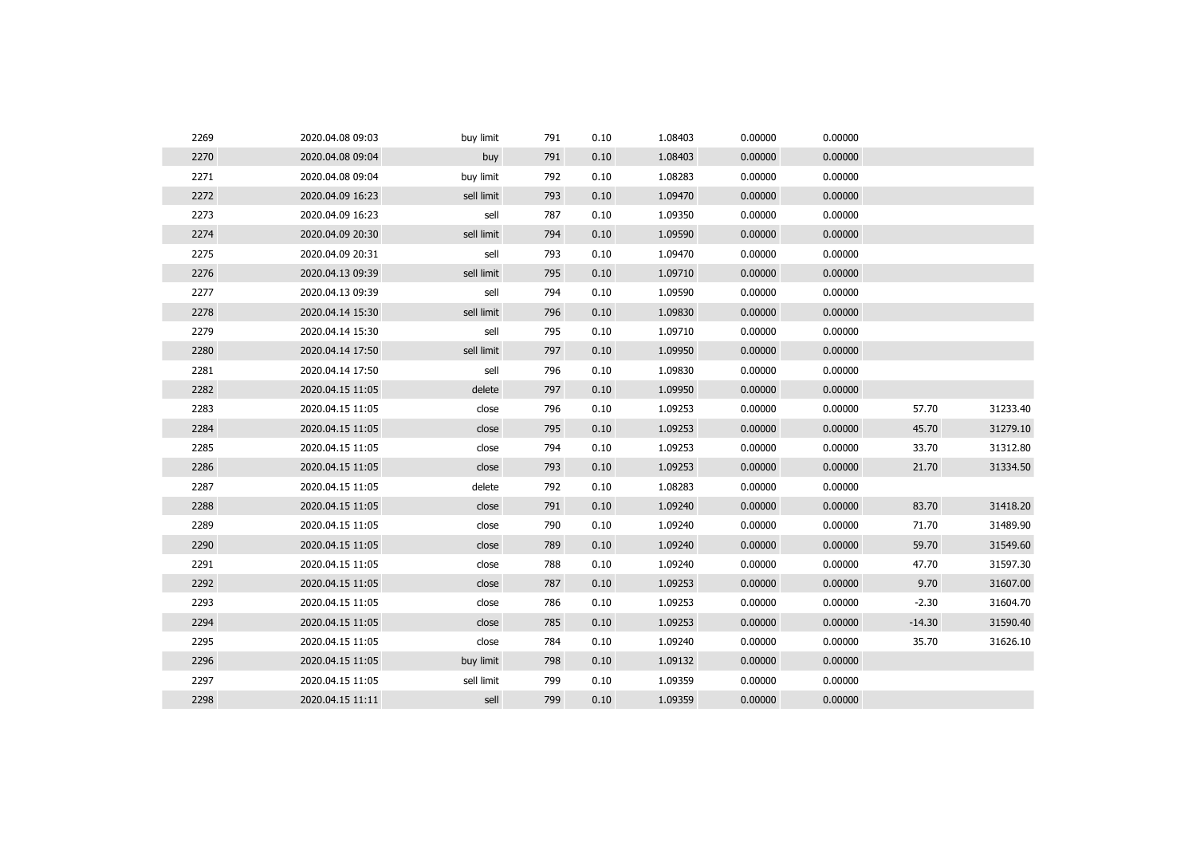| | | | | | | | | | |
|---|---|---|---|---|---|---|---|---|---|
| 2269 | 2020.04.08 09:03 | buy limit | 791 | 0.10 | 1.08403 | 0.00000 | 0.00000 | | |
| 2270 | 2020.04.08 09:04 | buy | 791 | 0.10 | 1.08403 | 0.00000 | 0.00000 | | |
| 2271 | 2020.04.08 09:04 | buy limit | 792 | 0.10 | 1.08283 | 0.00000 | 0.00000 | | |
| 2272 | 2020.04.09 16:23 | sell limit | 793 | 0.10 | 1.09470 | 0.00000 | 0.00000 | | |
| 2273 | 2020.04.09 16:23 | sell | 787 | 0.10 | 1.09350 | 0.00000 | 0.00000 | | |
| 2274 | 2020.04.09 20:30 | sell limit | 794 | 0.10 | 1.09590 | 0.00000 | 0.00000 | | |
| 2275 | 2020.04.09 20:31 | sell | 793 | 0.10 | 1.09470 | 0.00000 | 0.00000 | | |
| 2276 | 2020.04.13 09:39 | sell limit | 795 | 0.10 | 1.09710 | 0.00000 | 0.00000 | | |
| 2277 | 2020.04.13 09:39 | sell | 794 | 0.10 | 1.09590 | 0.00000 | 0.00000 | | |
| 2278 | 2020.04.14 15:30 | sell limit | 796 | 0.10 | 1.09830 | 0.00000 | 0.00000 | | |
| 2279 | 2020.04.14 15:30 | sell | 795 | 0.10 | 1.09710 | 0.00000 | 0.00000 | | |
| 2280 | 2020.04.14 17:50 | sell limit | 797 | 0.10 | 1.09950 | 0.00000 | 0.00000 | | |
| 2281 | 2020.04.14 17:50 | sell | 796 | 0.10 | 1.09830 | 0.00000 | 0.00000 | | |
| 2282 | 2020.04.15 11:05 | delete | 797 | 0.10 | 1.09950 | 0.00000 | 0.00000 | | |
| 2283 | 2020.04.15 11:05 | close | 796 | 0.10 | 1.09253 | 0.00000 | 0.00000 | 57.70 | 31233.40 |
| 2284 | 2020.04.15 11:05 | close | 795 | 0.10 | 1.09253 | 0.00000 | 0.00000 | 45.70 | 31279.10 |
| 2285 | 2020.04.15 11:05 | close | 794 | 0.10 | 1.09253 | 0.00000 | 0.00000 | 33.70 | 31312.80 |
| 2286 | 2020.04.15 11:05 | close | 793 | 0.10 | 1.09253 | 0.00000 | 0.00000 | 21.70 | 31334.50 |
| 2287 | 2020.04.15 11:05 | delete | 792 | 0.10 | 1.08283 | 0.00000 | 0.00000 | | |
| 2288 | 2020.04.15 11:05 | close | 791 | 0.10 | 1.09240 | 0.00000 | 0.00000 | 83.70 | 31418.20 |
| 2289 | 2020.04.15 11:05 | close | 790 | 0.10 | 1.09240 | 0.00000 | 0.00000 | 71.70 | 31489.90 |
| 2290 | 2020.04.15 11:05 | close | 789 | 0.10 | 1.09240 | 0.00000 | 0.00000 | 59.70 | 31549.60 |
| 2291 | 2020.04.15 11:05 | close | 788 | 0.10 | 1.09240 | 0.00000 | 0.00000 | 47.70 | 31597.30 |
| 2292 | 2020.04.15 11:05 | close | 787 | 0.10 | 1.09253 | 0.00000 | 0.00000 | 9.70 | 31607.00 |
| 2293 | 2020.04.15 11:05 | close | 786 | 0.10 | 1.09253 | 0.00000 | 0.00000 | -2.30 | 31604.70 |
| 2294 | 2020.04.15 11:05 | close | 785 | 0.10 | 1.09253 | 0.00000 | 0.00000 | -14.30 | 31590.40 |
| 2295 | 2020.04.15 11:05 | close | 784 | 0.10 | 1.09240 | 0.00000 | 0.00000 | 35.70 | 31626.10 |
| 2296 | 2020.04.15 11:05 | buy limit | 798 | 0.10 | 1.09132 | 0.00000 | 0.00000 | | |
| 2297 | 2020.04.15 11:05 | sell limit | 799 | 0.10 | 1.09359 | 0.00000 | 0.00000 | | |
| 2298 | 2020.04.15 11:11 | sell | 799 | 0.10 | 1.09359 | 0.00000 | 0.00000 | | |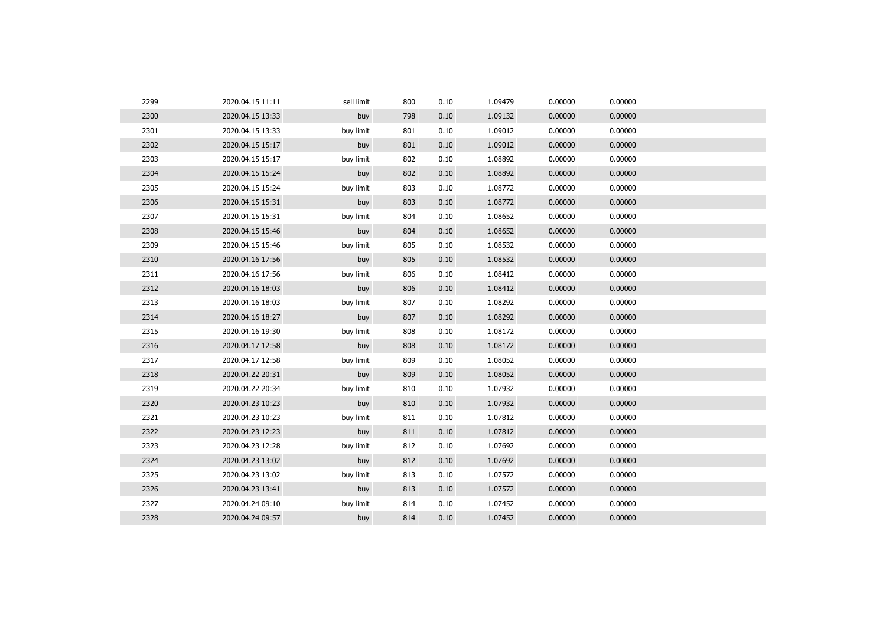| | | | | | | | | |
|---|---|---|---|---|---|---|---|---|
| 2299 | 2020.04.15 11:11 | sell limit | 800 | 0.10 | 1.09479 | 0.00000 | 0.00000 | |
| 2300 | 2020.04.15 13:33 | buy | 798 | 0.10 | 1.09132 | 0.00000 | 0.00000 | |
| 2301 | 2020.04.15 13:33 | buy limit | 801 | 0.10 | 1.09012 | 0.00000 | 0.00000 | |
| 2302 | 2020.04.15 15:17 | buy | 801 | 0.10 | 1.09012 | 0.00000 | 0.00000 | |
| 2303 | 2020.04.15 15:17 | buy limit | 802 | 0.10 | 1.08892 | 0.00000 | 0.00000 | |
| 2304 | 2020.04.15 15:24 | buy | 802 | 0.10 | 1.08892 | 0.00000 | 0.00000 | |
| 2305 | 2020.04.15 15:24 | buy limit | 803 | 0.10 | 1.08772 | 0.00000 | 0.00000 | |
| 2306 | 2020.04.15 15:31 | buy | 803 | 0.10 | 1.08772 | 0.00000 | 0.00000 | |
| 2307 | 2020.04.15 15:31 | buy limit | 804 | 0.10 | 1.08652 | 0.00000 | 0.00000 | |
| 2308 | 2020.04.15 15:46 | buy | 804 | 0.10 | 1.08652 | 0.00000 | 0.00000 | |
| 2309 | 2020.04.15 15:46 | buy limit | 805 | 0.10 | 1.08532 | 0.00000 | 0.00000 | |
| 2310 | 2020.04.16 17:56 | buy | 805 | 0.10 | 1.08532 | 0.00000 | 0.00000 | |
| 2311 | 2020.04.16 17:56 | buy limit | 806 | 0.10 | 1.08412 | 0.00000 | 0.00000 | |
| 2312 | 2020.04.16 18:03 | buy | 806 | 0.10 | 1.08412 | 0.00000 | 0.00000 | |
| 2313 | 2020.04.16 18:03 | buy limit | 807 | 0.10 | 1.08292 | 0.00000 | 0.00000 | |
| 2314 | 2020.04.16 18:27 | buy | 807 | 0.10 | 1.08292 | 0.00000 | 0.00000 | |
| 2315 | 2020.04.16 19:30 | buy limit | 808 | 0.10 | 1.08172 | 0.00000 | 0.00000 | |
| 2316 | 2020.04.17 12:58 | buy | 808 | 0.10 | 1.08172 | 0.00000 | 0.00000 | |
| 2317 | 2020.04.17 12:58 | buy limit | 809 | 0.10 | 1.08052 | 0.00000 | 0.00000 | |
| 2318 | 2020.04.22 20:31 | buy | 809 | 0.10 | 1.08052 | 0.00000 | 0.00000 | |
| 2319 | 2020.04.22 20:34 | buy limit | 810 | 0.10 | 1.07932 | 0.00000 | 0.00000 | |
| 2320 | 2020.04.23 10:23 | buy | 810 | 0.10 | 1.07932 | 0.00000 | 0.00000 | |
| 2321 | 2020.04.23 10:23 | buy limit | 811 | 0.10 | 1.07812 | 0.00000 | 0.00000 | |
| 2322 | 2020.04.23 12:23 | buy | 811 | 0.10 | 1.07812 | 0.00000 | 0.00000 | |
| 2323 | 2020.04.23 12:28 | buy limit | 812 | 0.10 | 1.07692 | 0.00000 | 0.00000 | |
| 2324 | 2020.04.23 13:02 | buy | 812 | 0.10 | 1.07692 | 0.00000 | 0.00000 | |
| 2325 | 2020.04.23 13:02 | buy limit | 813 | 0.10 | 1.07572 | 0.00000 | 0.00000 | |
| 2326 | 2020.04.23 13:41 | buy | 813 | 0.10 | 1.07572 | 0.00000 | 0.00000 | |
| 2327 | 2020.04.24 09:10 | buy limit | 814 | 0.10 | 1.07452 | 0.00000 | 0.00000 | |
| 2328 | 2020.04.24 09:57 | buy | 814 | 0.10 | 1.07452 | 0.00000 | 0.00000 | |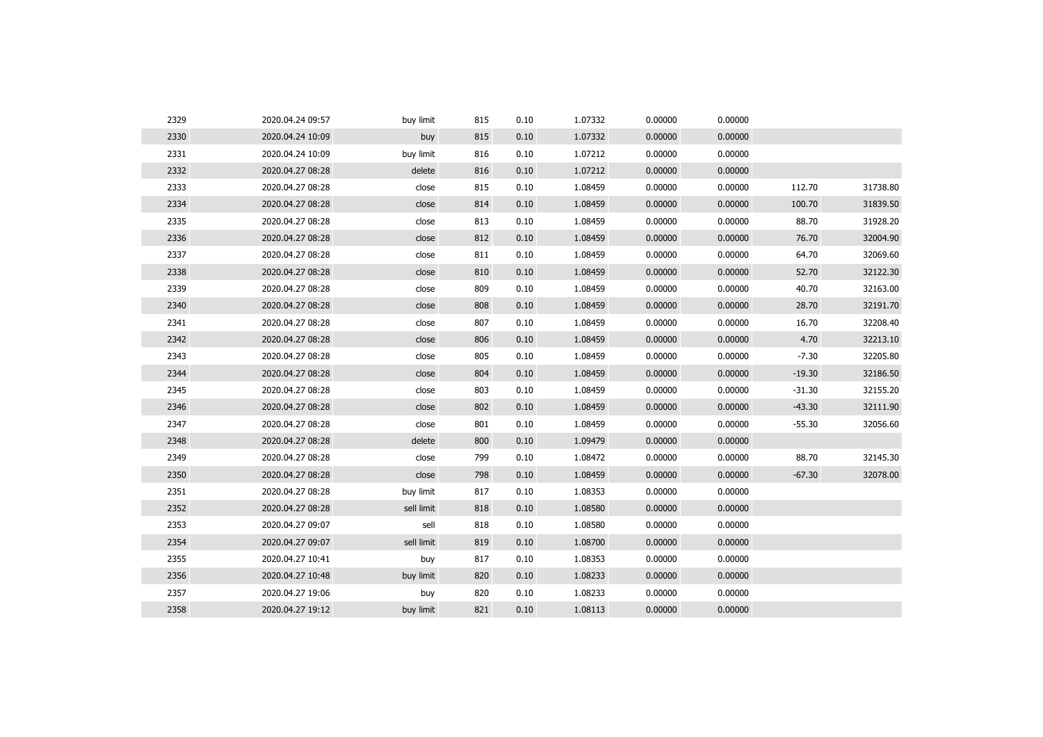| | | | | | | | | | |
|---|---|---|---|---|---|---|---|---|---|
| 2329 | 2020.04.24 09:57 | buy limit | 815 | 0.10 | 1.07332 | 0.00000 | 0.00000 | | |
| 2330 | 2020.04.24 10:09 | buy | 815 | 0.10 | 1.07332 | 0.00000 | 0.00000 | | |
| 2331 | 2020.04.24 10:09 | buy limit | 816 | 0.10 | 1.07212 | 0.00000 | 0.00000 | | |
| 2332 | 2020.04.27 08:28 | delete | 816 | 0.10 | 1.07212 | 0.00000 | 0.00000 | | |
| 2333 | 2020.04.27 08:28 | close | 815 | 0.10 | 1.08459 | 0.00000 | 0.00000 | 112.70 | 31738.80 |
| 2334 | 2020.04.27 08:28 | close | 814 | 0.10 | 1.08459 | 0.00000 | 0.00000 | 100.70 | 31839.50 |
| 2335 | 2020.04.27 08:28 | close | 813 | 0.10 | 1.08459 | 0.00000 | 0.00000 | 88.70 | 31928.20 |
| 2336 | 2020.04.27 08:28 | close | 812 | 0.10 | 1.08459 | 0.00000 | 0.00000 | 76.70 | 32004.90 |
| 2337 | 2020.04.27 08:28 | close | 811 | 0.10 | 1.08459 | 0.00000 | 0.00000 | 64.70 | 32069.60 |
| 2338 | 2020.04.27 08:28 | close | 810 | 0.10 | 1.08459 | 0.00000 | 0.00000 | 52.70 | 32122.30 |
| 2339 | 2020.04.27 08:28 | close | 809 | 0.10 | 1.08459 | 0.00000 | 0.00000 | 40.70 | 32163.00 |
| 2340 | 2020.04.27 08:28 | close | 808 | 0.10 | 1.08459 | 0.00000 | 0.00000 | 28.70 | 32191.70 |
| 2341 | 2020.04.27 08:28 | close | 807 | 0.10 | 1.08459 | 0.00000 | 0.00000 | 16.70 | 32208.40 |
| 2342 | 2020.04.27 08:28 | close | 806 | 0.10 | 1.08459 | 0.00000 | 0.00000 | 4.70 | 32213.10 |
| 2343 | 2020.04.27 08:28 | close | 805 | 0.10 | 1.08459 | 0.00000 | 0.00000 | -7.30 | 32205.80 |
| 2344 | 2020.04.27 08:28 | close | 804 | 0.10 | 1.08459 | 0.00000 | 0.00000 | -19.30 | 32186.50 |
| 2345 | 2020.04.27 08:28 | close | 803 | 0.10 | 1.08459 | 0.00000 | 0.00000 | -31.30 | 32155.20 |
| 2346 | 2020.04.27 08:28 | close | 802 | 0.10 | 1.08459 | 0.00000 | 0.00000 | -43.30 | 32111.90 |
| 2347 | 2020.04.27 08:28 | close | 801 | 0.10 | 1.08459 | 0.00000 | 0.00000 | -55.30 | 32056.60 |
| 2348 | 2020.04.27 08:28 | delete | 800 | 0.10 | 1.09479 | 0.00000 | 0.00000 | | |
| 2349 | 2020.04.27 08:28 | close | 799 | 0.10 | 1.08472 | 0.00000 | 0.00000 | 88.70 | 32145.30 |
| 2350 | 2020.04.27 08:28 | close | 798 | 0.10 | 1.08459 | 0.00000 | 0.00000 | -67.30 | 32078.00 |
| 2351 | 2020.04.27 08:28 | buy limit | 817 | 0.10 | 1.08353 | 0.00000 | 0.00000 | | |
| 2352 | 2020.04.27 08:28 | sell limit | 818 | 0.10 | 1.08580 | 0.00000 | 0.00000 | | |
| 2353 | 2020.04.27 09:07 | sell | 818 | 0.10 | 1.08580 | 0.00000 | 0.00000 | | |
| 2354 | 2020.04.27 09:07 | sell limit | 819 | 0.10 | 1.08700 | 0.00000 | 0.00000 | | |
| 2355 | 2020.04.27 10:41 | buy | 817 | 0.10 | 1.08353 | 0.00000 | 0.00000 | | |
| 2356 | 2020.04.27 10:48 | buy limit | 820 | 0.10 | 1.08233 | 0.00000 | 0.00000 | | |
| 2357 | 2020.04.27 19:06 | buy | 820 | 0.10 | 1.08233 | 0.00000 | 0.00000 | | |
| 2358 | 2020.04.27 19:12 | buy limit | 821 | 0.10 | 1.08113 | 0.00000 | 0.00000 | | |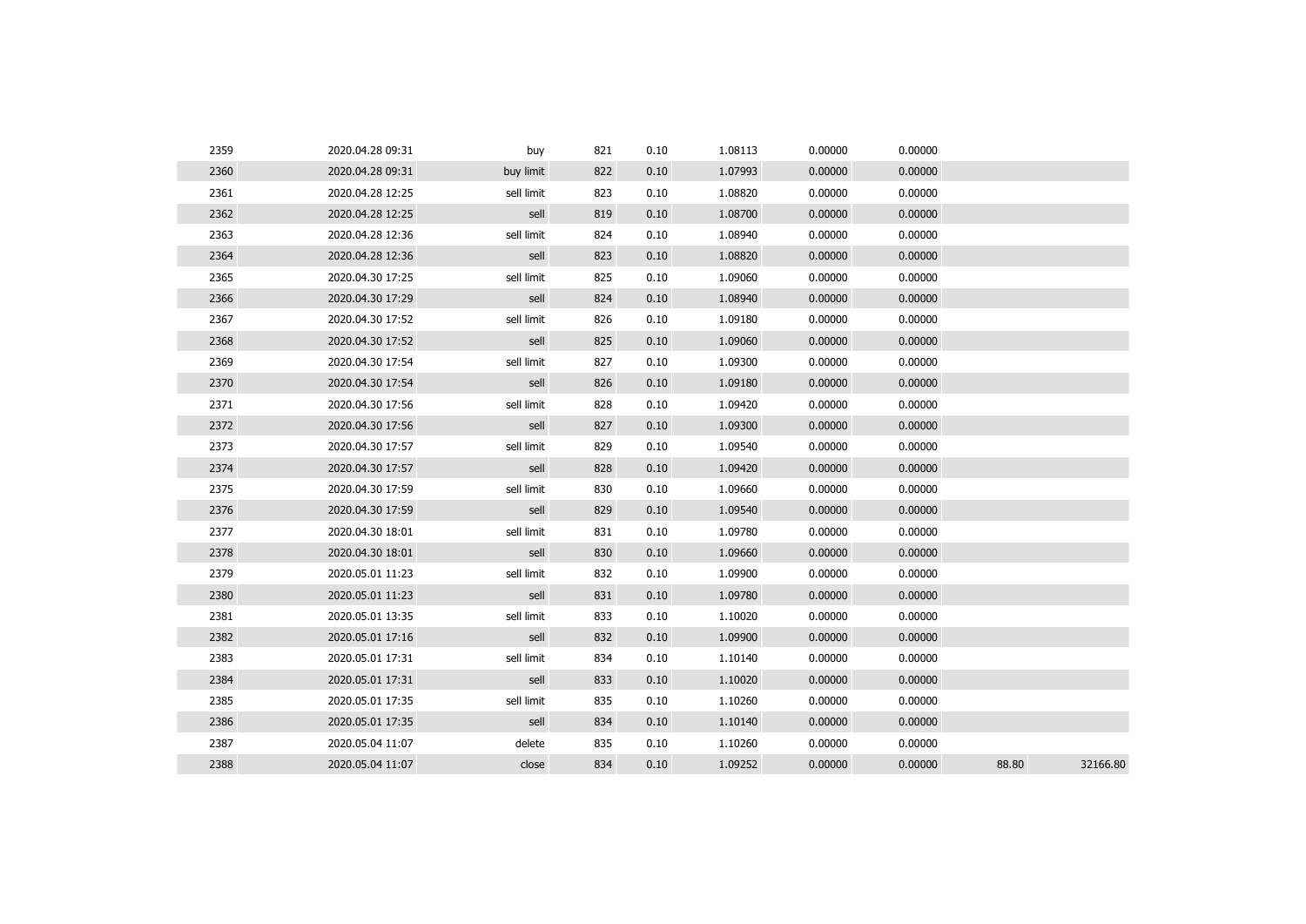| | | | | | | | | | |
|---|---|---|---|---|---|---|---|---|---|
| 2359 | 2020.04.28 09:31 | buy | 821 | 0.10 | 1.08113 | 0.00000 | 0.00000 | | |
| 2360 | 2020.04.28 09:31 | buy limit | 822 | 0.10 | 1.07993 | 0.00000 | 0.00000 | | |
| 2361 | 2020.04.28 12:25 | sell limit | 823 | 0.10 | 1.08820 | 0.00000 | 0.00000 | | |
| 2362 | 2020.04.28 12:25 | sell | 819 | 0.10 | 1.08700 | 0.00000 | 0.00000 | | |
| 2363 | 2020.04.28 12:36 | sell limit | 824 | 0.10 | 1.08940 | 0.00000 | 0.00000 | | |
| 2364 | 2020.04.28 12:36 | sell | 823 | 0.10 | 1.08820 | 0.00000 | 0.00000 | | |
| 2365 | 2020.04.30 17:25 | sell limit | 825 | 0.10 | 1.09060 | 0.00000 | 0.00000 | | |
| 2366 | 2020.04.30 17:29 | sell | 824 | 0.10 | 1.08940 | 0.00000 | 0.00000 | | |
| 2367 | 2020.04.30 17:52 | sell limit | 826 | 0.10 | 1.09180 | 0.00000 | 0.00000 | | |
| 2368 | 2020.04.30 17:52 | sell | 825 | 0.10 | 1.09060 | 0.00000 | 0.00000 | | |
| 2369 | 2020.04.30 17:54 | sell limit | 827 | 0.10 | 1.09300 | 0.00000 | 0.00000 | | |
| 2370 | 2020.04.30 17:54 | sell | 826 | 0.10 | 1.09180 | 0.00000 | 0.00000 | | |
| 2371 | 2020.04.30 17:56 | sell limit | 828 | 0.10 | 1.09420 | 0.00000 | 0.00000 | | |
| 2372 | 2020.04.30 17:56 | sell | 827 | 0.10 | 1.09300 | 0.00000 | 0.00000 | | |
| 2373 | 2020.04.30 17:57 | sell limit | 829 | 0.10 | 1.09540 | 0.00000 | 0.00000 | | |
| 2374 | 2020.04.30 17:57 | sell | 828 | 0.10 | 1.09420 | 0.00000 | 0.00000 | | |
| 2375 | 2020.04.30 17:59 | sell limit | 830 | 0.10 | 1.09660 | 0.00000 | 0.00000 | | |
| 2376 | 2020.04.30 17:59 | sell | 829 | 0.10 | 1.09540 | 0.00000 | 0.00000 | | |
| 2377 | 2020.04.30 18:01 | sell limit | 831 | 0.10 | 1.09780 | 0.00000 | 0.00000 | | |
| 2378 | 2020.04.30 18:01 | sell | 830 | 0.10 | 1.09660 | 0.00000 | 0.00000 | | |
| 2379 | 2020.05.01 11:23 | sell limit | 832 | 0.10 | 1.09900 | 0.00000 | 0.00000 | | |
| 2380 | 2020.05.01 11:23 | sell | 831 | 0.10 | 1.09780 | 0.00000 | 0.00000 | | |
| 2381 | 2020.05.01 13:35 | sell limit | 833 | 0.10 | 1.10020 | 0.00000 | 0.00000 | | |
| 2382 | 2020.05.01 17:16 | sell | 832 | 0.10 | 1.09900 | 0.00000 | 0.00000 | | |
| 2383 | 2020.05.01 17:31 | sell limit | 834 | 0.10 | 1.10140 | 0.00000 | 0.00000 | | |
| 2384 | 2020.05.01 17:31 | sell | 833 | 0.10 | 1.10020 | 0.00000 | 0.00000 | | |
| 2385 | 2020.05.01 17:35 | sell limit | 835 | 0.10 | 1.10260 | 0.00000 | 0.00000 | | |
| 2386 | 2020.05.01 17:35 | sell | 834 | 0.10 | 1.10140 | 0.00000 | 0.00000 | | |
| 2387 | 2020.05.04 11:07 | delete | 835 | 0.10 | 1.10260 | 0.00000 | 0.00000 | | |
| 2388 | 2020.05.04 11:07 | close | 834 | 0.10 | 1.09252 | 0.00000 | 0.00000 | 88.80 | 32166.80 |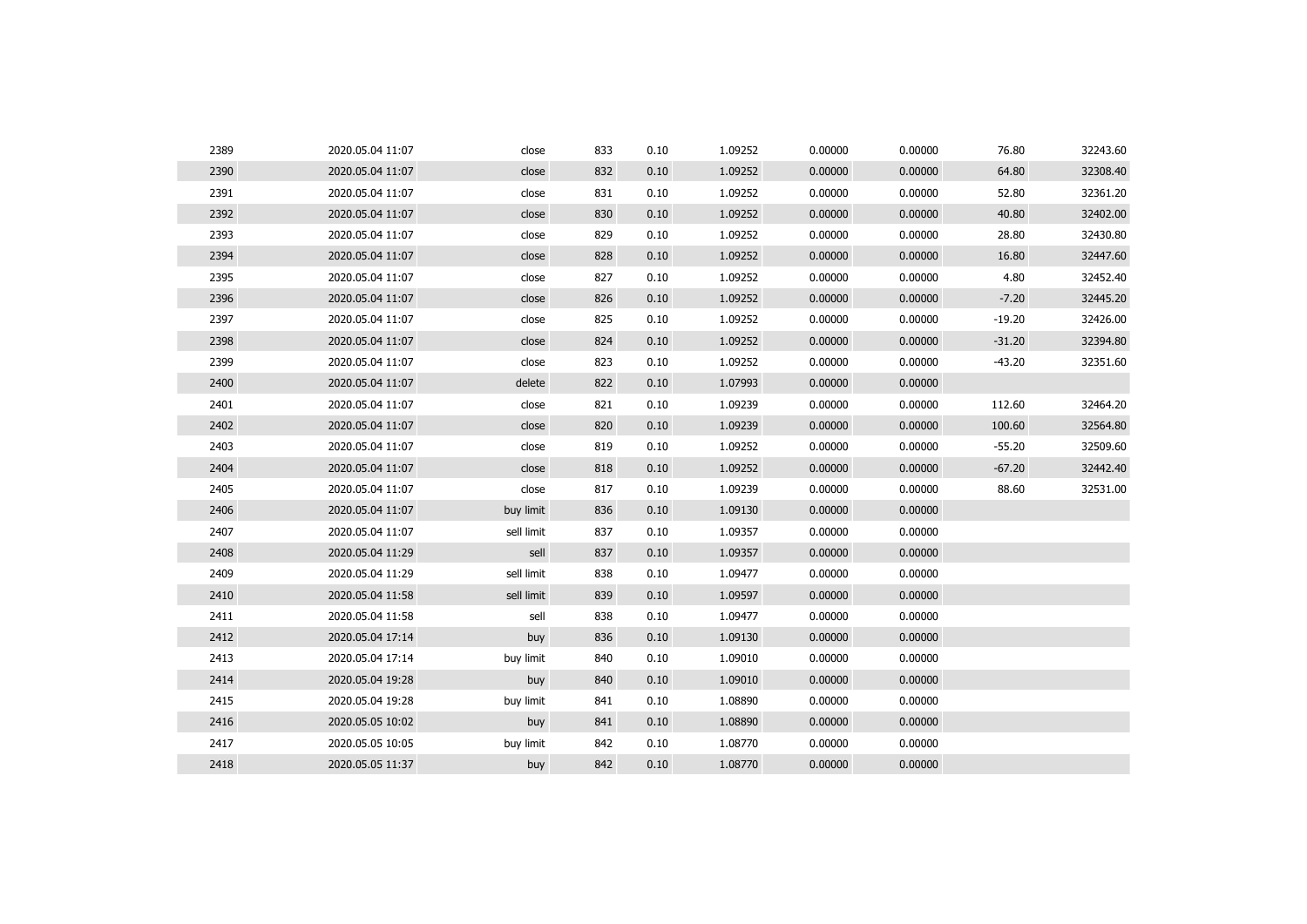| | | | | | | | | | |
|---|---|---|---|---|---|---|---|---|---|
| 2389 | 2020.05.04 11:07 | close | 833 | 0.10 | 1.09252 | 0.00000 | 0.00000 | 76.80 | 32243.60 |
| 2390 | 2020.05.04 11:07 | close | 832 | 0.10 | 1.09252 | 0.00000 | 0.00000 | 64.80 | 32308.40 |
| 2391 | 2020.05.04 11:07 | close | 831 | 0.10 | 1.09252 | 0.00000 | 0.00000 | 52.80 | 32361.20 |
| 2392 | 2020.05.04 11:07 | close | 830 | 0.10 | 1.09252 | 0.00000 | 0.00000 | 40.80 | 32402.00 |
| 2393 | 2020.05.04 11:07 | close | 829 | 0.10 | 1.09252 | 0.00000 | 0.00000 | 28.80 | 32430.80 |
| 2394 | 2020.05.04 11:07 | close | 828 | 0.10 | 1.09252 | 0.00000 | 0.00000 | 16.80 | 32447.60 |
| 2395 | 2020.05.04 11:07 | close | 827 | 0.10 | 1.09252 | 0.00000 | 0.00000 | 4.80 | 32452.40 |
| 2396 | 2020.05.04 11:07 | close | 826 | 0.10 | 1.09252 | 0.00000 | 0.00000 | -7.20 | 32445.20 |
| 2397 | 2020.05.04 11:07 | close | 825 | 0.10 | 1.09252 | 0.00000 | 0.00000 | -19.20 | 32426.00 |
| 2398 | 2020.05.04 11:07 | close | 824 | 0.10 | 1.09252 | 0.00000 | 0.00000 | -31.20 | 32394.80 |
| 2399 | 2020.05.04 11:07 | close | 823 | 0.10 | 1.09252 | 0.00000 | 0.00000 | -43.20 | 32351.60 |
| 2400 | 2020.05.04 11:07 | delete | 822 | 0.10 | 1.07993 | 0.00000 | 0.00000 | | |
| 2401 | 2020.05.04 11:07 | close | 821 | 0.10 | 1.09239 | 0.00000 | 0.00000 | 112.60 | 32464.20 |
| 2402 | 2020.05.04 11:07 | close | 820 | 0.10 | 1.09239 | 0.00000 | 0.00000 | 100.60 | 32564.80 |
| 2403 | 2020.05.04 11:07 | close | 819 | 0.10 | 1.09252 | 0.00000 | 0.00000 | -55.20 | 32509.60 |
| 2404 | 2020.05.04 11:07 | close | 818 | 0.10 | 1.09252 | 0.00000 | 0.00000 | -67.20 | 32442.40 |
| 2405 | 2020.05.04 11:07 | close | 817 | 0.10 | 1.09239 | 0.00000 | 0.00000 | 88.60 | 32531.00 |
| 2406 | 2020.05.04 11:07 | buy limit | 836 | 0.10 | 1.09130 | 0.00000 | 0.00000 | | |
| 2407 | 2020.05.04 11:07 | sell limit | 837 | 0.10 | 1.09357 | 0.00000 | 0.00000 | | |
| 2408 | 2020.05.04 11:29 | sell | 837 | 0.10 | 1.09357 | 0.00000 | 0.00000 | | |
| 2409 | 2020.05.04 11:29 | sell limit | 838 | 0.10 | 1.09477 | 0.00000 | 0.00000 | | |
| 2410 | 2020.05.04 11:58 | sell limit | 839 | 0.10 | 1.09597 | 0.00000 | 0.00000 | | |
| 2411 | 2020.05.04 11:58 | sell | 838 | 0.10 | 1.09477 | 0.00000 | 0.00000 | | |
| 2412 | 2020.05.04 17:14 | buy | 836 | 0.10 | 1.09130 | 0.00000 | 0.00000 | | |
| 2413 | 2020.05.04 17:14 | buy limit | 840 | 0.10 | 1.09010 | 0.00000 | 0.00000 | | |
| 2414 | 2020.05.04 19:28 | buy | 840 | 0.10 | 1.09010 | 0.00000 | 0.00000 | | |
| 2415 | 2020.05.04 19:28 | buy limit | 841 | 0.10 | 1.08890 | 0.00000 | 0.00000 | | |
| 2416 | 2020.05.05 10:02 | buy | 841 | 0.10 | 1.08890 | 0.00000 | 0.00000 | | |
| 2417 | 2020.05.05 10:05 | buy limit | 842 | 0.10 | 1.08770 | 0.00000 | 0.00000 | | |
| 2418 | 2020.05.05 11:37 | buy | 842 | 0.10 | 1.08770 | 0.00000 | 0.00000 | | |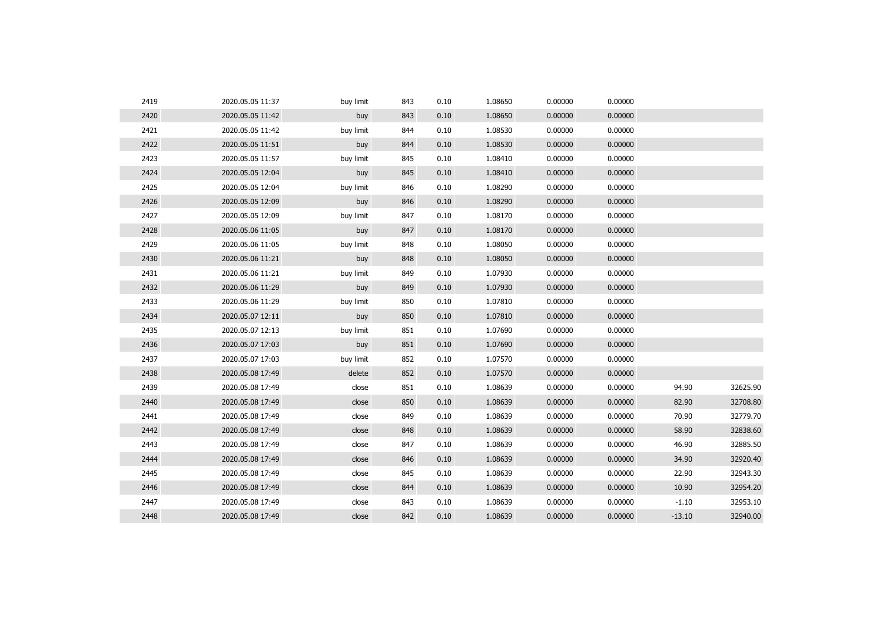| | | | | | | | | | |
|---|---|---|---|---|---|---|---|---|---|
| 2419 | 2020.05.05 11:37 | buy limit | 843 | 0.10 | 1.08650 | 0.00000 | 0.00000 | | |
| 2420 | 2020.05.05 11:42 | buy | 843 | 0.10 | 1.08650 | 0.00000 | 0.00000 | | |
| 2421 | 2020.05.05 11:42 | buy limit | 844 | 0.10 | 1.08530 | 0.00000 | 0.00000 | | |
| 2422 | 2020.05.05 11:51 | buy | 844 | 0.10 | 1.08530 | 0.00000 | 0.00000 | | |
| 2423 | 2020.05.05 11:57 | buy limit | 845 | 0.10 | 1.08410 | 0.00000 | 0.00000 | | |
| 2424 | 2020.05.05 12:04 | buy | 845 | 0.10 | 1.08410 | 0.00000 | 0.00000 | | |
| 2425 | 2020.05.05 12:04 | buy limit | 846 | 0.10 | 1.08290 | 0.00000 | 0.00000 | | |
| 2426 | 2020.05.05 12:09 | buy | 846 | 0.10 | 1.08290 | 0.00000 | 0.00000 | | |
| 2427 | 2020.05.05 12:09 | buy limit | 847 | 0.10 | 1.08170 | 0.00000 | 0.00000 | | |
| 2428 | 2020.05.06 11:05 | buy | 847 | 0.10 | 1.08170 | 0.00000 | 0.00000 | | |
| 2429 | 2020.05.06 11:05 | buy limit | 848 | 0.10 | 1.08050 | 0.00000 | 0.00000 | | |
| 2430 | 2020.05.06 11:21 | buy | 848 | 0.10 | 1.08050 | 0.00000 | 0.00000 | | |
| 2431 | 2020.05.06 11:21 | buy limit | 849 | 0.10 | 1.07930 | 0.00000 | 0.00000 | | |
| 2432 | 2020.05.06 11:29 | buy | 849 | 0.10 | 1.07930 | 0.00000 | 0.00000 | | |
| 2433 | 2020.05.06 11:29 | buy limit | 850 | 0.10 | 1.07810 | 0.00000 | 0.00000 | | |
| 2434 | 2020.05.07 12:11 | buy | 850 | 0.10 | 1.07810 | 0.00000 | 0.00000 | | |
| 2435 | 2020.05.07 12:13 | buy limit | 851 | 0.10 | 1.07690 | 0.00000 | 0.00000 | | |
| 2436 | 2020.05.07 17:03 | buy | 851 | 0.10 | 1.07690 | 0.00000 | 0.00000 | | |
| 2437 | 2020.05.07 17:03 | buy limit | 852 | 0.10 | 1.07570 | 0.00000 | 0.00000 | | |
| 2438 | 2020.05.08 17:49 | delete | 852 | 0.10 | 1.07570 | 0.00000 | 0.00000 | | |
| 2439 | 2020.05.08 17:49 | close | 851 | 0.10 | 1.08639 | 0.00000 | 0.00000 | 94.90 | 32625.90 |
| 2440 | 2020.05.08 17:49 | close | 850 | 0.10 | 1.08639 | 0.00000 | 0.00000 | 82.90 | 32708.80 |
| 2441 | 2020.05.08 17:49 | close | 849 | 0.10 | 1.08639 | 0.00000 | 0.00000 | 70.90 | 32779.70 |
| 2442 | 2020.05.08 17:49 | close | 848 | 0.10 | 1.08639 | 0.00000 | 0.00000 | 58.90 | 32838.60 |
| 2443 | 2020.05.08 17:49 | close | 847 | 0.10 | 1.08639 | 0.00000 | 0.00000 | 46.90 | 32885.50 |
| 2444 | 2020.05.08 17:49 | close | 846 | 0.10 | 1.08639 | 0.00000 | 0.00000 | 34.90 | 32920.40 |
| 2445 | 2020.05.08 17:49 | close | 845 | 0.10 | 1.08639 | 0.00000 | 0.00000 | 22.90 | 32943.30 |
| 2446 | 2020.05.08 17:49 | close | 844 | 0.10 | 1.08639 | 0.00000 | 0.00000 | 10.90 | 32954.20 |
| 2447 | 2020.05.08 17:49 | close | 843 | 0.10 | 1.08639 | 0.00000 | 0.00000 | -1.10 | 32953.10 |
| 2448 | 2020.05.08 17:49 | close | 842 | 0.10 | 1.08639 | 0.00000 | 0.00000 | -13.10 | 32940.00 |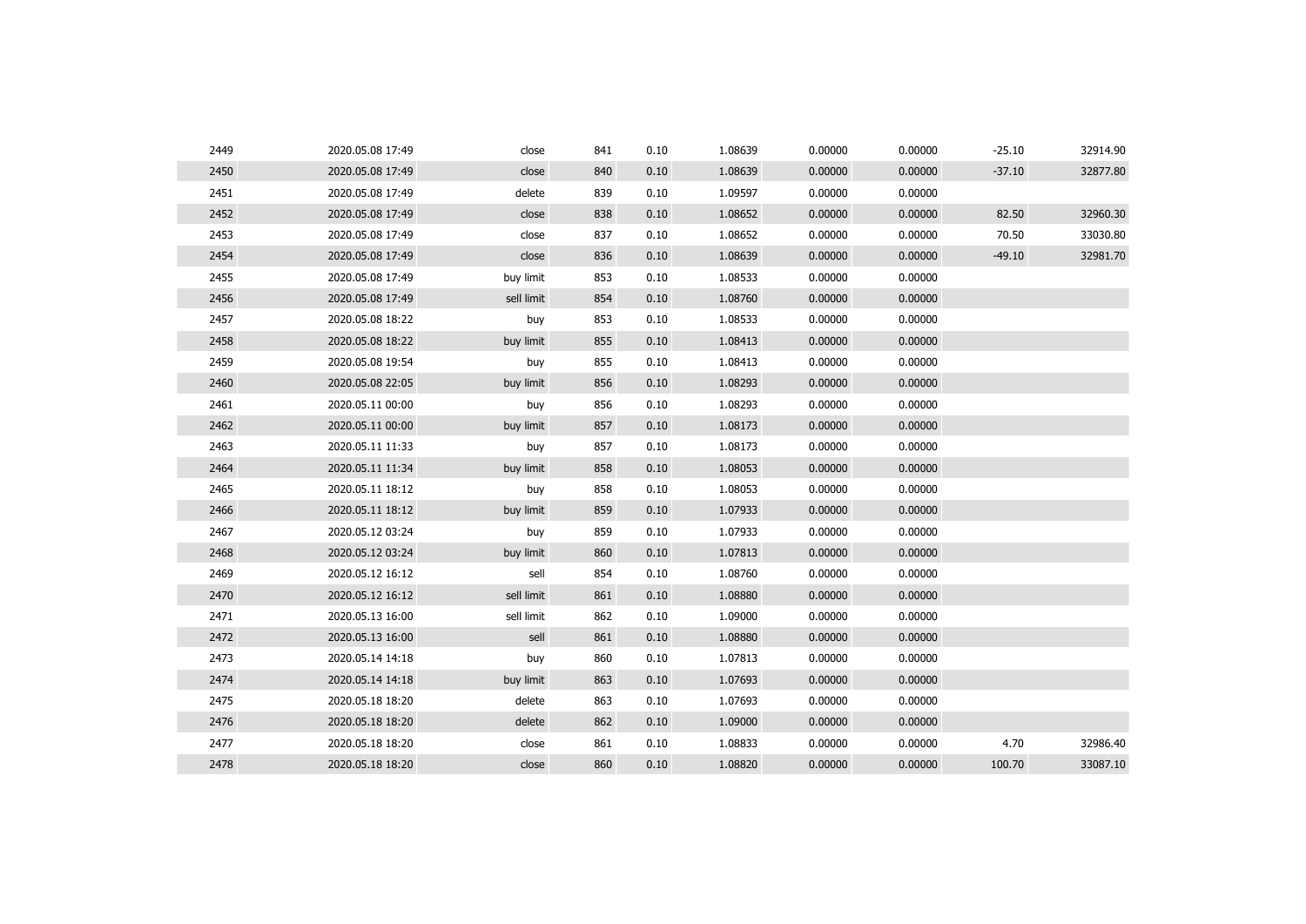| | | | | | | | | | |
|---|---|---|---|---|---|---|---|---|---|
| 2449 | 2020.05.08 17:49 | close | 841 | 0.10 | 1.08639 | 0.00000 | 0.00000 | -25.10 | 32914.90 |
| 2450 | 2020.05.08 17:49 | close | 840 | 0.10 | 1.08639 | 0.00000 | 0.00000 | -37.10 | 32877.80 |
| 2451 | 2020.05.08 17:49 | delete | 839 | 0.10 | 1.09597 | 0.00000 | 0.00000 | | |
| 2452 | 2020.05.08 17:49 | close | 838 | 0.10 | 1.08652 | 0.00000 | 0.00000 | 82.50 | 32960.30 |
| 2453 | 2020.05.08 17:49 | close | 837 | 0.10 | 1.08652 | 0.00000 | 0.00000 | 70.50 | 33030.80 |
| 2454 | 2020.05.08 17:49 | close | 836 | 0.10 | 1.08639 | 0.00000 | 0.00000 | -49.10 | 32981.70 |
| 2455 | 2020.05.08 17:49 | buy limit | 853 | 0.10 | 1.08533 | 0.00000 | 0.00000 | | |
| 2456 | 2020.05.08 17:49 | sell limit | 854 | 0.10 | 1.08760 | 0.00000 | 0.00000 | | |
| 2457 | 2020.05.08 18:22 | buy | 853 | 0.10 | 1.08533 | 0.00000 | 0.00000 | | |
| 2458 | 2020.05.08 18:22 | buy limit | 855 | 0.10 | 1.08413 | 0.00000 | 0.00000 | | |
| 2459 | 2020.05.08 19:54 | buy | 855 | 0.10 | 1.08413 | 0.00000 | 0.00000 | | |
| 2460 | 2020.05.08 22:05 | buy limit | 856 | 0.10 | 1.08293 | 0.00000 | 0.00000 | | |
| 2461 | 2020.05.11 00:00 | buy | 856 | 0.10 | 1.08293 | 0.00000 | 0.00000 | | |
| 2462 | 2020.05.11 00:00 | buy limit | 857 | 0.10 | 1.08173 | 0.00000 | 0.00000 | | |
| 2463 | 2020.05.11 11:33 | buy | 857 | 0.10 | 1.08173 | 0.00000 | 0.00000 | | |
| 2464 | 2020.05.11 11:34 | buy limit | 858 | 0.10 | 1.08053 | 0.00000 | 0.00000 | | |
| 2465 | 2020.05.11 18:12 | buy | 858 | 0.10 | 1.08053 | 0.00000 | 0.00000 | | |
| 2466 | 2020.05.11 18:12 | buy limit | 859 | 0.10 | 1.07933 | 0.00000 | 0.00000 | | |
| 2467 | 2020.05.12 03:24 | buy | 859 | 0.10 | 1.07933 | 0.00000 | 0.00000 | | |
| 2468 | 2020.05.12 03:24 | buy limit | 860 | 0.10 | 1.07813 | 0.00000 | 0.00000 | | |
| 2469 | 2020.05.12 16:12 | sell | 854 | 0.10 | 1.08760 | 0.00000 | 0.00000 | | |
| 2470 | 2020.05.12 16:12 | sell limit | 861 | 0.10 | 1.08880 | 0.00000 | 0.00000 | | |
| 2471 | 2020.05.13 16:00 | sell limit | 862 | 0.10 | 1.09000 | 0.00000 | 0.00000 | | |
| 2472 | 2020.05.13 16:00 | sell | 861 | 0.10 | 1.08880 | 0.00000 | 0.00000 | | |
| 2473 | 2020.05.14 14:18 | buy | 860 | 0.10 | 1.07813 | 0.00000 | 0.00000 | | |
| 2474 | 2020.05.14 14:18 | buy limit | 863 | 0.10 | 1.07693 | 0.00000 | 0.00000 | | |
| 2475 | 2020.05.18 18:20 | delete | 863 | 0.10 | 1.07693 | 0.00000 | 0.00000 | | |
| 2476 | 2020.05.18 18:20 | delete | 862 | 0.10 | 1.09000 | 0.00000 | 0.00000 | | |
| 2477 | 2020.05.18 18:20 | close | 861 | 0.10 | 1.08833 | 0.00000 | 0.00000 | 4.70 | 32986.40 |
| 2478 | 2020.05.18 18:20 | close | 860 | 0.10 | 1.08820 | 0.00000 | 0.00000 | 100.70 | 33087.10 |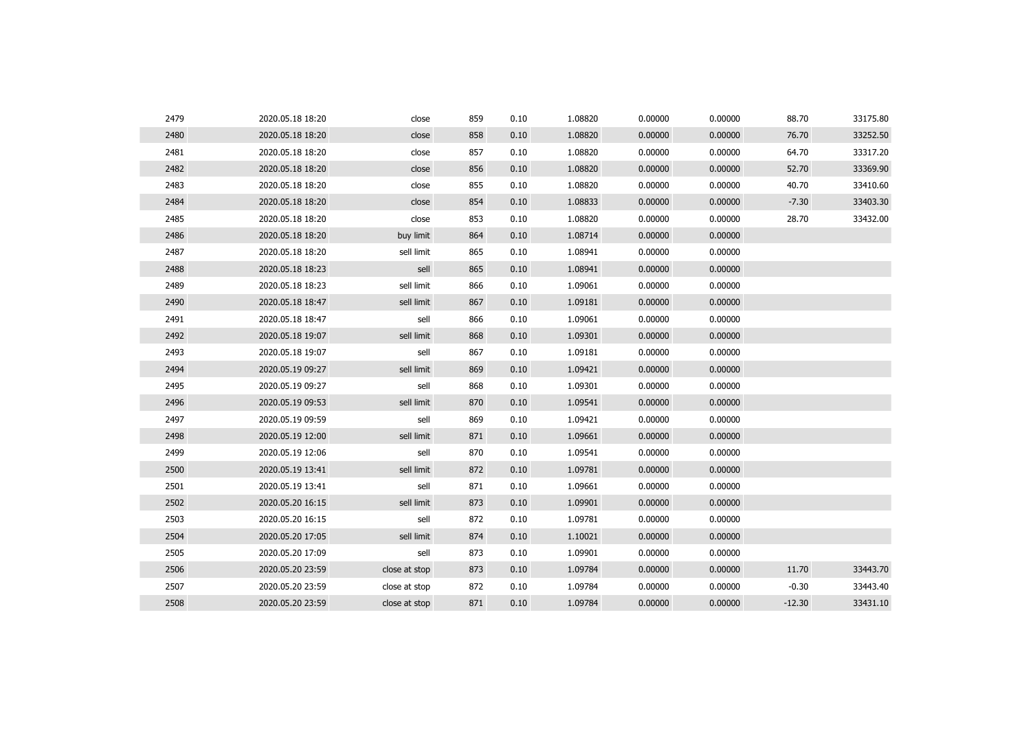| | | | | | | | | | |
|---|---|---|---|---|---|---|---|---|---|
| 2479 | 2020.05.18 18:20 | close | 859 | 0.10 | 1.08820 | 0.00000 | 0.00000 | 88.70 | 33175.80 |
| 2480 | 2020.05.18 18:20 | close | 858 | 0.10 | 1.08820 | 0.00000 | 0.00000 | 76.70 | 33252.50 |
| 2481 | 2020.05.18 18:20 | close | 857 | 0.10 | 1.08820 | 0.00000 | 0.00000 | 64.70 | 33317.20 |
| 2482 | 2020.05.18 18:20 | close | 856 | 0.10 | 1.08820 | 0.00000 | 0.00000 | 52.70 | 33369.90 |
| 2483 | 2020.05.18 18:20 | close | 855 | 0.10 | 1.08820 | 0.00000 | 0.00000 | 40.70 | 33410.60 |
| 2484 | 2020.05.18 18:20 | close | 854 | 0.10 | 1.08833 | 0.00000 | 0.00000 | -7.30 | 33403.30 |
| 2485 | 2020.05.18 18:20 | close | 853 | 0.10 | 1.08820 | 0.00000 | 0.00000 | 28.70 | 33432.00 |
| 2486 | 2020.05.18 18:20 | buy limit | 864 | 0.10 | 1.08714 | 0.00000 | 0.00000 | | |
| 2487 | 2020.05.18 18:20 | sell limit | 865 | 0.10 | 1.08941 | 0.00000 | 0.00000 | | |
| 2488 | 2020.05.18 18:23 | sell | 865 | 0.10 | 1.08941 | 0.00000 | 0.00000 | | |
| 2489 | 2020.05.18 18:23 | sell limit | 866 | 0.10 | 1.09061 | 0.00000 | 0.00000 | | |
| 2490 | 2020.05.18 18:47 | sell limit | 867 | 0.10 | 1.09181 | 0.00000 | 0.00000 | | |
| 2491 | 2020.05.18 18:47 | sell | 866 | 0.10 | 1.09061 | 0.00000 | 0.00000 | | |
| 2492 | 2020.05.18 19:07 | sell limit | 868 | 0.10 | 1.09301 | 0.00000 | 0.00000 | | |
| 2493 | 2020.05.18 19:07 | sell | 867 | 0.10 | 1.09181 | 0.00000 | 0.00000 | | |
| 2494 | 2020.05.19 09:27 | sell limit | 869 | 0.10 | 1.09421 | 0.00000 | 0.00000 | | |
| 2495 | 2020.05.19 09:27 | sell | 868 | 0.10 | 1.09301 | 0.00000 | 0.00000 | | |
| 2496 | 2020.05.19 09:53 | sell limit | 870 | 0.10 | 1.09541 | 0.00000 | 0.00000 | | |
| 2497 | 2020.05.19 09:59 | sell | 869 | 0.10 | 1.09421 | 0.00000 | 0.00000 | | |
| 2498 | 2020.05.19 12:00 | sell limit | 871 | 0.10 | 1.09661 | 0.00000 | 0.00000 | | |
| 2499 | 2020.05.19 12:06 | sell | 870 | 0.10 | 1.09541 | 0.00000 | 0.00000 | | |
| 2500 | 2020.05.19 13:41 | sell limit | 872 | 0.10 | 1.09781 | 0.00000 | 0.00000 | | |
| 2501 | 2020.05.19 13:41 | sell | 871 | 0.10 | 1.09661 | 0.00000 | 0.00000 | | |
| 2502 | 2020.05.20 16:15 | sell limit | 873 | 0.10 | 1.09901 | 0.00000 | 0.00000 | | |
| 2503 | 2020.05.20 16:15 | sell | 872 | 0.10 | 1.09781 | 0.00000 | 0.00000 | | |
| 2504 | 2020.05.20 17:05 | sell limit | 874 | 0.10 | 1.10021 | 0.00000 | 0.00000 | | |
| 2505 | 2020.05.20 17:09 | sell | 873 | 0.10 | 1.09901 | 0.00000 | 0.00000 | | |
| 2506 | 2020.05.20 23:59 | close at stop | 873 | 0.10 | 1.09784 | 0.00000 | 0.00000 | 11.70 | 33443.70 |
| 2507 | 2020.05.20 23:59 | close at stop | 872 | 0.10 | 1.09784 | 0.00000 | 0.00000 | -0.30 | 33443.40 |
| 2508 | 2020.05.20 23:59 | close at stop | 871 | 0.10 | 1.09784 | 0.00000 | 0.00000 | -12.30 | 33431.10 |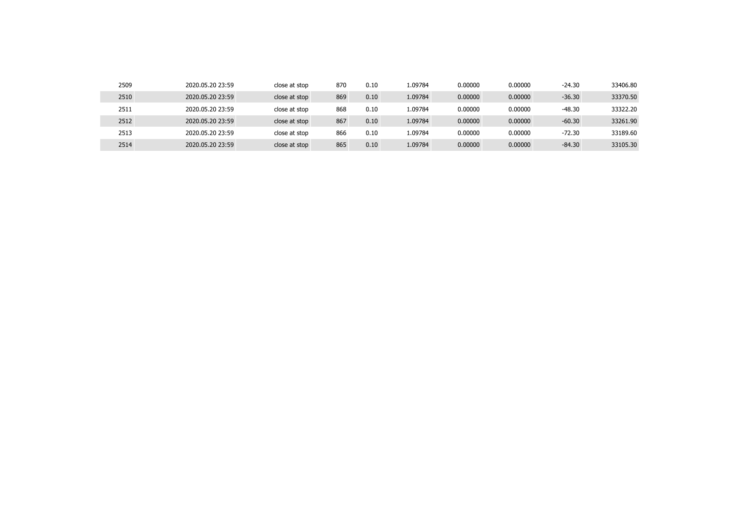| | | | | | | | | | |
|---|---|---|---|---|---|---|---|---|---|
| 2509 | 2020.05.20 23:59 | close at stop | 870 | 0.10 | 1.09784 | 0.00000 | 0.00000 | -24.30 | 33406.80 |
| 2510 | 2020.05.20 23:59 | close at stop | 869 | 0.10 | 1.09784 | 0.00000 | 0.00000 | -36.30 | 33370.50 |
| 2511 | 2020.05.20 23:59 | close at stop | 868 | 0.10 | 1.09784 | 0.00000 | 0.00000 | -48.30 | 33322.20 |
| 2512 | 2020.05.20 23:59 | close at stop | 867 | 0.10 | 1.09784 | 0.00000 | 0.00000 | -60.30 | 33261.90 |
| 2513 | 2020.05.20 23:59 | close at stop | 866 | 0.10 | 1.09784 | 0.00000 | 0.00000 | -72.30 | 33189.60 |
| 2514 | 2020.05.20 23:59 | close at stop | 865 | 0.10 | 1.09784 | 0.00000 | 0.00000 | -84.30 | 33105.30 |